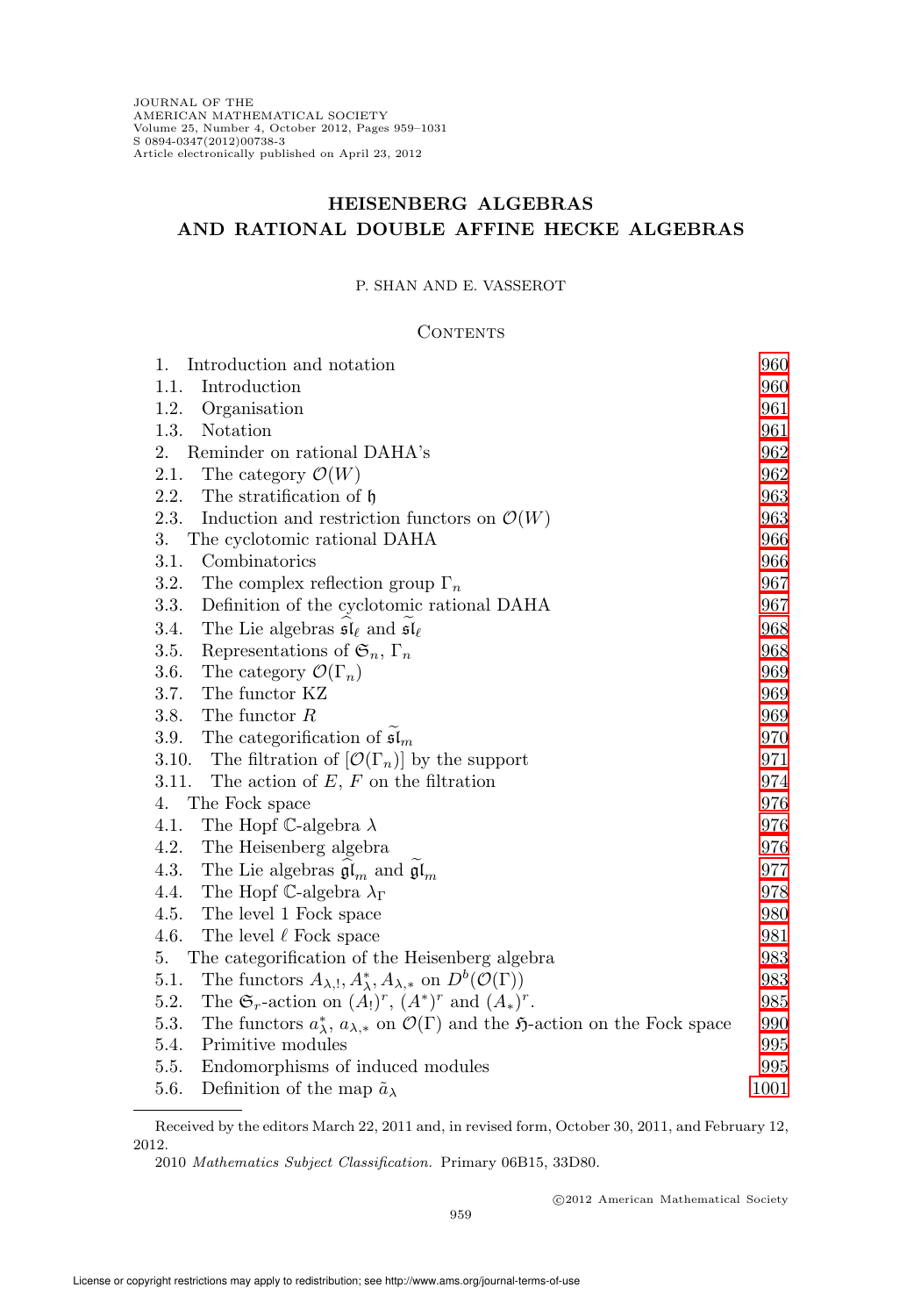# HEISENBERG ALGEBRAS AND RATIONAL DOUBLE AFFINE HECKE ALGEBRAS

P. SHAN AND E. VASSEROT

## Contents

| | | |
|---|---|---|
| 1. | Introduction and notation | 960 |
| 1.1. | Introduction | 960 |
| 1.2. | Organisation | 961 |
| 1.3. | Notation | 961 |
| 2. | Reminder on rational DAHA's | 962 |
| 2.1. | The category $\mathcal{O}(W)$ | 962 |
| 2.2. | The stratification of $\mathfrak{h}$ | 963 |
| 2.3. | Induction and restriction functors on $\mathcal{O}(W)$ | 963 |
| 3. | The cyclotomic rational DAHA | 966 |
| 3.1. | Combinatorics | 966 |
| 3.2. | The complex reflection group $\Gamma_n$ | 967 |
| 3.3. | Definition of the cyclotomic rational DAHA | 967 |
| 3.4. | The Lie algebras $\widehat{\mathfrak{sl}}_\ell$ and $\widetilde{\mathfrak{sl}}_\ell$ | 968 |
| 3.5. | Representations of $\mathfrak{S}_n$, $\Gamma_n$ | 968 |
| 3.6. | The category $\mathcal{O}(\Gamma_n)$ | 969 |
| 3.7. | The functor KZ | 969 |
| 3.8. | The functor $R$ | 969 |
| 3.9. | The categorification of $\widetilde{\mathfrak{sl}}_m$ | 970 |
| 3.10. | The filtration of $[\mathcal{O}(\Gamma_n)]$ by the support | 971 |
| 3.11. | The action of $E$, $F$ on the filtration | 974 |
| 4. | The Fock space | 976 |
| 4.1. | The Hopf $\mathbb{C}$-algebra $\lambda$ | 976 |
| 4.2. | The Heisenberg algebra | 976 |
| 4.3. | The Lie algebras $\widehat{\mathfrak{gl}}_m$ and $\widetilde{\mathfrak{gl}}_m$ | 977 |
| 4.4. | The Hopf $\mathbb{C}$-algebra $\lambda_\Gamma$ | 978 |
| 4.5. | The level 1 Fock space | 980 |
| 4.6. | The level $\ell$ Fock space | 981 |
| 5. | The categorification of the Heisenberg algebra | 983 |
| 5.1. | The functors $A_{\lambda,!}, A_\lambda^*, A_{\lambda,*}$ on $D^b(\mathcal{O}(\Gamma))$ | 983 |
| 5.2. | The $\mathfrak{S}_r$-action on $(A_!)^r$, $(A^*)^r$ and $(A_*)^r$. | 985 |
| 5.3. | The functors $a_\lambda^*$, $a_{\lambda,*}$ on $\mathcal{O}(\Gamma)$ and the $\mathfrak{H}$-action on the Fock space | 990 |
| 5.4. | Primitive modules | 995 |
| 5.5. | Endomorphisms of induced modules | 995 |
| 5.6. | Definition of the map $\tilde{a}_\lambda$ | 1001 |

---

Received by the editors March 22, 2011 and, in revised form, October 30, 2011, and February 12, 2012.

2010 *Mathematics Subject Classification.* Primary 06B15, 33D80.

©2012 American Mathematical Society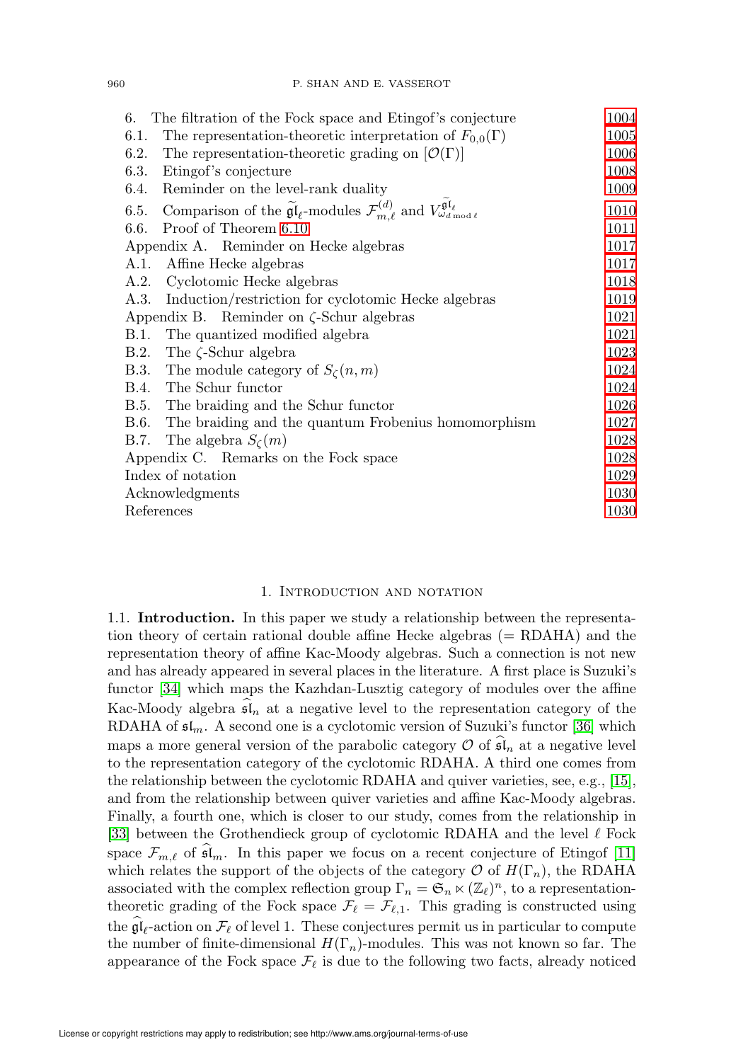| | |
|---|---|
| 6. The filtration of the Fock space and Etingof's conjecture | 1004 |
| 6.1. The representation-theoretic interpretation of $F_{0,0}(\Gamma)$ | 1005 |
| 6.2. The representation-theoretic grading on $[\mathcal{O}(\Gamma)]$ | 1006 |
| 6.3. Etingof's conjecture | 1008 |
| 6.4. Reminder on the level-rank duality | 1009 |
| 6.5. Comparison of the $\widetilde{\mathfrak{gl}}_\ell$-modules $\mathcal{F}^{(d)}_{m,\ell}$ and $V^{\widetilde{\mathfrak{gl}}_\ell}_{\omega_{d \bmod \ell}}$ | 1010 |
| 6.6. Proof of Theorem 6.10 | 1011 |
| Appendix A. Reminder on Hecke algebras | 1017 |
| A.1. Affine Hecke algebras | 1017 |
| A.2. Cyclotomic Hecke algebras | 1018 |
| A.3. Induction/restriction for cyclotomic Hecke algebras | 1019 |
| Appendix B. Reminder on $\zeta$-Schur algebras | 1021 |
| B.1. The quantized modified algebra | 1021 |
| B.2. The $\zeta$-Schur algebra | 1023 |
| B.3. The module category of $S_\zeta(n,m)$ | 1024 |
| B.4. The Schur functor | 1024 |
| B.5. The braiding and the Schur functor | 1026 |
| B.6. The braiding and the quantum Frobenius homomorphism | 1027 |
| B.7. The algebra $S_\zeta(m)$ | 1028 |
| Appendix C. Remarks on the Fock space | 1028 |
| Index of notation | 1029 |
| Acknowledgments | 1030 |
| References | 1030 |

## 1. Introduction and notation

1.1. **Introduction.** In this paper we study a relationship between the representation theory of certain rational double affine Hecke algebras (= RDAHA) and the representation theory of affine Kac-Moody algebras. Such a connection is not new and has already appeared in several places in the literature. A first place is Suzuki's functor [34] which maps the Kazhdan-Lusztig category of modules over the affine Kac-Moody algebra $\widehat{\mathfrak{sl}}_n$ at a negative level to the representation category of the RDAHA of $\mathfrak{sl}_m$. A second one is a cyclotomic version of Suzuki's functor [36] which maps a more general version of the parabolic category $\mathcal{O}$ of $\widehat{\mathfrak{sl}}_n$ at a negative level to the representation category of the cyclotomic RDAHA. A third one comes from the relationship between the cyclotomic RDAHA and quiver varieties, see, e.g., [15], and from the relationship between quiver varieties and affine Kac-Moody algebras. Finally, a fourth one, which is closer to our study, comes from the relationship in [33] between the Grothendieck group of cyclotomic RDAHA and the level $\ell$ Fock space $\mathcal{F}_{m,\ell}$ of $\widehat{\mathfrak{sl}}_m$. In this paper we focus on a recent conjecture of Etingof [11] which relates the support of the objects of the category $\mathcal{O}$ of $H(\Gamma_n)$, the RDAHA associated with the complex reflection group $\Gamma_n = \mathfrak{S}_n \ltimes (\mathbb{Z}_\ell)^n$, to a representation-theoretic grading of the Fock space $\mathcal{F}_\ell = \mathcal{F}_{\ell,1}$. This grading is constructed using the $\widehat{\mathfrak{gl}}_\ell$-action on $\mathcal{F}_\ell$ of level 1. These conjectures permit us in particular to compute the number of finite-dimensional $H(\Gamma_n)$-modules. This was not known so far. The appearance of the Fock space $\mathcal{F}_\ell$ is due to the following two facts, already noticed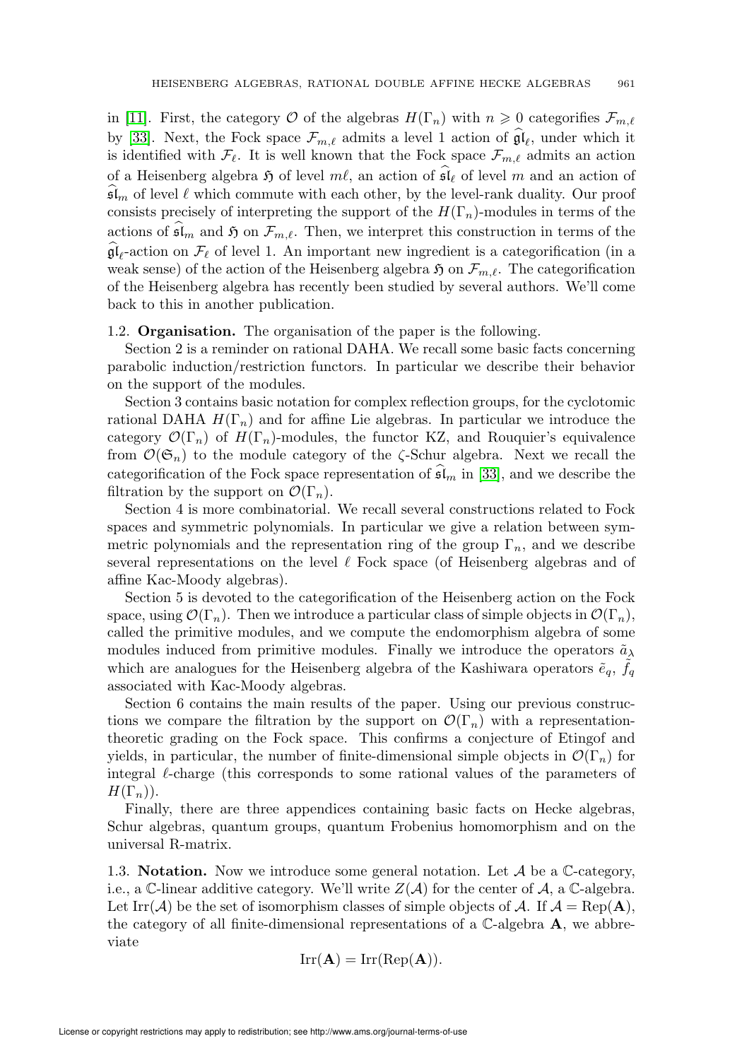in [11]. First, the category $\mathcal{O}$ of the algebras $H(\Gamma_n)$ with $n \geqslant 0$ categorifies $\mathcal{F}_{m,\ell}$ by [33]. Next, the Fock space $\mathcal{F}_{m,\ell}$ admits a level 1 action of $\widehat{\mathfrak{gl}}_\ell$, under which it is identified with $\mathcal{F}_\ell$. It is well known that the Fock space $\mathcal{F}_{m,\ell}$ admits an action of a Heisenberg algebra $\mathfrak{H}$ of level $m\ell$, an action of $\widehat{\mathfrak{sl}}_\ell$ of level $m$ and an action of $\widehat{\mathfrak{sl}}_m$ of level $\ell$ which commute with each other, by the level-rank duality. Our proof consists precisely of interpreting the support of the $H(\Gamma_n)$-modules in terms of the actions of $\widehat{\mathfrak{sl}}_m$ and $\mathfrak{H}$ on $\mathcal{F}_{m,\ell}$. Then, we interpret this construction in terms of the $\widehat{\mathfrak{gl}}_\ell$-action on $\mathcal{F}_\ell$ of level 1. An important new ingredient is a categorification (in a weak sense) of the action of the Heisenberg algebra $\mathfrak{H}$ on $\mathcal{F}_{m,\ell}$. The categorification of the Heisenberg algebra has recently been studied by several authors. We'll come back to this in another publication.

1.2. **Organisation.** The organisation of the paper is the following.

Section 2 is a reminder on rational DAHA. We recall some basic facts concerning parabolic induction/restriction functors. In particular we describe their behavior on the support of the modules.

Section 3 contains basic notation for complex reflection groups, for the cyclotomic rational DAHA $H(\Gamma_n)$ and for affine Lie algebras. In particular we introduce the category $\mathcal{O}(\Gamma_n)$ of $H(\Gamma_n)$-modules, the functor KZ, and Rouquier's equivalence from $\mathcal{O}(\mathfrak{S}_n)$ to the module category of the $\zeta$-Schur algebra. Next we recall the categorification of the Fock space representation of $\widehat{\mathfrak{sl}}_m$ in [33], and we describe the filtration by the support on $\mathcal{O}(\Gamma_n)$.

Section 4 is more combinatorial. We recall several constructions related to Fock spaces and symmetric polynomials. In particular we give a relation between symmetric polynomials and the representation ring of the group $\Gamma_n$, and we describe several representations on the level $\ell$ Fock space (of Heisenberg algebras and of affine Kac-Moody algebras).

Section 5 is devoted to the categorification of the Heisenberg action on the Fock space, using $\mathcal{O}(\Gamma_n)$. Then we introduce a particular class of simple objects in $\mathcal{O}(\Gamma_n)$, called the primitive modules, and we compute the endomorphism algebra of some modules induced from primitive modules. Finally we introduce the operators $\tilde{a}_\lambda$ which are analogues for the Heisenberg algebra of the Kashiwara operators $\tilde{e}_q$, $\tilde{f}_q$ associated with Kac-Moody algebras.

Section 6 contains the main results of the paper. Using our previous constructions we compare the filtration by the support on $\mathcal{O}(\Gamma_n)$ with a representation-theoretic grading on the Fock space. This confirms a conjecture of Etingof and yields, in particular, the number of finite-dimensional simple objects in $\mathcal{O}(\Gamma_n)$ for integral $\ell$-charge (this corresponds to some rational values of the parameters of $H(\Gamma_n)$).

Finally, there are three appendices containing basic facts on Hecke algebras, Schur algebras, quantum groups, quantum Frobenius homomorphism and on the universal R-matrix.

1.3. **Notation.** Now we introduce some general notation. Let $\mathcal{A}$ be a $\mathbb{C}$-category, i.e., a $\mathbb{C}$-linear additive category. We'll write $Z(\mathcal{A})$ for the center of $\mathcal{A}$, a $\mathbb{C}$-algebra. Let $\mathrm{Irr}(\mathcal{A})$ be the set of isomorphism classes of simple objects of $\mathcal{A}$. If $\mathcal{A} = \mathrm{Rep}(\mathbf{A})$, the category of all finite-dimensional representations of a $\mathbb{C}$-algebra $\mathbf{A}$, we abbreviate

$$\mathrm{Irr}(\mathbf{A}) = \mathrm{Irr}(\mathrm{Rep}(\mathbf{A})).$$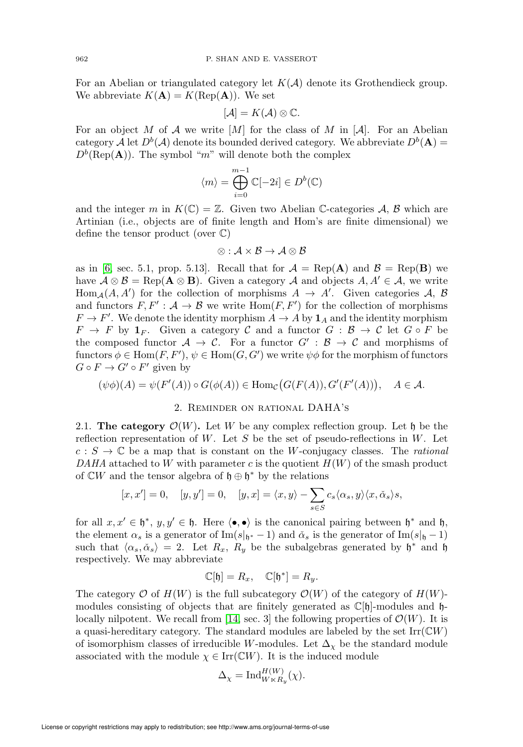For an Abelian or triangulated category let $K(\mathcal{A})$ denote its Grothendieck group. We abbreviate $K(\mathbf{A}) = K(\mathrm{Rep}(\mathbf{A}))$. We set

$$[\mathcal{A}] = K(\mathcal{A}) \otimes \mathbb{C}.$$

For an object $M$ of $\mathcal{A}$ we write $[M]$ for the class of $M$ in $[\mathcal{A}]$. For an Abelian category $\mathcal{A}$ let $D^b(\mathcal{A})$ denote its bounded derived category. We abbreviate $D^b(\mathbf{A}) = D^b(\mathrm{Rep}(\mathbf{A}))$. The symbol "$m$" will denote both the complex

$$\langle m \rangle = \bigoplus_{i=0}^{m-1} \mathbb{C}[-2i] \in D^b(\mathbb{C})$$

and the integer $m$ in $K(\mathbb{C}) = \mathbb{Z}$. Given two Abelian $\mathbb{C}$-categories $\mathcal{A}$, $\mathcal{B}$ which are Artinian (i.e., objects are of finite length and Hom's are finite dimensional) we define the tensor product (over $\mathbb{C}$)

$$\otimes : \mathcal{A} \times \mathcal{B} \to \mathcal{A} \otimes \mathcal{B}$$

as in [6, sec. 5.1, prop. 5.13]. Recall that for $\mathcal{A} = \mathrm{Rep}(\mathbf{A})$ and $\mathcal{B} = \mathrm{Rep}(\mathbf{B})$ we have $\mathcal{A} \otimes \mathcal{B} = \mathrm{Rep}(\mathbf{A} \otimes \mathbf{B})$. Given a category $\mathcal{A}$ and objects $A, A' \in \mathcal{A}$, we write $\mathrm{Hom}_{\mathcal{A}}(A, A')$ for the collection of morphisms $A \to A'$. Given categories $\mathcal{A}$, $\mathcal{B}$ and functors $F, F' : \mathcal{A} \to \mathcal{B}$ we write $\mathrm{Hom}(F, F')$ for the collection of morphisms $F \to F'$. We denote the identity morphism $A \to A$ by $\mathbf{1}_A$ and the identity morphism $F \to F$ by $\mathbf{1}_F$. Given a category $\mathcal{C}$ and a functor $G : \mathcal{B} \to \mathcal{C}$ let $G \circ F$ be the composed functor $\mathcal{A} \to \mathcal{C}$. For a functor $G' : \mathcal{B} \to \mathcal{C}$ and morphisms of functors $\phi \in \mathrm{Hom}(F, F')$, $\psi \in \mathrm{Hom}(G, G')$ we write $\psi\phi$ for the morphism of functors $G \circ F \to G' \circ F'$ given by

$$(\psi\phi)(A) = \psi(F'(A)) \circ G(\phi(A)) \in \mathrm{Hom}_{\mathcal{C}}\big(G(F(A)), G'(F'(A))\big), \quad A \in \mathcal{A}.$$

## 2. Reminder on rational DAHA's

**2.1. The category $\mathcal{O}(W)$.** Let $W$ be any complex reflection group. Let $\mathfrak{h}$ be the reflection representation of $W$. Let $S$ be the set of pseudo-reflections in $W$. Let $c : S \to \mathbb{C}$ be a map that is constant on the $W$-conjugacy classes. The *rational DAHA* attached to $W$ with parameter $c$ is the quotient $H(W)$ of the smash product of $\mathbb{C}W$ and the tensor algebra of $\mathfrak{h} \oplus \mathfrak{h}^*$ by the relations

$$[x, x'] = 0, \quad [y, y'] = 0, \quad [y, x] = \langle x, y \rangle - \sum_{s \in S} c_s \langle \alpha_s, y \rangle \langle x, \check{\alpha}_s \rangle s,$$

for all $x, x' \in \mathfrak{h}^*$, $y, y' \in \mathfrak{h}$. Here $\langle \bullet, \bullet \rangle$ is the canonical pairing between $\mathfrak{h}^*$ and $\mathfrak{h}$, the element $\alpha_s$ is a generator of $\mathrm{Im}(s|_{\mathfrak{h}^*} - 1)$ and $\check{\alpha}_s$ is the generator of $\mathrm{Im}(s|_{\mathfrak{h}} - 1)$ such that $\langle \alpha_s, \check{\alpha}_s \rangle = 2$. Let $R_x$, $R_y$ be the subalgebras generated by $\mathfrak{h}^*$ and $\mathfrak{h}$ respectively. We may abbreviate

$$\mathbb{C}[\mathfrak{h}] = R_x, \quad \mathbb{C}[\mathfrak{h}^*] = R_y.$$

The category $\mathcal{O}$ of $H(W)$ is the full subcategory $\mathcal{O}(W)$ of the category of $H(W)$-modules consisting of objects that are finitely generated as $\mathbb{C}[\mathfrak{h}]$-modules and $\mathfrak{h}$-locally nilpotent. We recall from [14, sec. 3] the following properties of $\mathcal{O}(W)$. It is a quasi-hereditary category. The standard modules are labeled by the set $\mathrm{Irr}(\mathbb{C}W)$ of isomorphism classes of irreducible $W$-modules. Let $\Delta_\chi$ be the standard module associated with the module $\chi \in \mathrm{Irr}(\mathbb{C}W)$. It is the induced module

$$\Delta_\chi = \mathrm{Ind}_{W \ltimes R_y}^{H(W)}(\chi).$$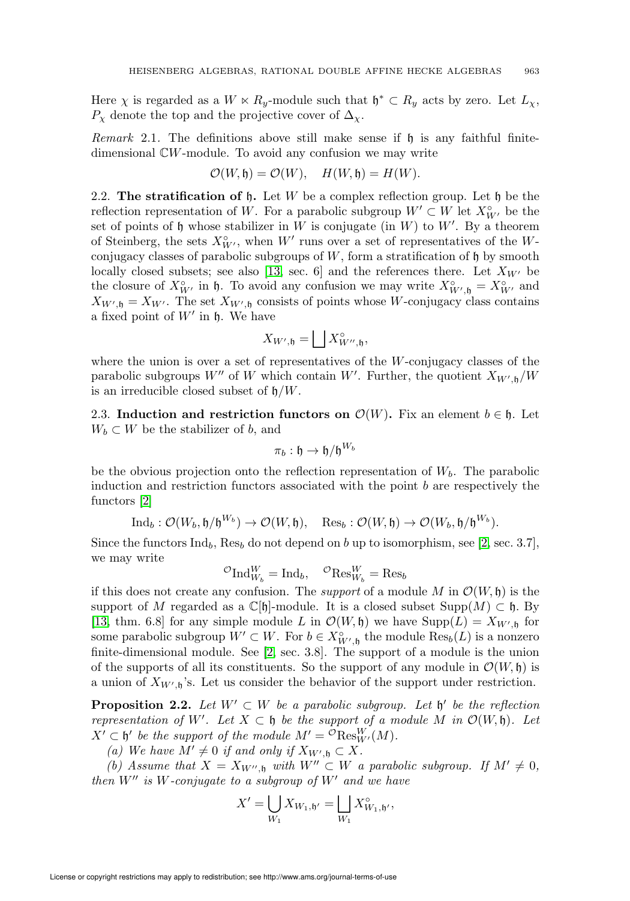Here $\chi$ is regarded as a $W \ltimes R_y$-module such that $\mathfrak{h}^* \subset R_y$ acts by zero. Let $L_\chi$, $P_\chi$ denote the top and the projective cover of $\Delta_\chi$.

*Remark* 2.1. The definitions above still make sense if $\mathfrak{h}$ is any faithful finite-dimensional $\mathbb{C}W$-module. To avoid any confusion we may write

$$\mathcal{O}(W, \mathfrak{h}) = \mathcal{O}(W), \quad H(W, \mathfrak{h}) = H(W).$$

2.2. **The stratification of $\mathfrak{h}$.** Let $W$ be a complex reflection group. Let $\mathfrak{h}$ be the reflection representation of $W$. For a parabolic subgroup $W' \subset W$ let $X^\circ_{W'}$ be the set of points of $\mathfrak{h}$ whose stabilizer in $W$ is conjugate (in $W$) to $W'$. By a theorem of Steinberg, the sets $X^\circ_{W'}$, when $W'$ runs over a set of representatives of the $W$-conjugacy classes of parabolic subgroups of $W$, form a stratification of $\mathfrak{h}$ by smooth locally closed subsets; see also [13, sec. 6] and the references there. Let $X_{W'}$ be the closure of $X^\circ_{W'}$ in $\mathfrak{h}$. To avoid any confusion we may write $X^\circ_{W',\mathfrak{h}} = X^\circ_{W'}$ and $X_{W',\mathfrak{h}} = X_{W'}$. The set $X_{W',\mathfrak{h}}$ consists of points whose $W$-conjugacy class contains a fixed point of $W'$ in $\mathfrak{h}$. We have

$$X_{W',\mathfrak{h}} = \bigsqcup X^\circ_{W'',\mathfrak{h}},$$

where the union is over a set of representatives of the $W$-conjugacy classes of the parabolic subgroups $W''$ of $W$ which contain $W'$. Further, the quotient $X_{W',\mathfrak{h}}/W$ is an irreducible closed subset of $\mathfrak{h}/W$.

2.3. **Induction and restriction functors on $\mathcal{O}(W)$.** Fix an element $b \in \mathfrak{h}$. Let $W_b \subset W$ be the stabilizer of $b$, and

$$\pi_b : \mathfrak{h} \to \mathfrak{h}/\mathfrak{h}^{W_b}$$

be the obvious projection onto the reflection representation of $W_b$. The parabolic induction and restriction functors associated with the point $b$ are respectively the functors [2]

$$\mathrm{Ind}_b : \mathcal{O}(W_b, \mathfrak{h}/\mathfrak{h}^{W_b}) \to \mathcal{O}(W, \mathfrak{h}), \quad \mathrm{Res}_b : \mathcal{O}(W, \mathfrak{h}) \to \mathcal{O}(W_b, \mathfrak{h}/\mathfrak{h}^{W_b}).$$

Since the functors $\mathrm{Ind}_b$, $\mathrm{Res}_b$ do not depend on $b$ up to isomorphism, see [2, sec. 3.7], we may write

$${}^{\mathcal{O}}\mathrm{Ind}^W_{W_b} = \mathrm{Ind}_b, \quad {}^{\mathcal{O}}\mathrm{Res}^W_{W_b} = \mathrm{Res}_b$$

if this does not create any confusion. The *support* of a module $M$ in $\mathcal{O}(W, \mathfrak{h})$ is the support of $M$ regarded as a $\mathbb{C}[\mathfrak{h}]$-module. It is a closed subset $\mathrm{Supp}(M) \subset \mathfrak{h}$. By [13, thm. 6.8] for any simple module $L$ in $\mathcal{O}(W, \mathfrak{h})$ we have $\mathrm{Supp}(L) = X_{W',\mathfrak{h}}$ for some parabolic subgroup $W' \subset W$. For $b \in X^\circ_{W',\mathfrak{h}}$ the module $\mathrm{Res}_b(L)$ is a nonzero finite-dimensional module. See [2, sec. 3.8]. The support of a module is the union of the supports of all its constituents. So the support of any module in $\mathcal{O}(W, \mathfrak{h})$ is a union of $X_{W',\mathfrak{h}}$'s. Let us consider the behavior of the support under restriction.

**Proposition 2.2.** *Let $W' \subset W$ be a parabolic subgroup. Let $\mathfrak{h}'$ be the reflection representation of $W'$. Let $X \subset \mathfrak{h}$ be the support of a module $M$ in $\mathcal{O}(W, \mathfrak{h})$. Let $X' \subset \mathfrak{h}'$ be the support of the module $M' = {}^{\mathcal{O}}\mathrm{Res}^W_{W'}(M)$.*

*(a) We have $M' \neq 0$ if and only if $X_{W',\mathfrak{h}} \subset X$.*

*(b) Assume that $X = X_{W'',\mathfrak{h}}$ with $W'' \subset W$ a parabolic subgroup. If $M' \neq 0$, then $W''$ is $W$-conjugate to a subgroup of $W'$ and we have*

$$X' = \bigcup_{W_1} X_{W_1,\mathfrak{h}'} = \bigsqcup_{W_1} X^\circ_{W_1,\mathfrak{h}'},$$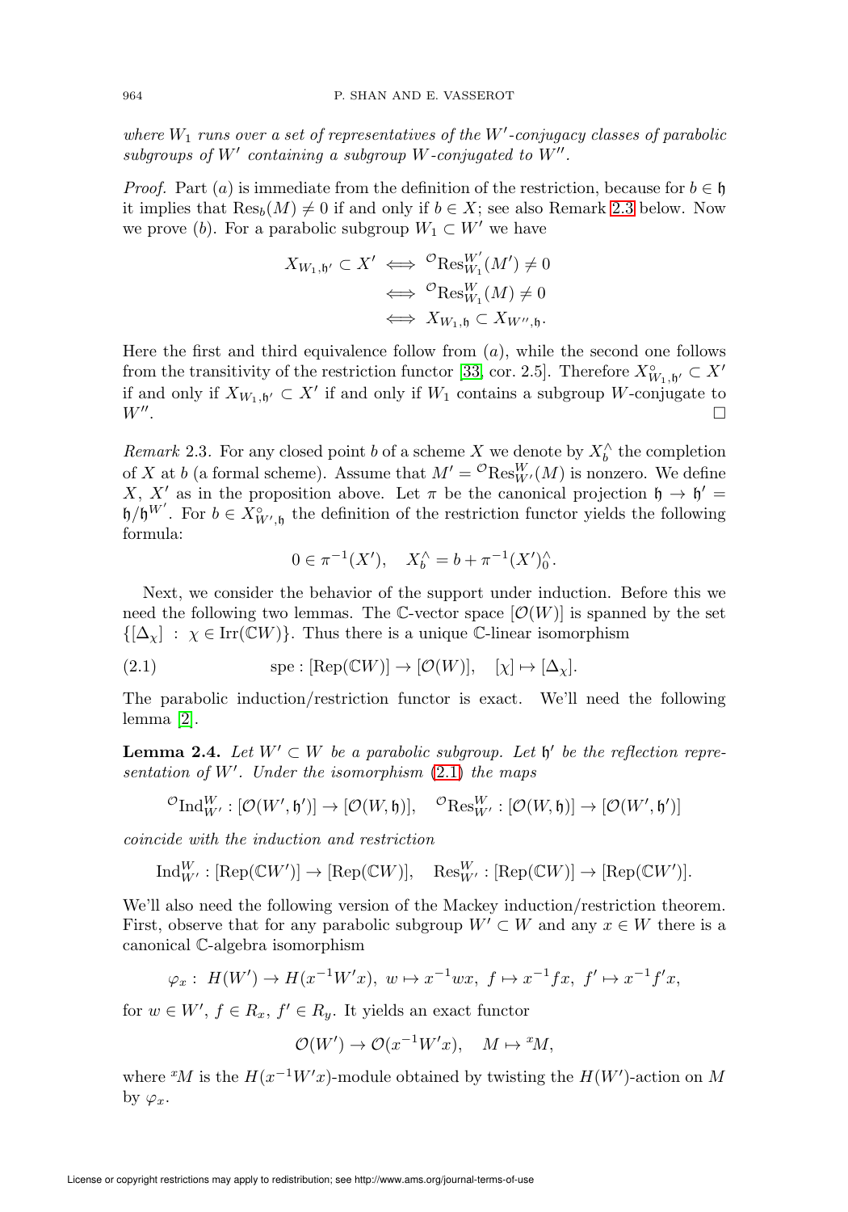*where $W_1$ runs over a set of representatives of the $W'$-conjugacy classes of parabolic subgroups of $W'$ containing a subgroup $W$-conjugated to $W''$.*

*Proof.* Part $(a)$ is immediate from the definition of the restriction, because for $b \in \mathfrak{h}$ it implies that $\mathrm{Res}_b(M) \neq 0$ if and only if $b \in X$; see also Remark 2.3 below. Now we prove $(b)$. For a parabolic subgroup $W_1 \subset W'$ we have

$$\begin{aligned} X_{W_1,\mathfrak{h}'} \subset X' &\iff {}^{\mathcal{O}}\mathrm{Res}_{W_1}^{W'}(M') \neq 0 \\ &\iff {}^{\mathcal{O}}\mathrm{Res}_{W_1}^{W}(M) \neq 0 \\ &\iff X_{W_1,\mathfrak{h}} \subset X_{W'',\mathfrak{h}}. \end{aligned}$$

Here the first and third equivalence follow from $(a)$, while the second one follows from the transitivity of the restriction functor [33, cor. 2.5]. Therefore $X^{\circ}_{W_1,\mathfrak{h}'} \subset X'$ if and only if $X_{W_1,\mathfrak{h}'} \subset X'$ if and only if $W_1$ contains a subgroup $W$-conjugate to $W''$. $\square$

*Remark* 2.3. For any closed point $b$ of a scheme $X$ we denote by $X_b^{\wedge}$ the completion of $X$ at $b$ (a formal scheme). Assume that $M' = {}^{\mathcal{O}}\mathrm{Res}_{W'}^{W}(M)$ is nonzero. We define $X$, $X'$ as in the proposition above. Let $\pi$ be the canonical projection $\mathfrak{h} \to \mathfrak{h}' = \mathfrak{h}/\mathfrak{h}^{W'}$. For $b \in X^{\circ}_{W',\mathfrak{h}}$ the definition of the restriction functor yields the following formula:

$$0 \in \pi^{-1}(X'), \quad X_b^{\wedge} = b + \pi^{-1}(X')_0^{\wedge}.$$

Next, we consider the behavior of the support under induction. Before this we need the following two lemmas. The $\mathbb{C}$-vector space $[\mathcal{O}(W)]$ is spanned by the set $\{[\Delta_\chi] \;:\; \chi \in \mathrm{Irr}(\mathbb{C}W)\}$. Thus there is a unique $\mathbb{C}$-linear isomorphism

$$\mathrm{spe} : [\mathrm{Rep}(\mathbb{C}W)] \to [\mathcal{O}(W)], \quad [\chi] \mapsto [\Delta_\chi]. \tag{2.1}$$

The parabolic induction/restriction functor is exact. We'll need the following lemma [2].

**Lemma 2.4.** *Let $W' \subset W$ be a parabolic subgroup. Let $\mathfrak{h}'$ be the reflection representation of $W'$. Under the isomorphism (2.1) the maps*

$${}^{\mathcal{O}}\mathrm{Ind}_{W'}^{W} : [\mathcal{O}(W',\mathfrak{h}')] \to [\mathcal{O}(W,\mathfrak{h})], \quad {}^{\mathcal{O}}\mathrm{Res}_{W'}^{W} : [\mathcal{O}(W,\mathfrak{h})] \to [\mathcal{O}(W',\mathfrak{h}')]$$

*coincide with the induction and restriction*

$$\mathrm{Ind}_{W'}^{W} : [\mathrm{Rep}(\mathbb{C}W')] \to [\mathrm{Rep}(\mathbb{C}W)], \quad \mathrm{Res}_{W'}^{W} : [\mathrm{Rep}(\mathbb{C}W)] \to [\mathrm{Rep}(\mathbb{C}W')].$$

We'll also need the following version of the Mackey induction/restriction theorem. First, observe that for any parabolic subgroup $W' \subset W$ and any $x \in W$ there is a canonical $\mathbb{C}$-algebra isomorphism

$$\varphi_x : \; H(W') \to H(x^{-1}W'x), \; w \mapsto x^{-1}wx, \; f \mapsto x^{-1}fx, \; f' \mapsto x^{-1}f'x,$$

for $w \in W'$, $f \in R_x$, $f' \in R_y$. It yields an exact functor

$$\mathcal{O}(W') \to \mathcal{O}(x^{-1}W'x), \quad M \mapsto {}^{x}M,$$

where ${}^{x}M$ is the $H(x^{-1}W'x)$-module obtained by twisting the $H(W')$-action on $M$ by $\varphi_x$.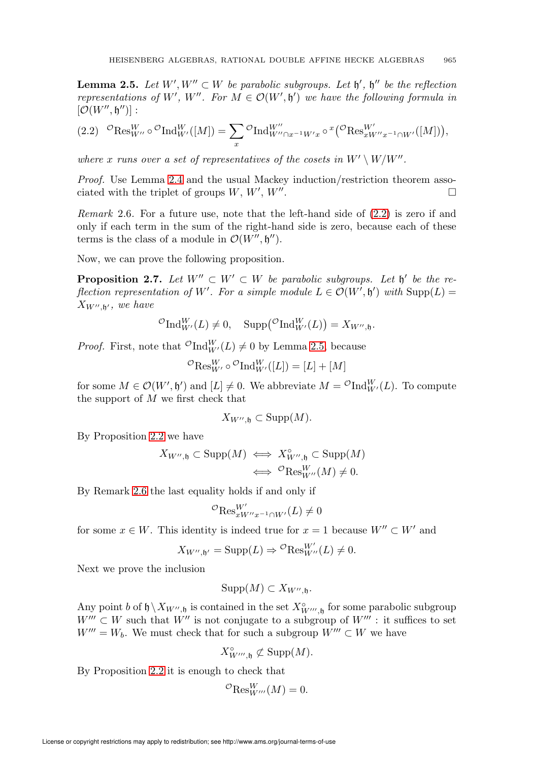**Lemma 2.5.** *Let $W', W'' \subset W$ be parabolic subgroups. Let $\mathfrak{h}'$, $\mathfrak{h}''$ be the reflection representations of $W'$, $W''$. For $M \in \mathcal{O}(W', \mathfrak{h}')$ we have the following formula in $[\mathcal{O}(W'', \mathfrak{h}'')]$ :*

$$(2.2)\quad {}^{\mathcal{O}}\mathrm{Res}^{W}_{W''} \circ {}^{\mathcal{O}}\mathrm{Ind}^{W}_{W'}([M]) = \sum_{x} {}^{\mathcal{O}}\mathrm{Ind}^{W''}_{W'' \cap x^{-1}W'x} \circ {}^{x}\big({}^{\mathcal{O}}\mathrm{Res}^{W'}_{xW''x^{-1} \cap W'}([M])\big),$$

*where $x$ runs over a set of representatives of the cosets in $W' \setminus W / W''$.*

*Proof.* Use Lemma 2.4 and the usual Mackey induction/restriction theorem associated with the triplet of groups $W$, $W'$, $W''$. $\square$

*Remark* 2.6. For a future use, note that the left-hand side of (2.2) is zero if and only if each term in the sum of the right-hand side is zero, because each of these terms is the class of a module in $\mathcal{O}(W'', \mathfrak{h}'')$.

Now, we can prove the following proposition.

**Proposition 2.7.** *Let $W'' \subset W' \subset W$ be parabolic subgroups. Let $\mathfrak{h}'$ be the reflection representation of $W'$. For a simple module $L \in \mathcal{O}(W', \mathfrak{h}')$ with $\mathrm{Supp}(L) = X_{W'', \mathfrak{h}'}$, we have*

$${}^{\mathcal{O}}\mathrm{Ind}^{W}_{W'}(L) \neq 0, \quad \mathrm{Supp}\big({}^{\mathcal{O}}\mathrm{Ind}^{W}_{W'}(L)\big) = X_{W'', \mathfrak{h}}.$$

*Proof.* First, note that ${}^{\mathcal{O}}\mathrm{Ind}^{W}_{W'}(L) \neq 0$ by Lemma 2.5, because

$${}^{\mathcal{O}}\mathrm{Res}^{W}_{W'} \circ {}^{\mathcal{O}}\mathrm{Ind}^{W}_{W'}([L]) = [L] + [M]$$

for some $M \in \mathcal{O}(W', \mathfrak{h}')$ and $[L] \neq 0$. We abbreviate $M = {}^{\mathcal{O}}\mathrm{Ind}^{W}_{W'}(L)$. To compute the support of $M$ we first check that

$$X_{W'', \mathfrak{h}} \subset \mathrm{Supp}(M).$$

By Proposition 2.2 we have

$$\begin{aligned} X_{W'', \mathfrak{h}} \subset \mathrm{Supp}(M) &\iff X^{\circ}_{W'', \mathfrak{h}} \subset \mathrm{Supp}(M) \\ &\iff {}^{\mathcal{O}}\mathrm{Res}^{W}_{W''}(M) \neq 0. \end{aligned}$$

By Remark 2.6 the last equality holds if and only if

$${}^{\mathcal{O}}\mathrm{Res}^{W'}_{xW''x^{-1} \cap W'}(L) \neq 0$$

for some $x \in W$. This identity is indeed true for $x = 1$ because $W'' \subset W'$ and

$$X_{W'', \mathfrak{h}'} = \mathrm{Supp}(L) \Rightarrow {}^{\mathcal{O}}\mathrm{Res}^{W'}_{W''}(L) \neq 0.$$

Next we prove the inclusion

$$\mathrm{Supp}(M) \subset X_{W'', \mathfrak{h}}.$$

Any point $b$ of $\mathfrak{h} \setminus X_{W'', \mathfrak{h}}$ is contained in the set $X^{\circ}_{W''', \mathfrak{h}}$ for some parabolic subgroup $W''' \subset W$ such that $W''$ is not conjugate to a subgroup of $W'''$ : it suffices to set $W''' = W_b$. We must check that for such a subgroup $W''' \subset W$ we have

$$X^{\circ}_{W''', \mathfrak{h}} \not\subset \mathrm{Supp}(M).$$

By Proposition 2.2 it is enough to check that

$${}^{\mathcal{O}}\mathrm{Res}^{W}_{W'''}(M) = 0.$$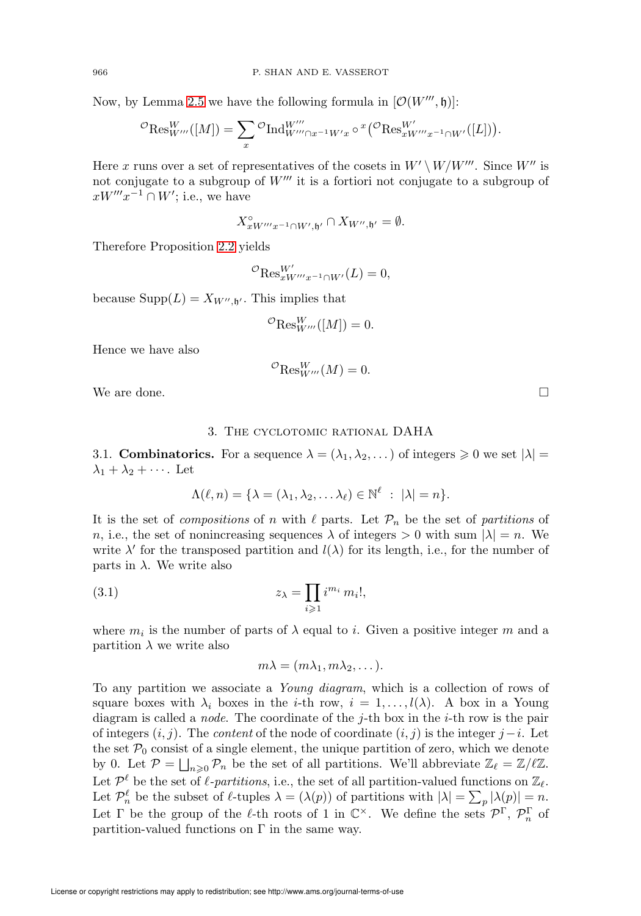Now, by Lemma 2.5 we have the following formula in $[\mathcal{O}(W''', \mathfrak{h})]$:

$$
{}^{\mathcal{O}}\mathrm{Res}^{W}_{W'''}([M]) = \sum_{x} {}^{\mathcal{O}}\mathrm{Ind}^{W'''}_{W''' \cap x^{-1}W'x} \circ {}^{x}\big({}^{\mathcal{O}}\mathrm{Res}^{W'}_{xW'''x^{-1} \cap W'}([L])\big).
$$

Here $x$ runs over a set of representatives of the cosets in $W' \setminus W / W'''$. Since $W''$ is not conjugate to a subgroup of $W'''$ it is a fortiori not conjugate to a subgroup of $xW'''x^{-1} \cap W'$; i.e., we have

$$
X^{\circ}_{xW'''x^{-1} \cap W', \mathfrak{h}'} \cap X_{W'', \mathfrak{h}'} = \emptyset.
$$

Therefore Proposition 2.2 yields

$$
{}^{\mathcal{O}}\mathrm{Res}^{W'}_{xW'''x^{-1} \cap W'}(L) = 0,
$$

because $\mathrm{Supp}(L) = X_{W'', \mathfrak{h}'}$. This implies that

$$
{}^{\mathcal{O}}\mathrm{Res}^{W}_{W'''}([M]) = 0.
$$

Hence we have also

$$
{}^{\mathcal{O}}\mathrm{Res}^{W}_{W'''}(M) = 0.
$$

We are done. □

## 3. The cyclotomic rational DAHA

3.1. **Combinatorics.** For a sequence $\lambda = (\lambda_1, \lambda_2, \dots)$ of integers $\geqslant 0$ we set $|\lambda| = \lambda_1 + \lambda_2 + \cdots$. Let

$$
\Lambda(\ell, n) = \{\lambda = (\lambda_1, \lambda_2, \dots \lambda_\ell) \in \mathbb{N}^\ell \ : \ |\lambda| = n\}.
$$

It is the set of *compositions* of $n$ with $\ell$ parts. Let $\mathcal{P}_n$ be the set of *partitions* of $n$, i.e., the set of nonincreasing sequences $\lambda$ of integers $> 0$ with sum $|\lambda| = n$. We write $\lambda'$ for the transposed partition and $l(\lambda)$ for its length, i.e., for the number of parts in $\lambda$. We write also

$$
z_\lambda = \prod_{i \geqslant 1} i^{m_i}\, m_i!, \tag{3.1}
$$

where $m_i$ is the number of parts of $\lambda$ equal to $i$. Given a positive integer $m$ and a partition $\lambda$ we write also

$$
m\lambda = (m\lambda_1, m\lambda_2, \dots).
$$

To any partition we associate a *Young diagram*, which is a collection of rows of square boxes with $\lambda_i$ boxes in the $i$-th row, $i = 1, \dots, l(\lambda)$. A box in a Young diagram is called a *node*. The coordinate of the $j$-th box in the $i$-th row is the pair of integers $(i, j)$. The *content* of the node of coordinate $(i, j)$ is the integer $j - i$. Let the set $\mathcal{P}_0$ consist of a single element, the unique partition of zero, which we denote by 0. Let $\mathcal{P} = \bigsqcup_{n \geqslant 0} \mathcal{P}_n$ be the set of all partitions. We'll abbreviate $\mathbb{Z}_\ell = \mathbb{Z}/\ell\mathbb{Z}$. Let $\mathcal{P}^\ell$ be the set of *$\ell$-partitions*, i.e., the set of all partition-valued functions on $\mathbb{Z}_\ell$. Let $\mathcal{P}^\ell_n$ be the subset of $\ell$-tuples $\lambda = (\lambda(p))$ of partitions with $|\lambda| = \sum_p |\lambda(p)| = n$. Let $\Gamma$ be the group of the $\ell$-th roots of 1 in $\mathbb{C}^\times$. We define the sets $\mathcal{P}^\Gamma$, $\mathcal{P}^\Gamma_n$ of partition-valued functions on $\Gamma$ in the same way.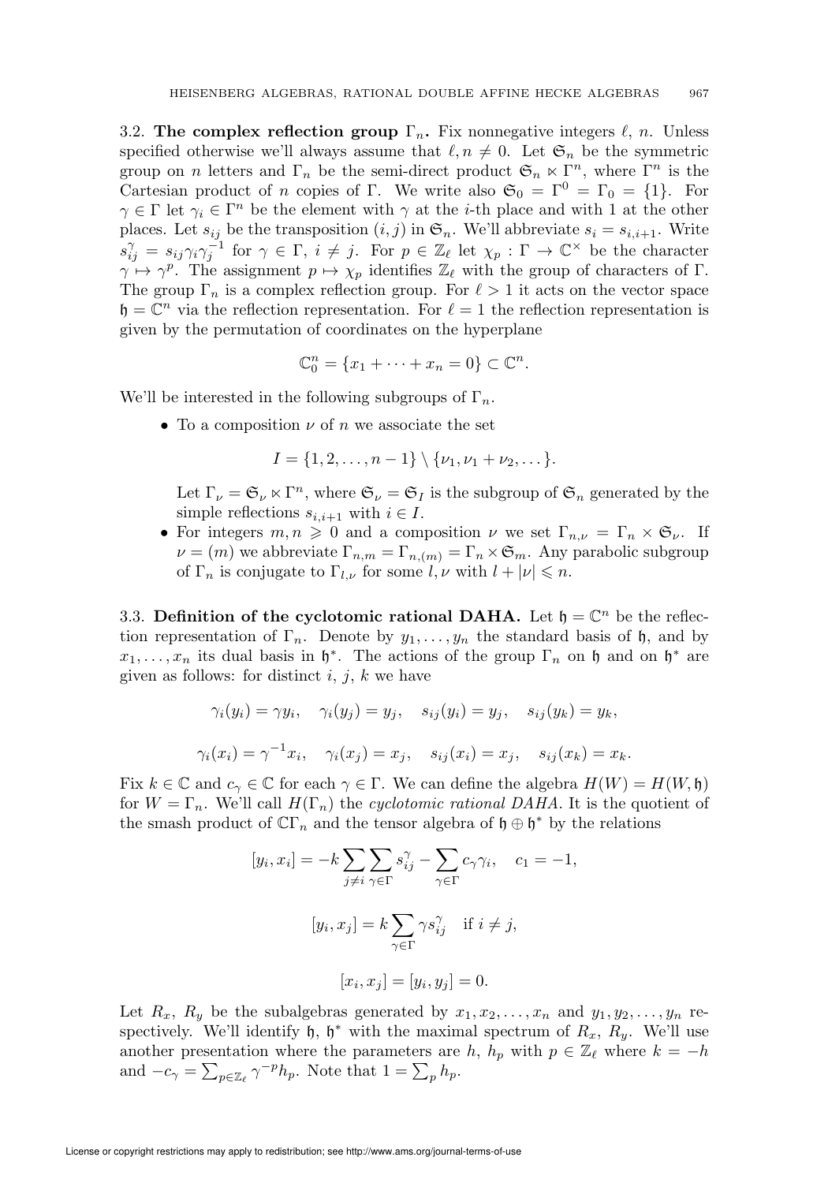3.2. **The complex reflection group $\Gamma_n$.** Fix nonnegative integers $\ell$, $n$. Unless specified otherwise we'll always assume that $\ell, n \neq 0$. Let $\mathfrak{S}_n$ be the symmetric group on $n$ letters and $\Gamma_n$ be the semi-direct product $\mathfrak{S}_n \ltimes \Gamma^n$, where $\Gamma^n$ is the Cartesian product of $n$ copies of $\Gamma$. We write also $\mathfrak{S}_0 = \Gamma^0 = \Gamma_0 = \{1\}$. For $\gamma \in \Gamma$ let $\gamma_i \in \Gamma^n$ be the element with $\gamma$ at the $i$-th place and with 1 at the other places. Let $s_{ij}$ be the transposition $(i, j)$ in $\mathfrak{S}_n$. We'll abbreviate $s_i = s_{i,i+1}$. Write $s_{ij}^\gamma = s_{ij}\gamma_i\gamma_j^{-1}$ for $\gamma \in \Gamma$, $i \neq j$. For $p \in \mathbb{Z}_\ell$ let $\chi_p : \Gamma \to \mathbb{C}^\times$ be the character $\gamma \mapsto \gamma^p$. The assignment $p \mapsto \chi_p$ identifies $\mathbb{Z}_\ell$ with the group of characters of $\Gamma$. The group $\Gamma_n$ is a complex reflection group. For $\ell > 1$ it acts on the vector space $\mathfrak{h} = \mathbb{C}^n$ via the reflection representation. For $\ell = 1$ the reflection representation is given by the permutation of coordinates on the hyperplane

$$\mathbb{C}_0^n = \{x_1 + \cdots + x_n = 0\} \subset \mathbb{C}^n.$$

We'll be interested in the following subgroups of $\Gamma_n$.

- To a composition $\nu$ of $n$ we associate the set

$$I = \{1, 2, \ldots, n-1\} \setminus \{\nu_1, \nu_1 + \nu_2, \ldots\}.$$

  Let $\Gamma_\nu = \mathfrak{S}_\nu \ltimes \Gamma^n$, where $\mathfrak{S}_\nu = \mathfrak{S}_I$ is the subgroup of $\mathfrak{S}_n$ generated by the simple reflections $s_{i,i+1}$ with $i \in I$.
- For integers $m, n \geqslant 0$ and a composition $\nu$ we set $\Gamma_{n,\nu} = \Gamma_n \times \mathfrak{S}_\nu$. If $\nu = (m)$ we abbreviate $\Gamma_{n,m} = \Gamma_{n,(m)} = \Gamma_n \times \mathfrak{S}_m$. Any parabolic subgroup of $\Gamma_n$ is conjugate to $\Gamma_{l,\nu}$ for some $l, \nu$ with $l + |\nu| \leqslant n$.

3.3. **Definition of the cyclotomic rational DAHA.** Let $\mathfrak{h} = \mathbb{C}^n$ be the reflection representation of $\Gamma_n$. Denote by $y_1, \ldots, y_n$ the standard basis of $\mathfrak{h}$, and by $x_1, \ldots, x_n$ its dual basis in $\mathfrak{h}^*$. The actions of the group $\Gamma_n$ on $\mathfrak{h}$ and on $\mathfrak{h}^*$ are given as follows: for distinct $i$, $j$, $k$ we have

$$\gamma_i(y_i) = \gamma y_i, \quad \gamma_i(y_j) = y_j, \quad s_{ij}(y_i) = y_j, \quad s_{ij}(y_k) = y_k,$$

$$\gamma_i(x_i) = \gamma^{-1} x_i, \quad \gamma_i(x_j) = x_j, \quad s_{ij}(x_i) = x_j, \quad s_{ij}(x_k) = x_k.$$

Fix $k \in \mathbb{C}$ and $c_\gamma \in \mathbb{C}$ for each $\gamma \in \Gamma$. We can define the algebra $H(W) = H(W, \mathfrak{h})$ for $W = \Gamma_n$. We'll call $H(\Gamma_n)$ the *cyclotomic rational DAHA*. It is the quotient of the smash product of $\mathbb{C}\Gamma_n$ and the tensor algebra of $\mathfrak{h} \oplus \mathfrak{h}^*$ by the relations

$$[y_i, x_i] = -k \sum_{j \neq i} \sum_{\gamma \in \Gamma} s_{ij}^\gamma - \sum_{\gamma \in \Gamma} c_\gamma \gamma_i, \quad c_1 = -1,$$

$$[y_i, x_j] = k \sum_{\gamma \in \Gamma} \gamma s_{ij}^\gamma \quad \text{if } i \neq j,$$

$$[x_i, x_j] = [y_i, y_j] = 0.$$

Let $R_x$, $R_y$ be the subalgebras generated by $x_1, x_2, \ldots, x_n$ and $y_1, y_2, \ldots, y_n$ respectively. We'll identify $\mathfrak{h}$, $\mathfrak{h}^*$ with the maximal spectrum of $R_x$, $R_y$. We'll use another presentation where the parameters are $h$, $h_p$ with $p \in \mathbb{Z}_\ell$ where $k = -h$ and $-c_\gamma = \sum_{p \in \mathbb{Z}_\ell} \gamma^{-p} h_p$. Note that $1 = \sum_p h_p$.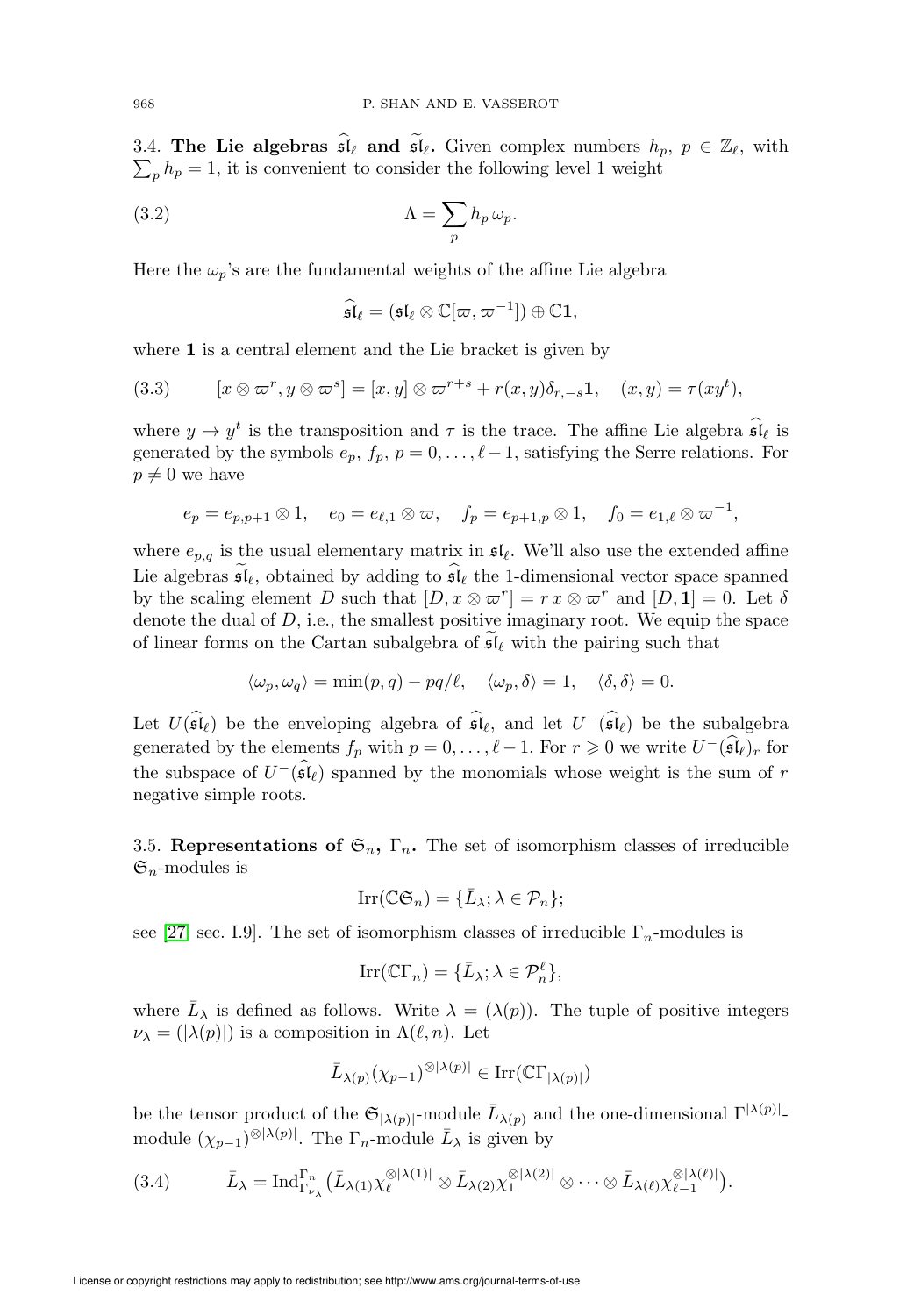3.4. **The Lie algebras $\widehat{\mathfrak{sl}}_\ell$ and $\widetilde{\mathfrak{sl}}_\ell$.** Given complex numbers $h_p$, $p \in \mathbb{Z}_\ell$, with $\sum_p h_p = 1$, it is convenient to consider the following level 1 weight

$$\Lambda = \sum_p h_p \, \omega_p. \tag{3.2}$$

Here the $\omega_p$'s are the fundamental weights of the affine Lie algebra

$$\widehat{\mathfrak{sl}}_\ell = (\mathfrak{sl}_\ell \otimes \mathbb{C}[\varpi, \varpi^{-1}]) \oplus \mathbb{C}\mathbf{1},$$

where $\mathbf{1}$ is a central element and the Lie bracket is given by

$$[x \otimes \varpi^r, y \otimes \varpi^s] = [x, y] \otimes \varpi^{r+s} + r(x, y)\delta_{r,-s}\mathbf{1}, \quad (x, y) = \tau(xy^t), \tag{3.3}$$

where $y \mapsto y^t$ is the transposition and $\tau$ is the trace. The affine Lie algebra $\widehat{\mathfrak{sl}}_\ell$ is generated by the symbols $e_p$, $f_p$, $p = 0, \ldots, \ell - 1$, satisfying the Serre relations. For $p \neq 0$ we have

$$e_p = e_{p,p+1} \otimes 1, \quad e_0 = e_{\ell,1} \otimes \varpi, \quad f_p = e_{p+1,p} \otimes 1, \quad f_0 = e_{1,\ell} \otimes \varpi^{-1},$$

where $e_{p,q}$ is the usual elementary matrix in $\mathfrak{sl}_\ell$. We'll also use the extended affine Lie algebras $\widetilde{\mathfrak{sl}}_\ell$, obtained by adding to $\widehat{\mathfrak{sl}}_\ell$ the 1-dimensional vector space spanned by the scaling element $D$ such that $[D, x \otimes \varpi^r] = r\, x \otimes \varpi^r$ and $[D, \mathbf{1}] = 0$. Let $\delta$ denote the dual of $D$, i.e., the smallest positive imaginary root. We equip the space of linear forms on the Cartan subalgebra of $\widetilde{\mathfrak{sl}}_\ell$ with the pairing such that

$$\langle \omega_p, \omega_q \rangle = \min(p, q) - pq/\ell, \quad \langle \omega_p, \delta \rangle = 1, \quad \langle \delta, \delta \rangle = 0.$$

Let $U(\widehat{\mathfrak{sl}}_\ell)$ be the enveloping algebra of $\widehat{\mathfrak{sl}}_\ell$, and let $U^-(\widehat{\mathfrak{sl}}_\ell)$ be the subalgebra generated by the elements $f_p$ with $p = 0, \ldots, \ell - 1$. For $r \geqslant 0$ we write $U^-(\widehat{\mathfrak{sl}}_\ell)_r$ for the subspace of $U^-(\widehat{\mathfrak{sl}}_\ell)$ spanned by the monomials whose weight is the sum of $r$ negative simple roots.

3.5. **Representations of $\mathfrak{S}_n$, $\Gamma_n$.** The set of isomorphism classes of irreducible $\mathfrak{S}_n$-modules is

$$\mathrm{Irr}(\mathbb{C}\mathfrak{S}_n) = \{\bar{L}_\lambda; \lambda \in \mathcal{P}_n\};$$

see [27, sec. I.9]. The set of isomorphism classes of irreducible $\Gamma_n$-modules is

$$\mathrm{Irr}(\mathbb{C}\Gamma_n) = \{\bar{L}_\lambda; \lambda \in \mathcal{P}^\ell_n\},$$

where $\bar{L}_\lambda$ is defined as follows. Write $\lambda = (\lambda(p))$. The tuple of positive integers $\nu_\lambda = (|\lambda(p)|)$ is a composition in $\Lambda(\ell, n)$. Let

$$\bar{L}_{\lambda(p)}(\chi_{p-1})^{\otimes|\lambda(p)|} \in \mathrm{Irr}(\mathbb{C}\Gamma_{|\lambda(p)|})$$

be the tensor product of the $\mathfrak{S}_{|\lambda(p)|}$-module $\bar{L}_{\lambda(p)}$ and the one-dimensional $\Gamma^{|\lambda(p)|}$-module $(\chi_{p-1})^{\otimes|\lambda(p)|}$. The $\Gamma_n$-module $\bar{L}_\lambda$ is given by

$$\bar{L}_\lambda = \mathrm{Ind}^{\Gamma_n}_{\Gamma_{\nu_\lambda}} \big( \bar{L}_{\lambda(1)} \chi_\ell^{\otimes|\lambda(1)|} \otimes \bar{L}_{\lambda(2)} \chi_1^{\otimes|\lambda(2)|} \otimes \cdots \otimes \bar{L}_{\lambda(\ell)} \chi_{\ell-1}^{\otimes|\lambda(\ell)|} \big). \tag{3.4}$$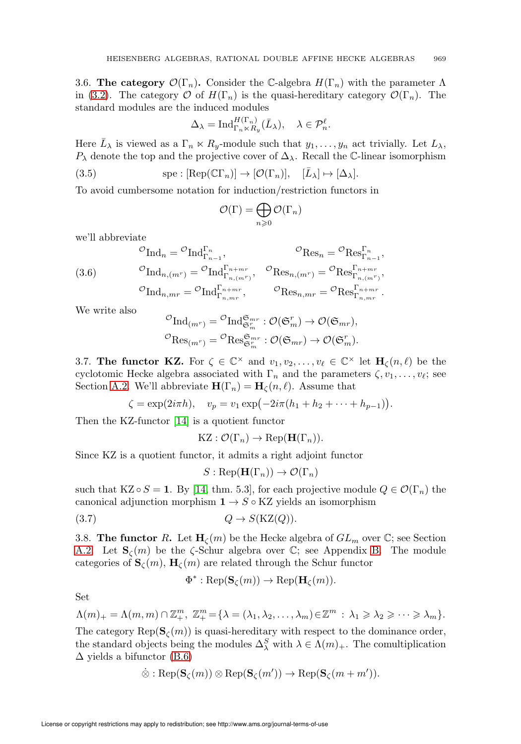3.6. **The category $\mathcal{O}(\Gamma_n)$.** Consider the $\mathbb{C}$-algebra $H(\Gamma_n)$ with the parameter $\Lambda$ in (3.2). The category $\mathcal{O}$ of $H(\Gamma_n)$ is the quasi-hereditary category $\mathcal{O}(\Gamma_n)$. The standard modules are the induced modules

$$\Delta_\lambda = \mathrm{Ind}_{\Gamma_n \ltimes R_y}^{H(\Gamma_n)}(\bar{L}_\lambda), \quad \lambda \in \mathcal{P}_n^\ell.$$

Here $\bar{L}_\lambda$ is viewed as a $\Gamma_n \ltimes R_y$-module such that $y_1, \ldots, y_n$ act trivially. Let $L_\lambda$, $P_\lambda$ denote the top and the projective cover of $\Delta_\lambda$. Recall the $\mathbb{C}$-linear isomorphism

$$\mathrm{spe} : [\mathrm{Rep}(\mathbb{C}\Gamma_n)] \to [\mathcal{O}(\Gamma_n)], \quad [\bar{L}_\lambda] \mapsto [\Delta_\lambda]. \tag{3.5}$$

To avoid cumbersome notation for induction/restriction functors in

$$\mathcal{O}(\Gamma) = \bigoplus_{n \geqslant 0} \mathcal{O}(\Gamma_n)$$

we'll abbreviate

$$\begin{aligned}
{}^{\mathcal{O}}\mathrm{Ind}_n &= {}^{\mathcal{O}}\mathrm{Ind}_{\Gamma_{n-1}}^{\Gamma_n}, & {}^{\mathcal{O}}\mathrm{Res}_n &= {}^{\mathcal{O}}\mathrm{Res}_{\Gamma_{n-1}}^{\Gamma_n}, \\
{}^{\mathcal{O}}\mathrm{Ind}_{n,(m^r)} &= {}^{\mathcal{O}}\mathrm{Ind}_{\Gamma_{n,(m^r)}}^{\Gamma_{n+mr}}, & {}^{\mathcal{O}}\mathrm{Res}_{n,(m^r)} &= {}^{\mathcal{O}}\mathrm{Res}_{\Gamma_{n,(m^r)}}^{\Gamma_{n+mr}}, \\
{}^{\mathcal{O}}\mathrm{Ind}_{n,mr} &= {}^{\mathcal{O}}\mathrm{Ind}_{\Gamma_{n,mr}}^{\Gamma_{n+mr}}, & {}^{\mathcal{O}}\mathrm{Res}_{n,mr} &= {}^{\mathcal{O}}\mathrm{Res}_{\Gamma_{n,mr}}^{\Gamma_{n+mr}}.
\end{aligned} \tag{3.6}$$

We write also

$$\begin{aligned}
{}^{\mathcal{O}}\mathrm{Ind}_{(m^r)} &= {}^{\mathcal{O}}\mathrm{Ind}_{\mathfrak{S}_m^r}^{\mathfrak{S}_{mr}} : \mathcal{O}(\mathfrak{S}_m^r) \to \mathcal{O}(\mathfrak{S}_{mr}), \\
{}^{\mathcal{O}}\mathrm{Res}_{(m^r)} &= {}^{\mathcal{O}}\mathrm{Res}_{\mathfrak{S}_m^r}^{\mathfrak{S}_{mr}} : \mathcal{O}(\mathfrak{S}_{mr}) \to \mathcal{O}(\mathfrak{S}_m^r).
\end{aligned}$$

3.7. **The functor KZ.** For $\zeta \in \mathbb{C}^\times$ and $v_1, v_2, \ldots, v_\ell \in \mathbb{C}^\times$ let $\mathbf{H}_\zeta(n, \ell)$ be the cyclotomic Hecke algebra associated with $\Gamma_n$ and the parameters $\zeta, v_1, \ldots, v_\ell$; see Section A.2. We'll abbreviate $\mathbf{H}(\Gamma_n) = \mathbf{H}_\zeta(n, \ell)$. Assume that

$$\zeta = \exp(2i\pi h), \quad v_p = v_1 \exp\big(-2i\pi(h_1 + h_2 + \cdots + h_{p-1})\big).$$

Then the KZ-functor [14] is a quotient functor

$$\mathrm{KZ} : \mathcal{O}(\Gamma_n) \to \mathrm{Rep}(\mathbf{H}(\Gamma_n)).$$

Since KZ is a quotient functor, it admits a right adjoint functor

$$S : \mathrm{Rep}(\mathbf{H}(\Gamma_n)) \to \mathcal{O}(\Gamma_n)$$

such that $\mathrm{KZ} \circ S = \mathbf{1}$. By [14, thm. 5.3], for each projective module $Q \in \mathcal{O}(\Gamma_n)$ the canonical adjunction morphism $\mathbf{1} \to S \circ \mathrm{KZ}$ yields an isomorphism

$$Q \to S(\mathrm{KZ}(Q)). \tag{3.7}$$

3.8. **The functor $R$.** Let $\mathbf{H}_\zeta(m)$ be the Hecke algebra of $GL_m$ over $\mathbb{C}$; see Section A.2. Let $\mathbf{S}_\zeta(m)$ be the $\zeta$-Schur algebra over $\mathbb{C}$; see Appendix B. The module categories of $\mathbf{S}_\zeta(m)$, $\mathbf{H}_\zeta(m)$ are related through the Schur functor

$$\Phi^* : \mathrm{Rep}(\mathbf{S}_\zeta(m)) \to \mathrm{Rep}(\mathbf{H}_\zeta(m)).$$

Set

$$\Lambda(m)_+ = \Lambda(m,m) \cap \mathbb{Z}_+^m, \ \mathbb{Z}_+^m = \{\lambda = (\lambda_1, \lambda_2, \ldots, \lambda_m) \in \mathbb{Z}^m \,:\, \lambda_1 \geqslant \lambda_2 \geqslant \cdots \geqslant \lambda_m\}.$$

The category $\mathrm{Rep}(\mathbf{S}_\zeta(m))$ is quasi-hereditary with respect to the dominance order, the standard objects being the modules $\Delta_\lambda^S$ with $\lambda \in \Lambda(m)_+$. The comultiplication $\Delta$ yields a bifunctor (B.6)

$$\dot{\otimes} : \mathrm{Rep}(\mathbf{S}_\zeta(m)) \otimes \mathrm{Rep}(\mathbf{S}_\zeta(m')) \to \mathrm{Rep}(\mathbf{S}_\zeta(m + m')).$$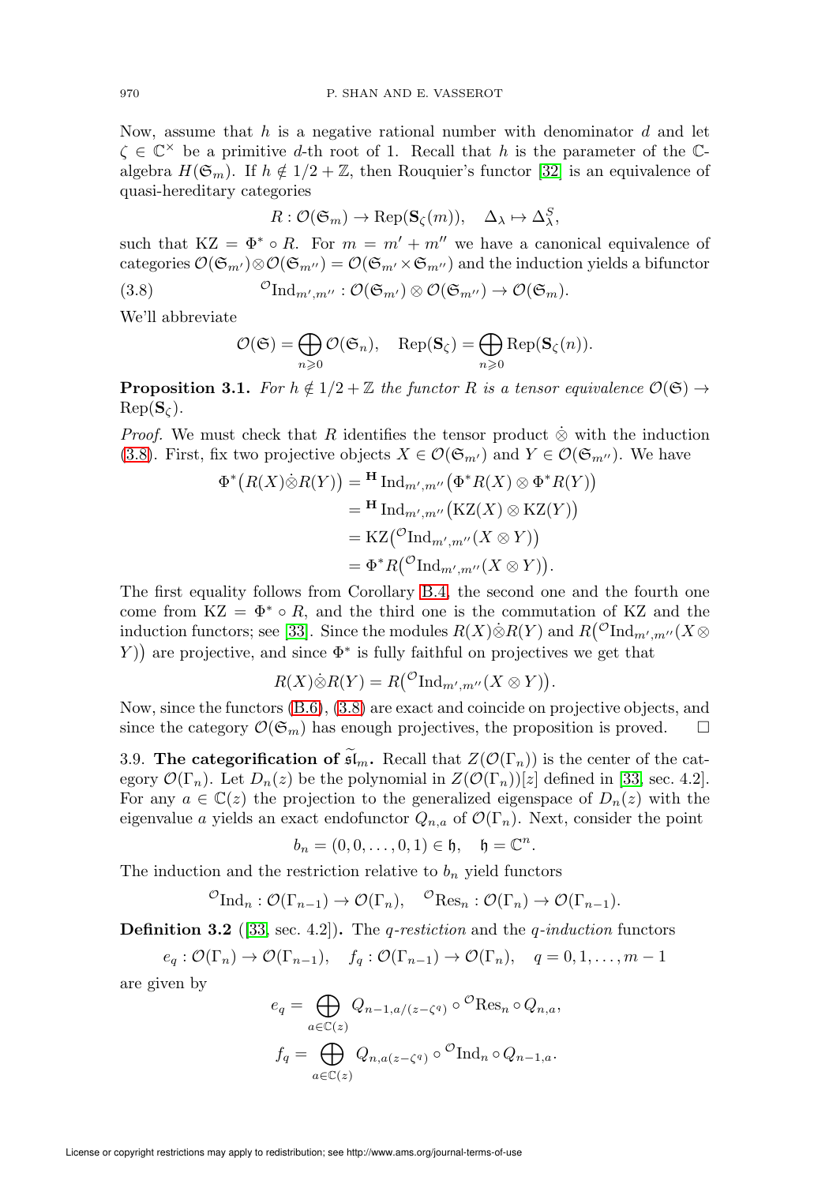Now, assume that $h$ is a negative rational number with denominator $d$ and let $\zeta \in \mathbb{C}^\times$ be a primitive $d$-th root of 1. Recall that $h$ is the parameter of the $\mathbb{C}$-algebra $H(\mathfrak{S}_m)$. If $h \notin 1/2 + \mathbb{Z}$, then Rouquier's functor [32] is an equivalence of quasi-hereditary categories

$$R : \mathcal{O}(\mathfrak{S}_m) \to \mathrm{Rep}(\mathbf{S}_\zeta(m)), \quad \Delta_\lambda \mapsto \Delta^S_\lambda,$$

such that $\mathrm{KZ} = \Phi^* \circ R$. For $m = m' + m''$ we have a canonical equivalence of categories $\mathcal{O}(\mathfrak{S}_{m'}) \otimes \mathcal{O}(\mathfrak{S}_{m''}) = \mathcal{O}(\mathfrak{S}_{m'} \times \mathfrak{S}_{m''})$ and the induction yields a bifunctor

$$(3.8) \qquad {}^{\mathcal{O}}\mathrm{Ind}_{m',m''} : \mathcal{O}(\mathfrak{S}_{m'}) \otimes \mathcal{O}(\mathfrak{S}_{m''}) \to \mathcal{O}(\mathfrak{S}_m).$$

We'll abbreviate

$$\mathcal{O}(\mathfrak{S}) = \bigoplus_{n \geqslant 0} \mathcal{O}(\mathfrak{S}_n), \quad \mathrm{Rep}(\mathbf{S}_\zeta) = \bigoplus_{n \geqslant 0} \mathrm{Rep}(\mathbf{S}_\zeta(n)).$$

**Proposition 3.1.** *For $h \notin 1/2 + \mathbb{Z}$ the functor $R$ is a tensor equivalence $\mathcal{O}(\mathfrak{S}) \to \mathrm{Rep}(\mathbf{S}_\zeta)$.*

*Proof.* We must check that $R$ identifies the tensor product $\dot\otimes$ with the induction (3.8). First, fix two projective objects $X \in \mathcal{O}(\mathfrak{S}_{m'})$ and $Y \in \mathcal{O}(\mathfrak{S}_{m''})$. We have

$$\begin{aligned}
\Phi^*\big(R(X)\dot\otimes R(Y)\big) &= {}^{\mathbf{H}}\mathrm{Ind}_{m',m''}\big(\Phi^* R(X) \otimes \Phi^* R(Y)\big) \\
&= {}^{\mathbf{H}}\mathrm{Ind}_{m',m''}\big(\mathrm{KZ}(X) \otimes \mathrm{KZ}(Y)\big) \\
&= \mathrm{KZ}\big({}^{\mathcal{O}}\mathrm{Ind}_{m',m''}(X \otimes Y)\big) \\
&= \Phi^* R\big({}^{\mathcal{O}}\mathrm{Ind}_{m',m''}(X \otimes Y)\big).
\end{aligned}$$

The first equality follows from Corollary B.4, the second one and the fourth one come from $\mathrm{KZ} = \Phi^* \circ R$, and the third one is the commutation of KZ and the induction functors; see [33]. Since the modules $R(X)\dot\otimes R(Y)$ and $R\big({}^{\mathcal{O}}\mathrm{Ind}_{m',m''}(X \otimes Y)\big)$ are projective, and since $\Phi^*$ is fully faithful on projectives we get that

$$R(X)\dot\otimes R(Y) = R\big({}^{\mathcal{O}}\mathrm{Ind}_{m',m''}(X \otimes Y)\big).$$

Now, since the functors (B.6), (3.8) are exact and coincide on projective objects, and since the category $\mathcal{O}(\mathfrak{S}_m)$ has enough projectives, the proposition is proved. $\square$

3.9. **The categorification of $\widetilde{\mathfrak{sl}}_m$.** Recall that $Z(\mathcal{O}(\Gamma_n))$ is the center of the category $\mathcal{O}(\Gamma_n)$. Let $D_n(z)$ be the polynomial in $Z(\mathcal{O}(\Gamma_n))[z]$ defined in [33, sec. 4.2]. For any $a \in \mathbb{C}(z)$ the projection to the generalized eigenspace of $D_n(z)$ with the eigenvalue $a$ yields an exact endofunctor $Q_{n,a}$ of $\mathcal{O}(\Gamma_n)$. Next, consider the point

$$b_n = (0, 0, \ldots, 0, 1) \in \mathfrak{h}, \quad \mathfrak{h} = \mathbb{C}^n.$$

The induction and the restriction relative to $b_n$ yield functors

$${}^{\mathcal{O}}\mathrm{Ind}_n : \mathcal{O}(\Gamma_{n-1}) \to \mathcal{O}(\Gamma_n), \quad {}^{\mathcal{O}}\mathrm{Res}_n : \mathcal{O}(\Gamma_n) \to \mathcal{O}(\Gamma_{n-1}).$$

**Definition 3.2** ([33, sec. 4.2])**.** The *q-restiction* and the *q-induction* functors

$$e_q : \mathcal{O}(\Gamma_n) \to \mathcal{O}(\Gamma_{n-1}), \quad f_q : \mathcal{O}(\Gamma_{n-1}) \to \mathcal{O}(\Gamma_n), \quad q = 0, 1, \ldots, m-1$$

are given by

$$e_q = \bigoplus_{a \in \mathbb{C}(z)} Q_{n-1, a/(z-\zeta^q)} \circ {}^{\mathcal{O}}\mathrm{Res}_n \circ Q_{n,a},$$

$$f_q = \bigoplus_{a \in \mathbb{C}(z)} Q_{n, a(z-\zeta^q)} \circ {}^{\mathcal{O}}\mathrm{Ind}_n \circ Q_{n-1,a}.$$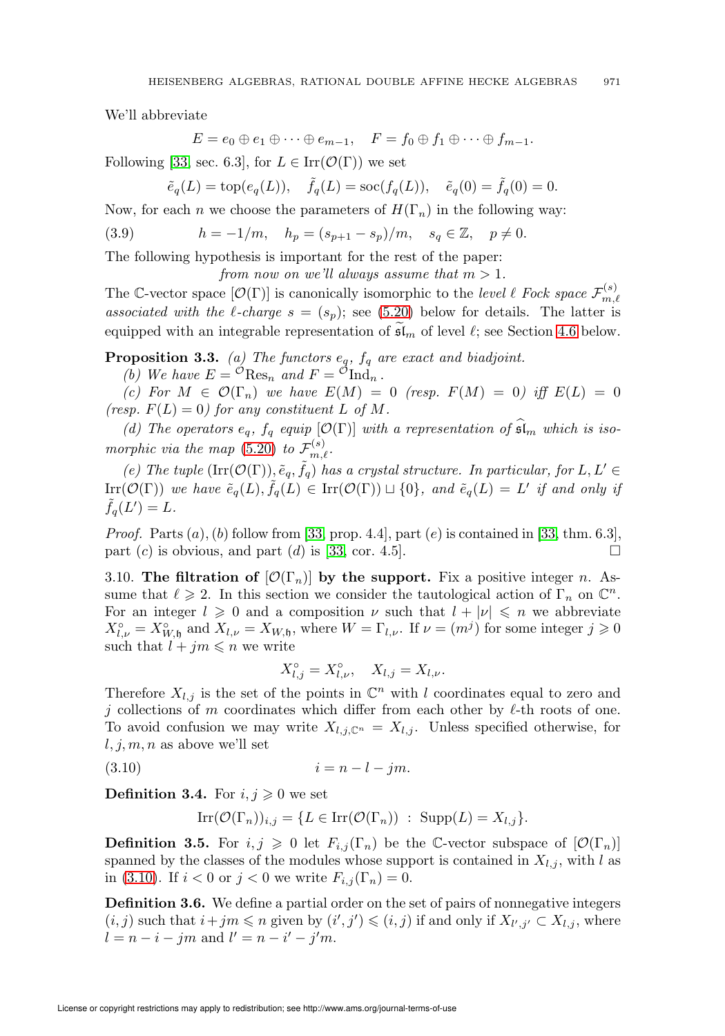We'll abbreviate

$$E = e_0 \oplus e_1 \oplus \cdots \oplus e_{m-1}, \quad F = f_0 \oplus f_1 \oplus \cdots \oplus f_{m-1}.$$

Following [33, sec. 6.3], for $L \in \mathrm{Irr}(\mathcal{O}(\Gamma))$ we set

$$\tilde{e}_q(L) = \mathrm{top}(e_q(L)), \quad \tilde{f}_q(L) = \mathrm{soc}(f_q(L)), \quad \tilde{e}_q(0) = \tilde{f}_q(0) = 0.$$

Now, for each $n$ we choose the parameters of $H(\Gamma_n)$ in the following way:

$$h = -1/m, \quad h_p = (s_{p+1} - s_p)/m, \quad s_q \in \mathbb{Z}, \quad p \neq 0. \tag{3.9}$$

The following hypothesis is important for the rest of the paper:

*from now on we'll always assume that $m > 1$.*

The $\mathbb{C}$-vector space $[\mathcal{O}(\Gamma)]$ is canonically isomorphic to the *level $\ell$ Fock space $\mathcal{F}^{(s)}_{m,\ell}$ associated with the $\ell$-charge $s = (s_p)$*; see (5.20) below for details. The latter is equipped with an integrable representation of $\widetilde{\mathfrak{sl}}_m$ of level $\ell$; see Section 4.6 below.

**Proposition 3.3.** *(a) The functors $e_q$, $f_q$ are exact and biadjoint.*

*(b) We have $E = {}^{\mathcal{O}}\mathrm{Res}_n$ and $F = {}^{\mathcal{O}}\mathrm{Ind}_n$.*

*(c) For $M \in \mathcal{O}(\Gamma_n)$ we have $E(M) = 0$ (resp. $F(M) = 0$) iff $E(L) = 0$ (resp. $F(L) = 0$) for any constituent $L$ of $M$.*

*(d) The operators $e_q$, $f_q$ equip $[\mathcal{O}(\Gamma)]$ with a representation of $\widehat{\mathfrak{sl}}_m$ which is isomorphic via the map (5.20) to $\mathcal{F}^{(s)}_{m,\ell}$.*

*(e) The tuple $(\mathrm{Irr}(\mathcal{O}(\Gamma)), \tilde{e}_q, \tilde{f}_q)$ has a crystal structure. In particular, for $L, L' \in \mathrm{Irr}(\mathcal{O}(\Gamma))$ we have $\tilde{e}_q(L), \tilde{f}_q(L) \in \mathrm{Irr}(\mathcal{O}(\Gamma)) \sqcup \{0\}$, and $\tilde{e}_q(L) = L'$ if and only if $\tilde{f}_q(L') = L$.*

*Proof.* Parts $(a), (b)$ follow from [33, prop. 4.4], part $(e)$ is contained in [33, thm. 6.3], part $(c)$ is obvious, and part $(d)$ is [33, cor. 4.5]. ∎

3.10. **The filtration of $[\mathcal{O}(\Gamma_n)]$ by the support.** Fix a positive integer $n$. Assume that $\ell \geqslant 2$. In this section we consider the tautological action of $\Gamma_n$ on $\mathbb{C}^n$. For an integer $l \geqslant 0$ and a composition $\nu$ such that $l + |\nu| \leqslant n$ we abbreviate $X^\circ_{l,\nu} = X^\circ_{W,\mathfrak{h}}$ and $X_{l,\nu} = X_{W,\mathfrak{h}}$, where $W = \Gamma_{l,\nu}$. If $\nu = (m^j)$ for some integer $j \geqslant 0$ such that $l + jm \leqslant n$ we write

$$X^\circ_{l,j} = X^\circ_{l,\nu}, \quad X_{l,j} = X_{l,\nu}.$$

Therefore $X_{l,j}$ is the set of the points in $\mathbb{C}^n$ with $l$ coordinates equal to zero and $j$ collections of $m$ coordinates which differ from each other by $\ell$-th roots of one. To avoid confusion we may write $X_{l,j,\mathbb{C}^n} = X_{l,j}$. Unless specified otherwise, for $l, j, m, n$ as above we'll set

$$i = n - l - jm. \tag{3.10}$$

**Definition 3.4.** For $i, j \geqslant 0$ we set

$$\mathrm{Irr}(\mathcal{O}(\Gamma_n))_{i,j} = \{L \in \mathrm{Irr}(\mathcal{O}(\Gamma_n)) \;:\; \mathrm{Supp}(L) = X_{l,j}\}.$$

**Definition 3.5.** For $i, j \geqslant 0$ let $F_{i,j}(\Gamma_n)$ be the $\mathbb{C}$-vector subspace of $[\mathcal{O}(\Gamma_n)]$ spanned by the classes of the modules whose support is contained in $X_{l,j}$, with $l$ as in (3.10). If $i < 0$ or $j < 0$ we write $F_{i,j}(\Gamma_n) = 0$.

**Definition 3.6.** We define a partial order on the set of pairs of nonnegative integers $(i, j)$ such that $i + jm \leqslant n$ given by $(i', j') \leqslant (i, j)$ if and only if $X_{l',j'} \subset X_{l,j}$, where $l = n - i - jm$ and $l' = n - i' - j'm$.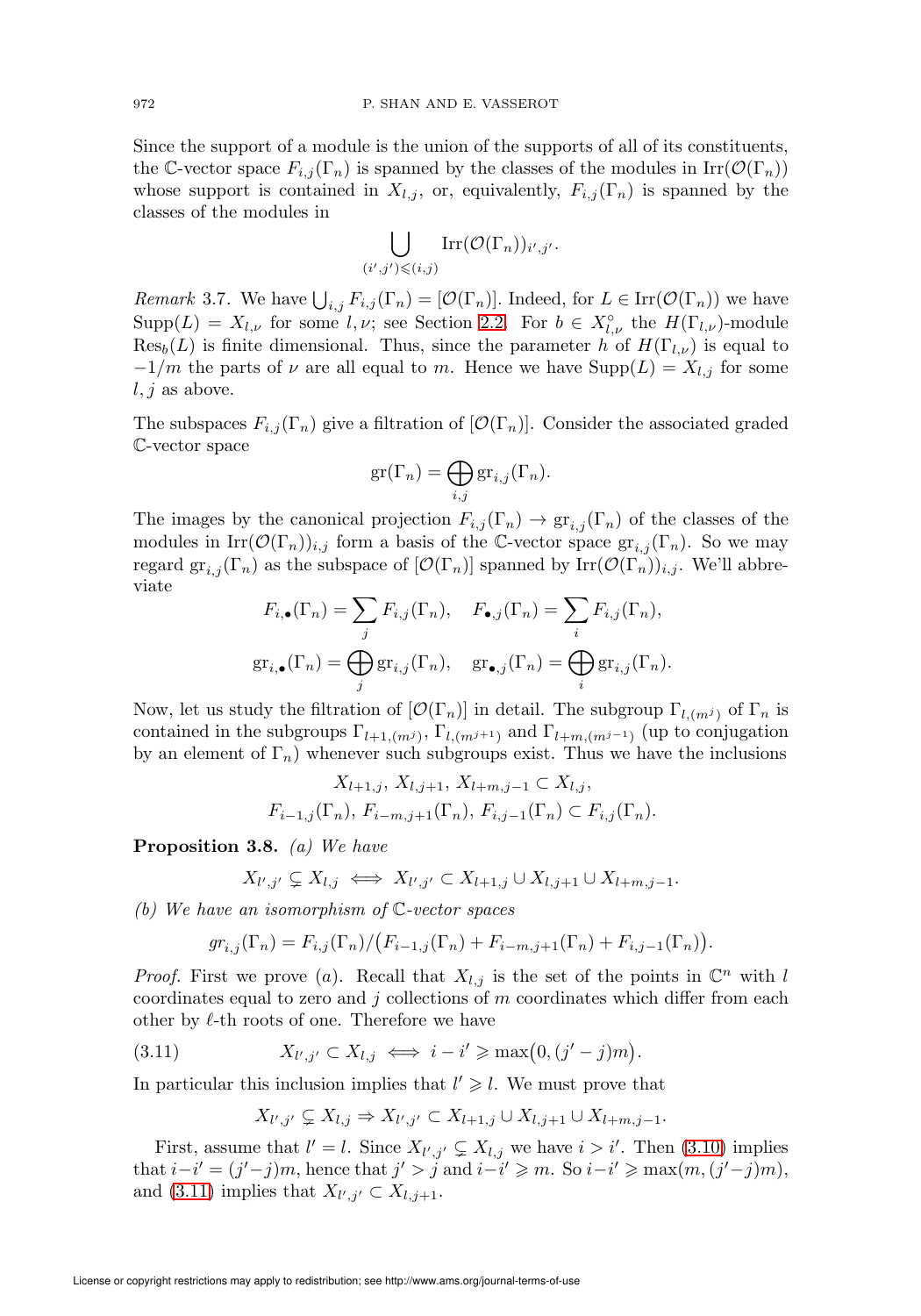Since the support of a module is the union of the supports of all of its constituents, the $\mathbb{C}$-vector space $F_{i,j}(\Gamma_n)$ is spanned by the classes of the modules in $\mathrm{Irr}(\mathcal{O}(\Gamma_n))$ whose support is contained in $X_{l,j}$, or, equivalently, $F_{i,j}(\Gamma_n)$ is spanned by the classes of the modules in

$$\bigcup_{(i',j')\leqslant(i,j)} \mathrm{Irr}(\mathcal{O}(\Gamma_n))_{i',j'}.$$

*Remark* 3.7. We have $\bigcup_{i,j} F_{i,j}(\Gamma_n) = [\mathcal{O}(\Gamma_n)]$. Indeed, for $L \in \mathrm{Irr}(\mathcal{O}(\Gamma_n))$ we have $\mathrm{Supp}(L) = X_{l,\nu}$ for some $l, \nu$; see Section 2.2. For $b \in X_{l,\nu}^\circ$ the $H(\Gamma_{l,\nu})$-module $\mathrm{Res}_b(L)$ is finite dimensional. Thus, since the parameter $h$ of $H(\Gamma_{l,\nu})$ is equal to $-1/m$ the parts of $\nu$ are all equal to $m$. Hence we have $\mathrm{Supp}(L) = X_{l,j}$ for some $l, j$ as above.

The subspaces $F_{i,j}(\Gamma_n)$ give a filtration of $[\mathcal{O}(\Gamma_n)]$. Consider the associated graded $\mathbb{C}$-vector space

$$\mathrm{gr}(\Gamma_n) = \bigoplus_{i,j} \mathrm{gr}_{i,j}(\Gamma_n).$$

The images by the canonical projection $F_{i,j}(\Gamma_n) \to \mathrm{gr}_{i,j}(\Gamma_n)$ of the classes of the modules in $\mathrm{Irr}(\mathcal{O}(\Gamma_n))_{i,j}$ form a basis of the $\mathbb{C}$-vector space $\mathrm{gr}_{i,j}(\Gamma_n)$. So we may regard $\mathrm{gr}_{i,j}(\Gamma_n)$ as the subspace of $[\mathcal{O}(\Gamma_n)]$ spanned by $\mathrm{Irr}(\mathcal{O}(\Gamma_n))_{i,j}$. We'll abbreviate

$$F_{i,\bullet}(\Gamma_n) = \sum_j F_{i,j}(\Gamma_n), \quad F_{\bullet,j}(\Gamma_n) = \sum_i F_{i,j}(\Gamma_n),$$

$$\mathrm{gr}_{i,\bullet}(\Gamma_n) = \bigoplus_j \mathrm{gr}_{i,j}(\Gamma_n), \quad \mathrm{gr}_{\bullet,j}(\Gamma_n) = \bigoplus_i \mathrm{gr}_{i,j}(\Gamma_n).$$

Now, let us study the filtration of $[\mathcal{O}(\Gamma_n)]$ in detail. The subgroup $\Gamma_{l,(m^j)}$ of $\Gamma_n$ is contained in the subgroups $\Gamma_{l+1,(m^j)}$, $\Gamma_{l,(m^{j+1})}$ and $\Gamma_{l+m,(m^{j-1})}$ (up to conjugation by an element of $\Gamma_n$) whenever such subgroups exist. Thus we have the inclusions

$$X_{l+1,j},\, X_{l,j+1},\, X_{l+m,j-1} \subset X_{l,j},$$
$$F_{i-1,j}(\Gamma_n),\, F_{i-m,j+1}(\Gamma_n),\, F_{i,j-1}(\Gamma_n) \subset F_{i,j}(\Gamma_n).$$

**Proposition 3.8.** *(a) We have*

$$X_{l',j'} \subsetneq X_{l,j} \iff X_{l',j'} \subset X_{l+1,j} \cup X_{l,j+1} \cup X_{l+m,j-1}.$$

*(b) We have an isomorphism of $\mathbb{C}$-vector spaces*

$$gr_{i,j}(\Gamma_n) = F_{i,j}(\Gamma_n)/\big(F_{i-1,j}(\Gamma_n) + F_{i-m,j+1}(\Gamma_n) + F_{i,j-1}(\Gamma_n)\big).$$

*Proof.* First we prove $(a)$. Recall that $X_{l,j}$ is the set of the points in $\mathbb{C}^n$ with $l$ coordinates equal to zero and $j$ collections of $m$ coordinates which differ from each other by $\ell$-th roots of one. Therefore we have

$$X_{l',j'} \subset X_{l,j} \iff i - i' \geqslant \max\big(0, (j'-j)m\big). \tag{3.11}$$

In particular this inclusion implies that $l' \geqslant l$. We must prove that

$$X_{l',j'} \subsetneq X_{l,j} \Rightarrow X_{l',j'} \subset X_{l+1,j} \cup X_{l,j+1} \cup X_{l+m,j-1}.$$

First, assume that $l' = l$. Since $X_{l',j'} \subsetneq X_{l,j}$ we have $i > i'$. Then (3.10) implies that $i-i' = (j'-j)m$, hence that $j' > j$ and $i - i' \geqslant m$. So $i-i' \geqslant \max(m, (j'-j)m)$, and (3.11) implies that $X_{l',j'} \subset X_{l,j+1}$.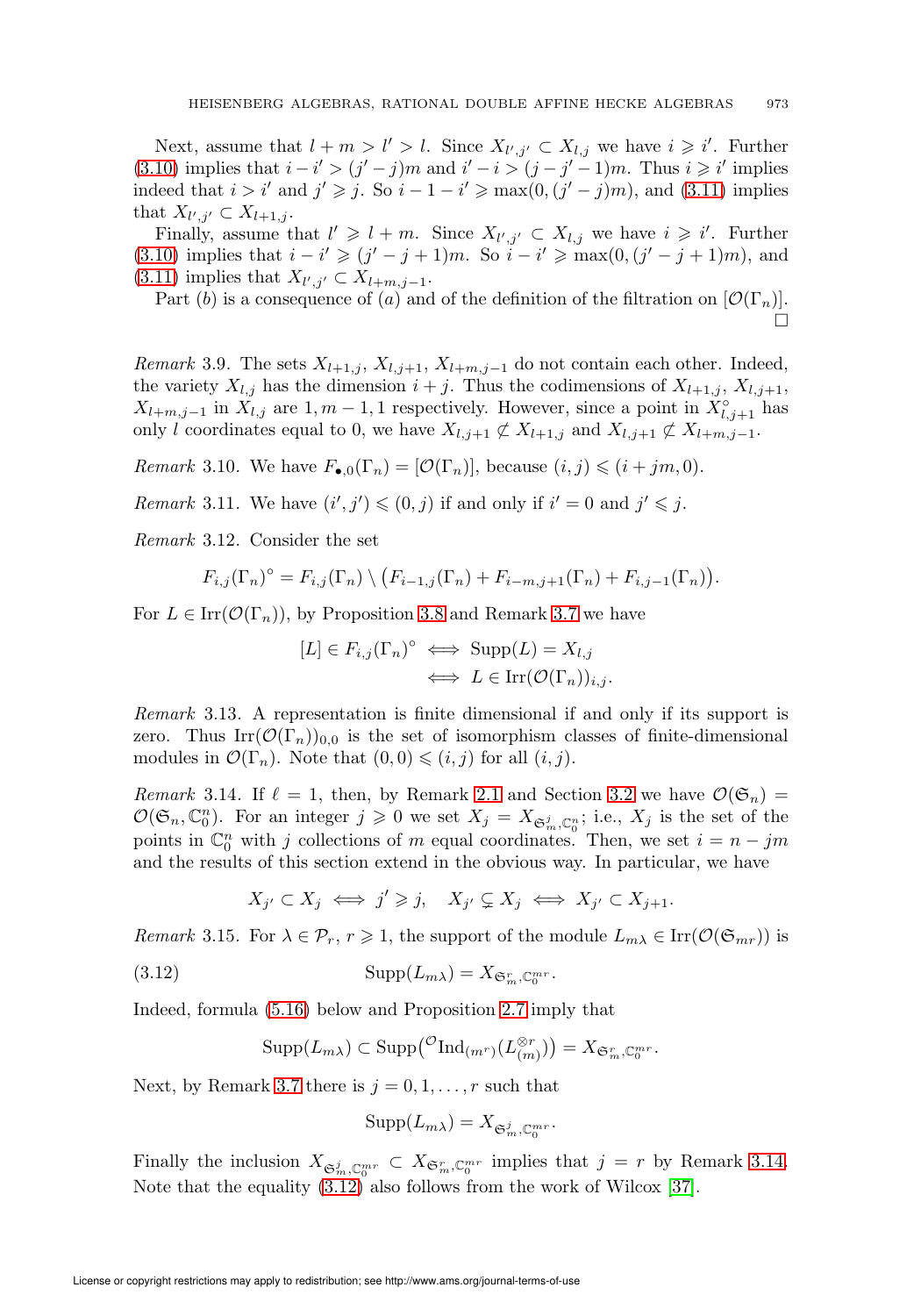Next, assume that $l + m > l' > l$. Since $X_{l',j'} \subset X_{l,j}$ we have $i \geqslant i'$. Further (3.10) implies that $i - i' > (j' - j)m$ and $i' - i > (j - j' - 1)m$. Thus $i \geqslant i'$ implies indeed that $i > i'$ and $j' \geqslant j$. So $i - 1 - i' \geqslant \max(0, (j' - j)m)$, and (3.11) implies that $X_{l',j'} \subset X_{l+1,j}$.

Finally, assume that $l' \geqslant l + m$. Since $X_{l',j'} \subset X_{l,j}$ we have $i \geqslant i'$. Further (3.10) implies that $i - i' \geqslant (j' - j + 1)m$. So $i - i' \geqslant \max(0, (j' - j + 1)m)$, and (3.11) implies that $X_{l',j'} \subset X_{l+m,j-1}$.

Part $(b)$ is a consequence of $(a)$ and of the definition of the filtration on $[\mathcal{O}(\Gamma_n)]$. □

*Remark* 3.9. The sets $X_{l+1,j}$, $X_{l,j+1}$, $X_{l+m,j-1}$ do not contain each other. Indeed, the variety $X_{l,j}$ has the dimension $i + j$. Thus the codimensions of $X_{l+1,j}$, $X_{l,j+1}$, $X_{l+m,j-1}$ in $X_{l,j}$ are $1, m-1, 1$ respectively. However, since a point in $X^{\circ}_{l,j+1}$ has only $l$ coordinates equal to 0, we have $X_{l,j+1} \not\subset X_{l+1,j}$ and $X_{l,j+1} \not\subset X_{l+m,j-1}$.

*Remark* 3.10. We have $F_{\bullet,0}(\Gamma_n) = [\mathcal{O}(\Gamma_n)]$, because $(i,j) \leqslant (i + jm, 0)$.

*Remark* 3.11. We have $(i', j') \leqslant (0, j)$ if and only if $i' = 0$ and $j' \leqslant j$.

*Remark* 3.12. Consider the set

$$F_{i,j}(\Gamma_n)^{\circ} = F_{i,j}(\Gamma_n) \setminus \big(F_{i-1,j}(\Gamma_n) + F_{i-m,j+1}(\Gamma_n) + F_{i,j-1}(\Gamma_n)\big).$$

For $L \in \operatorname{Irr}(\mathcal{O}(\Gamma_n))$, by Proposition 3.8 and Remark 3.7 we have

$$\begin{aligned}[L] \in F_{i,j}(\Gamma_n)^{\circ} &\iff \operatorname{Supp}(L) = X_{l,j} \\ &\iff L \in \operatorname{Irr}(\mathcal{O}(\Gamma_n))_{i,j}.\end{aligned}$$

*Remark* 3.13. A representation is finite dimensional if and only if its support is zero. Thus $\operatorname{Irr}(\mathcal{O}(\Gamma_n))_{0,0}$ is the set of isomorphism classes of finite-dimensional modules in $\mathcal{O}(\Gamma_n)$. Note that $(0,0) \leqslant (i,j)$ for all $(i,j)$.

*Remark* 3.14. If $\ell = 1$, then, by Remark 2.1 and Section 3.2 we have $\mathcal{O}(\mathfrak{S}_n) = \mathcal{O}(\mathfrak{S}_n, \mathbb{C}^n_0)$. For an integer $j \geqslant 0$ we set $X_j = X_{\mathfrak{S}^j_m, \mathbb{C}^n_0}$; i.e., $X_j$ is the set of the points in $\mathbb{C}^n_0$ with $j$ collections of $m$ equal coordinates. Then, we set $i = n - jm$ and the results of this section extend in the obvious way. In particular, we have

$$X_{j'} \subset X_j \iff j' \geqslant j, \quad X_{j'} \subsetneq X_j \iff X_{j'} \subset X_{j+1}.$$

*Remark* 3.15. For $\lambda \in \mathcal{P}_r$, $r \geqslant 1$, the support of the module $L_{m\lambda} \in \operatorname{Irr}(\mathcal{O}(\mathfrak{S}_{mr}))$ is

$$\operatorname{Supp}(L_{m\lambda}) = X_{\mathfrak{S}^r_m, \mathbb{C}^{mr}_0}. \tag{3.12}$$

Indeed, formula (5.16) below and Proposition 2.7 imply that

$$\operatorname{Supp}(L_{m\lambda}) \subset \operatorname{Supp}\big({}^{\mathcal{O}}\operatorname{Ind}_{(m^r)}(L^{\otimes r}_{(m)})\big) = X_{\mathfrak{S}^r_m, \mathbb{C}^{mr}_0}.$$

Next, by Remark 3.7 there is $j = 0, 1, \ldots, r$ such that

$$\operatorname{Supp}(L_{m\lambda}) = X_{\mathfrak{S}^j_m, \mathbb{C}^{mr}_0}.$$

Finally the inclusion $X_{\mathfrak{S}^j_m, \mathbb{C}^{mr}_0} \subset X_{\mathfrak{S}^r_m, \mathbb{C}^{mr}_0}$ implies that $j = r$ by Remark 3.14. Note that the equality (3.12) also follows from the work of Wilcox [37].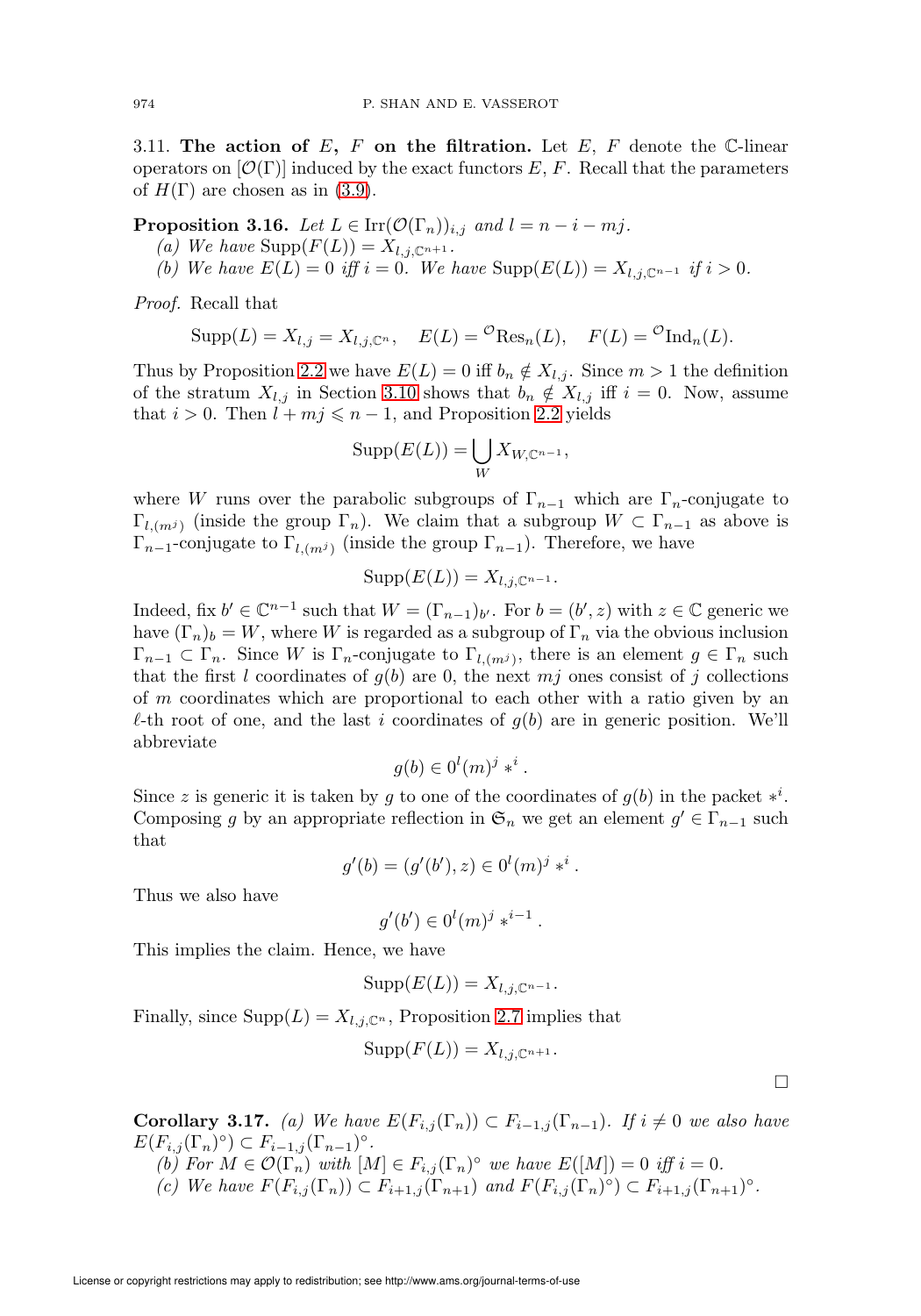3.11. **The action of $E$, $F$ on the filtration.** Let $E$, $F$ denote the $\mathbb{C}$-linear operators on $[\mathcal{O}(\Gamma)]$ induced by the exact functors $E$, $F$. Recall that the parameters of $H(\Gamma)$ are chosen as in (3.9).

**Proposition 3.16.** *Let $L \in \mathrm{Irr}(\mathcal{O}(\Gamma_n))_{i,j}$ and $l = n - i - mj$.*

*(a) We have $\mathrm{Supp}(F(L)) = X_{l,j,\mathbb{C}^{n+1}}$.*

*(b) We have $E(L) = 0$ iff $i = 0$. We have $\mathrm{Supp}(E(L)) = X_{l,j,\mathbb{C}^{n-1}}$ if $i > 0$.*

*Proof.* Recall that

$$\mathrm{Supp}(L) = X_{l,j} = X_{l,j,\mathbb{C}^n}, \quad E(L) = {}^{\mathcal{O}}\mathrm{Res}_n(L), \quad F(L) = {}^{\mathcal{O}}\mathrm{Ind}_n(L).$$

Thus by Proposition 2.2 we have $E(L) = 0$ iff $b_n \notin X_{l,j}$. Since $m > 1$ the definition of the stratum $X_{l,j}$ in Section 3.10 shows that $b_n \notin X_{l,j}$ iff $i = 0$. Now, assume that $i > 0$. Then $l + mj \leqslant n - 1$, and Proposition 2.2 yields

$$\mathrm{Supp}(E(L)) = \bigcup_W X_{W,\mathbb{C}^{n-1}},$$

where $W$ runs over the parabolic subgroups of $\Gamma_{n-1}$ which are $\Gamma_n$-conjugate to $\Gamma_{l,(m^j)}$ (inside the group $\Gamma_n$). We claim that a subgroup $W \subset \Gamma_{n-1}$ as above is $\Gamma_{n-1}$-conjugate to $\Gamma_{l,(m^j)}$ (inside the group $\Gamma_{n-1}$). Therefore, we have

$$\mathrm{Supp}(E(L)) = X_{l,j,\mathbb{C}^{n-1}}.$$

Indeed, fix $b' \in \mathbb{C}^{n-1}$ such that $W = (\Gamma_{n-1})_{b'}$. For $b = (b', z)$ with $z \in \mathbb{C}$ generic we have $(\Gamma_n)_b = W$, where $W$ is regarded as a subgroup of $\Gamma_n$ via the obvious inclusion $\Gamma_{n-1} \subset \Gamma_n$. Since $W$ is $\Gamma_n$-conjugate to $\Gamma_{l,(m^j)}$, there is an element $g \in \Gamma_n$ such that the first $l$ coordinates of $g(b)$ are 0, the next $mj$ ones consist of $j$ collections of $m$ coordinates which are proportional to each other with a ratio given by an $\ell$-th root of one, and the last $i$ coordinates of $g(b)$ are in generic position. We'll abbreviate

$$g(b) \in 0^l (m)^j *^i.$$

Since $z$ is generic it is taken by $g$ to one of the coordinates of $g(b)$ in the packet $*^i$. Composing $g$ by an appropriate reflection in $\mathfrak{S}_n$ we get an element $g' \in \Gamma_{n-1}$ such that

$$g'(b) = (g'(b'), z) \in 0^l (m)^j *^i.$$

Thus we also have

$$g'(b') \in 0^l (m)^j *^{i-1}.$$

This implies the claim. Hence, we have

$$\mathrm{Supp}(E(L)) = X_{l,j,\mathbb{C}^{n-1}}.$$

Finally, since $\mathrm{Supp}(L) = X_{l,j,\mathbb{C}^n}$, Proposition 2.7 implies that

$$\mathrm{Supp}(F(L)) = X_{l,j,\mathbb{C}^{n+1}}.$$

$\square$

**Corollary 3.17.** *(a) We have $E(F_{i,j}(\Gamma_n)) \subset F_{i-1,j}(\Gamma_{n-1})$. If $i \neq 0$ we also have $E(F_{i,j}(\Gamma_n)^\circ) \subset F_{i-1,j}(\Gamma_{n-1})^\circ$.*

*(b) For $M \in \mathcal{O}(\Gamma_n)$ with $[M] \in F_{i,j}(\Gamma_n)^\circ$ we have $E([M]) = 0$ iff $i = 0$.*

*(c) We have $F(F_{i,j}(\Gamma_n)) \subset F_{i+1,j}(\Gamma_{n+1})$ and $F(F_{i,j}(\Gamma_n)^\circ) \subset F_{i+1,j}(\Gamma_{n+1})^\circ$.*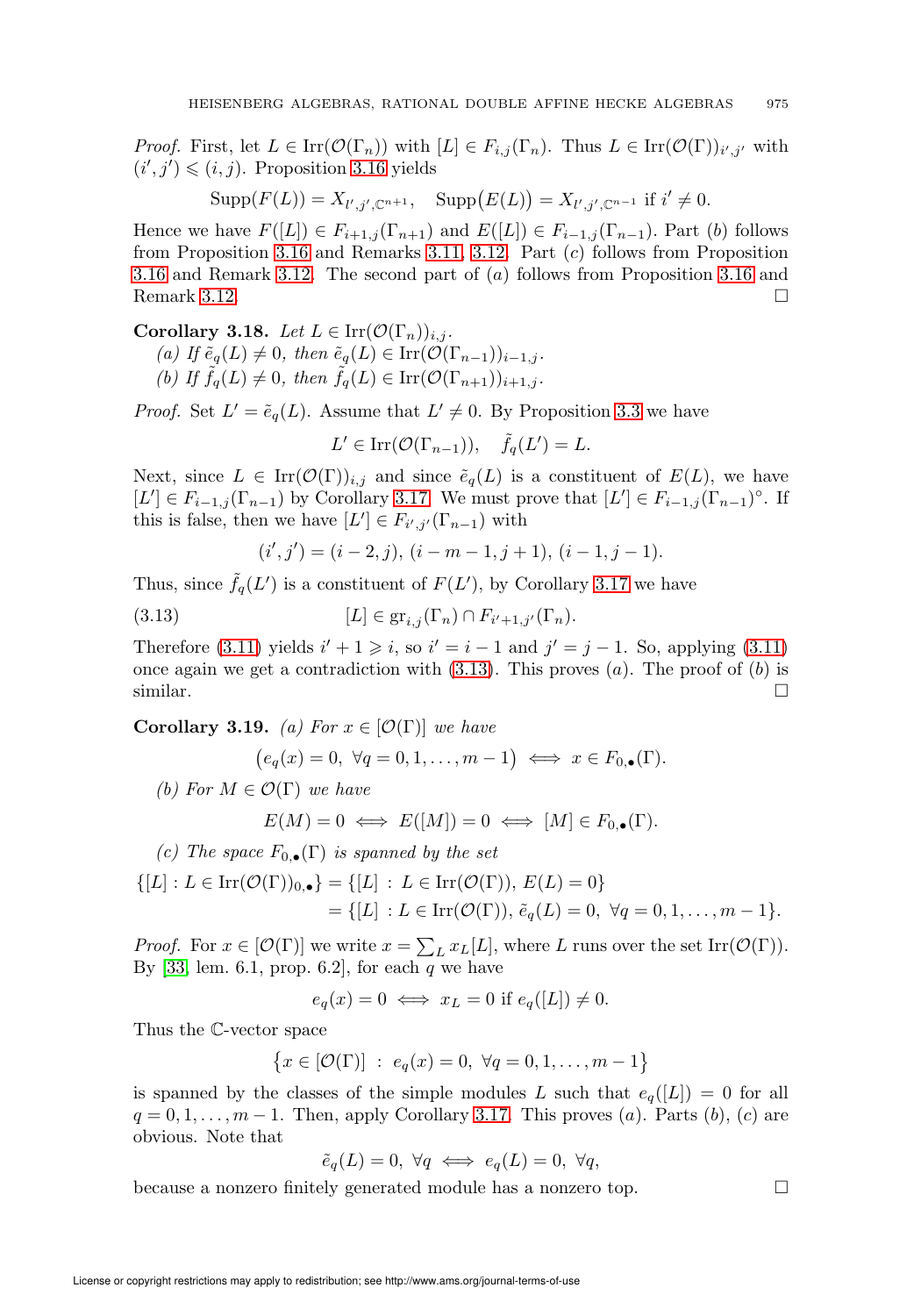*Proof.* First, let $L \in \mathrm{Irr}(\mathcal{O}(\Gamma_n))$ with $[L] \in F_{i,j}(\Gamma_n)$. Thus $L \in \mathrm{Irr}(\mathcal{O}(\Gamma))_{i',j'}$ with $(i',j') \leqslant (i,j)$. Proposition 3.16 yields

$$\mathrm{Supp}(F(L)) = X_{l',j',\mathbb{C}^{n+1}}, \quad \mathrm{Supp}\big(E(L)\big) = X_{l',j',\mathbb{C}^{n-1}} \text{ if } i' \neq 0.$$

Hence we have $F([L]) \in F_{i+1,j}(\Gamma_{n+1})$ and $E([L]) \in F_{i-1,j}(\Gamma_{n-1})$. Part $(b)$ follows from Proposition 3.16 and Remarks 3.11, 3.12. Part $(c)$ follows from Proposition 3.16 and Remark 3.12. The second part of $(a)$ follows from Proposition 3.16 and Remark 3.12. □

**Corollary 3.18.** *Let $L \in \mathrm{Irr}(\mathcal{O}(\Gamma_n))_{i,j}$.*

*(a) If $\tilde{e}_q(L) \neq 0$, then $\tilde{e}_q(L) \in \mathrm{Irr}(\mathcal{O}(\Gamma_{n-1}))_{i-1,j}$.*

*(b) If $\tilde{f}_q(L) \neq 0$, then $\tilde{f}_q(L) \in \mathrm{Irr}(\mathcal{O}(\Gamma_{n+1}))_{i+1,j}$.*

*Proof.* Set $L' = \tilde{e}_q(L)$. Assume that $L' \neq 0$. By Proposition 3.3 we have

$$L' \in \mathrm{Irr}(\mathcal{O}(\Gamma_{n-1})), \quad \tilde{f}_q(L') = L.$$

Next, since $L \in \mathrm{Irr}(\mathcal{O}(\Gamma))_{i,j}$ and since $\tilde{e}_q(L)$ is a constituent of $E(L)$, we have $[L'] \in F_{i-1,j}(\Gamma_{n-1})$ by Corollary 3.17. We must prove that $[L'] \in F_{i-1,j}(\Gamma_{n-1})^\circ$. If this is false, then we have $[L'] \in F_{i',j'}(\Gamma_{n-1})$ with

$$(i',j') = (i-2,j),\ (i-m-1,j+1),\ (i-1,j-1).$$

Thus, since $\tilde{f}_q(L')$ is a constituent of $F(L')$, by Corollary 3.17 we have

$$[L] \in \mathrm{gr}_{i,j}(\Gamma_n) \cap F_{i'+1,j'}(\Gamma_n). \tag{3.13}$$

Therefore (3.11) yields $i'+1 \geqslant i$, so $i' = i-1$ and $j' = j-1$. So, applying (3.11) once again we get a contradiction with (3.13). This proves $(a)$. The proof of $(b)$ is similar. □

**Corollary 3.19.** *(a) For $x \in [\mathcal{O}(\Gamma)]$ we have*

$$\big(e_q(x) = 0,\ \forall q = 0,1,\ldots,m-1\big) \iff x \in F_{0,\bullet}(\Gamma).$$

*(b) For $M \in \mathcal{O}(\Gamma)$ we have*

$$E(M) = 0 \iff E([M]) = 0 \iff [M] \in F_{0,\bullet}(\Gamma).$$

*(c) The space $F_{0,\bullet}(\Gamma)$ is spanned by the set*

$$\begin{aligned}\{[L] : L \in \mathrm{Irr}(\mathcal{O}(\Gamma))_{0,\bullet}\} &= \{[L] \,:\, L \in \mathrm{Irr}(\mathcal{O}(\Gamma)),\ E(L) = 0\} \\ &= \{[L] \,:\, L \in \mathrm{Irr}(\mathcal{O}(\Gamma)),\ \tilde{e}_q(L) = 0,\ \forall q = 0,1,\ldots,m-1\}.\end{aligned}$$

*Proof.* For $x \in [\mathcal{O}(\Gamma)]$ we write $x = \sum_L x_L[L]$, where $L$ runs over the set $\mathrm{Irr}(\mathcal{O}(\Gamma))$. By [33, lem. 6.1, prop. 6.2], for each $q$ we have

$$e_q(x) = 0 \iff x_L = 0 \text{ if } e_q([L]) \neq 0.$$

Thus the $\mathbb{C}$-vector space

$$\big\{x \in [\mathcal{O}(\Gamma)] \ :\ e_q(x) = 0,\ \forall q = 0,1,\ldots,m-1\big\}$$

is spanned by the classes of the simple modules $L$ such that $e_q([L]) = 0$ for all $q = 0,1,\ldots,m-1$. Then, apply Corollary 3.17. This proves $(a)$. Parts $(b)$, $(c)$ are obvious. Note that

$$\tilde{e}_q(L) = 0,\ \forall q \iff e_q(L) = 0,\ \forall q,$$

because a nonzero finitely generated module has a nonzero top. □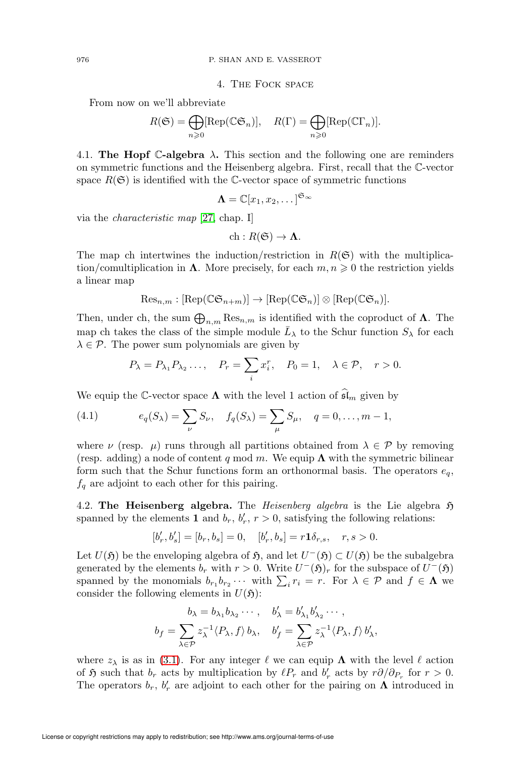## 4. The Fock space

From now on we'll abbreviate

$$R(\mathfrak{S}) = \bigoplus_{n\geqslant 0}[\mathrm{Rep}(\mathbb{C}\mathfrak{S}_n)], \quad R(\Gamma) = \bigoplus_{n\geqslant 0}[\mathrm{Rep}(\mathbb{C}\Gamma_n)].$$

4.1. **The Hopf $\mathbb{C}$-algebra $\lambda$.** This section and the following one are reminders on symmetric functions and the Heisenberg algebra. First, recall that the $\mathbb{C}$-vector space $R(\mathfrak{S})$ is identified with the $\mathbb{C}$-vector space of symmetric functions

$$\mathbf{\Lambda} = \mathbb{C}[x_1, x_2, \dots]^{\mathfrak{S}_\infty}$$

via the *characteristic map* [27, chap. I]

$$\mathrm{ch} : R(\mathfrak{S}) \to \mathbf{\Lambda}.$$

The map ch intertwines the induction/restriction in $R(\mathfrak{S})$ with the multiplication/comultiplication in $\mathbf{\Lambda}$. More precisely, for each $m, n \geqslant 0$ the restriction yields a linear map

$$\mathrm{Res}_{n,m} : [\mathrm{Rep}(\mathbb{C}\mathfrak{S}_{n+m})] \to [\mathrm{Rep}(\mathbb{C}\mathfrak{S}_n)] \otimes [\mathrm{Rep}(\mathbb{C}\mathfrak{S}_n)].$$

Then, under ch, the sum $\bigoplus_{n,m} \mathrm{Res}_{n,m}$ is identified with the coproduct of $\mathbf{\Lambda}$. The map ch takes the class of the simple module $\bar{L}_\lambda$ to the Schur function $S_\lambda$ for each $\lambda \in \mathcal{P}$. The power sum polynomials are given by

$$P_\lambda = P_{\lambda_1} P_{\lambda_2} \dots, \quad P_r = \sum_i x_i^r, \quad P_0 = 1, \quad \lambda \in \mathcal{P}, \quad r > 0.$$

We equip the $\mathbb{C}$-vector space $\mathbf{\Lambda}$ with the level 1 action of $\widehat{\mathfrak{sl}}_m$ given by

$$e_q(S_\lambda) = \sum_\nu S_\nu, \quad f_q(S_\lambda) = \sum_\mu S_\mu, \quad q = 0, \dots, m-1, \tag{4.1}$$

where $\nu$ (resp. $\mu$) runs through all partitions obtained from $\lambda \in \mathcal{P}$ by removing (resp. adding) a node of content $q$ mod $m$. We equip $\mathbf{\Lambda}$ with the symmetric bilinear form such that the Schur functions form an orthonormal basis. The operators $e_q$, $f_q$ are adjoint to each other for this pairing.

4.2. **The Heisenberg algebra.** The *Heisenberg algebra* is the Lie algebra $\mathfrak{H}$ spanned by the elements $\mathbf{1}$ and $b_r$, $b'_r$, $r > 0$, satisfying the following relations:

$$[b'_r, b'_s] = [b_r, b_s] = 0, \quad [b'_r, b_s] = r\mathbf{1}\delta_{r,s}, \quad r, s > 0.$$

Let $U(\mathfrak{H})$ be the enveloping algebra of $\mathfrak{H}$, and let $U^-(\mathfrak{H}) \subset U(\mathfrak{H})$ be the subalgebra generated by the elements $b_r$ with $r > 0$. Write $U^-(\mathfrak{H})_r$ for the subspace of $U^-(\mathfrak{H})$ spanned by the monomials $b_{r_1} b_{r_2} \cdots$ with $\sum_i r_i = r$. For $\lambda \in \mathcal{P}$ and $f \in \mathbf{\Lambda}$ we consider the following elements in $U(\mathfrak{H})$:

$$b_\lambda = b_{\lambda_1} b_{\lambda_2} \cdots, \quad b'_\lambda = b'_{\lambda_1} b'_{\lambda_2} \cdots,$$
$$b_f = \sum_{\lambda\in\mathcal{P}} z_\lambda^{-1} \langle P_\lambda, f\rangle\, b_\lambda, \quad b'_f = \sum_{\lambda\in\mathcal{P}} z_\lambda^{-1} \langle P_\lambda, f\rangle\, b'_\lambda,$$

where $z_\lambda$ is as in (3.1). For any integer $\ell$ we can equip $\mathbf{\Lambda}$ with the level $\ell$ action of $\mathfrak{H}$ such that $b_r$ acts by multiplication by $\ell P_r$ and $b'_r$ acts by $r\partial/\partial_{P_r}$ for $r > 0$. The operators $b_r$, $b'_r$ are adjoint to each other for the pairing on $\mathbf{\Lambda}$ introduced in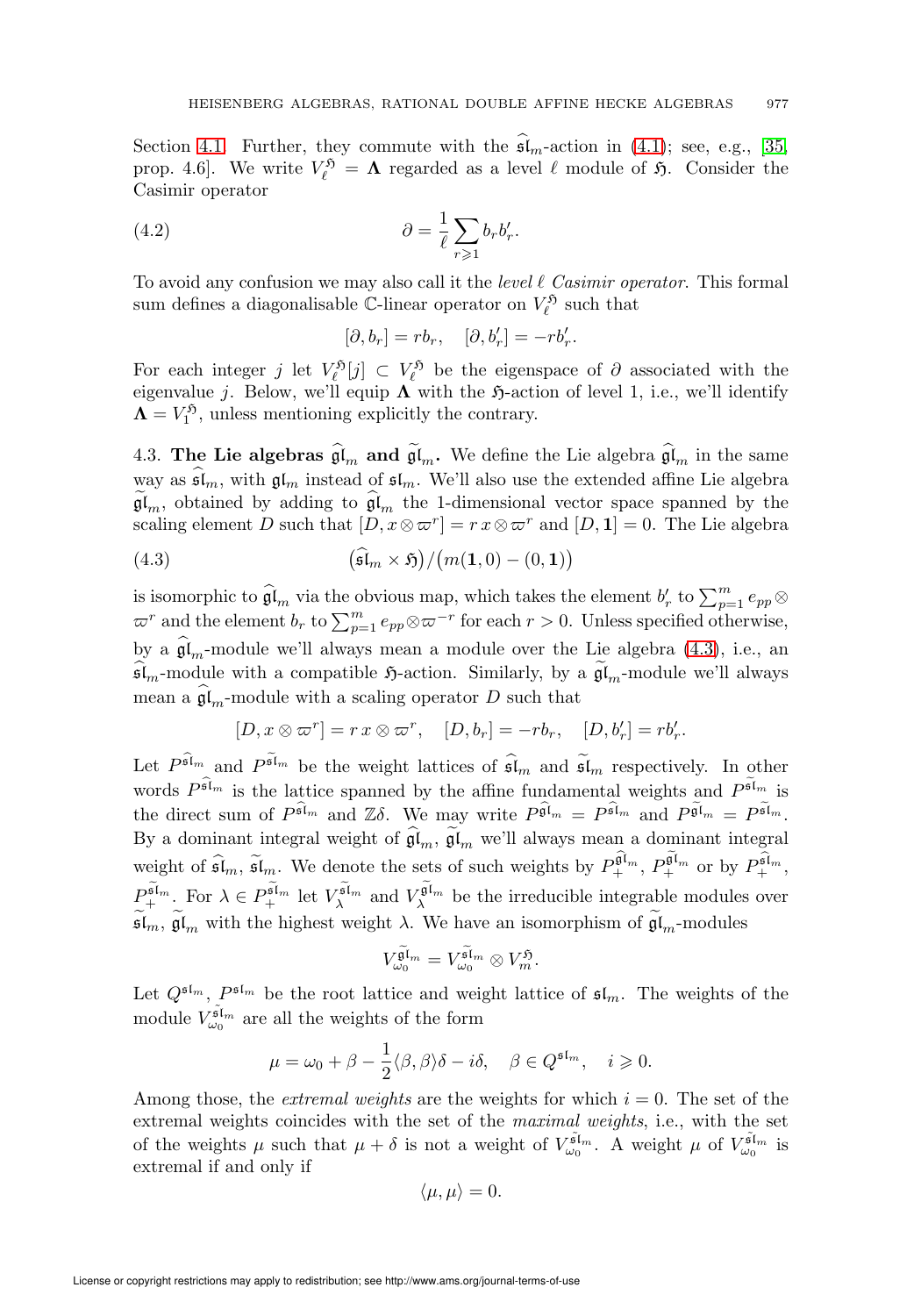Section 4.1. Further, they commute with the $\widehat{\mathfrak{sl}}_m$-action in (4.1); see, e.g., [35, prop. 4.6]. We write $V_\ell^{\mathfrak{H}} = \mathbf{\Lambda}$ regarded as a level $\ell$ module of $\mathfrak{H}$. Consider the Casimir operator

$$\partial = \frac{1}{\ell} \sum_{r \geqslant 1} b_r b_r'. \tag{4.2}$$

To avoid any confusion we may also call it the *level $\ell$ Casimir operator*. This formal sum defines a diagonalisable $\mathbb{C}$-linear operator on $V_\ell^{\mathfrak{H}}$ such that

$$[\partial, b_r] = r b_r, \quad [\partial, b_r'] = -r b_r'.$$

For each integer $j$ let $V_\ell^{\mathfrak{H}}[j] \subset V_\ell^{\mathfrak{H}}$ be the eigenspace of $\partial$ associated with the eigenvalue $j$. Below, we'll equip $\mathbf{\Lambda}$ with the $\mathfrak{H}$-action of level 1, i.e., we'll identify $\mathbf{\Lambda} = V_1^{\mathfrak{H}}$, unless mentioning explicitly the contrary.

4.3. **The Lie algebras $\widehat{\mathfrak{gl}}_m$ and $\widetilde{\mathfrak{gl}}_m$.** We define the Lie algebra $\widehat{\mathfrak{gl}}_m$ in the same way as $\widehat{\mathfrak{sl}}_m$, with $\mathfrak{gl}_m$ instead of $\mathfrak{sl}_m$. We'll also use the extended affine Lie algebra $\widetilde{\mathfrak{gl}}_m$, obtained by adding to $\widehat{\mathfrak{gl}}_m$ the 1-dimensional vector space spanned by the scaling element $D$ such that $[D, x \otimes \varpi^r] = r\, x \otimes \varpi^r$ and $[D, \mathbf{1}] = 0$. The Lie algebra

$$\big(\widehat{\mathfrak{sl}}_m \times \mathfrak{H}\big) / \big(m(\mathbf{1}, 0) - (0, \mathbf{1})\big) \tag{4.3}$$

is isomorphic to $\widehat{\mathfrak{gl}}_m$ via the obvious map, which takes the element $b_r'$ to $\sum_{p=1}^m e_{pp} \otimes \varpi^r$ and the element $b_r$ to $\sum_{p=1}^m e_{pp} \otimes \varpi^{-r}$ for each $r > 0$. Unless specified otherwise, by a $\widehat{\mathfrak{gl}}_m$-module we'll always mean a module over the Lie algebra (4.3), i.e., an $\widehat{\mathfrak{sl}}_m$-module with a compatible $\mathfrak{H}$-action. Similarly, by a $\widetilde{\mathfrak{gl}}_m$-module we'll always mean a $\widehat{\mathfrak{gl}}_m$-module with a scaling operator $D$ such that

$$[D, x \otimes \varpi^r] = r\, x \otimes \varpi^r, \quad [D, b_r] = -r b_r, \quad [D, b_r'] = r b_r'.$$

Let $P^{\widehat{\mathfrak{sl}}_m}$ and $P^{\widetilde{\mathfrak{sl}}_m}$ be the weight lattices of $\widehat{\mathfrak{sl}}_m$ and $\widetilde{\mathfrak{sl}}_m$ respectively. In other words $P^{\widehat{\mathfrak{sl}}_m}$ is the lattice spanned by the affine fundamental weights and $P^{\widetilde{\mathfrak{sl}}_m}$ is the direct sum of $P^{\widehat{\mathfrak{sl}}_m}$ and $\mathbb{Z}\delta$. We may write $P^{\widehat{\mathfrak{gl}}_m} = P^{\widehat{\mathfrak{sl}}_m}$ and $P^{\widetilde{\mathfrak{gl}}_m} = P^{\widetilde{\mathfrak{sl}}_m}$. By a dominant integral weight of $\widehat{\mathfrak{gl}}_m$, $\widetilde{\mathfrak{gl}}_m$ we'll always mean a dominant integral weight of $\widehat{\mathfrak{sl}}_m$, $\widetilde{\mathfrak{sl}}_m$. We denote the sets of such weights by $P_+^{\widehat{\mathfrak{gl}}_m}$, $P_+^{\widetilde{\mathfrak{gl}}_m}$ or by $P_+^{\widehat{\mathfrak{sl}}_m}$, $P_+^{\widetilde{\mathfrak{sl}}_m}$. For $\lambda \in P_+^{\widetilde{\mathfrak{sl}}_m}$ let $V_\lambda^{\widetilde{\mathfrak{sl}}_m}$ and $V_\lambda^{\widetilde{\mathfrak{gl}}_m}$ be the irreducible integrable modules over $\widetilde{\mathfrak{sl}}_m$, $\widetilde{\mathfrak{gl}}_m$ with the highest weight $\lambda$. We have an isomorphism of $\widetilde{\mathfrak{gl}}_m$-modules

$$V_{\omega_0}^{\widetilde{\mathfrak{gl}}_m} = V_{\omega_0}^{\widetilde{\mathfrak{sl}}_m} \otimes V_m^{\mathfrak{H}}.$$

Let $Q^{\mathfrak{sl}_m}$, $P^{\mathfrak{sl}_m}$ be the root lattice and weight lattice of $\mathfrak{sl}_m$. The weights of the module $V_{\omega_0}^{\widetilde{\mathfrak{sl}}_m}$ are all the weights of the form

$$\mu = \omega_0 + \beta - \frac{1}{2}\langle \beta, \beta \rangle \delta - i\delta, \quad \beta \in Q^{\mathfrak{sl}_m}, \quad i \geqslant 0.$$

Among those, the *extremal weights* are the weights for which $i = 0$. The set of the extremal weights coincides with the set of the *maximal weights*, i.e., with the set of the weights $\mu$ such that $\mu + \delta$ is not a weight of $V_{\omega_0}^{\widetilde{\mathfrak{sl}}_m}$. A weight $\mu$ of $V_{\omega_0}^{\widetilde{\mathfrak{sl}}_m}$ is extremal if and only if

$$\langle \mu, \mu \rangle = 0.$$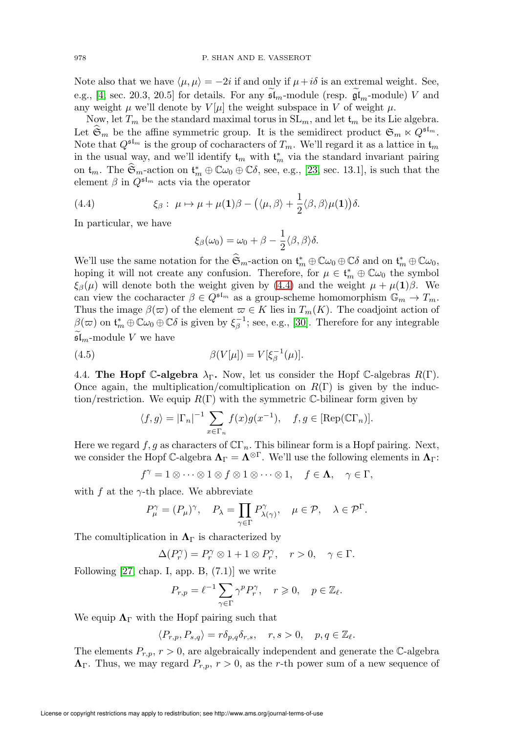Note also that we have $\langle \mu, \mu \rangle = -2i$ if and only if $\mu + i\delta$ is an extremal weight. See, e.g., [4, sec. 20.3, 20.5] for details. For any $\widetilde{\mathfrak{sl}}_m$-module (resp. $\widetilde{\mathfrak{gl}}_m$-module) $V$ and any weight $\mu$ we'll denote by $V[\mu]$ the weight subspace in $V$ of weight $\mu$.

Now, let $T_m$ be the standard maximal torus in $\mathrm{SL}_m$, and let $\mathfrak{t}_m$ be its Lie algebra. Let $\widehat{\mathfrak{S}}_m$ be the affine symmetric group. It is the semidirect product $\mathfrak{S}_m \ltimes Q^{\mathfrak{sl}_m}$. Note that $Q^{\mathfrak{sl}_m}$ is the group of cocharacters of $T_m$. We'll regard it as a lattice in $\mathfrak{t}_m$ in the usual way, and we'll identify $\mathfrak{t}_m$ with $\mathfrak{t}_m^*$ via the standard invariant pairing on $\mathfrak{t}_m$. The $\widehat{\mathfrak{S}}_m$-action on $\mathfrak{t}_m^* \oplus \mathbb{C}\omega_0 \oplus \mathbb{C}\delta$, see, e.g., [23, sec. 13.1], is such that the element $\beta$ in $Q^{\mathfrak{sl}_m}$ acts via the operator

$$\xi_\beta : \ \mu \mapsto \mu + \mu(\mathbf{1})\beta - \big(\langle \mu, \beta \rangle + \frac{1}{2}\langle \beta, \beta \rangle \mu(\mathbf{1})\big)\delta. \tag{4.4}$$

In particular, we have

$$\xi_\beta(\omega_0) = \omega_0 + \beta - \frac{1}{2}\langle \beta, \beta \rangle \delta.$$

We'll use the same notation for the $\widehat{\mathfrak{S}}_m$-action on $\mathfrak{t}_m^* \oplus \mathbb{C}\omega_0 \oplus \mathbb{C}\delta$ and on $\mathfrak{t}_m^* \oplus \mathbb{C}\omega_0$, hoping it will not create any confusion. Therefore, for $\mu \in \mathfrak{t}_m^* \oplus \mathbb{C}\omega_0$ the symbol $\xi_\beta(\mu)$ will denote both the weight given by (4.4) and the weight $\mu + \mu(\mathbf{1})\beta$. We can view the cocharacter $\beta \in Q^{\mathfrak{sl}_m}$ as a group-scheme homomorphism $\mathbb{G}_m \to T_m$. Thus the image $\beta(\varpi)$ of the element $\varpi \in K$ lies in $T_m(K)$. The coadjoint action of $\beta(\varpi)$ on $\mathfrak{t}_m^* \oplus \mathbb{C}\omega_0 \oplus \mathbb{C}\delta$ is given by $\xi_\beta^{-1}$; see, e.g., [30]. Therefore for any integrable $\widetilde{\mathfrak{sl}}_m$-module $V$ we have

$$\beta(V[\mu]) = V[\xi_\beta^{-1}(\mu)]. \tag{4.5}$$

**4.4. The Hopf $\mathbb{C}$-algebra $\lambda_\Gamma$.** Now, let us consider the Hopf $\mathbb{C}$-algebras $R(\Gamma)$. Once again, the multiplication/comultiplication on $R(\Gamma)$ is given by the induction/restriction. We equip $R(\Gamma)$ with the symmetric $\mathbb{C}$-bilinear form given by

$$\langle f, g \rangle = |\Gamma_n|^{-1} \sum_{x \in \Gamma_n} f(x) g(x^{-1}), \quad f, g \in [\mathrm{Rep}(\mathbb{C}\Gamma_n)].$$

Here we regard $f, g$ as characters of $\mathbb{C}\Gamma_n$. This bilinear form is a Hopf pairing. Next, we consider the Hopf $\mathbb{C}$-algebra $\mathbf{\Lambda}_\Gamma = \mathbf{\Lambda}^{\otimes \Gamma}$. We'll use the following elements in $\mathbf{\Lambda}_\Gamma$:

$$f^\gamma = 1 \otimes \cdots \otimes 1 \otimes f \otimes 1 \otimes \cdots \otimes 1, \quad f \in \mathbf{\Lambda}, \quad \gamma \in \Gamma,$$

with $f$ at the $\gamma$-th place. We abbreviate

$$P_\mu^\gamma = (P_\mu)^\gamma, \quad P_\lambda = \prod_{\gamma \in \Gamma} P_{\lambda^{(\gamma)}}^\gamma, \quad \mu \in \mathcal{P}, \quad \lambda \in \mathcal{P}^\Gamma.$$

The comultiplication in $\mathbf{\Lambda}_\Gamma$ is characterized by

$$\Delta(P_r^\gamma) = P_r^\gamma \otimes 1 + 1 \otimes P_r^\gamma, \quad r > 0, \quad \gamma \in \Gamma.$$

Following [27, chap. I, app. B, (7.1)] we write

$$P_{r,p} = \ell^{-1} \sum_{\gamma \in \Gamma} \gamma^p P_r^\gamma, \quad r \geqslant 0, \quad p \in \mathbb{Z}_\ell.$$

We equip $\mathbf{\Lambda}_\Gamma$ with the Hopf pairing such that

$$\langle P_{r,p}, P_{s,q} \rangle = r\delta_{p,q}\delta_{r,s}, \quad r, s > 0, \quad p, q \in \mathbb{Z}_\ell.$$

The elements $P_{r,p}$, $r > 0$, are algebraically independent and generate the $\mathbb{C}$-algebra $\mathbf{\Lambda}_\Gamma$. Thus, we may regard $P_{r,p}$, $r > 0$, as the $r$-th power sum of a new sequence of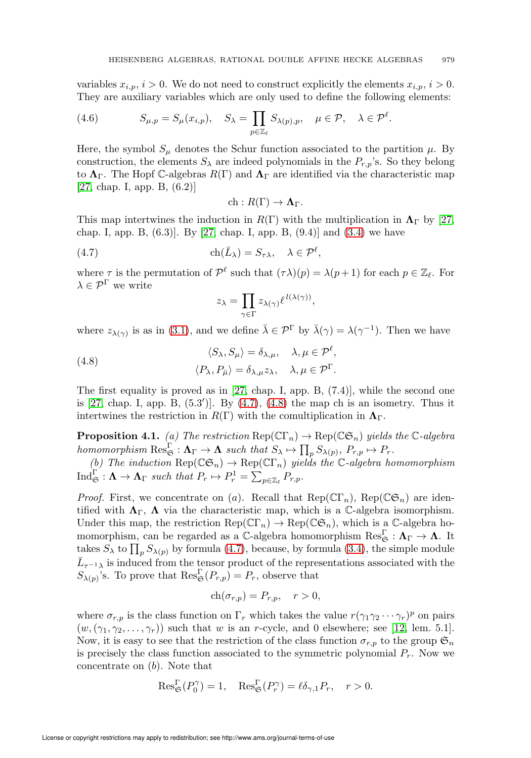variables $x_{i,p}$, $i > 0$. We do not need to construct explicitly the elements $x_{i,p}$, $i > 0$. They are auxiliary variables which are only used to define the following elements:

$$S_{\mu,p} = S_\mu(x_{i,p}), \quad S_\lambda = \prod_{p \in \mathbb{Z}_\ell} S_{\lambda(p),p}, \quad \mu \in \mathcal{P}, \quad \lambda \in \mathcal{P}^\ell. \tag{4.6}$$

Here, the symbol $S_\mu$ denotes the Schur function associated to the partition $\mu$. By construction, the elements $S_\lambda$ are indeed polynomials in the $P_{r,p}$'s. So they belong to $\mathbf{\Lambda}_\Gamma$. The Hopf $\mathbb{C}$-algebras $R(\Gamma)$ and $\mathbf{\Lambda}_\Gamma$ are identified via the characteristic map [27, chap. I, app. B, (6.2)]

$$\mathrm{ch} : R(\Gamma) \to \mathbf{\Lambda}_\Gamma.$$

This map intertwines the induction in $R(\Gamma)$ with the multiplication in $\mathbf{\Lambda}_\Gamma$ by [27, chap. I, app. B, (6.3)]. By [27, chap. I, app. B, (9.4)] and (3.4) we have

$$\mathrm{ch}(\bar{L}_\lambda) = S_{\tau\lambda}, \quad \lambda \in \mathcal{P}^\ell, \tag{4.7}$$

where $\tau$ is the permutation of $\mathcal{P}^\ell$ such that $(\tau\lambda)(p) = \lambda(p+1)$ for each $p \in \mathbb{Z}_\ell$. For $\lambda \in \mathcal{P}^\Gamma$ we write

$$z_\lambda = \prod_{\gamma \in \Gamma} z_{\lambda(\gamma)} \ell^{\, l(\lambda(\gamma))},$$

where $z_{\lambda(\gamma)}$ is as in (3.1), and we define $\bar{\lambda} \in \mathcal{P}^\Gamma$ by $\bar{\lambda}(\gamma) = \lambda(\gamma^{-1})$. Then we have

$$\begin{aligned} \langle S_\lambda, S_\mu \rangle &= \delta_{\lambda,\mu}, \quad \lambda, \mu \in \mathcal{P}^\ell, \\ \langle P_\lambda, P_{\bar{\mu}} \rangle &= \delta_{\lambda,\mu} z_\lambda, \quad \lambda, \mu \in \mathcal{P}^\Gamma. \end{aligned} \tag{4.8}$$

The first equality is proved as in [27, chap. I, app. B, (7.4)], while the second one is [27, chap. I, app. B, (5.3′)]. By (4.7), (4.8) the map ch is an isometry. Thus it intertwines the restriction in $R(\Gamma)$ with the comultiplication in $\mathbf{\Lambda}_\Gamma$.

**Proposition 4.1.** *(a) The restriction* $\mathrm{Rep}(\mathbb{C}\Gamma_n) \to \mathrm{Rep}(\mathbb{C}\mathfrak{S}_n)$ *yields the* $\mathbb{C}$*-algebra homomorphism* $\mathrm{Res}^\Gamma_{\mathfrak{S}} : \mathbf{\Lambda}_\Gamma \to \mathbf{\Lambda}$ *such that* $S_\lambda \mapsto \prod_p S_{\lambda(p)}$, $P_{r,p} \mapsto P_r$.

*(b) The induction* $\mathrm{Rep}(\mathbb{C}\mathfrak{S}_n) \to \mathrm{Rep}(\mathbb{C}\Gamma_n)$ *yields the* $\mathbb{C}$*-algebra homomorphism* $\mathrm{Ind}^\Gamma_{\mathfrak{S}} : \mathbf{\Lambda} \to \mathbf{\Lambda}_\Gamma$ *such that* $P_r \mapsto P^1_r = \sum_{p \in \mathbb{Z}_\ell} P_{r,p}$.

*Proof.* First, we concentrate on $(a)$. Recall that $\mathrm{Rep}(\mathbb{C}\Gamma_n)$, $\mathrm{Rep}(\mathbb{C}\mathfrak{S}_n)$ are identified with $\mathbf{\Lambda}_\Gamma$, $\mathbf{\Lambda}$ via the characteristic map, which is a $\mathbb{C}$-algebra isomorphism. Under this map, the restriction $\mathrm{Rep}(\mathbb{C}\Gamma_n) \to \mathrm{Rep}(\mathbb{C}\mathfrak{S}_n)$, which is a $\mathbb{C}$-algebra homomorphism, can be regarded as a $\mathbb{C}$-algebra homomorphism $\mathrm{Res}^\Gamma_{\mathfrak{S}} : \mathbf{\Lambda}_\Gamma \to \mathbf{\Lambda}$. It takes $S_\lambda$ to $\prod_p S_{\lambda(p)}$ by formula (4.7), because, by formula (3.4), the simple module $\bar{L}_{\tau^{-1}\lambda}$ is induced from the tensor product of the representations associated with the $S_{\lambda(p)}$'s. To prove that $\mathrm{Res}^\Gamma_{\mathfrak{S}}(P_{r,p}) = P_r$, observe that

$$\mathrm{ch}(\sigma_{r,p}) = P_{r,p}, \quad r > 0,$$

where $\sigma_{r,p}$ is the class function on $\Gamma_r$ which takes the value $r(\gamma_1\gamma_2\cdots\gamma_r)^p$ on pairs $(w, (\gamma_1, \gamma_2, \ldots, \gamma_r))$ such that $w$ is an $r$-cycle, and $0$ elsewhere; see [12, lem. 5.1]. Now, it is easy to see that the restriction of the class function $\sigma_{r,p}$ to the group $\mathfrak{S}_n$ is precisely the class function associated to the symmetric polynomial $P_r$. Now we concentrate on $(b)$. Note that

$$\mathrm{Res}^\Gamma_{\mathfrak{S}}(P^\gamma_0) = 1, \quad \mathrm{Res}^\Gamma_{\mathfrak{S}}(P^\gamma_r) = \ell\delta_{\gamma,1} P_r, \quad r > 0.$$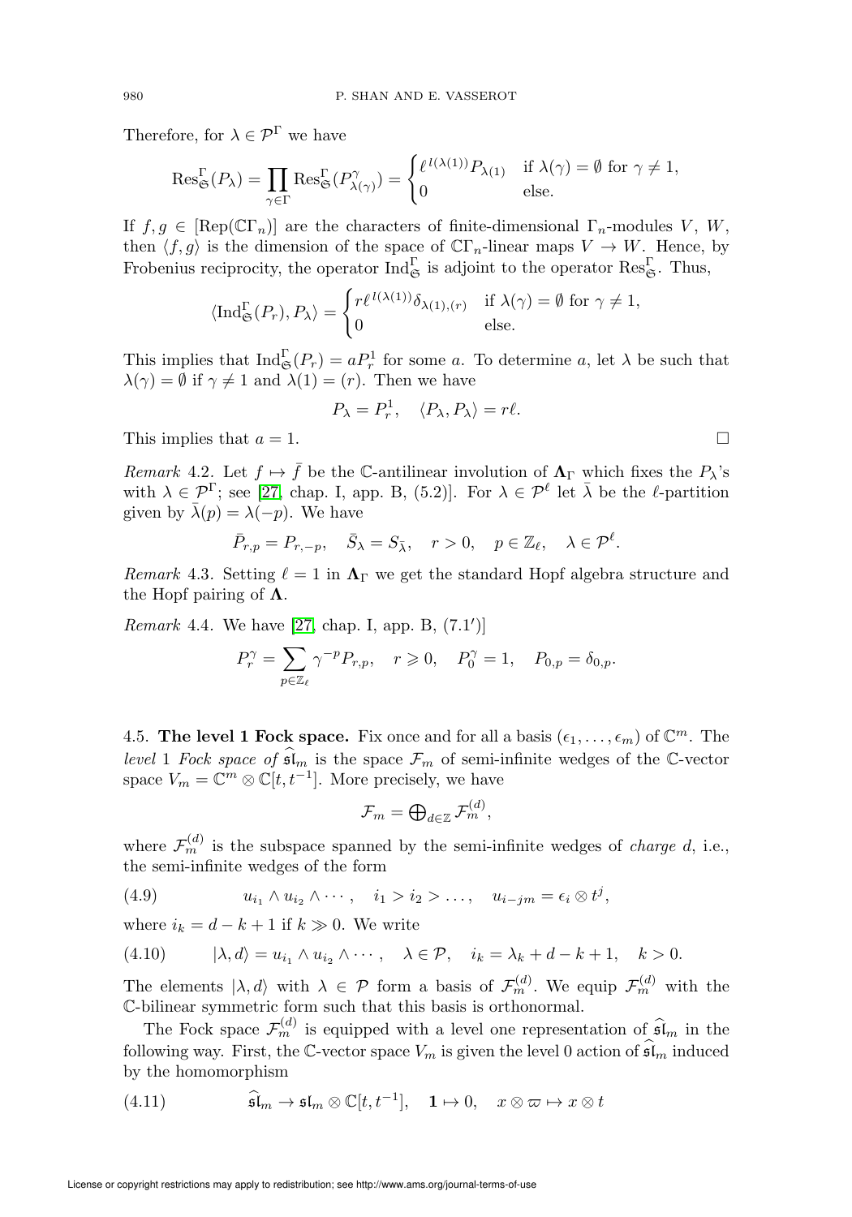Therefore, for $\lambda \in \mathcal{P}^\Gamma$ we have

$$\mathrm{Res}^\Gamma_{\mathfrak{S}}(P_\lambda) = \prod_{\gamma\in\Gamma} \mathrm{Res}^\Gamma_{\mathfrak{S}}(P^\gamma_{\lambda(\gamma)}) = \begin{cases} \ell^{\,l(\lambda(1))} P_{\lambda(1)} & \text{if } \lambda(\gamma) = \emptyset \text{ for } \gamma \neq 1, \\ 0 & \text{else.} \end{cases}$$

If $f, g \in [\mathrm{Rep}(\mathbb{C}\Gamma_n)]$ are the characters of finite-dimensional $\Gamma_n$-modules $V$, $W$, then $\langle f, g\rangle$ is the dimension of the space of $\mathbb{C}\Gamma_n$-linear maps $V \to W$. Hence, by Frobenius reciprocity, the operator $\mathrm{Ind}^\Gamma_{\mathfrak{S}}$ is adjoint to the operator $\mathrm{Res}^\Gamma_{\mathfrak{S}}$. Thus,

$$\langle \mathrm{Ind}^\Gamma_{\mathfrak{S}}(P_r), P_\lambda\rangle = \begin{cases} r\ell^{\,l(\lambda(1))} \delta_{\lambda(1),(r)} & \text{if } \lambda(\gamma) = \emptyset \text{ for } \gamma \neq 1, \\ 0 & \text{else.} \end{cases}$$

This implies that $\mathrm{Ind}^\Gamma_{\mathfrak{S}}(P_r) = aP^1_r$ for some $a$. To determine $a$, let $\lambda$ be such that $\lambda(\gamma) = \emptyset$ if $\gamma \neq 1$ and $\lambda(1) = (r)$. Then we have

$$P_\lambda = P^1_r, \quad \langle P_\lambda, P_\lambda\rangle = r\ell.$$

This implies that $a = 1$. □

*Remark* 4.2. Let $f \mapsto \bar{f}$ be the $\mathbb{C}$-antilinear involution of $\mathbf{\Lambda}_\Gamma$ which fixes the $P_\lambda$'s with $\lambda \in \mathcal{P}^\Gamma$; see [27, chap. I, app. B, (5.2)]. For $\lambda \in \mathcal{P}^\ell$ let $\bar{\lambda}$ be the $\ell$-partition given by $\bar{\lambda}(p) = \lambda(-p)$. We have

$$\bar{P}_{r,p} = P_{r,-p}, \quad \bar{S}_\lambda = S_{\bar{\lambda}}, \quad r > 0, \quad p \in \mathbb{Z}_\ell, \quad \lambda \in \mathcal{P}^\ell.$$

*Remark* 4.3. Setting $\ell = 1$ in $\mathbf{\Lambda}_\Gamma$ we get the standard Hopf algebra structure and the Hopf pairing of $\mathbf{\Lambda}$.

*Remark* 4.4. We have [27, chap. I, app. B, (7.1′)]

$$P^\gamma_r = \sum_{p\in\mathbb{Z}_\ell} \gamma^{-p} P_{r,p}, \quad r \geqslant 0, \quad P^\gamma_0 = 1, \quad P_{0,p} = \delta_{0,p}.$$

4.5. **The level 1 Fock space.** Fix once and for all a basis $(\epsilon_1, \dots, \epsilon_m)$ of $\mathbb{C}^m$. The *level* 1 *Fock space of* $\widehat{\mathfrak{sl}}_m$ is the space $\mathcal{F}_m$ of semi-infinite wedges of the $\mathbb{C}$-vector space $V_m = \mathbb{C}^m \otimes \mathbb{C}[t, t^{-1}]$. More precisely, we have

$$\mathcal{F}_m = \bigoplus\nolimits_{d\in\mathbb{Z}} \mathcal{F}^{(d)}_m,$$

where $\mathcal{F}^{(d)}_m$ is the subspace spanned by the semi-infinite wedges of *charge* $d$, i.e., the semi-infinite wedges of the form

$$u_{i_1} \wedge u_{i_2} \wedge \cdots, \quad i_1 > i_2 > \dots, \quad u_{i-jm} = \epsilon_i \otimes t^j, \tag{4.9}$$

where $i_k = d - k + 1$ if $k \gg 0$. We write

$$|\lambda, d\rangle = u_{i_1} \wedge u_{i_2} \wedge \cdots, \quad \lambda \in \mathcal{P}, \quad i_k = \lambda_k + d - k + 1, \quad k > 0. \tag{4.10}$$

The elements $|\lambda, d\rangle$ with $\lambda \in \mathcal{P}$ form a basis of $\mathcal{F}^{(d)}_m$. We equip $\mathcal{F}^{(d)}_m$ with the $\mathbb{C}$-bilinear symmetric form such that this basis is orthonormal.

The Fock space $\mathcal{F}^{(d)}_m$ is equipped with a level one representation of $\widehat{\mathfrak{sl}}_m$ in the following way. First, the $\mathbb{C}$-vector space $V_m$ is given the level 0 action of $\widehat{\mathfrak{sl}}_m$ induced by the homomorphism

$$\widehat{\mathfrak{sl}}_m \to \mathfrak{sl}_m \otimes \mathbb{C}[t, t^{-1}], \quad \mathbf{1} \mapsto 0, \quad x \otimes \varpi \mapsto x \otimes t \tag{4.11}$$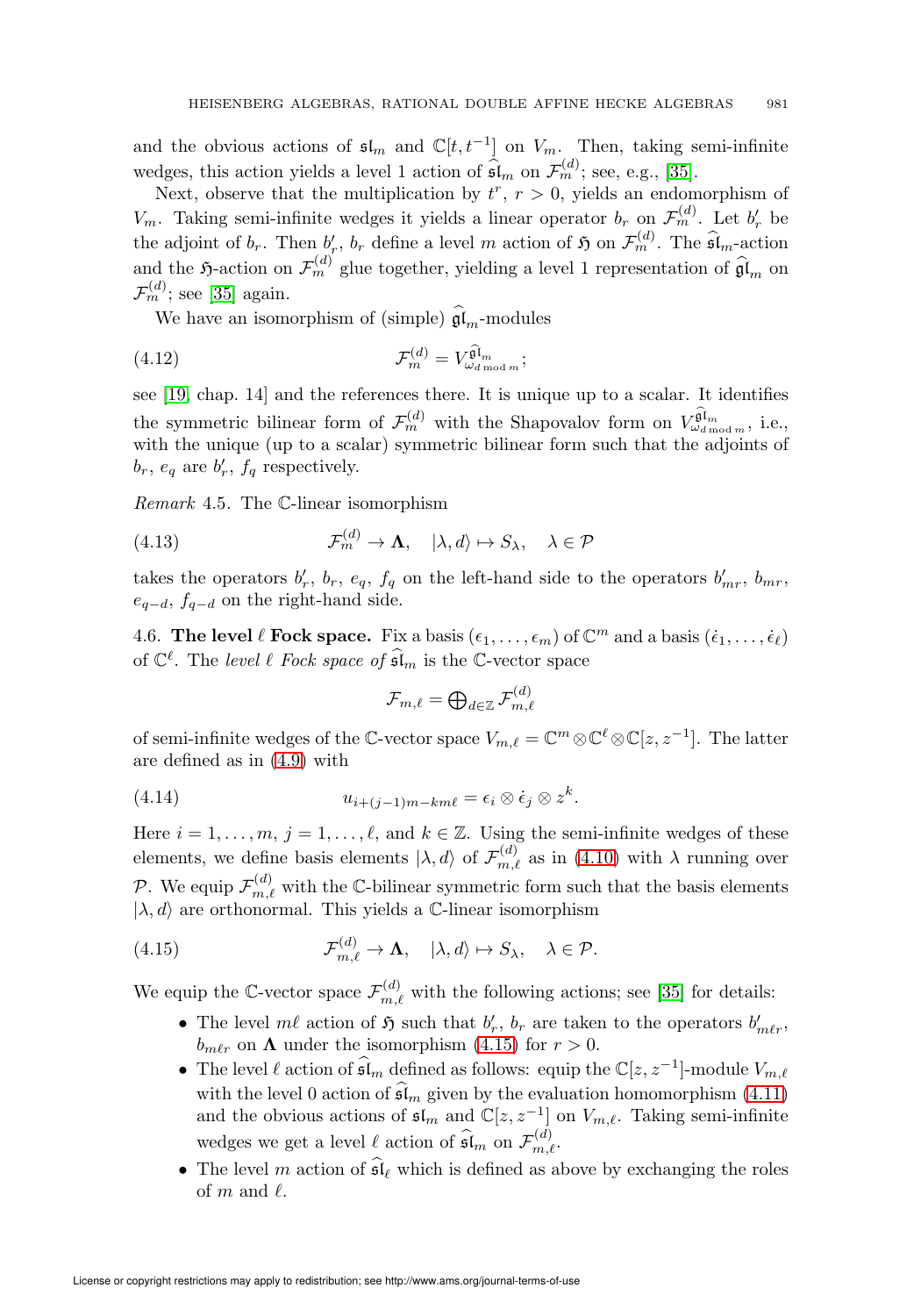and the obvious actions of $\mathfrak{sl}_m$ and $\mathbb{C}[t,t^{-1}]$ on $V_m$. Then, taking semi-infinite wedges, this action yields a level 1 action of $\widehat{\mathfrak{sl}}_m$ on $\mathcal{F}_m^{(d)}$; see, e.g., [35].

Next, observe that the multiplication by $t^r$, $r>0$, yields an endomorphism of $V_m$. Taking semi-infinite wedges it yields a linear operator $b_r$ on $\mathcal{F}_m^{(d)}$. Let $b'_r$ be the adjoint of $b_r$. Then $b'_r$, $b_r$ define a level $m$ action of $\mathfrak{H}$ on $\mathcal{F}_m^{(d)}$. The $\widehat{\mathfrak{sl}}_m$-action and the $\mathfrak{H}$-action on $\mathcal{F}_m^{(d)}$ glue together, yielding a level 1 representation of $\widehat{\mathfrak{gl}}_m$ on $\mathcal{F}_m^{(d)}$; see [35] again.

We have an isomorphism of (simple) $\widehat{\mathfrak{gl}}_m$-modules

$$\mathcal{F}_m^{(d)} = V^{\widehat{\mathfrak{gl}}_m}_{\omega_{d \bmod m}}; \tag{4.12}$$

see [19, chap. 14] and the references there. It is unique up to a scalar. It identifies the symmetric bilinear form of $\mathcal{F}_m^{(d)}$ with the Shapovalov form on $V^{\widehat{\mathfrak{gl}}_m}_{\omega_{d \bmod m}}$, i.e., with the unique (up to a scalar) symmetric bilinear form such that the adjoints of $b_r$, $e_q$ are $b'_r$, $f_q$ respectively.

*Remark* 4.5. The $\mathbb{C}$-linear isomorphism

$$\mathcal{F}_m^{(d)} \to \mathbf{\Lambda}, \quad |\lambda, d\rangle \mapsto S_\lambda, \quad \lambda \in \mathcal{P} \tag{4.13}$$

takes the operators $b'_r$, $b_r$, $e_q$, $f_q$ on the left-hand side to the operators $b'_{mr}$, $b_{mr}$, $e_{q-d}$, $f_{q-d}$ on the right-hand side.

4.6. **The level $\ell$ Fock space.** Fix a basis $(\epsilon_1,\ldots,\epsilon_m)$ of $\mathbb{C}^m$ and a basis $(\dot\epsilon_1,\ldots,\dot\epsilon_\ell)$ of $\mathbb{C}^\ell$. The *level $\ell$ Fock space of $\widehat{\mathfrak{sl}}_m$* is the $\mathbb{C}$-vector space

$$\mathcal{F}_{m,\ell} = \bigoplus\nolimits_{d\in\mathbb{Z}} \mathcal{F}_{m,\ell}^{(d)}$$

of semi-infinite wedges of the $\mathbb{C}$-vector space $V_{m,\ell} = \mathbb{C}^m \otimes \mathbb{C}^\ell \otimes \mathbb{C}[z,z^{-1}]$. The latter are defined as in (4.9) with

$$u_{i+(j-1)m-km\ell} = \epsilon_i \otimes \dot\epsilon_j \otimes z^k. \tag{4.14}$$

Here $i=1,\ldots,m$, $j=1,\ldots,\ell$, and $k\in\mathbb{Z}$. Using the semi-infinite wedges of these elements, we define basis elements $|\lambda,d\rangle$ of $\mathcal{F}_{m,\ell}^{(d)}$ as in (4.10) with $\lambda$ running over $\mathcal{P}$. We equip $\mathcal{F}_{m,\ell}^{(d)}$ with the $\mathbb{C}$-bilinear symmetric form such that the basis elements $|\lambda,d\rangle$ are orthonormal. This yields a $\mathbb{C}$-linear isomorphism

$$\mathcal{F}_{m,\ell}^{(d)} \to \mathbf{\Lambda}, \quad |\lambda, d\rangle \mapsto S_\lambda, \quad \lambda \in \mathcal{P}. \tag{4.15}$$

We equip the $\mathbb{C}$-vector space $\mathcal{F}_{m,\ell}^{(d)}$ with the following actions; see [35] for details:

- The level $m\ell$ action of $\mathfrak{H}$ such that $b'_r$, $b_r$ are taken to the operators $b'_{m\ell r}$, $b_{m\ell r}$ on $\mathbf{\Lambda}$ under the isomorphism (4.15) for $r>0$.
- The level $\ell$ action of $\widehat{\mathfrak{sl}}_m$ defined as follows: equip the $\mathbb{C}[z,z^{-1}]$-module $V_{m,\ell}$ with the level 0 action of $\widehat{\mathfrak{sl}}_m$ given by the evaluation homomorphism (4.11) and the obvious actions of $\mathfrak{sl}_m$ and $\mathbb{C}[z,z^{-1}]$ on $V_{m,\ell}$. Taking semi-infinite wedges we get a level $\ell$ action of $\widehat{\mathfrak{sl}}_m$ on $\mathcal{F}_{m,\ell}^{(d)}$.
- The level $m$ action of $\widehat{\mathfrak{sl}}_\ell$ which is defined as above by exchanging the roles of $m$ and $\ell$.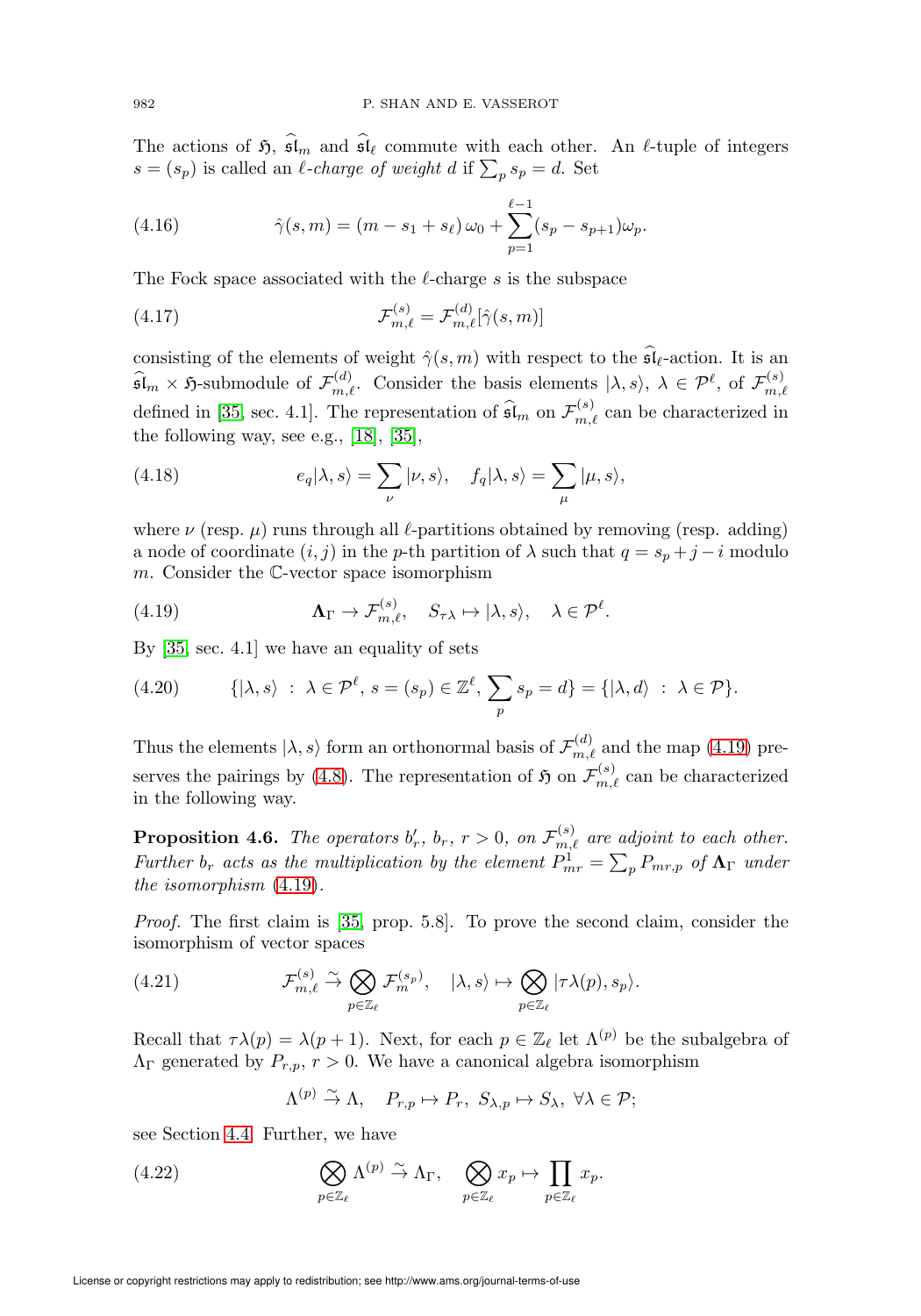The actions of $\mathfrak{H}$, $\widehat{\mathfrak{sl}}_m$ and $\widehat{\mathfrak{sl}}_\ell$ commute with each other. An $\ell$-tuple of integers $s = (s_p)$ is called an *$\ell$-charge of weight $d$* if $\sum_p s_p = d$. Set

$$\hat{\gamma}(s,m) = (m - s_1 + s_\ell)\,\omega_0 + \sum_{p=1}^{\ell-1}(s_p - s_{p+1})\omega_p. \tag{4.16}$$

The Fock space associated with the $\ell$-charge $s$ is the subspace

$$\mathcal{F}^{(s)}_{m,\ell} = \mathcal{F}^{(d)}_{m,\ell}[\hat{\gamma}(s,m)] \tag{4.17}$$

consisting of the elements of weight $\hat{\gamma}(s,m)$ with respect to the $\widehat{\mathfrak{sl}}_\ell$-action. It is an $\widehat{\mathfrak{sl}}_m \times \mathfrak{H}$-submodule of $\mathcal{F}^{(d)}_{m,\ell}$. Consider the basis elements $|\lambda, s\rangle$, $\lambda \in \mathcal{P}^\ell$, of $\mathcal{F}^{(s)}_{m,\ell}$ defined in [35, sec. 4.1]. The representation of $\widehat{\mathfrak{sl}}_m$ on $\mathcal{F}^{(s)}_{m,\ell}$ can be characterized in the following way, see e.g., [18], [35],

$$e_q|\lambda, s\rangle = \sum_\nu |\nu, s\rangle, \quad f_q|\lambda, s\rangle = \sum_\mu |\mu, s\rangle, \tag{4.18}$$

where $\nu$ (resp. $\mu$) runs through all $\ell$-partitions obtained by removing (resp. adding) a node of coordinate $(i,j)$ in the $p$-th partition of $\lambda$ such that $q = s_p + j - i$ modulo $m$. Consider the $\mathbb{C}$-vector space isomorphism

$$\mathbf{\Lambda}_\Gamma \to \mathcal{F}^{(s)}_{m,\ell}, \quad S_{\tau\lambda} \mapsto |\lambda, s\rangle, \quad \lambda \in \mathcal{P}^\ell. \tag{4.19}$$

By [35, sec. 4.1] we have an equality of sets

$$\{|\lambda, s\rangle \ : \ \lambda \in \mathcal{P}^\ell,\ s = (s_p) \in \mathbb{Z}^\ell,\ \sum_p s_p = d\} = \{|\lambda, d\rangle \ : \ \lambda \in \mathcal{P}\}. \tag{4.20}$$

Thus the elements $|\lambda, s\rangle$ form an orthonormal basis of $\mathcal{F}^{(d)}_{m,\ell}$ and the map (4.19) preserves the pairings by (4.8). The representation of $\mathfrak{H}$ on $\mathcal{F}^{(s)}_{m,\ell}$ can be characterized in the following way.

**Proposition 4.6.** *The operators $b'_r$, $b_r$, $r > 0$, on $\mathcal{F}^{(s)}_{m,\ell}$ are adjoint to each other. Further $b_r$ acts as the multiplication by the element $P^1_{mr} = \sum_p P_{mr,p}$ of $\mathbf{\Lambda}_\Gamma$ under the isomorphism* (4.19).

*Proof.* The first claim is [35, prop. 5.8]. To prove the second claim, consider the isomorphism of vector spaces

$$\mathcal{F}^{(s)}_{m,\ell} \xrightarrow{\sim} \bigotimes_{p \in \mathbb{Z}_\ell} \mathcal{F}^{(s_p)}_m, \quad |\lambda, s\rangle \mapsto \bigotimes_{p \in \mathbb{Z}_\ell} |\tau\lambda(p), s_p\rangle. \tag{4.21}$$

Recall that $\tau\lambda(p) = \lambda(p+1)$. Next, for each $p \in \mathbb{Z}_\ell$ let $\Lambda^{(p)}$ be the subalgebra of $\Lambda_\Gamma$ generated by $P_{r,p}$, $r > 0$. We have a canonical algebra isomorphism

$$\Lambda^{(p)} \xrightarrow{\sim} \Lambda, \quad P_{r,p} \mapsto P_r,\ S_{\lambda,p} \mapsto S_\lambda,\ \forall \lambda \in \mathcal{P};$$

see Section 4.4. Further, we have

$$\bigotimes_{p \in \mathbb{Z}_\ell} \Lambda^{(p)} \xrightarrow{\sim} \Lambda_\Gamma, \quad \bigotimes_{p \in \mathbb{Z}_\ell} x_p \mapsto \prod_{p \in \mathbb{Z}_\ell} x_p. \tag{4.22}$$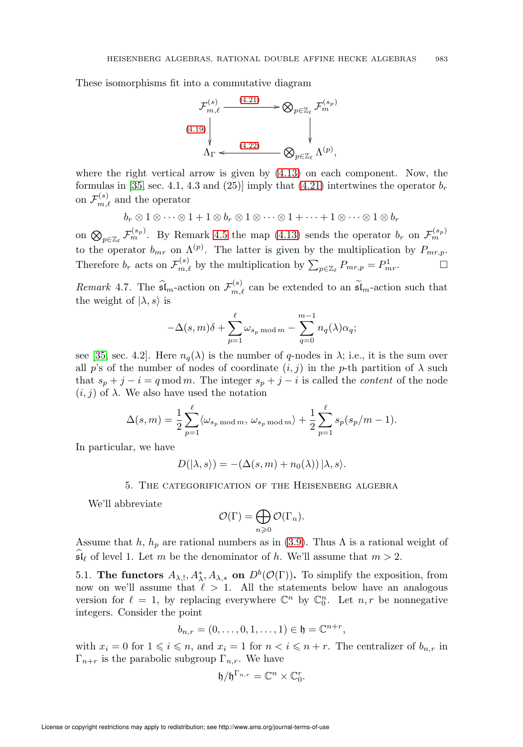These isomorphisms fit into a commutative diagram

$$\begin{array}{ccc} \mathcal{F}^{(s)}_{m,\ell} & \xrightarrow{(4.21)} & \bigotimes_{p\in\mathbb{Z}_\ell} \mathcal{F}^{(s_p)}_m \\ {\scriptstyle (4.19)}\downarrow & & \downarrow \\ \Lambda_\Gamma & \xleftarrow{(4.22)} & \bigotimes_{p\in\mathbb{Z}_\ell} \Lambda^{(p)}, \end{array}$$

where the right vertical arrow is given by (4.13) on each component. Now, the formulas in [35] sec. 4.1, 4.3 and (25)] imply that (4.21) intertwines the operator $b_r$ on $\mathcal{F}^{(s)}_{m,\ell}$ and the operator

$$b_r \otimes 1 \otimes \cdots \otimes 1 + 1 \otimes b_r \otimes 1 \otimes \cdots \otimes 1 + \cdots + 1 \otimes \cdots \otimes 1 \otimes b_r$$

on $\bigotimes_{p\in\mathbb{Z}_\ell} \mathcal{F}^{(s_p)}_m$. By Remark 4.5 the map (4.13) sends the operator $b_r$ on $\mathcal{F}^{(s_p)}_m$ to the operator $b_{mr}$ on $\Lambda^{(p)}$. The latter is given by the multiplication by $P_{mr,p}$. Therefore $b_r$ acts on $\mathcal{F}^{(s)}_{m,\ell}$ by the multiplication by $\sum_{p\in\mathbb{Z}_\ell} P_{mr,p} = P^1_{mr}$. $\square$

*Remark* 4.7. The $\widehat{\mathfrak{sl}}_m$-action on $\mathcal{F}^{(s)}_{m,\ell}$ can be extended to an $\widetilde{\mathfrak{sl}}_m$-action such that the weight of $|\lambda, s\rangle$ is

$$-\Delta(s,m)\delta + \sum_{p=1}^{\ell} \omega_{s_p \bmod m} - \sum_{q=0}^{m-1} n_q(\lambda)\alpha_q;$$

see [35, sec. 4.2]. Here $n_q(\lambda)$ is the number of $q$-nodes in $\lambda$; i.e., it is the sum over all $p$'s of the number of nodes of coordinate $(i,j)$ in the $p$-th partition of $\lambda$ such that $s_p + j - i = q \bmod m$. The integer $s_p + j - i$ is called the *content* of the node $(i,j)$ of $\lambda$. We also have used the notation

$$\Delta(s,m) = \frac{1}{2}\sum_{p=1}^{\ell} \langle \omega_{s_p \bmod m},\, \omega_{s_p \bmod m}\rangle + \frac{1}{2}\sum_{p=1}^{\ell} s_p(s_p/m - 1).$$

In particular, we have

$$D(|\lambda, s\rangle) = -(\Delta(s,m) + n_0(\lambda))\,|\lambda, s\rangle.$$

## 5. The categorification of the Heisenberg algebra

We'll abbreviate

$$\mathcal{O}(\Gamma) = \bigoplus_{n\geqslant 0} \mathcal{O}(\Gamma_n).$$

Assume that $h$, $h_p$ are rational numbers as in (3.9). Thus $\Lambda$ is a rational weight of $\widehat{\mathfrak{sl}}_\ell$ of level 1. Let $m$ be the denominator of $h$. We'll assume that $m > 2$.

5.1. **The functors $A_{\lambda,!}, A^*_\lambda, A_{\lambda,*}$ on $D^b(\mathcal{O}(\Gamma))$.** To simplify the exposition, from now on we'll assume that $\ell > 1$. All the statements below have an analogous version for $\ell = 1$, by replacing everywhere $\mathbb{C}^n$ by $\mathbb{C}^n_0$. Let $n, r$ be nonnegative integers. Consider the point

$$b_{n,r} = (0, \ldots, 0, 1, \ldots, 1) \in \mathfrak{h} = \mathbb{C}^{n+r},$$

with $x_i = 0$ for $1 \leqslant i \leqslant n$, and $x_i = 1$ for $n < i \leqslant n + r$. The centralizer of $b_{n,r}$ in $\Gamma_{n+r}$ is the parabolic subgroup $\Gamma_{n,r}$. We have

$$\mathfrak{h}/\mathfrak{h}^{\Gamma_{n,r}} = \mathbb{C}^n \times \mathbb{C}^r_0.$$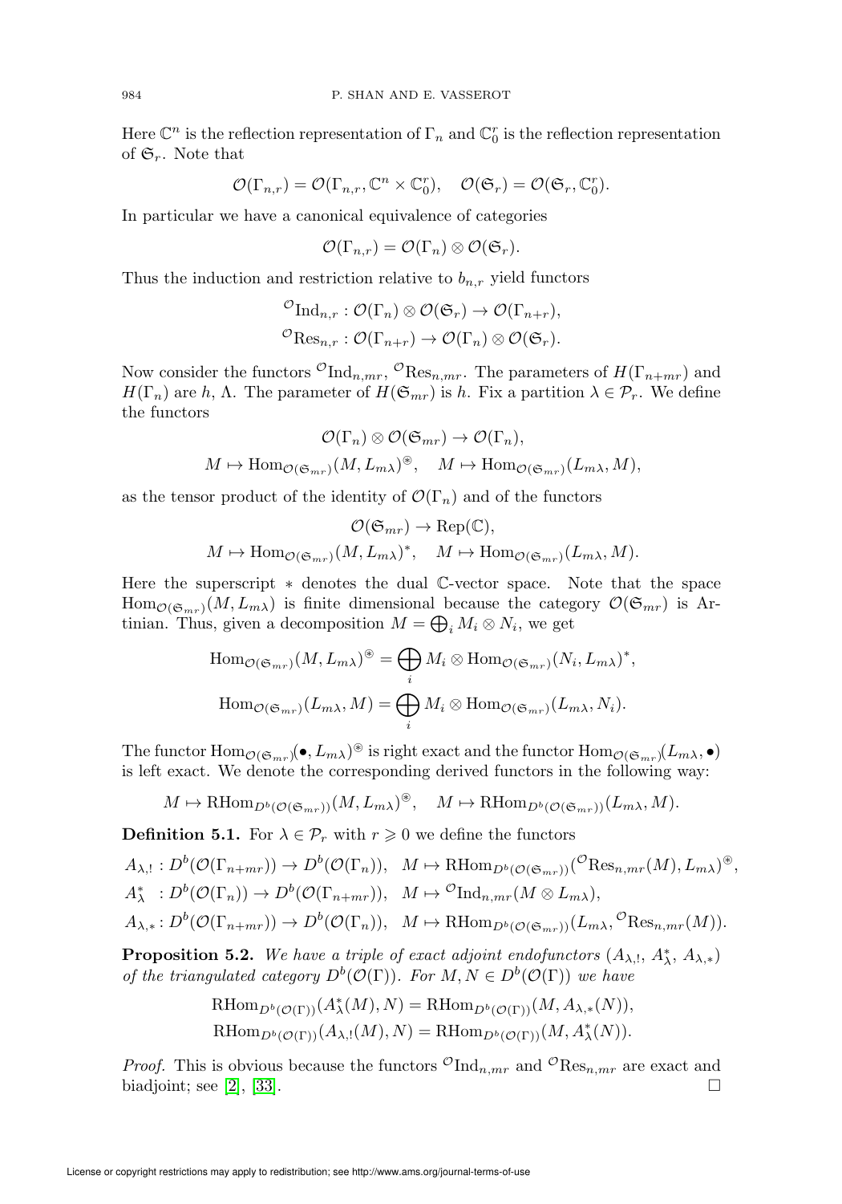Here $\mathbb{C}^n$ is the reflection representation of $\Gamma_n$ and $\mathbb{C}_0^r$ is the reflection representation of $\mathfrak{S}_r$. Note that

$$\mathcal{O}(\Gamma_{n,r}) = \mathcal{O}(\Gamma_{n,r}, \mathbb{C}^n \times \mathbb{C}_0^r), \quad \mathcal{O}(\mathfrak{S}_r) = \mathcal{O}(\mathfrak{S}_r, \mathbb{C}_0^r).$$

In particular we have a canonical equivalence of categories

$$\mathcal{O}(\Gamma_{n,r}) = \mathcal{O}(\Gamma_n) \otimes \mathcal{O}(\mathfrak{S}_r).$$

Thus the induction and restriction relative to $b_{n,r}$ yield functors

$$\begin{aligned}
{}^{\mathcal{O}}\mathrm{Ind}_{n,r} &: \mathcal{O}(\Gamma_n) \otimes \mathcal{O}(\mathfrak{S}_r) \to \mathcal{O}(\Gamma_{n+r}), \\
{}^{\mathcal{O}}\mathrm{Res}_{n,r} &: \mathcal{O}(\Gamma_{n+r}) \to \mathcal{O}(\Gamma_n) \otimes \mathcal{O}(\mathfrak{S}_r).
\end{aligned}$$

Now consider the functors ${}^{\mathcal{O}}\mathrm{Ind}_{n,mr}$, ${}^{\mathcal{O}}\mathrm{Res}_{n,mr}$. The parameters of $H(\Gamma_{n+mr})$ and $H(\Gamma_n)$ are $h$, $\Lambda$. The parameter of $H(\mathfrak{S}_{mr})$ is $h$. Fix a partition $\lambda \in \mathcal{P}_r$. We define the functors

$$\mathcal{O}(\Gamma_n) \otimes \mathcal{O}(\mathfrak{S}_{mr}) \to \mathcal{O}(\Gamma_n),$$
$$M \mapsto \mathrm{Hom}_{\mathcal{O}(\mathfrak{S}_{mr})}(M, L_{m\lambda})^{\circledast}, \quad M \mapsto \mathrm{Hom}_{\mathcal{O}(\mathfrak{S}_{mr})}(L_{m\lambda}, M),$$

as the tensor product of the identity of $\mathcal{O}(\Gamma_n)$ and of the functors

$$\mathcal{O}(\mathfrak{S}_{mr}) \to \mathrm{Rep}(\mathbb{C}),$$
$$M \mapsto \mathrm{Hom}_{\mathcal{O}(\mathfrak{S}_{mr})}(M, L_{m\lambda})^{*}, \quad M \mapsto \mathrm{Hom}_{\mathcal{O}(\mathfrak{S}_{mr})}(L_{m\lambda}, M).$$

Here the superscript $*$ denotes the dual $\mathbb{C}$-vector space. Note that the space $\mathrm{Hom}_{\mathcal{O}(\mathfrak{S}_{mr})}(M, L_{m\lambda})$ is finite dimensional because the category $\mathcal{O}(\mathfrak{S}_{mr})$ is Artinian. Thus, given a decomposition $M = \bigoplus_i M_i \otimes N_i$, we get

$$\mathrm{Hom}_{\mathcal{O}(\mathfrak{S}_{mr})}(M, L_{m\lambda})^{\circledast} = \bigoplus_i M_i \otimes \mathrm{Hom}_{\mathcal{O}(\mathfrak{S}_{mr})}(N_i, L_{m\lambda})^{*},$$
$$\mathrm{Hom}_{\mathcal{O}(\mathfrak{S}_{mr})}(L_{m\lambda}, M) = \bigoplus_i M_i \otimes \mathrm{Hom}_{\mathcal{O}(\mathfrak{S}_{mr})}(L_{m\lambda}, N_i).$$

The functor $\mathrm{Hom}_{\mathcal{O}(\mathfrak{S}_{mr})}(\bullet, L_{m\lambda})^{\circledast}$ is right exact and the functor $\mathrm{Hom}_{\mathcal{O}(\mathfrak{S}_{mr})}(L_{m\lambda}, \bullet)$ is left exact. We denote the corresponding derived functors in the following way:

$$M \mapsto \mathrm{RHom}_{D^b(\mathcal{O}(\mathfrak{S}_{mr}))}(M, L_{m\lambda})^{\circledast}, \quad M \mapsto \mathrm{RHom}_{D^b(\mathcal{O}(\mathfrak{S}_{mr}))}(L_{m\lambda}, M).$$

**Definition 5.1.** For $\lambda \in \mathcal{P}_r$ with $r \geqslant 0$ we define the functors

$$\begin{aligned}
A_{\lambda,!} &: D^b(\mathcal{O}(\Gamma_{n+mr})) \to D^b(\mathcal{O}(\Gamma_n)), \quad M \mapsto \mathrm{RHom}_{D^b(\mathcal{O}(\mathfrak{S}_{mr}))}({}^{\mathcal{O}}\mathrm{Res}_{n,mr}(M), L_{m\lambda})^{\circledast}, \\
A_{\lambda}^{*} &: D^b(\mathcal{O}(\Gamma_n)) \to D^b(\mathcal{O}(\Gamma_{n+mr})), \quad M \mapsto {}^{\mathcal{O}}\mathrm{Ind}_{n,mr}(M \otimes L_{m\lambda}), \\
A_{\lambda,*} &: D^b(\mathcal{O}(\Gamma_{n+mr})) \to D^b(\mathcal{O}(\Gamma_n)), \quad M \mapsto \mathrm{RHom}_{D^b(\mathcal{O}(\mathfrak{S}_{mr}))}(L_{m\lambda}, {}^{\mathcal{O}}\mathrm{Res}_{n,mr}(M)).
\end{aligned}$$

**Proposition 5.2.** *We have a triple of exact adjoint endofunctors $(A_{\lambda,!}, A_{\lambda}^{*}, A_{\lambda,*})$ of the triangulated category $D^b(\mathcal{O}(\Gamma))$. For $M, N \in D^b(\mathcal{O}(\Gamma))$ we have*

$$\begin{aligned}
\mathrm{RHom}_{D^b(\mathcal{O}(\Gamma))}(A_{\lambda}^{*}(M), N) &= \mathrm{RHom}_{D^b(\mathcal{O}(\Gamma))}(M, A_{\lambda,*}(N)), \\
\mathrm{RHom}_{D^b(\mathcal{O}(\Gamma))}(A_{\lambda,!}(M), N) &= \mathrm{RHom}_{D^b(\mathcal{O}(\Gamma))}(M, A_{\lambda}^{*}(N)).
\end{aligned}$$

*Proof.* This is obvious because the functors ${}^{\mathcal{O}}\mathrm{Ind}_{n,mr}$ and ${}^{\mathcal{O}}\mathrm{Res}_{n,mr}$ are exact and biadjoint; see [2], [33]. $\square$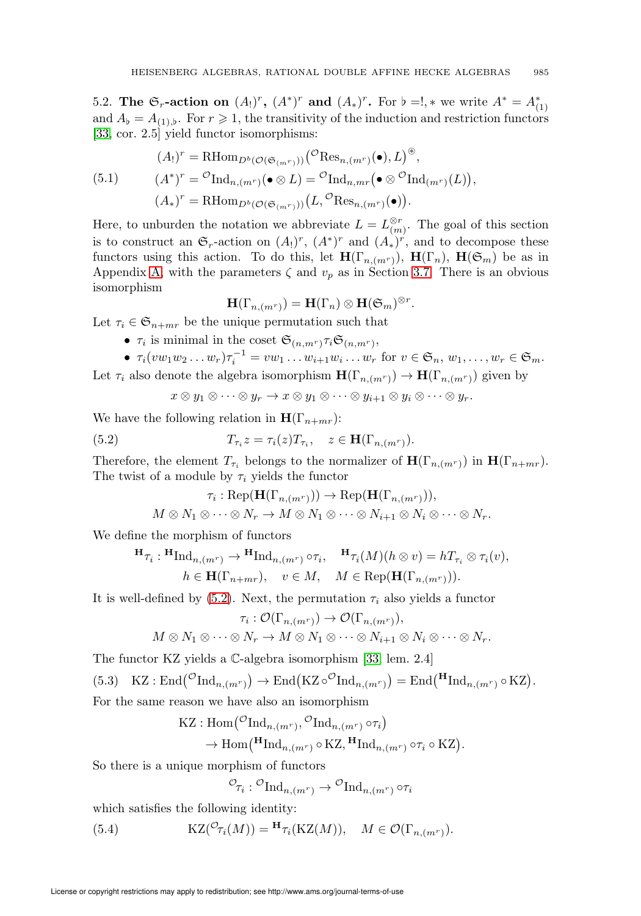5.2. **The $\mathfrak{S}_r$-action on $(A_!)^r$, $(A^*)^r$ and $(A_*)^r$.** For $\flat =!, *$ we write $A^* = A^*_{(1)}$ and $A_\flat = A_{(1),\flat}$. For $r \geqslant 1$, the transitivity of the induction and restriction functors [33, cor. 2.5] yield functor isomorphisms:

$$
\begin{aligned}
(A_!)^r &= \mathrm{RHom}_{D^b(\mathcal{O}(\mathfrak{S}_{(m^r)}))}\big({}^{\mathcal{O}}\mathrm{Res}_{n,(m^r)}(\bullet), L\big)^{\circledast}, \\
(A^*)^r &= {}^{\mathcal{O}}\mathrm{Ind}_{n,(m^r)}(\bullet \otimes L) = {}^{\mathcal{O}}\mathrm{Ind}_{n,mr}\big(\bullet \otimes {}^{\mathcal{O}}\mathrm{Ind}_{(m^r)}(L)\big), \\
(A_*)^r &= \mathrm{RHom}_{D^b(\mathcal{O}(\mathfrak{S}_{(m^r)}))}\big(L, {}^{\mathcal{O}}\mathrm{Res}_{n,(m^r)}(\bullet)\big).
\end{aligned} \tag{5.1}
$$

Here, to unburden the notation we abbreviate $L = L_{(m)}^{\otimes r}$. The goal of this section is to construct an $\mathfrak{S}_r$-action on $(A_!)^r$, $(A^*)^r$ and $(A_*)^r$, and to decompose these functors using this action. To do this, let $\mathbf{H}(\Gamma_{n,(m^r)})$, $\mathbf{H}(\Gamma_n)$, $\mathbf{H}(\mathfrak{S}_m)$ be as in Appendix A, with the parameters $\zeta$ and $v_p$ as in Section 3.7. There is an obvious isomorphism

$$
\mathbf{H}(\Gamma_{n,(m^r)}) = \mathbf{H}(\Gamma_n) \otimes \mathbf{H}(\mathfrak{S}_m)^{\otimes r}.
$$

Let $\tau_i \in \mathfrak{S}_{n+mr}$ be the unique permutation such that

- $\tau_i$ is minimal in the coset $\mathfrak{S}_{(n,m^r)}\tau_i\mathfrak{S}_{(n,m^r)}$,
- $\tau_i(vw_1w_2\dots w_r)\tau_i^{-1} = vw_1\dots w_{i+1}w_i\dots w_r$ for $v \in \mathfrak{S}_n$, $w_1,\dots,w_r \in \mathfrak{S}_m$.

Let $\tau_i$ also denote the algebra isomorphism $\mathbf{H}(\Gamma_{n,(m^r)}) \to \mathbf{H}(\Gamma_{n,(m^r)})$ given by

$$
x \otimes y_1 \otimes \dots \otimes y_r \to x \otimes y_1 \otimes \dots \otimes y_{i+1} \otimes y_i \otimes \dots \otimes y_r.
$$

We have the following relation in $\mathbf{H}(\Gamma_{n+mr})$:

$$
T_{\tau_i} z = \tau_i(z) T_{\tau_i}, \quad z \in \mathbf{H}(\Gamma_{n,(m^r)}). \tag{5.2}
$$

Therefore, the element $T_{\tau_i}$ belongs to the normalizer of $\mathbf{H}(\Gamma_{n,(m^r)})$ in $\mathbf{H}(\Gamma_{n+mr})$. The twist of a module by $\tau_i$ yields the functor

$$
\begin{aligned}
\tau_i : \mathrm{Rep}(\mathbf{H}(\Gamma_{n,(m^r)})) &\to \mathrm{Rep}(\mathbf{H}(\Gamma_{n,(m^r)})), \\
M \otimes N_1 \otimes \dots \otimes N_r &\to M \otimes N_1 \otimes \dots \otimes N_{i+1} \otimes N_i \otimes \dots \otimes N_r.
\end{aligned}
$$

We define the morphism of functors

$$
\begin{aligned}
&{}^{\mathbf{H}}\tau_i : {}^{\mathbf{H}}\mathrm{Ind}_{n,(m^r)} \to {}^{\mathbf{H}}\mathrm{Ind}_{n,(m^r)} \circ \tau_i, \quad {}^{\mathbf{H}}\tau_i(M)(h \otimes v) = hT_{\tau_i} \otimes \tau_i(v), \\
&h \in \mathbf{H}(\Gamma_{n+mr}), \quad v \in M, \quad M \in \mathrm{Rep}(\mathbf{H}(\Gamma_{n,(m^r)})).
\end{aligned}
$$

It is well-defined by (5.2). Next, the permutation $\tau_i$ also yields a functor

$$
\begin{aligned}
\tau_i : \mathcal{O}(\Gamma_{n,(m^r)}) &\to \mathcal{O}(\Gamma_{n,(m^r)}), \\
M \otimes N_1 \otimes \dots \otimes N_r &\to M \otimes N_1 \otimes \dots \otimes N_{i+1} \otimes N_i \otimes \dots \otimes N_r.
\end{aligned}
$$

The functor KZ yields a $\mathbb{C}$-algebra isomorphism [33, lem. 2.4]

$$
\mathrm{KZ} : \mathrm{End}\big({}^{\mathcal{O}}\mathrm{Ind}_{n,(m^r)}\big) \to \mathrm{End}\big(\mathrm{KZ} \circ {}^{\mathcal{O}}\mathrm{Ind}_{n,(m^r)}\big) = \mathrm{End}\big({}^{\mathbf{H}}\mathrm{Ind}_{n,(m^r)} \circ \mathrm{KZ}\big). \tag{5.3}
$$

For the same reason we have also an isomorphism

$$
\begin{aligned}
\mathrm{KZ} : &\mathrm{Hom}\big({}^{\mathcal{O}}\mathrm{Ind}_{n,(m^r)}, {}^{\mathcal{O}}\mathrm{Ind}_{n,(m^r)} \circ \tau_i\big) \\
&\to \mathrm{Hom}\big({}^{\mathbf{H}}\mathrm{Ind}_{n,(m^r)} \circ \mathrm{KZ}, {}^{\mathbf{H}}\mathrm{Ind}_{n,(m^r)} \circ \tau_i \circ \mathrm{KZ}\big).
\end{aligned}
$$

So there is a unique morphism of functors

$$
{}^{\mathcal{O}}\tau_i : {}^{\mathcal{O}}\mathrm{Ind}_{n,(m^r)} \to {}^{\mathcal{O}}\mathrm{Ind}_{n,(m^r)} \circ \tau_i
$$

which satisfies the following identity:

$$
\mathrm{KZ}({}^{\mathcal{O}}\tau_i(M)) = {}^{\mathbf{H}}\tau_i(\mathrm{KZ}(M)), \quad M \in \mathcal{O}(\Gamma_{n,(m^r)}). \tag{5.4}
$$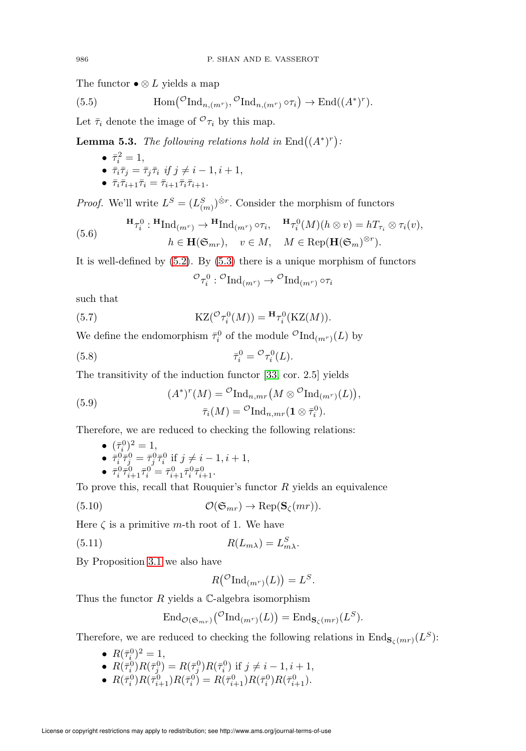The functor $\bullet \otimes L$ yields a map

$$\operatorname{Hom}\big({}^{\mathcal{O}}\mathrm{Ind}_{n,(m^r)}, {}^{\mathcal{O}}\mathrm{Ind}_{n,(m^r)} \circ \tau_i\big) \to \operatorname{End}((A^*)^r). \tag{5.5}$$

Let $\bar{\tau}_i$ denote the image of ${}^{\mathcal{O}}\tau_i$ by this map.

**Lemma 5.3.** *The following relations hold in* $\operatorname{End}\big((A^*)^r\big)$*:*

- $\bar{\tau}_i^2 = 1$,
- $\bar{\tau}_i \bar{\tau}_j = \bar{\tau}_j \bar{\tau}_i$ *if* $j \neq i-1, i+1$,
- $\bar{\tau}_i \bar{\tau}_{i+1} \bar{\tau}_i = \bar{\tau}_{i+1} \bar{\tau}_i \bar{\tau}_{i+1}$.

*Proof.* We'll write $L^S = (L^S_{(m)})^{\dot{\otimes} r}$. Consider the morphism of functors

$$\begin{gathered}{}^{\mathbf{H}}\tau_i^0 : {}^{\mathbf{H}}\mathrm{Ind}_{(m^r)} \to {}^{\mathbf{H}}\mathrm{Ind}_{(m^r)} \circ \tau_i, \quad {}^{\mathbf{H}}\tau_i^0(M)(h \otimes v) = hT_{\tau_i} \otimes \tau_i(v), \\ h \in \mathbf{H}(\mathfrak{S}_{mr}), \quad v \in M, \quad M \in \operatorname{Rep}(\mathbf{H}(\mathfrak{S}_m)^{\otimes r}).\end{gathered} \tag{5.6}$$

It is well-defined by (5.2). By (5.3) there is a unique morphism of functors

$${}^{\mathcal{O}}\tau_i^0 : {}^{\mathcal{O}}\mathrm{Ind}_{(m^r)} \to {}^{\mathcal{O}}\mathrm{Ind}_{(m^r)} \circ \tau_i$$

such that

$$\mathrm{KZ}({}^{\mathcal{O}}\tau_i^0(M)) = {}^{\mathbf{H}}\tau_i^0(\mathrm{KZ}(M)). \tag{5.7}$$

We define the endomorphism $\bar{\tau}_i^0$ of the module ${}^{\mathcal{O}}\mathrm{Ind}_{(m^r)}(L)$ by

$$\bar{\tau}_i^0 = {}^{\mathcal{O}}\tau_i^0(L). \tag{5.8}$$

The transitivity of the induction functor [33, cor. 2.5] yields

$$\begin{gathered}(A^*)^r(M) = {}^{\mathcal{O}}\mathrm{Ind}_{n,mr}\big(M \otimes {}^{\mathcal{O}}\mathrm{Ind}_{(m^r)}(L)\big), \\ \bar{\tau}_i(M) = {}^{\mathcal{O}}\mathrm{Ind}_{n,mr}(\mathbf{1} \otimes \bar{\tau}_i^0).\end{gathered} \tag{5.9}$$

Therefore, we are reduced to checking the following relations:

- $(\bar{\tau}_i^0)^2 = 1$,
- $\bar{\tau}_i^0 \bar{\tau}_j^0 = \bar{\tau}_j^0 \bar{\tau}_i^0$ if $j \neq i-1, i+1$,
- $\bar{\tau}_i^0 \bar{\tau}_{i+1}^0 \bar{\tau}_i^0 = \bar{\tau}_{i+1}^0 \bar{\tau}_i^0 \bar{\tau}_{i+1}^0$.

To prove this, recall that Rouquier's functor $R$ yields an equivalence

$$\mathcal{O}(\mathfrak{S}_{mr}) \to \operatorname{Rep}(\mathbf{S}_\zeta(mr)). \tag{5.10}$$

Here $\zeta$ is a primitive $m$-th root of 1. We have

$$R(L_{m\lambda}) = L^S_{m\lambda}. \tag{5.11}$$

By Proposition 3.1 we also have

$$R\big({}^{\mathcal{O}}\mathrm{Ind}_{(m^r)}(L)\big) = L^S.$$

Thus the functor $R$ yields a $\mathbb{C}$-algebra isomorphism

$$\operatorname{End}_{\mathcal{O}(\mathfrak{S}_{mr})}\big({}^{\mathcal{O}}\mathrm{Ind}_{(m^r)}(L)\big) = \operatorname{End}_{\mathbf{S}_\zeta(mr)}(L^S).$$

Therefore, we are reduced to checking the following relations in $\operatorname{End}_{\mathbf{S}_\zeta(mr)}(L^S)$:

- $R(\bar{\tau}_i^0)^2 = 1$,
- $R(\bar{\tau}_i^0) R(\bar{\tau}_j^0) = R(\bar{\tau}_j^0) R(\bar{\tau}_i^0)$ if $j \neq i-1, i+1$,
- $R(\bar{\tau}_i^0) R(\bar{\tau}_{i+1}^0) R(\bar{\tau}_i^0) = R(\bar{\tau}_{i+1}^0) R(\bar{\tau}_i^0) R(\bar{\tau}_{i+1}^0)$.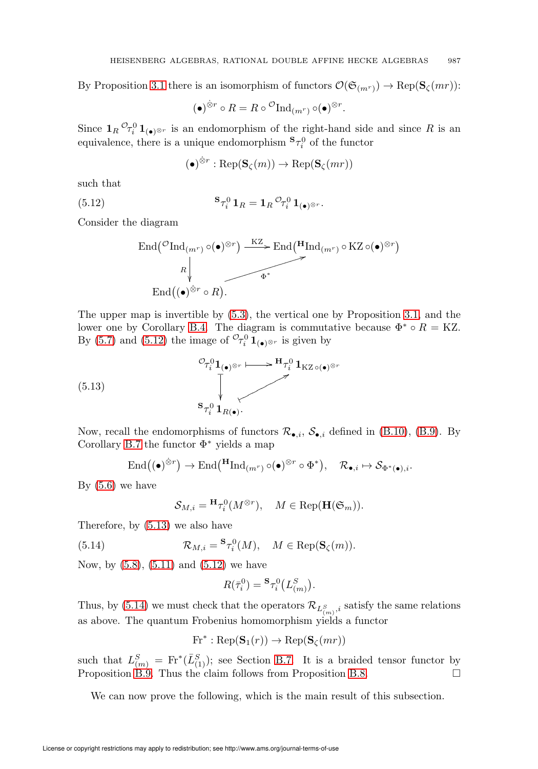By Proposition 3.1 there is an isomorphism of functors $\mathcal{O}(\mathfrak{S}_{(m^r)}) \to \mathrm{Rep}(\mathbf{S}_\zeta(mr))$:

$$(\bullet)^{\dot{\otimes} r} \circ R = R \circ {}^{\mathcal{O}}\mathrm{Ind}_{(m^r)} \circ (\bullet)^{\otimes r}.$$

Since $\mathbf{1}_R \, {}^{\mathcal{O}}\tau_i^0 \, \mathbf{1}_{(\bullet)^{\otimes r}}$ is an endomorphism of the right-hand side and since $R$ is an equivalence, there is a unique endomorphism ${}^{\mathbf{S}}\tau_i^0$ of the functor

$$(\bullet)^{\dot{\otimes} r} : \mathrm{Rep}(\mathbf{S}_\zeta(m)) \to \mathrm{Rep}(\mathbf{S}_\zeta(mr))$$

such that

$$(5.12) \qquad {}^{\mathbf{S}}\tau_i^0 \, \mathbf{1}_R = \mathbf{1}_R \, {}^{\mathcal{O}}\tau_i^0 \, \mathbf{1}_{(\bullet)^{\otimes r}}.$$

Consider the diagram

$$\begin{array}{ccc}
\mathrm{End}\big({}^{\mathcal{O}}\mathrm{Ind}_{(m^r)} \circ (\bullet)^{\otimes r}\big) & \xrightarrow{\ \mathrm{KZ}\ } & \mathrm{End}\big({}^{\mathbf{H}}\mathrm{Ind}_{(m^r)} \circ \mathrm{KZ} \circ (\bullet)^{\otimes r}\big) \\
\Big\downarrow R & \nearrow_{\Phi^*} & \\
\mathrm{End}\big((\bullet)^{\dot{\otimes} r} \circ R\big). & &
\end{array}$$

The upper map is invertible by (5.3), the vertical one by Proposition 3.1, and the lower one by Corollary B.4. The diagram is commutative because $\Phi^* \circ R = \mathrm{KZ}$. By (5.7) and (5.12) the image of ${}^{\mathcal{O}}\tau_i^0 \, \mathbf{1}_{(\bullet)^{\otimes r}}$ is given by

$$(5.13) \qquad \begin{array}{ccc}
{}^{\mathcal{O}}\tau_i^0 \mathbf{1}_{(\bullet)^{\otimes r}} & \longmapsto & {}^{\mathbf{H}}\tau_i^0 \, \mathbf{1}_{\mathrm{KZ} \circ (\bullet)^{\otimes r}} \\
\Big\downarrow & \nearrow & \\
{}^{\mathbf{S}}\tau_i^0 \, \mathbf{1}_{R(\bullet)}. & &
\end{array}$$

Now, recall the endomorphisms of functors $\mathcal{R}_{\bullet,i}$, $\mathcal{S}_{\bullet,i}$ defined in (B.10), (B.9). By Corollary B.7 the functor $\Phi^*$ yields a map

$$\mathrm{End}\big((\bullet)^{\dot{\otimes} r}\big) \to \mathrm{End}\big({}^{\mathbf{H}}\mathrm{Ind}_{(m^r)} \circ (\bullet)^{\otimes r} \circ \Phi^*\big), \quad \mathcal{R}_{\bullet,i} \mapsto \mathcal{S}_{\Phi^*(\bullet),i}.$$

By (5.6) we have

$$\mathcal{S}_{M,i} = {}^{\mathbf{H}}\tau_i^0(M^{\otimes r}), \quad M \in \mathrm{Rep}(\mathbf{H}(\mathfrak{S}_m)).$$

Therefore, by (5.13) we also have

$$(5.14) \qquad \mathcal{R}_{M,i} = {}^{\mathbf{S}}\tau_i^0(M), \quad M \in \mathrm{Rep}(\mathbf{S}_\zeta(m)).$$

Now, by (5.8), (5.11) and (5.12) we have

$$R(\bar{\tau}_i^0) = {}^{\mathbf{S}}\tau_i^0\big(L^S_{(m)}\big).$$

Thus, by (5.14) we must check that the operators $\mathcal{R}_{L^S_{(m)},i}$ satisfy the same relations as above. The quantum Frobenius homomorphism yields a functor

$$\mathrm{Fr}^* : \mathrm{Rep}(\mathbf{S}_1(r)) \to \mathrm{Rep}(\mathbf{S}_\zeta(mr))$$

such that $L^S_{(m)} = \mathrm{Fr}^*(\bar{L}^S_{(1)})$; see Section B.7. It is a braided tensor functor by Proposition B.9. Thus the claim follows from Proposition B.8. $\square$

We can now prove the following, which is the main result of this subsection.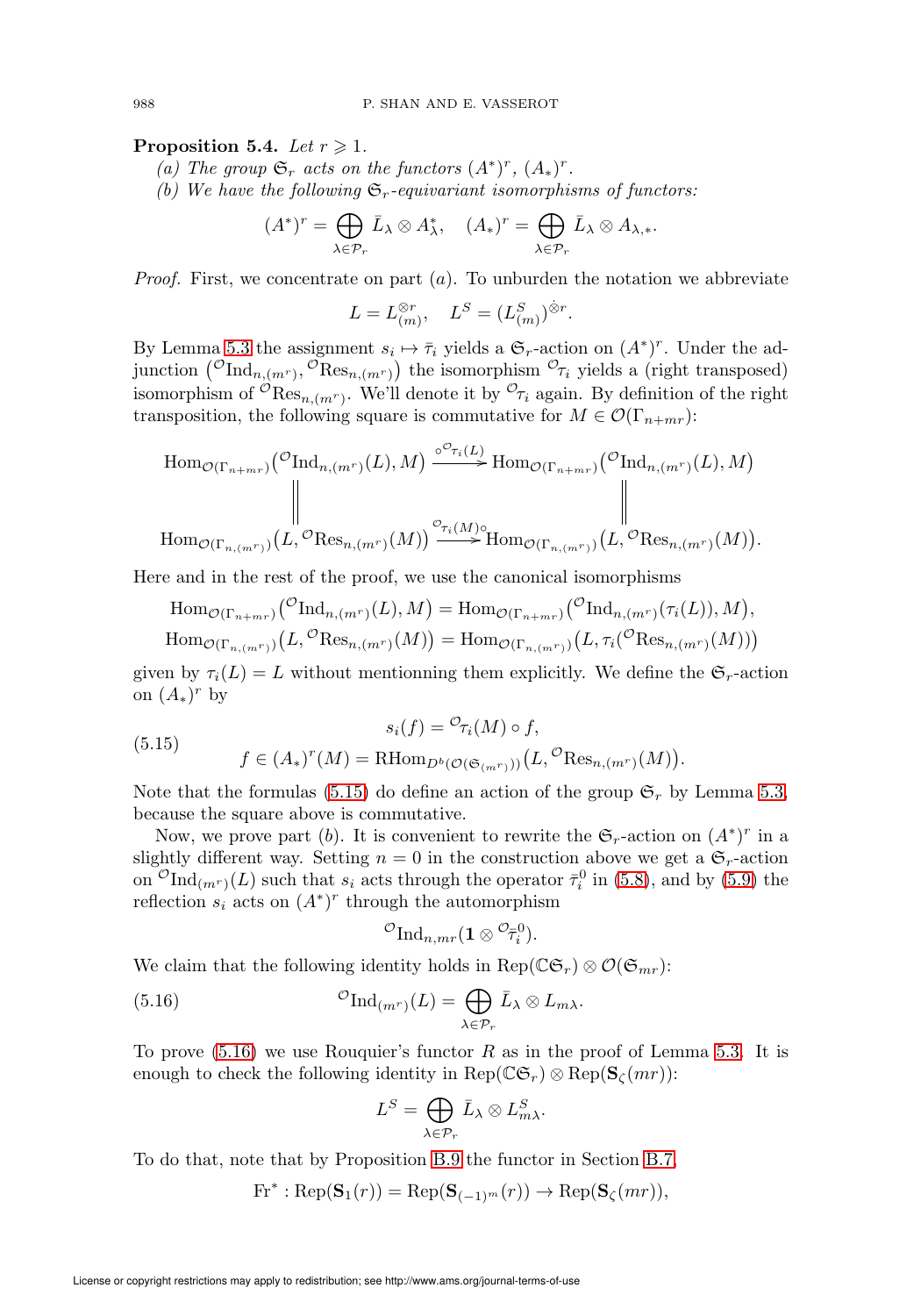**Proposition 5.4.** *Let $r \geqslant 1$.*

*(a) The group $\mathfrak{S}_r$ acts on the functors $(A^*)^r$, $(A_*)^r$.*

*(b) We have the following $\mathfrak{S}_r$-equivariant isomorphisms of functors:*

$$(A^*)^r = \bigoplus_{\lambda \in \mathcal{P}_r} \bar{L}_\lambda \otimes A^*_\lambda, \quad (A_*)^r = \bigoplus_{\lambda \in \mathcal{P}_r} \bar{L}_\lambda \otimes A_{\lambda,*}.$$

*Proof.* First, we concentrate on part $(a)$. To unburden the notation we abbreviate

$$L = L_{(m)}^{\otimes r}, \quad L^S = (L^S_{(m)})^{\dot{\otimes} r}.$$

By Lemma 5.3 the assignment $s_i \mapsto \bar{\tau}_i$ yields a $\mathfrak{S}_r$-action on $(A^*)^r$. Under the adjunction $({}^{\mathcal{O}}\mathrm{Ind}_{n,(m^r)}, {}^{\mathcal{O}}\mathrm{Res}_{n,(m^r)})$ the isomorphism ${}^{\mathcal{O}}\tau_i$ yields a (right transposed) isomorphism of ${}^{\mathcal{O}}\mathrm{Res}_{n,(m^r)}$. We'll denote it by ${}^{\mathcal{O}}\tau_i$ again. By definition of the right transposition, the following square is commutative for $M \in \mathcal{O}(\Gamma_{n+mr})$:

$$\begin{array}{ccc}
\mathrm{Hom}_{\mathcal{O}(\Gamma_{n+mr})}\big({}^{\mathcal{O}}\mathrm{Ind}_{n,(m^r)}(L), M\big) & \xrightarrow{\circ {}^{\mathcal{O}}\tau_i(L)} & \mathrm{Hom}_{\mathcal{O}(\Gamma_{n+mr})}\big({}^{\mathcal{O}}\mathrm{Ind}_{n,(m^r)}(L), M\big) \\
\| & & \| \\
\mathrm{Hom}_{\mathcal{O}(\Gamma_{n,(m^r)})}\big(L, {}^{\mathcal{O}}\mathrm{Res}_{n,(m^r)}(M)\big) & \xrightarrow{{}^{\mathcal{O}}\tau_i(M)\circ} & \mathrm{Hom}_{\mathcal{O}(\Gamma_{n,(m^r)})}\big(L, {}^{\mathcal{O}}\mathrm{Res}_{n,(m^r)}(M)\big).
\end{array}$$

Here and in the rest of the proof, we use the canonical isomorphisms

$$\mathrm{Hom}_{\mathcal{O}(\Gamma_{n+mr})}\big({}^{\mathcal{O}}\mathrm{Ind}_{n,(m^r)}(L), M\big) = \mathrm{Hom}_{\mathcal{O}(\Gamma_{n+mr})}\big({}^{\mathcal{O}}\mathrm{Ind}_{n,(m^r)}(\tau_i(L)), M\big),$$
$$\mathrm{Hom}_{\mathcal{O}(\Gamma_{n,(m^r)})}\big(L, {}^{\mathcal{O}}\mathrm{Res}_{n,(m^r)}(M)\big) = \mathrm{Hom}_{\mathcal{O}(\Gamma_{n,(m^r)})}\big(L, \tau_i({}^{\mathcal{O}}\mathrm{Res}_{n,(m^r)}(M))\big)$$

given by $\tau_i(L) = L$ without mentionning them explicitly. We define the $\mathfrak{S}_r$-action on $(A_*)^r$ by

$$(5.15) \qquad \begin{aligned} s_i(f) &= {}^{\mathcal{O}}\tau_i(M) \circ f, \\ f \in (A_*)^r(M) &= \mathrm{RHom}_{D^b(\mathcal{O}(\mathfrak{S}_{(m^r)}))}\big(L, {}^{\mathcal{O}}\mathrm{Res}_{n,(m^r)}(M)\big). \end{aligned}$$

Note that the formulas (5.15) do define an action of the group $\mathfrak{S}_r$ by Lemma 5.3, because the square above is commutative.

Now, we prove part $(b)$. It is convenient to rewrite the $\mathfrak{S}_r$-action on $(A^*)^r$ in a slightly different way. Setting $n = 0$ in the construction above we get a $\mathfrak{S}_r$-action on ${}^{\mathcal{O}}\mathrm{Ind}_{(m^r)}(L)$ such that $s_i$ acts through the operator $\bar{\tau}^0_i$ in (5.8), and by (5.9) the reflection $s_i$ acts on $(A^*)^r$ through the automorphism

$${}^{\mathcal{O}}\mathrm{Ind}_{n,mr}(\mathbf{1} \otimes {}^{\mathcal{O}}\bar{\tau}^0_i).$$

We claim that the following identity holds in $\mathrm{Rep}(\mathbb{C}\mathfrak{S}_r) \otimes \mathcal{O}(\mathfrak{S}_{mr})$:

$$(5.16) \qquad {}^{\mathcal{O}}\mathrm{Ind}_{(m^r)}(L) = \bigoplus_{\lambda \in \mathcal{P}_r} \bar{L}_\lambda \otimes L_{m\lambda}.$$

To prove (5.16) we use Rouquier's functor $R$ as in the proof of Lemma 5.3. It is enough to check the following identity in $\mathrm{Rep}(\mathbb{C}\mathfrak{S}_r) \otimes \mathrm{Rep}(\mathbf{S}_\zeta(mr))$:

$$L^S = \bigoplus_{\lambda \in \mathcal{P}_r} \bar{L}_\lambda \otimes L^S_{m\lambda}.$$

To do that, note that by Proposition B.9 the functor in Section B.7,

$$\mathrm{Fr}^* : \mathrm{Rep}(\mathbf{S}_1(r)) = \mathrm{Rep}(\mathbf{S}_{(-1)^m}(r)) \to \mathrm{Rep}(\mathbf{S}_\zeta(mr)),$$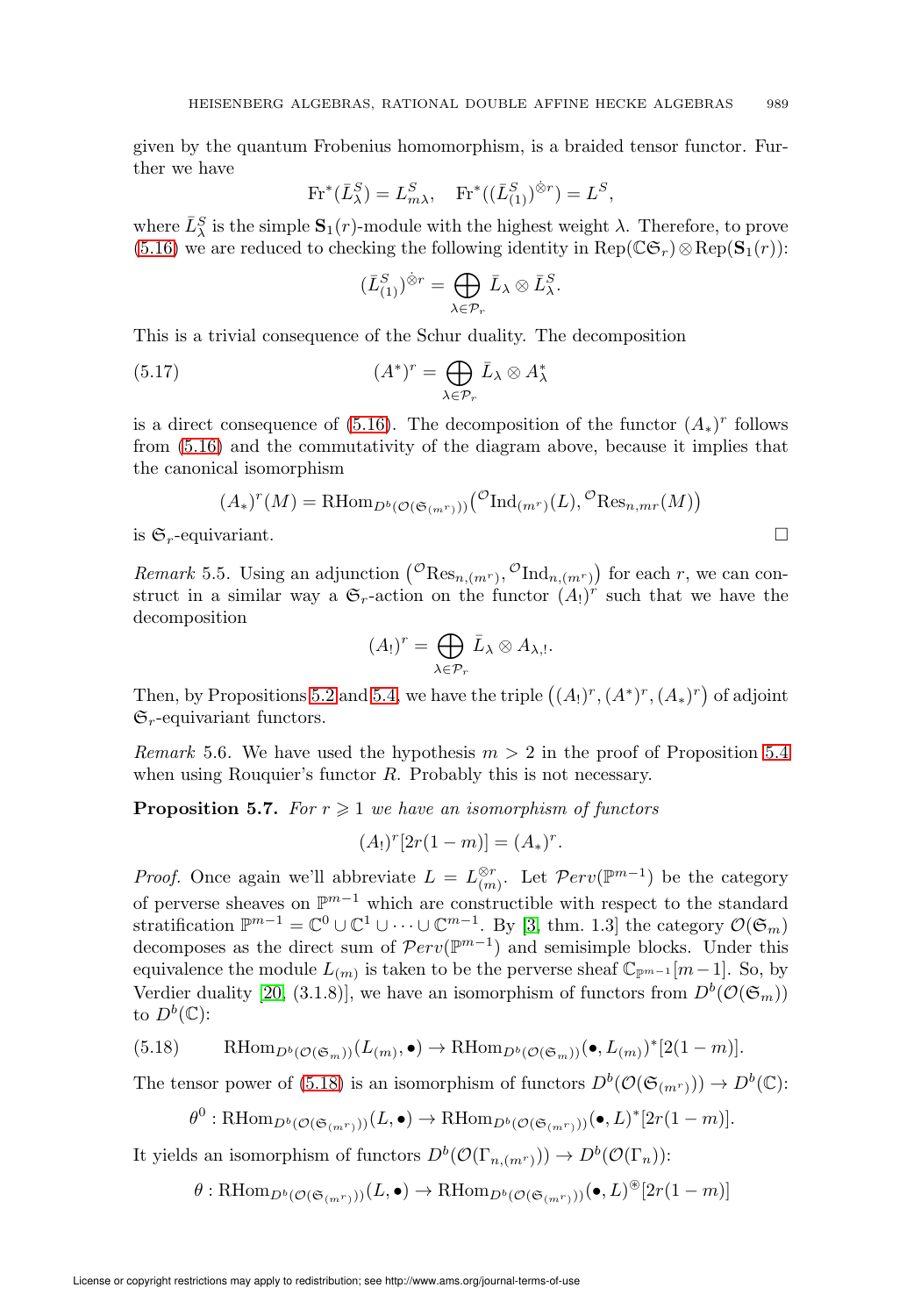given by the quantum Frobenius homomorphism, is a braided tensor functor. Further we have

$$\mathrm{Fr}^*(\bar{L}^S_\lambda) = L^S_{m\lambda}, \quad \mathrm{Fr}^*((\bar{L}^S_{(1)})^{\dot{\otimes} r}) = L^S,$$

where $\bar{L}^S_\lambda$ is the simple $\mathbf{S}_1(r)$-module with the highest weight $\lambda$. Therefore, to prove (5.16) we are reduced to checking the following identity in $\mathrm{Rep}(\mathbb{C}\mathfrak{S}_r) \otimes \mathrm{Rep}(\mathbf{S}_1(r))$:

$$(\bar{L}^S_{(1)})^{\dot{\otimes} r} = \bigoplus_{\lambda \in \mathcal{P}_r} \bar{L}_\lambda \otimes \bar{L}^S_\lambda.$$

This is a trivial consequence of the Schur duality. The decomposition

$$(A^*)^r = \bigoplus_{\lambda \in \mathcal{P}_r} \bar{L}_\lambda \otimes A^*_\lambda \tag{5.17}$$

is a direct consequence of (5.16). The decomposition of the functor $(A_*)^r$ follows from (5.16) and the commutativity of the diagram above, because it implies that the canonical isomorphism

$$(A_*)^r(M) = \mathrm{RHom}_{D^b(\mathcal{O}(\mathfrak{S}_{(m^r)}))}\big({}^{\mathcal{O}}\mathrm{Ind}_{(m^r)}(L), {}^{\mathcal{O}}\mathrm{Res}_{n,mr}(M)\big)$$

is $\mathfrak{S}_r$-equivariant. $\square$

*Remark* 5.5. Using an adjunction $\big({}^{\mathcal{O}}\mathrm{Res}_{n,(m^r)}, {}^{\mathcal{O}}\mathrm{Ind}_{n,(m^r)}\big)$ for each $r$, we can construct in a similar way a $\mathfrak{S}_r$-action on the functor $(A_!)^r$ such that we have the decomposition

$$(A_!)^r = \bigoplus_{\lambda \in \mathcal{P}_r} \bar{L}_\lambda \otimes A_{\lambda,!}.$$

Then, by Propositions 5.2 and 5.4, we have the triple $\big((A_!)^r, (A^*)^r, (A_*)^r\big)$ of adjoint $\mathfrak{S}_r$-equivariant functors.

*Remark* 5.6. We have used the hypothesis $m > 2$ in the proof of Proposition 5.4 when using Rouquier's functor $R$. Probably this is not necessary.

**Proposition 5.7.** *For $r \geqslant 1$ we have an isomorphism of functors*

$$(A_!)^r[2r(1-m)] = (A_*)^r.$$

*Proof.* Once again we'll abbreviate $L = L^{\otimes r}_{(m)}$. Let $\mathcal{P}erv(\mathbb{P}^{m-1})$ be the category of perverse sheaves on $\mathbb{P}^{m-1}$ which are constructible with respect to the standard stratification $\mathbb{P}^{m-1} = \mathbb{C}^0 \cup \mathbb{C}^1 \cup \cdots \cup \mathbb{C}^{m-1}$. By [3, thm. 1.3] the category $\mathcal{O}(\mathfrak{S}_m)$ decomposes as the direct sum of $\mathcal{P}erv(\mathbb{P}^{m-1})$ and semisimple blocks. Under this equivalence the module $L_{(m)}$ is taken to be the perverse sheaf $\mathbb{C}_{\mathbb{P}^{m-1}}[m-1]$. So, by Verdier duality [20, (3.1.8)], we have an isomorphism of functors from $D^b(\mathcal{O}(\mathfrak{S}_m))$ to $D^b(\mathbb{C})$:

$$\mathrm{RHom}_{D^b(\mathcal{O}(\mathfrak{S}_m))}(L_{(m)}, \bullet) \to \mathrm{RHom}_{D^b(\mathcal{O}(\mathfrak{S}_m))}(\bullet, L_{(m)})^*[2(1-m)]. \tag{5.18}$$

The tensor power of (5.18) is an isomorphism of functors $D^b(\mathcal{O}(\mathfrak{S}_{(m^r)})) \to D^b(\mathbb{C})$:

$$\theta^0 : \mathrm{RHom}_{D^b(\mathcal{O}(\mathfrak{S}_{(m^r)}))}(L, \bullet) \to \mathrm{RHom}_{D^b(\mathcal{O}(\mathfrak{S}_{(m^r)}))}(\bullet, L)^*[2r(1-m)].$$

It yields an isomorphism of functors $D^b(\mathcal{O}(\Gamma_{n,(m^r)})) \to D^b(\mathcal{O}(\Gamma_n))$:

$$\theta : \mathrm{RHom}_{D^b(\mathcal{O}(\mathfrak{S}_{(m^r)}))}(L, \bullet) \to \mathrm{RHom}_{D^b(\mathcal{O}(\mathfrak{S}_{(m^r)}))}(\bullet, L)^{\circledast}[2r(1-m)]$$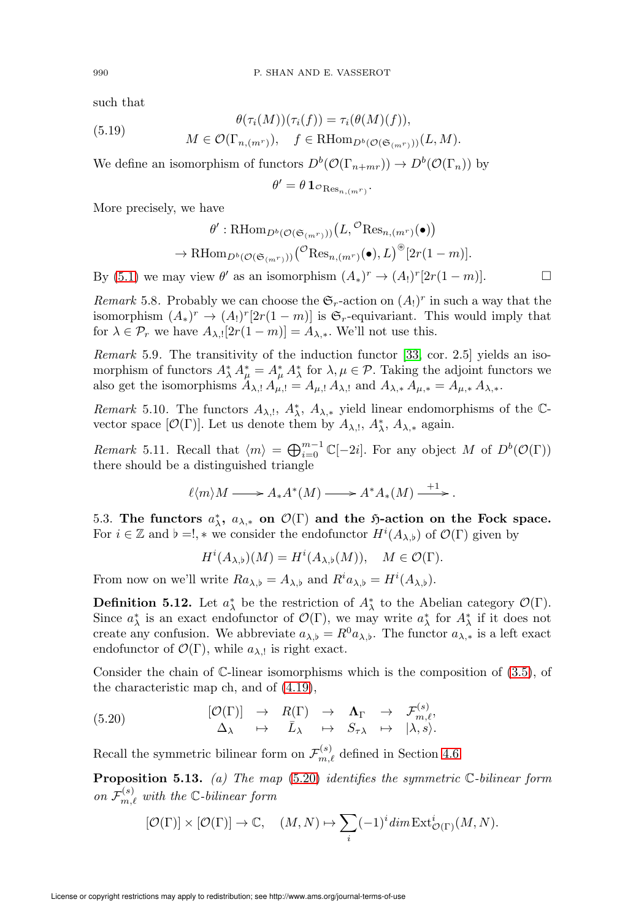such that

$$\theta(\tau_i(M))(\tau_i(f)) = \tau_i(\theta(M)(f)), \tag{5.19}$$
$$M \in \mathcal{O}(\Gamma_{n,(m^r)}), \quad f \in \mathrm{RHom}_{D^b(\mathcal{O}(\mathfrak{S}_{(m^r)}))}(L, M).$$

We define an isomorphism of functors $D^b(\mathcal{O}(\Gamma_{n+mr})) \to D^b(\mathcal{O}(\Gamma_n))$ by

$$\theta' = \theta\, \mathbf{1}_{{}^{\mathcal{O}}\mathrm{Res}_{n,(m^r)}}.$$

More precisely, we have

$$\theta' : \mathrm{RHom}_{D^b(\mathcal{O}(\mathfrak{S}_{(m^r)}))}\big(L, {}^{\mathcal{O}}\mathrm{Res}_{n,(m^r)}(\bullet)\big)$$
$$\to \mathrm{RHom}_{D^b(\mathcal{O}(\mathfrak{S}_{(m^r)}))}\big({}^{\mathcal{O}}\mathrm{Res}_{n,(m^r)}(\bullet), L\big)^{\circledast}[2r(1-m)].$$

By (5.1) we may view $\theta'$ as an isomorphism $(A_*)^r \to (A_!)^r[2r(1-m)]$. $\square$

*Remark* 5.8. Probably we can choose the $\mathfrak{S}_r$-action on $(A_!)^r$ in such a way that the isomorphism $(A_*)^r \to (A_!)^r[2r(1-m)]$ is $\mathfrak{S}_r$-equivariant. This would imply that for $\lambda \in \mathcal{P}_r$ we have $A_{\lambda,!}[2r(1-m)] = A_{\lambda,*}$. We'll not use this.

*Remark* 5.9. The transitivity of the induction functor [33, cor. 2.5] yields an isomorphism of functors $A^*_\lambda\, A^*_\mu = A^*_\mu\, A^*_\lambda$ for $\lambda, \mu \in \mathcal{P}$. Taking the adjoint functors we also get the isomorphisms $A_{\lambda,!}\, A_{\mu,!} = A_{\mu,!}\, A_{\lambda,!}$ and $A_{\lambda,*}\, A_{\mu,*} = A_{\mu,*}\, A_{\lambda,*}$.

*Remark* 5.10. The functors $A_{\lambda,!}$, $A^*_\lambda$, $A_{\lambda,*}$ yield linear endomorphisms of the $\mathbb{C}$-vector space $[\mathcal{O}(\Gamma)]$. Let us denote them by $A_{\lambda,!}$, $A^*_\lambda$, $A_{\lambda,*}$ again.

*Remark* 5.11. Recall that $\langle m \rangle = \bigoplus_{i=0}^{m-1} \mathbb{C}[-2i]$. For any object $M$ of $D^b(\mathcal{O}(\Gamma))$ there should be a distinguished triangle

$$\ell\langle m\rangle M \longrightarrow A_*A^*(M) \longrightarrow A^*A_*(M) \xrightarrow{+1}.$$

5.3. **The functors $a^*_\lambda$, $a_{\lambda,*}$ on $\mathcal{O}(\Gamma)$ and the $\mathfrak{H}$-action on the Fock space.** For $i \in \mathbb{Z}$ and $\flat =!, *$ we consider the endofunctor $H^i(A_{\lambda,\flat})$ of $\mathcal{O}(\Gamma)$ given by

$$H^i(A_{\lambda,\flat})(M) = H^i(A_{\lambda,\flat}(M)), \quad M \in \mathcal{O}(\Gamma).$$

From now on we'll write $Ra_{\lambda,\flat} = A_{\lambda,\flat}$ and $R^i a_{\lambda,\flat} = H^i(A_{\lambda,\flat})$.

**Definition 5.12.** Let $a^*_\lambda$ be the restriction of $A^*_\lambda$ to the Abelian category $\mathcal{O}(\Gamma)$. Since $a^*_\lambda$ is an exact endofunctor of $\mathcal{O}(\Gamma)$, we may write $a^*_\lambda$ for $A^*_\lambda$ if it does not create any confusion. We abbreviate $a_{\lambda,\flat} = R^0 a_{\lambda,\flat}$. The functor $a_{\lambda,*}$ is a left exact endofunctor of $\mathcal{O}(\Gamma)$, while $a_{\lambda,!}$ is right exact.

Consider the chain of $\mathbb{C}$-linear isomorphisms which is the composition of (3.5), of the characteristic map ch, and of (4.19),

$$\begin{array}{ccccccc} [\mathcal{O}(\Gamma)] & \to & R(\Gamma) & \to & \mathbf{\Lambda}_\Gamma & \to & \mathcal{F}^{(s)}_{m,\ell}, \\ \Delta_\lambda & \mapsto & \bar{L}_\lambda & \mapsto & S_{\tau\lambda} & \mapsto & |\lambda, s\rangle. \end{array} \tag{5.20}$$

Recall the symmetric bilinear form on $\mathcal{F}^{(s)}_{m,\ell}$ defined in Section 4.6.

**Proposition 5.13.** *(a) The map* (5.20) *identifies the symmetric $\mathbb{C}$-bilinear form on $\mathcal{F}^{(s)}_{m,\ell}$ with the $\mathbb{C}$-bilinear form*

$$[\mathcal{O}(\Gamma)] \times [\mathcal{O}(\Gamma)] \to \mathbb{C}, \quad (M, N) \mapsto \sum_i (-1)^i dim\, \mathrm{Ext}^i_{\mathcal{O}(\Gamma)}(M, N).$$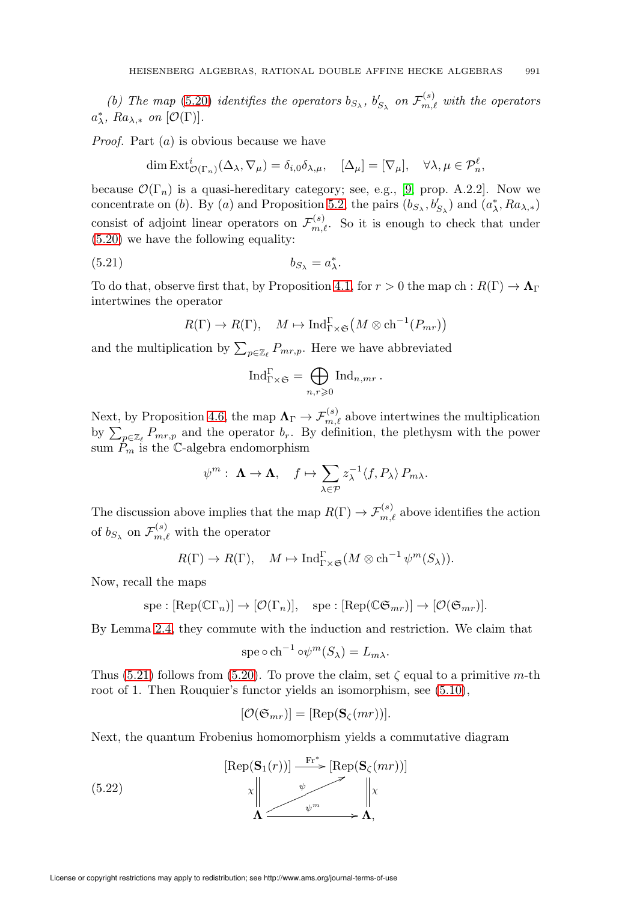*(b) The map* (5.20) *identifies the operators* $b_{S_\lambda}$, $b'_{S_\lambda}$ *on* $\mathcal{F}^{(s)}_{m,\ell}$ *with the operators* $a^*_\lambda$, $Ra_{\lambda,*}$ *on* $[\mathcal{O}(\Gamma)]$.

*Proof.* Part $(a)$ is obvious because we have

$$\dim \mathrm{Ext}^i_{\mathcal{O}(\Gamma_n)}(\Delta_\lambda, \nabla_\mu) = \delta_{i,0}\delta_{\lambda,\mu}, \quad [\Delta_\mu] = [\nabla_\mu], \quad \forall \lambda, \mu \in \mathcal{P}^\ell_n,$$

because $\mathcal{O}(\Gamma_n)$ is a quasi-hereditary category; see, e.g., [9, prop. A.2.2]. Now we concentrate on $(b)$. By $(a)$ and Proposition 5.2, the pairs $(b_{S_\lambda}, b'_{S_\lambda})$ and $(a^*_\lambda, Ra_{\lambda,*})$ consist of adjoint linear operators on $\mathcal{F}^{(s)}_{m,\ell}$. So it is enough to check that under (5.20) we have the following equality:

$$b_{S_\lambda} = a^*_\lambda. \tag{5.21}$$

To do that, observe first that, by Proposition 4.1, for $r > 0$ the map $\mathrm{ch} : R(\Gamma) \to \mathbf{\Lambda}_\Gamma$ intertwines the operator

$$R(\Gamma) \to R(\Gamma), \quad M \mapsto \mathrm{Ind}^\Gamma_{\Gamma\times\mathfrak{S}}\big(M \otimes \mathrm{ch}^{-1}(P_{mr})\big)$$

and the multiplication by $\sum_{p\in\mathbb{Z}_\ell} P_{mr,p}$. Here we have abbreviated

$$\mathrm{Ind}^\Gamma_{\Gamma\times\mathfrak{S}} = \bigoplus_{n,r\geqslant 0} \mathrm{Ind}_{n,mr}\,.$$

Next, by Proposition 4.6, the map $\mathbf{\Lambda}_\Gamma \to \mathcal{F}^{(s)}_{m,\ell}$ above intertwines the multiplication by $\sum_{p\in\mathbb{Z}_\ell} P_{mr,p}$ and the operator $b_r$. By definition, the plethysm with the power sum $P_m$ is the $\mathbb{C}$-algebra endomorphism

$$\psi^m : \mathbf{\Lambda} \to \mathbf{\Lambda}, \quad f \mapsto \sum_{\lambda\in\mathcal{P}} z_\lambda^{-1}\langle f, P_\lambda\rangle\, P_{m\lambda}.$$

The discussion above implies that the map $R(\Gamma) \to \mathcal{F}^{(s)}_{m,\ell}$ above identifies the action of $b_{S_\lambda}$ on $\mathcal{F}^{(s)}_{m,\ell}$ with the operator

$$R(\Gamma) \to R(\Gamma), \quad M \mapsto \mathrm{Ind}^\Gamma_{\Gamma\times\mathfrak{S}}(M \otimes \mathrm{ch}^{-1}\psi^m(S_\lambda)).$$

Now, recall the maps

$$\mathrm{spe} : [\mathrm{Rep}(\mathbb{C}\Gamma_n)] \to [\mathcal{O}(\Gamma_n)], \quad \mathrm{spe} : [\mathrm{Rep}(\mathbb{C}\mathfrak{S}_{mr})] \to [\mathcal{O}(\mathfrak{S}_{mr})].$$

By Lemma 2.4, they commute with the induction and restriction. We claim that

$$\mathrm{spe} \circ \mathrm{ch}^{-1} \circ \psi^m(S_\lambda) = L_{m\lambda}.$$

Thus (5.21) follows from (5.20). To prove the claim, set $\zeta$ equal to a primitive $m$-th root of 1. Then Rouquier's functor yields an isomorphism, see (5.10),

$$[\mathcal{O}(\mathfrak{S}_{mr})] = [\mathrm{Rep}(\mathbf{S}_\zeta(mr))].$$

Next, the quantum Frobenius homomorphism yields a commutative diagram

$$\begin{array}{ccc} [\mathrm{Rep}(\mathbf{S}_1(r))] & \xrightarrow{\mathrm{Fr}^*} & [\mathrm{Rep}(\mathbf{S}_\zeta(mr))] \\ \chi \Big\| & \overset{\psi}{\nearrow} & \Big\| \chi \\ \mathbf{\Lambda} & \xrightarrow{\psi^m} & \mathbf{\Lambda}, \end{array} \tag{5.22}$$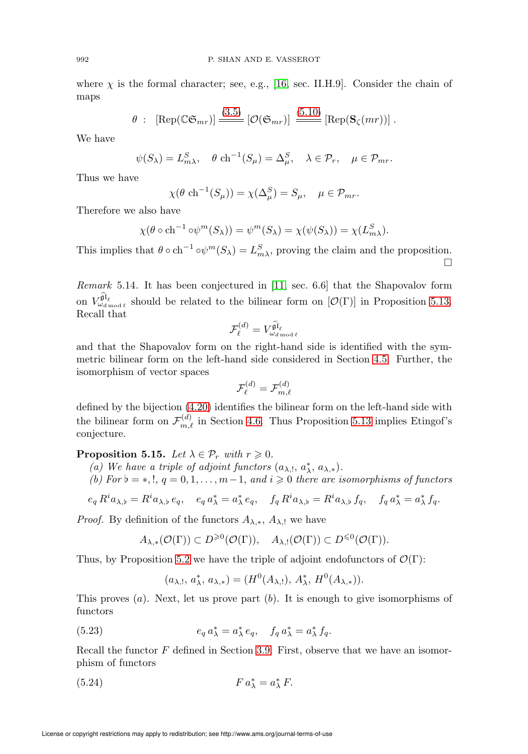where $\chi$ is the formal character; see, e.g., [16, sec. II.H.9]. Consider the chain of maps

$$\theta \;:\; [\mathrm{Rep}(\mathbb{C}\mathfrak{S}_{mr})] \overset{(3.5)}{=\!=\!=} [\mathcal{O}(\mathfrak{S}_{mr})] \overset{(5.10)}{=\!=\!=} [\mathrm{Rep}(\mathbf{S}_\zeta(mr))]\,.$$

We have

$$\psi(S_\lambda) = L^S_{m\lambda}, \quad \theta\ \mathrm{ch}^{-1}(S_\mu) = \Delta^S_\mu, \quad \lambda \in \mathcal{P}_r, \quad \mu \in \mathcal{P}_{mr}.$$

Thus we have

$$\chi(\theta\ \mathrm{ch}^{-1}(S_\mu)) = \chi(\Delta^S_\mu) = S_\mu, \quad \mu \in \mathcal{P}_{mr}.$$

Therefore we also have

$$\chi(\theta \circ \mathrm{ch}^{-1} \circ \psi^m(S_\lambda)) = \psi^m(S_\lambda) = \chi(\psi(S_\lambda)) = \chi(L^S_{m\lambda}).$$

This implies that $\theta \circ \mathrm{ch}^{-1} \circ \psi^m(S_\lambda) = L^S_{m\lambda}$, proving the claim and the proposition. $\square$

*Remark* 5.14. It has been conjectured in [11, sec. 6.6] that the Shapovalov form on $V^{\widehat{\mathfrak{sl}}_\ell}_{\omega_{d \bmod \ell}}$ should be related to the bilinear form on $[\mathcal{O}(\Gamma)]$ in Proposition 5.13. Recall that

$$\mathcal{F}^{(d)}_\ell = V^{\widehat{\mathfrak{sl}}_\ell}_{\omega_{d \bmod \ell}}$$

and that the Shapovalov form on the right-hand side is identified with the symmetric bilinear form on the left-hand side considered in Section 4.5. Further, the isomorphism of vector spaces

$$\mathcal{F}^{(d)}_\ell = \mathcal{F}^{(d)}_{m,\ell}$$

defined by the bijection (4.20) identifies the bilinear form on the left-hand side with the bilinear form on $\mathcal{F}^{(d)}_{m,\ell}$ in Section 4.6. Thus Proposition 5.13 implies Etingof's conjecture.

**Proposition 5.15.** *Let $\lambda \in \mathcal{P}_r$ with $r \geqslant 0$.*

*(a) We have a triple of adjoint functors $(a_{\lambda,!},\, a^*_\lambda,\, a_{\lambda,*})$.*

*(b) For $\flat = *, !$, $q = 0, 1, \ldots, m-1$, and $i \geqslant 0$ there are isomorphisms of functors*

$$e_q\, R^i a_{\lambda,\flat} = R^i a_{\lambda,\flat}\, e_q, \quad e_q\, a^*_\lambda = a^*_\lambda\, e_q, \quad f_q\, R^i a_{\lambda,\flat} = R^i a_{\lambda,\flat}\, f_q, \quad f_q\, a^*_\lambda = a^*_\lambda\, f_q.$$

*Proof.* By definition of the functors $A_{\lambda,*}$, $A_{\lambda,!}$ we have

$$A_{\lambda,*}(\mathcal{O}(\Gamma)) \subset D^{\geqslant 0}(\mathcal{O}(\Gamma)), \quad A_{\lambda,!}(\mathcal{O}(\Gamma)) \subset D^{\leqslant 0}(\mathcal{O}(\Gamma)).$$

Thus, by Proposition 5.2 we have the triple of adjoint endofunctors of $\mathcal{O}(\Gamma)$:

$$(a_{\lambda,!},\, a^*_\lambda,\, a_{\lambda,*}) = (H^0(A_{\lambda,!}),\, A^*_\lambda,\, H^0(A_{\lambda,*})).$$

This proves $(a)$. Next, let us prove part $(b)$. It is enough to give isomorphisms of functors

$$e_q\, a^*_\lambda = a^*_\lambda\, e_q, \quad f_q\, a^*_\lambda = a^*_\lambda\, f_q. \tag{5.23}$$

Recall the functor $F$ defined in Section 3.9. First, observe that we have an isomorphism of functors

$$F\, a^*_\lambda = a^*_\lambda\, F. \tag{5.24}$$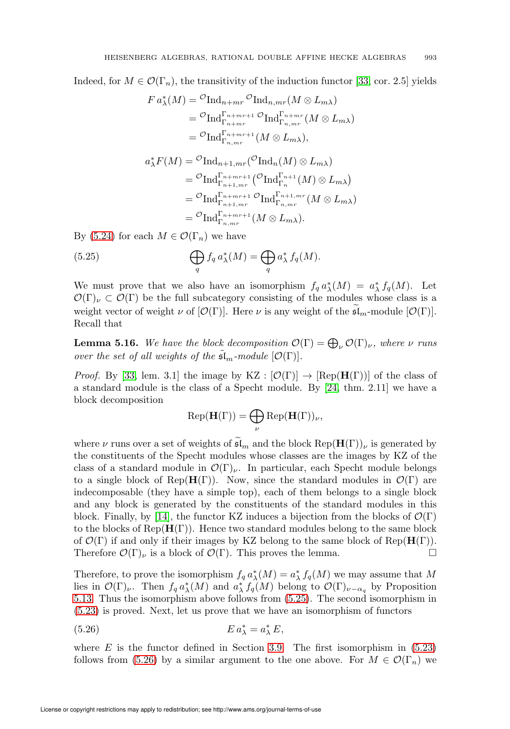Indeed, for $M \in \mathcal{O}(\Gamma_n)$, the transitivity of the induction functor [33, cor. 2.5] yields

$$
\begin{aligned}
F\, a^*_\lambda(M) &= {}^{\mathcal{O}}\mathrm{Ind}_{n+mr}\, {}^{\mathcal{O}}\mathrm{Ind}_{n,mr}(M \otimes L_{m\lambda}) \\
&= {}^{\mathcal{O}}\mathrm{Ind}_{\Gamma_{n+mr}}^{\Gamma_{n+mr+1}}\, {}^{\mathcal{O}}\mathrm{Ind}_{\Gamma_{n,mr}}^{\Gamma_{n+mr}}(M \otimes L_{m\lambda}) \\
&= {}^{\mathcal{O}}\mathrm{Ind}_{\Gamma_{n,mr}}^{\Gamma_{n+mr+1}}(M \otimes L_{m\lambda}),
\end{aligned}
$$

$$
\begin{aligned}
a^*_\lambda F(M) &= {}^{\mathcal{O}}\mathrm{Ind}_{n+1,mr}({}^{\mathcal{O}}\mathrm{Ind}_n(M) \otimes L_{m\lambda}) \\
&= {}^{\mathcal{O}}\mathrm{Ind}_{\Gamma_{n+1,mr}}^{\Gamma_{n+mr+1}}\big({}^{\mathcal{O}}\mathrm{Ind}_{\Gamma_n}^{\Gamma_{n+1}}(M) \otimes L_{m\lambda}\big) \\
&= {}^{\mathcal{O}}\mathrm{Ind}_{\Gamma_{n+1,mr}}^{\Gamma_{n+mr+1}}\, {}^{\mathcal{O}}\mathrm{Ind}_{\Gamma_{n,mr}}^{\Gamma_{n+1,mr}}(M \otimes L_{m\lambda}) \\
&= {}^{\mathcal{O}}\mathrm{Ind}_{\Gamma_{n,mr}}^{\Gamma_{n+mr+1}}(M \otimes L_{m\lambda}).
\end{aligned}
$$

By (5.24) for each $M \in \mathcal{O}(\Gamma_n)$ we have

$$
\bigoplus_q f_q\, a^*_\lambda(M) = \bigoplus_q a^*_\lambda\, f_q(M). \tag{5.25}
$$

We must prove that we also have an isomorphism $f_q\, a^*_\lambda(M) = a^*_\lambda\, f_q(M)$. Let $\mathcal{O}(\Gamma)_\nu \subset \mathcal{O}(\Gamma)$ be the full subcategory consisting of the modules whose class is a weight vector of weight $\nu$ of $[\mathcal{O}(\Gamma)]$. Here $\nu$ is any weight of the $\widetilde{\mathfrak{sl}}_m$-module $[\mathcal{O}(\Gamma)]$. Recall that

**Lemma 5.16.** *We have the block decomposition $\mathcal{O}(\Gamma) = \bigoplus_\nu \mathcal{O}(\Gamma)_\nu$, where $\nu$ runs over the set of all weights of the $\tilde{\mathfrak{sl}}_m$-module $[\mathcal{O}(\Gamma)]$.*

*Proof.* By [33, lem. 3.1] the image by $\mathrm{KZ} : [\mathcal{O}(\Gamma)] \to [\mathrm{Rep}(\mathbf{H}(\Gamma))]$ of the class of a standard module is the class of a Specht module. By [24, thm. 2.11] we have a block decomposition

$$
\mathrm{Rep}(\mathbf{H}(\Gamma)) = \bigoplus_\nu \mathrm{Rep}(\mathbf{H}(\Gamma))_\nu,
$$

where $\nu$ runs over a set of weights of $\widetilde{\mathfrak{sl}}_m$ and the block $\mathrm{Rep}(\mathbf{H}(\Gamma))_\nu$ is generated by the constituents of the Specht modules whose classes are the images by KZ of the class of a standard module in $\mathcal{O}(\Gamma)_\nu$. In particular, each Specht module belongs to a single block of $\mathrm{Rep}(\mathbf{H}(\Gamma))$. Now, since the standard modules in $\mathcal{O}(\Gamma)$ are indecomposable (they have a simple top), each of them belongs to a single block and any block is generated by the constituents of the standard modules in this block. Finally, by [14], the functor KZ induces a bijection from the blocks of $\mathcal{O}(\Gamma)$ to the blocks of $\mathrm{Rep}(\mathbf{H}(\Gamma))$. Hence two standard modules belong to the same block of $\mathcal{O}(\Gamma)$ if and only if their images by KZ belong to the same block of $\mathrm{Rep}(\mathbf{H}(\Gamma))$. Therefore $\mathcal{O}(\Gamma)_\nu$ is a block of $\mathcal{O}(\Gamma)$. This proves the lemma. $\square$

Therefore, to prove the isomorphism $f_q\, a^*_\lambda(M) = a^*_\lambda\, f_q(M)$ we may assume that $M$ lies in $\mathcal{O}(\Gamma)_\nu$. Then $f_q\, a^*_\lambda(M)$ and $a^*_\lambda\, f_q(M)$ belong to $\mathcal{O}(\Gamma)_{\nu-\alpha_q}$ by Proposition 5.13. Thus the isomorphism above follows from (5.25). The second isomorphism in (5.23) is proved. Next, let us prove that we have an isomorphism of functors

$$
E\, a^*_\lambda = a^*_\lambda\, E, \tag{5.26}
$$

where $E$ is the functor defined in Section 3.9. The first isomorphism in (5.23) follows from (5.26) by a similar argument to the one above. For $M \in \mathcal{O}(\Gamma_n)$ we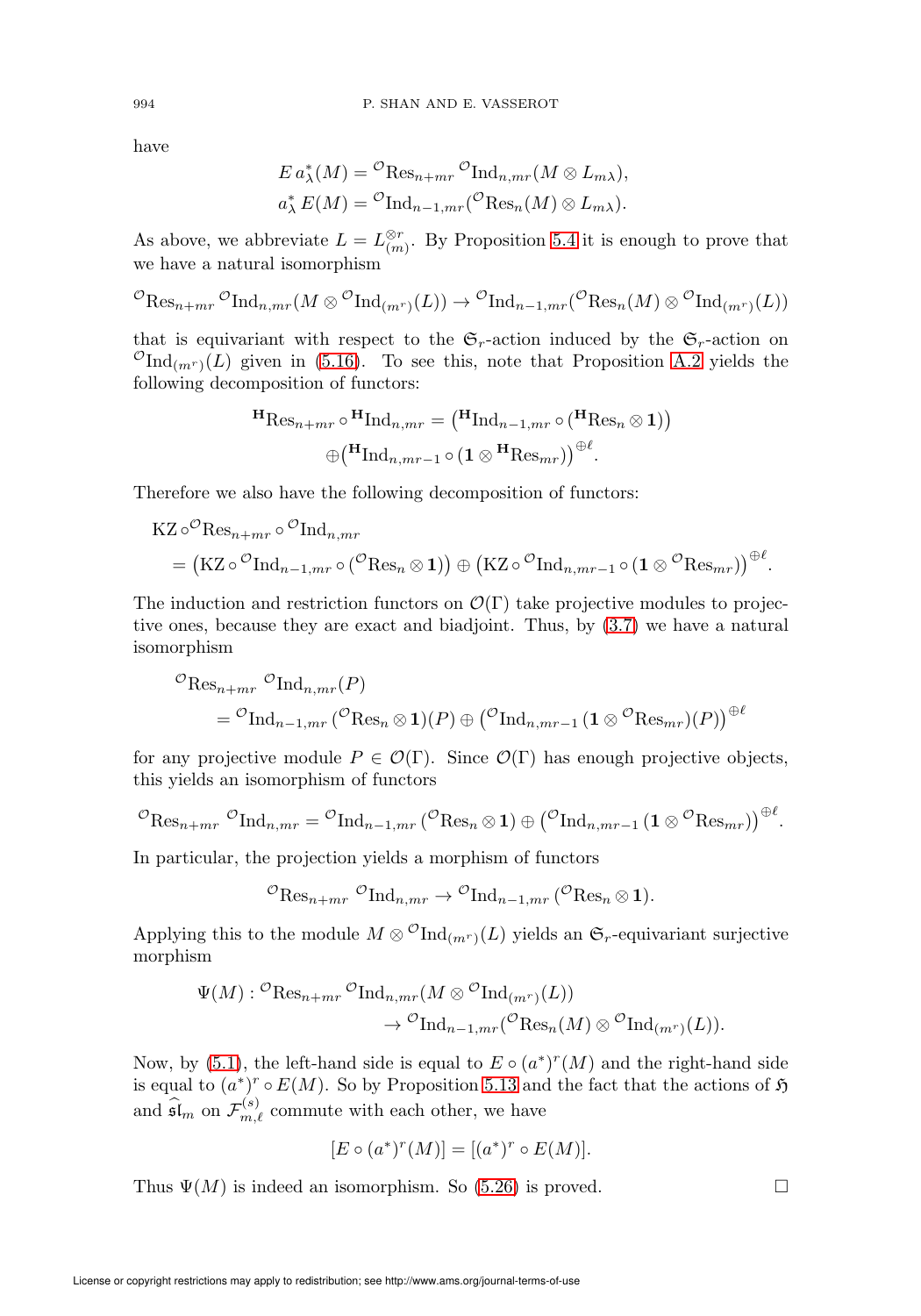have

$$E\, a^*_\lambda(M) = {}^{\mathcal{O}}\mathrm{Res}_{n+mr}\, {}^{\mathcal{O}}\mathrm{Ind}_{n,mr}(M \otimes L_{m\lambda}),$$
$$a^*_\lambda\, E(M) = {}^{\mathcal{O}}\mathrm{Ind}_{n-1,mr}({}^{\mathcal{O}}\mathrm{Res}_n(M) \otimes L_{m\lambda}).$$

As above, we abbreviate $L = L_{(m)}^{\otimes r}$. By Proposition 5.4 it is enough to prove that we have a natural isomorphism

$${}^{\mathcal{O}}\mathrm{Res}_{n+mr}\, {}^{\mathcal{O}}\mathrm{Ind}_{n,mr}(M \otimes {}^{\mathcal{O}}\mathrm{Ind}_{(m^r)}(L)) \to {}^{\mathcal{O}}\mathrm{Ind}_{n-1,mr}({}^{\mathcal{O}}\mathrm{Res}_n(M) \otimes {}^{\mathcal{O}}\mathrm{Ind}_{(m^r)}(L))$$

that is equivariant with respect to the $\mathfrak{S}_r$-action induced by the $\mathfrak{S}_r$-action on ${}^{\mathcal{O}}\mathrm{Ind}_{(m^r)}(L)$ given in (5.16). To see this, note that Proposition A.2 yields the following decomposition of functors:

$$\begin{aligned}{}^{\mathbf{H}}\mathrm{Res}_{n+mr} \circ {}^{\mathbf{H}}\mathrm{Ind}_{n,mr} = &\left({}^{\mathbf{H}}\mathrm{Ind}_{n-1,mr} \circ ({}^{\mathbf{H}}\mathrm{Res}_n \otimes \mathbf{1})\right) \\ &\oplus \left({}^{\mathbf{H}}\mathrm{Ind}_{n,mr-1} \circ (\mathbf{1} \otimes {}^{\mathbf{H}}\mathrm{Res}_{mr})\right)^{\oplus \ell}.\end{aligned}$$

Therefore we also have the following decomposition of functors:

$$\begin{aligned}&\mathrm{KZ} \circ {}^{\mathcal{O}}\mathrm{Res}_{n+mr} \circ {}^{\mathcal{O}}\mathrm{Ind}_{n,mr} \\ &= \left(\mathrm{KZ} \circ {}^{\mathcal{O}}\mathrm{Ind}_{n-1,mr} \circ ({}^{\mathcal{O}}\mathrm{Res}_n \otimes \mathbf{1})\right) \oplus \left(\mathrm{KZ} \circ {}^{\mathcal{O}}\mathrm{Ind}_{n,mr-1} \circ (\mathbf{1} \otimes {}^{\mathcal{O}}\mathrm{Res}_{mr})\right)^{\oplus \ell}.\end{aligned}$$

The induction and restriction functors on $\mathcal{O}(\Gamma)$ take projective modules to projective ones, because they are exact and biadjoint. Thus, by (3.7) we have a natural isomorphism

$$\begin{aligned}&{}^{\mathcal{O}}\mathrm{Res}_{n+mr}\; {}^{\mathcal{O}}\mathrm{Ind}_{n,mr}(P) \\ &\quad = {}^{\mathcal{O}}\mathrm{Ind}_{n-1,mr}\left({}^{\mathcal{O}}\mathrm{Res}_n \otimes \mathbf{1}\right)(P) \oplus \left({}^{\mathcal{O}}\mathrm{Ind}_{n,mr-1}\left(\mathbf{1} \otimes {}^{\mathcal{O}}\mathrm{Res}_{mr}\right)(P)\right)^{\oplus \ell}\end{aligned}$$

for any projective module $P \in \mathcal{O}(\Gamma)$. Since $\mathcal{O}(\Gamma)$ has enough projective objects, this yields an isomorphism of functors

$${}^{\mathcal{O}}\mathrm{Res}_{n+mr}\; {}^{\mathcal{O}}\mathrm{Ind}_{n,mr} = {}^{\mathcal{O}}\mathrm{Ind}_{n-1,mr}\left({}^{\mathcal{O}}\mathrm{Res}_n \otimes \mathbf{1}\right) \oplus \left({}^{\mathcal{O}}\mathrm{Ind}_{n,mr-1}\left(\mathbf{1} \otimes {}^{\mathcal{O}}\mathrm{Res}_{mr}\right)\right)^{\oplus \ell}.$$

In particular, the projection yields a morphism of functors

$${}^{\mathcal{O}}\mathrm{Res}_{n+mr}\; {}^{\mathcal{O}}\mathrm{Ind}_{n,mr} \to {}^{\mathcal{O}}\mathrm{Ind}_{n-1,mr}\left({}^{\mathcal{O}}\mathrm{Res}_n \otimes \mathbf{1}\right).$$

Applying this to the module $M \otimes {}^{\mathcal{O}}\mathrm{Ind}_{(m^r)}(L)$ yields an $\mathfrak{S}_r$-equivariant surjective morphism

$$\begin{aligned}\Psi(M) : {}^{\mathcal{O}}\mathrm{Res}_{n+mr}\, &{}^{\mathcal{O}}\mathrm{Ind}_{n,mr}(M \otimes {}^{\mathcal{O}}\mathrm{Ind}_{(m^r)}(L)) \\ &\to {}^{\mathcal{O}}\mathrm{Ind}_{n-1,mr}({}^{\mathcal{O}}\mathrm{Res}_n(M) \otimes {}^{\mathcal{O}}\mathrm{Ind}_{(m^r)}(L)).\end{aligned}$$

Now, by (5.1), the left-hand side is equal to $E \circ (a^*)^r(M)$ and the right-hand side is equal to $(a^*)^r \circ E(M)$. So by Proposition 5.13 and the fact that the actions of $\mathfrak{H}$ and $\widehat{\mathfrak{sl}}_m$ on $\mathcal{F}^{(s)}_{m,\ell}$ commute with each other, we have

$$[E \circ (a^*)^r(M)] = [(a^*)^r \circ E(M)].$$

Thus $\Psi(M)$ is indeed an isomorphism. So (5.26) is proved. $\square$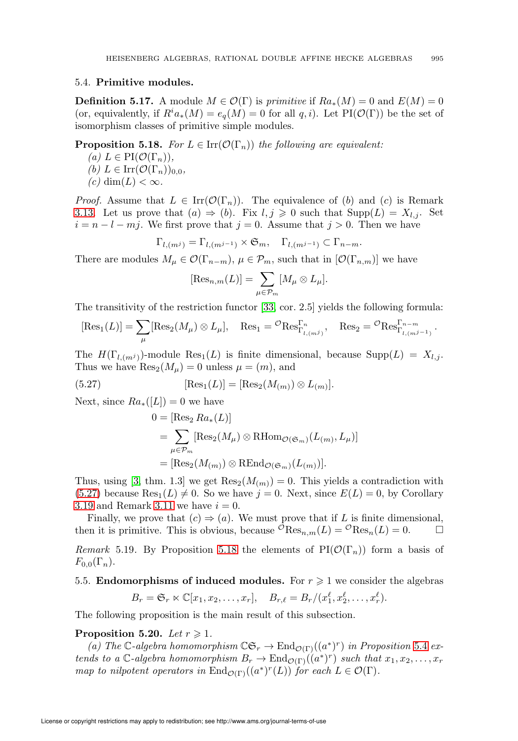### 5.4. **Primitive modules.**

**Definition 5.17.** A module $M \in \mathcal{O}(\Gamma)$ is *primitive* if $Ra_*(M) = 0$ and $E(M) = 0$ (or, equivalently, if $R^i a_*(M) = e_q(M) = 0$ for all $q, i$). Let $\mathrm{PI}(\mathcal{O}(\Gamma))$ be the set of isomorphism classes of primitive simple modules.

**Proposition 5.18.** *For $L \in \mathrm{Irr}(\mathcal{O}(\Gamma_n))$ the following are equivalent:*

*(a) $L \in \mathrm{PI}(\mathcal{O}(\Gamma_n))$,*

*(b) $L \in \mathrm{Irr}(\mathcal{O}(\Gamma_n))_{0,0}$,*

*(c) $\dim(L) < \infty$.*

*Proof.* Assume that $L \in \mathrm{Irr}(\mathcal{O}(\Gamma_n))$. The equivalence of $(b)$ and $(c)$ is Remark 3.13. Let us prove that $(a) \Rightarrow (b)$. Fix $l, j \geqslant 0$ such that $\mathrm{Supp}(L) = X_{l,j}$. Set $i = n - l - mj$. We first prove that $j = 0$. Assume that $j > 0$. Then we have

$$\Gamma_{l,(m^j)} = \Gamma_{l,(m^{j-1})} \times \mathfrak{S}_m, \quad \Gamma_{l,(m^{j-1})} \subset \Gamma_{n-m}.$$

There are modules $M_\mu \in \mathcal{O}(\Gamma_{n-m})$, $\mu \in \mathcal{P}_m$, such that in $[\mathcal{O}(\Gamma_{n,m})]$ we have

$$[\mathrm{Res}_{n,m}(L)] = \sum_{\mu \in \mathcal{P}_m} [M_\mu \otimes L_\mu].$$

The transitivity of the restriction functor [33, cor. 2.5] yields the following formula:

$$[\mathrm{Res}_1(L)] = \sum_\mu [\mathrm{Res}_2(M_\mu) \otimes L_\mu], \quad \mathrm{Res}_1 = {}^{\mathcal{O}}\mathrm{Res}^{\Gamma_n}_{\Gamma_{l,(m^j)}}, \quad \mathrm{Res}_2 = {}^{\mathcal{O}}\mathrm{Res}^{\Gamma_{n-m}}_{\Gamma_{l,(m^{j-1})}}.$$

The $H(\Gamma_{l,(m^j)})$-module $\mathrm{Res}_1(L)$ is finite dimensional, because $\mathrm{Supp}(L) = X_{l,j}$. Thus we have $\mathrm{Res}_2(M_\mu) = 0$ unless $\mu = (m)$, and

$$[\mathrm{Res}_1(L)] = [\mathrm{Res}_2(M_{(m)}) \otimes L_{(m)}]. \tag{5.27}$$

Next, since $Ra_*([L]) = 0$ we have

$$\begin{aligned}
0 &= [\mathrm{Res}_2\, Ra_*(L)] \\
&= \sum_{\mu \in \mathcal{P}_m} [\mathrm{Res}_2(M_\mu) \otimes \mathrm{RHom}_{\mathcal{O}(\mathfrak{S}_m)}(L_{(m)}, L_\mu)] \\
&= [\mathrm{Res}_2(M_{(m)}) \otimes \mathrm{REnd}_{\mathcal{O}(\mathfrak{S}_m)}(L_{(m)})].
\end{aligned}$$

Thus, using [3, thm. 1.3] we get $\mathrm{Res}_2(M_{(m)}) = 0$. This yields a contradiction with (5.27) because $\mathrm{Res}_1(L) \neq 0$. So we have $j = 0$. Next, since $E(L) = 0$, by Corollary 3.19 and Remark 3.11 we have $i = 0$.

Finally, we prove that $(c) \Rightarrow (a)$. We must prove that if $L$ is finite dimensional, then it is primitive. This is obvious, because ${}^{\mathcal{O}}\mathrm{Res}_{n,m}(L) = {}^{\mathcal{O}}\mathrm{Res}_n(L) = 0$. $\square$

*Remark* 5.19. By Proposition 5.18 the elements of $\mathrm{PI}(\mathcal{O}(\Gamma_n))$ form a basis of $F_{0,0}(\Gamma_n)$.

### 5.5. **Endomorphisms of induced modules.**

For $r \geqslant 1$ we consider the algebras

$$B_r = \mathfrak{S}_r \ltimes \mathbb{C}[x_1, x_2, \ldots, x_r], \quad B_{r,\ell} = B_r/(x_1^\ell, x_2^\ell, \ldots, x_r^\ell).$$

The following proposition is the main result of this subsection.

**Proposition 5.20.** *Let $r \geqslant 1$.*

*(a) The $\mathbb{C}$-algebra homomorphism $\mathbb{C}\mathfrak{S}_r \to \mathrm{End}_{\mathcal{O}(\Gamma)}((a^*)^r)$ in Proposition 5.4 extends to a $\mathbb{C}$-algebra homomorphism $B_r \to \mathrm{End}_{\mathcal{O}(\Gamma)}((a^*)^r)$ such that $x_1, x_2, \ldots, x_r$ map to nilpotent operators in $\mathrm{End}_{\mathcal{O}(\Gamma)}((a^*)^r(L))$ for each $L \in \mathcal{O}(\Gamma)$.*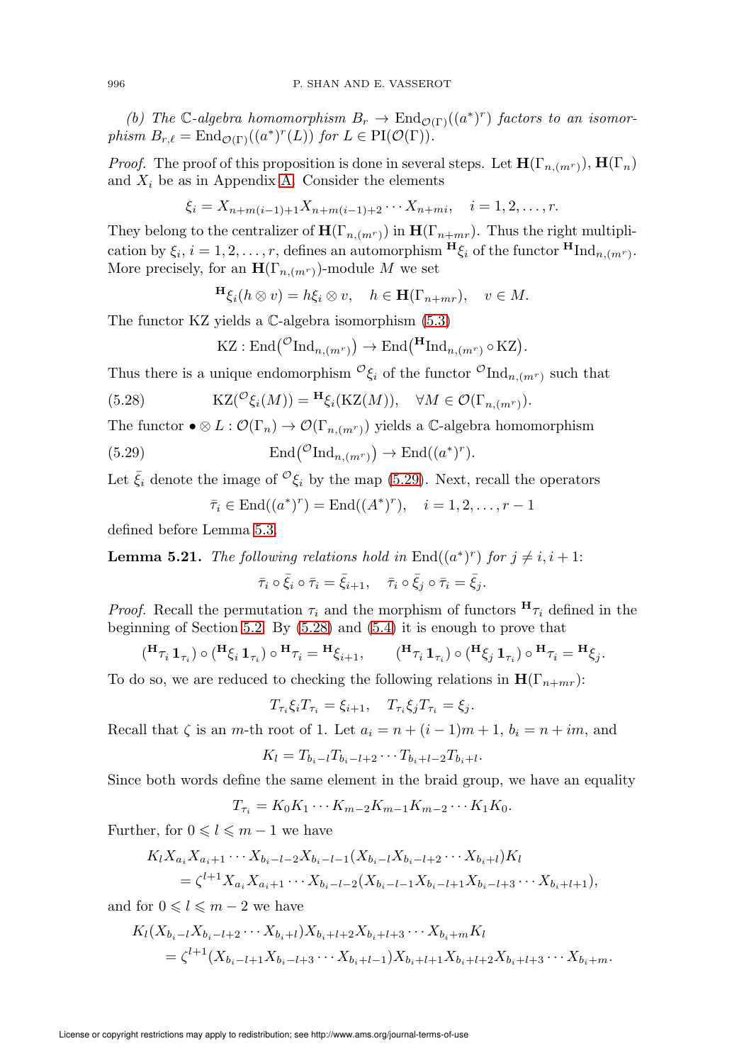*(b) The $\mathbb{C}$-algebra homomorphism $B_r \to \mathrm{End}_{\mathcal{O}(\Gamma)}((a^*)^r)$ factors to an isomorphism $B_{r,\ell} = \mathrm{End}_{\mathcal{O}(\Gamma)}((a^*)^r(L))$ for $L \in \mathrm{PI}(\mathcal{O}(\Gamma))$.*

*Proof.* The proof of this proposition is done in several steps. Let $\mathbf{H}(\Gamma_{n,(m^r)})$, $\mathbf{H}(\Gamma_n)$ and $X_i$ be as in Appendix A. Consider the elements

$$\xi_i = X_{n+m(i-1)+1}X_{n+m(i-1)+2}\cdots X_{n+mi}, \quad i = 1, 2, \ldots, r.$$

They belong to the centralizer of $\mathbf{H}(\Gamma_{n,(m^r)})$ in $\mathbf{H}(\Gamma_{n+mr})$. Thus the right multiplication by $\xi_i$, $i = 1, 2, \ldots, r$, defines an automorphism ${}^{\mathbf{H}}\xi_i$ of the functor ${}^{\mathbf{H}}\mathrm{Ind}_{n,(m^r)}$. More precisely, for an $\mathbf{H}(\Gamma_{n,(m^r)})$-module $M$ we set

$${}^{\mathbf{H}}\xi_i(h \otimes v) = h\xi_i \otimes v, \quad h \in \mathbf{H}(\Gamma_{n+mr}), \quad v \in M.$$

The functor KZ yields a $\mathbb{C}$-algebra isomorphism (5.3)

$$\mathrm{KZ} : \mathrm{End}\big({}^{\mathcal{O}}\mathrm{Ind}_{n,(m^r)}\big) \to \mathrm{End}\big({}^{\mathbf{H}}\mathrm{Ind}_{n,(m^r)} \circ \mathrm{KZ}\big).$$

Thus there is a unique endomorphism ${}^{\mathcal{O}}\xi_i$ of the functor ${}^{\mathcal{O}}\mathrm{Ind}_{n,(m^r)}$ such that

$$\mathrm{KZ}({}^{\mathcal{O}}\xi_i(M)) = {}^{\mathbf{H}}\xi_i(\mathrm{KZ}(M)), \quad \forall M \in \mathcal{O}(\Gamma_{n,(m^r)}). \tag{5.28}$$

The functor $\bullet \otimes L : \mathcal{O}(\Gamma_n) \to \mathcal{O}(\Gamma_{n,(m^r)})$ yields a $\mathbb{C}$-algebra homomorphism

$$\mathrm{End}\big({}^{\mathcal{O}}\mathrm{Ind}_{n,(m^r)}\big) \to \mathrm{End}((a^*)^r). \tag{5.29}$$

Let $\bar{\xi}_i$ denote the image of ${}^{\mathcal{O}}\xi_i$ by the map (5.29). Next, recall the operators

$$\bar{\tau}_i \in \mathrm{End}((a^*)^r) = \mathrm{End}((A^*)^r), \quad i = 1, 2, \ldots, r-1$$

defined before Lemma 5.3.

**Lemma 5.21.** *The following relations hold in $\mathrm{End}((a^*)^r)$ for $j \neq i, i+1$:*

$$\bar{\tau}_i \circ \bar{\xi}_i \circ \bar{\tau}_i = \bar{\xi}_{i+1}, \quad \bar{\tau}_i \circ \bar{\xi}_j \circ \bar{\tau}_i = \bar{\xi}_j.$$

*Proof.* Recall the permutation $\tau_i$ and the morphism of functors ${}^{\mathbf{H}}\tau_i$ defined in the beginning of Section 5.2. By (5.28) and (5.4) it is enough to prove that

$$({}^{\mathbf{H}}\tau_i\,\mathbf{1}_{\tau_i}) \circ ({}^{\mathbf{H}}\xi_i\,\mathbf{1}_{\tau_i}) \circ {}^{\mathbf{H}}\tau_i = {}^{\mathbf{H}}\xi_{i+1}, \qquad ({}^{\mathbf{H}}\tau_i\,\mathbf{1}_{\tau_i}) \circ ({}^{\mathbf{H}}\xi_j\,\mathbf{1}_{\tau_i}) \circ {}^{\mathbf{H}}\tau_i = {}^{\mathbf{H}}\xi_j.$$

To do so, we are reduced to checking the following relations in $\mathbf{H}(\Gamma_{n+mr})$:

$$T_{\tau_i}\xi_i T_{\tau_i} = \xi_{i+1}, \quad T_{\tau_i}\xi_j T_{\tau_i} = \xi_j.$$

Recall that $\zeta$ is an $m$-th root of 1. Let $a_i = n + (i-1)m + 1$, $b_i = n + im$, and

$$K_l = T_{b_i - l}T_{b_i - l+2}\cdots T_{b_i+l-2}T_{b_i+l}.$$

Since both words define the same element in the braid group, we have an equality

$$T_{\tau_i} = K_0K_1\cdots K_{m-2}K_{m-1}K_{m-2}\cdots K_1K_0.$$

Further, for $0 \leqslant l \leqslant m-1$ we have

$$\begin{aligned}
&K_l X_{a_i}X_{a_i+1}\cdots X_{b_i-l-2}X_{b_i-l-1}(X_{b_i-l}X_{b_i-l+2}\cdots X_{b_i+l})K_l \\
&\quad = \zeta^{l+1}X_{a_i}X_{a_i+1}\cdots X_{b_i-l-2}(X_{b_i-l-1}X_{b_i-l+1}X_{b_i-l+3}\cdots X_{b_i+l+1}),
\end{aligned}$$

and for $0 \leqslant l \leqslant m-2$ we have

$$\begin{aligned}
&K_l(X_{b_i-l}X_{b_i-l+2}\cdots X_{b_i+l})X_{b_i+l+2}X_{b_i+l+3}\cdots X_{b_i+m}K_l \\
&\quad = \zeta^{l+1}(X_{b_i-l+1}X_{b_i-l+3}\cdots X_{b_i+l-1})X_{b_i+l+1}X_{b_i+l+2}X_{b_i+l+3}\cdots X_{b_i+m}.
\end{aligned}$$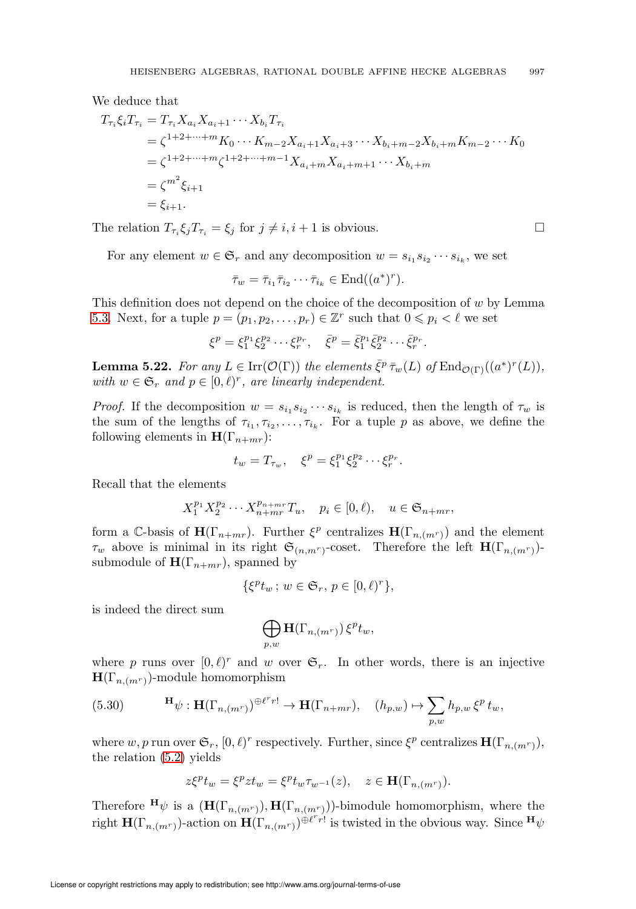We deduce that

$$
\begin{aligned}
T_{\tau_i}\xi_i T_{\tau_i} &= T_{\tau_i} X_{a_i} X_{a_i+1}\cdots X_{b_i} T_{\tau_i}\\
&= \zeta^{1+2+\cdots+m} K_0\cdots K_{m-2} X_{a_i+1}X_{a_i+3}\cdots X_{b_i+m-2}X_{b_i+m}K_{m-2}\cdots K_0\\
&= \zeta^{1+2+\cdots+m}\zeta^{1+2+\cdots+m-1} X_{a_i+m}X_{a_i+m+1}\cdots X_{b_i+m}\\
&= \zeta^{m^2}\xi_{i+1}\\
&= \xi_{i+1}.
\end{aligned}
$$

The relation $T_{\tau_i}\xi_j T_{\tau_i} = \xi_j$ for $j \neq i, i+1$ is obvious. □

For any element $w \in \mathfrak{S}_r$ and any decomposition $w = s_{i_1}s_{i_2}\cdots s_{i_k}$, we set

$$\bar{\tau}_w = \bar{\tau}_{i_1}\bar{\tau}_{i_2}\cdots\bar{\tau}_{i_k} \in \mathrm{End}((a^*)^r).$$

This definition does not depend on the choice of the decomposition of $w$ by Lemma 5.3. Next, for a tuple $p = (p_1, p_2, \ldots, p_r) \in \mathbb{Z}^r$ such that $0 \leqslant p_i < \ell$ we set

$$\xi^p = \xi_1^{p_1}\xi_2^{p_2}\cdots\xi_r^{p_r}, \quad \bar{\xi}^p = \bar{\xi}_1^{p_1}\bar{\xi}_2^{p_2}\cdots\bar{\xi}_r^{p_r}.$$

**Lemma 5.22.** *For any $L \in \mathrm{Irr}(\mathcal{O}(\Gamma))$ the elements $\bar{\xi}^p\,\bar{\tau}_w(L)$ of $\mathrm{End}_{\mathcal{O}(\Gamma)}((a^*)^r(L))$, with $w \in \mathfrak{S}_r$ and $p \in [0,\ell)^r$, are linearly independent.*

*Proof.* If the decomposition $w = s_{i_1}s_{i_2}\cdots s_{i_k}$ is reduced, then the length of $\tau_w$ is the sum of the lengths of $\tau_{i_1}, \tau_{i_2}, \ldots, \tau_{i_k}$. For a tuple $p$ as above, we define the following elements in $\mathbf{H}(\Gamma_{n+mr})$:

$$t_w = T_{\tau_w}, \quad \xi^p = \xi_1^{p_1}\xi_2^{p_2}\cdots\xi_r^{p_r}.$$

Recall that the elements

$$X_1^{p_1}X_2^{p_2}\cdots X_{n+mr}^{p_{n+mr}}T_u, \quad p_i \in [0,\ell), \quad u \in \mathfrak{S}_{n+mr},$$

form a $\mathbb{C}$-basis of $\mathbf{H}(\Gamma_{n+mr})$. Further $\xi^p$ centralizes $\mathbf{H}(\Gamma_{n,(m^r)})$ and the element $\tau_w$ above is minimal in its right $\mathfrak{S}_{(n,m^r)}$-coset. Therefore the left $\mathbf{H}(\Gamma_{n,(m^r)})$-submodule of $\mathbf{H}(\Gamma_{n+mr})$, spanned by

$$\{\xi^p t_w\,;\, w \in \mathfrak{S}_r,\, p \in [0,\ell)^r\},$$

is indeed the direct sum

$$\bigoplus_{p,w}\mathbf{H}(\Gamma_{n,(m^r)})\,\xi^p t_w,$$

where $p$ runs over $[0,\ell)^r$ and $w$ over $\mathfrak{S}_r$. In other words, there is an injective $\mathbf{H}(\Gamma_{n,(m^r)})$-module homomorphism

$$\text{(5.30)} \qquad {}^{\mathbf{H}}\psi : \mathbf{H}(\Gamma_{n,(m^r)})^{\oplus \ell^r r!} \to \mathbf{H}(\Gamma_{n+mr}), \quad (h_{p,w}) \mapsto \sum_{p,w} h_{p,w}\,\xi^p\,t_w,$$

where $w, p$ run over $\mathfrak{S}_r$, $[0,\ell)^r$ respectively. Further, since $\xi^p$ centralizes $\mathbf{H}(\Gamma_{n,(m^r)})$, the relation (5.2) yields

$$z\xi^p t_w = \xi^p z t_w = \xi^p t_w \tau_{w^{-1}}(z), \quad z \in \mathbf{H}(\Gamma_{n,(m^r)}).$$

Therefore ${}^{\mathbf{H}}\psi$ is a $(\mathbf{H}(\Gamma_{n,(m^r)}), \mathbf{H}(\Gamma_{n,(m^r)}))$-bimodule homomorphism, where the right $\mathbf{H}(\Gamma_{n,(m^r)})$-action on $\mathbf{H}(\Gamma_{n,(m^r)})^{\oplus \ell^r r!}$ is twisted in the obvious way. Since ${}^{\mathbf{H}}\psi$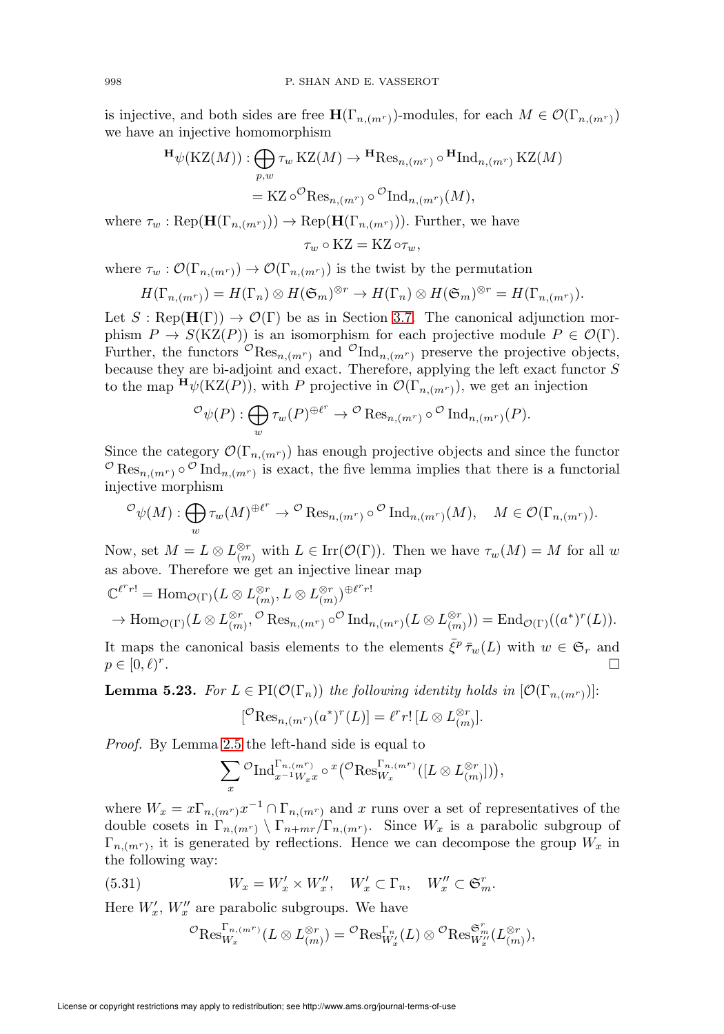is injective, and both sides are free $\mathbf{H}(\Gamma_{n,(m^r)})$-modules, for each $M \in \mathcal{O}(\Gamma_{n,(m^r)})$ we have an injective homomorphism

$$
\begin{aligned}
{}^{\mathbf{H}}\psi(\mathrm{KZ}(M)) : \bigoplus_{p,w} \tau_w \,\mathrm{KZ}(M) &\to {}^{\mathbf{H}}\mathrm{Res}_{n,(m^r)} \circ {}^{\mathbf{H}}\mathrm{Ind}_{n,(m^r)}\,\mathrm{KZ}(M) \\
&= \mathrm{KZ} \circ {}^{\mathcal{O}}\mathrm{Res}_{n,(m^r)} \circ {}^{\mathcal{O}}\mathrm{Ind}_{n,(m^r)}(M),
\end{aligned}
$$

where $\tau_w : \mathrm{Rep}(\mathbf{H}(\Gamma_{n,(m^r)})) \to \mathrm{Rep}(\mathbf{H}(\Gamma_{n,(m^r)}))$. Further, we have

$$\tau_w \circ \mathrm{KZ} = \mathrm{KZ} \circ \tau_w,$$

where $\tau_w : \mathcal{O}(\Gamma_{n,(m^r)}) \to \mathcal{O}(\Gamma_{n,(m^r)})$ is the twist by the permutation

$$H(\Gamma_{n,(m^r)}) = H(\Gamma_n) \otimes H(\mathfrak{S}_m)^{\otimes r} \to H(\Gamma_n) \otimes H(\mathfrak{S}_m)^{\otimes r} = H(\Gamma_{n,(m^r)}).$$

Let $S : \mathrm{Rep}(\mathbf{H}(\Gamma)) \to \mathcal{O}(\Gamma)$ be as in Section 3.7. The canonical adjunction morphism $P \to S(\mathrm{KZ}(P))$ is an isomorphism for each projective module $P \in \mathcal{O}(\Gamma)$. Further, the functors ${}^{\mathcal{O}}\mathrm{Res}_{n,(m^r)}$ and ${}^{\mathcal{O}}\mathrm{Ind}_{n,(m^r)}$ preserve the projective objects, because they are bi-adjoint and exact. Therefore, applying the left exact functor $S$ to the map ${}^{\mathbf{H}}\psi(\mathrm{KZ}(P))$, with $P$ projective in $\mathcal{O}(\Gamma_{n,(m^r)})$, we get an injection

$$^{\mathcal{O}}\psi(P) : \bigoplus_w \tau_w(P)^{\oplus \ell^r} \to {}^{\mathcal{O}}\mathrm{Res}_{n,(m^r)} \circ {}^{\mathcal{O}}\mathrm{Ind}_{n,(m^r)}(P).$$

Since the category $\mathcal{O}(\Gamma_{n,(m^r)})$ has enough projective objects and since the functor ${}^{\mathcal{O}}\mathrm{Res}_{n,(m^r)} \circ {}^{\mathcal{O}}\mathrm{Ind}_{n,(m^r)}$ is exact, the five lemma implies that there is a functorial injective morphism

$$^{\mathcal{O}}\psi(M) : \bigoplus_w \tau_w(M)^{\oplus \ell^r} \to {}^{\mathcal{O}}\mathrm{Res}_{n,(m^r)} \circ {}^{\mathcal{O}}\mathrm{Ind}_{n,(m^r)}(M), \quad M \in \mathcal{O}(\Gamma_{n,(m^r)}).$$

Now, set $M = L \otimes L_{(m)}^{\otimes r}$ with $L \in \mathrm{Irr}(\mathcal{O}(\Gamma))$. Then we have $\tau_w(M) = M$ for all $w$ as above. Therefore we get an injective linear map

$$
\begin{aligned}
&\mathbb{C}^{\ell^r r!} = \mathrm{Hom}_{\mathcal{O}(\Gamma)}(L \otimes L_{(m)}^{\otimes r}, L \otimes L_{(m)}^{\otimes r})^{\oplus \ell^r r!} \\
&\to \mathrm{Hom}_{\mathcal{O}(\Gamma)}(L \otimes L_{(m)}^{\otimes r}, {}^{\mathcal{O}}\mathrm{Res}_{n,(m^r)} \circ {}^{\mathcal{O}}\mathrm{Ind}_{n,(m^r)}(L \otimes L_{(m)}^{\otimes r})) = \mathrm{End}_{\mathcal{O}(\Gamma)}((a^*)^r(L)).
\end{aligned}
$$

It maps the canonical basis elements to the elements $\bar{\xi}^p \bar{\tau}_w(L)$ with $w \in \mathfrak{S}_r$ and $p \in [0, \ell)^r$. $\square$

**Lemma 5.23.** *For $L \in \mathrm{PI}(\mathcal{O}(\Gamma_n))$ the following identity holds in $[\mathcal{O}(\Gamma_{n,(m^r)})]$:*

$$[{}^{\mathcal{O}}\mathrm{Res}_{n,(m^r)}(a^*)^r(L)] = \ell^r r!\, [L \otimes L_{(m)}^{\otimes r}].$$

*Proof.* By Lemma 2.5 the left-hand side is equal to

$$\sum_x {}^{\mathcal{O}}\mathrm{Ind}_{x^{-1}W_x x}^{\Gamma_{n,(m^r)}} \circ {}^x\big({}^{\mathcal{O}}\mathrm{Res}_{W_x}^{\Gamma_{n,(m^r)}}([L \otimes L_{(m)}^{\otimes r}])\big),$$

where $W_x = x\Gamma_{n,(m^r)}x^{-1} \cap \Gamma_{n,(m^r)}$ and $x$ runs over a set of representatives of the double cosets in $\Gamma_{n,(m^r)} \setminus \Gamma_{n+mr}/\Gamma_{n,(m^r)}$. Since $W_x$ is a parabolic subgroup of $\Gamma_{n,(m^r)}$, it is generated by reflections. Hence we can decompose the group $W_x$ in the following way:

$$W_x = W'_x \times W''_x, \quad W'_x \subset \Gamma_n, \quad W''_x \subset \mathfrak{S}_m^r. \tag{5.31}$$

Here $W'_x$, $W''_x$ are parabolic subgroups. We have

$${}^{\mathcal{O}}\mathrm{Res}_{W_x}^{\Gamma_{n,(m^r)}}(L \otimes L_{(m)}^{\otimes r}) = {}^{\mathcal{O}}\mathrm{Res}_{W'_x}^{\Gamma_n}(L) \otimes {}^{\mathcal{O}}\mathrm{Res}_{W''_x}^{\mathfrak{S}_m^r}(L_{(m)}^{\otimes r}),$$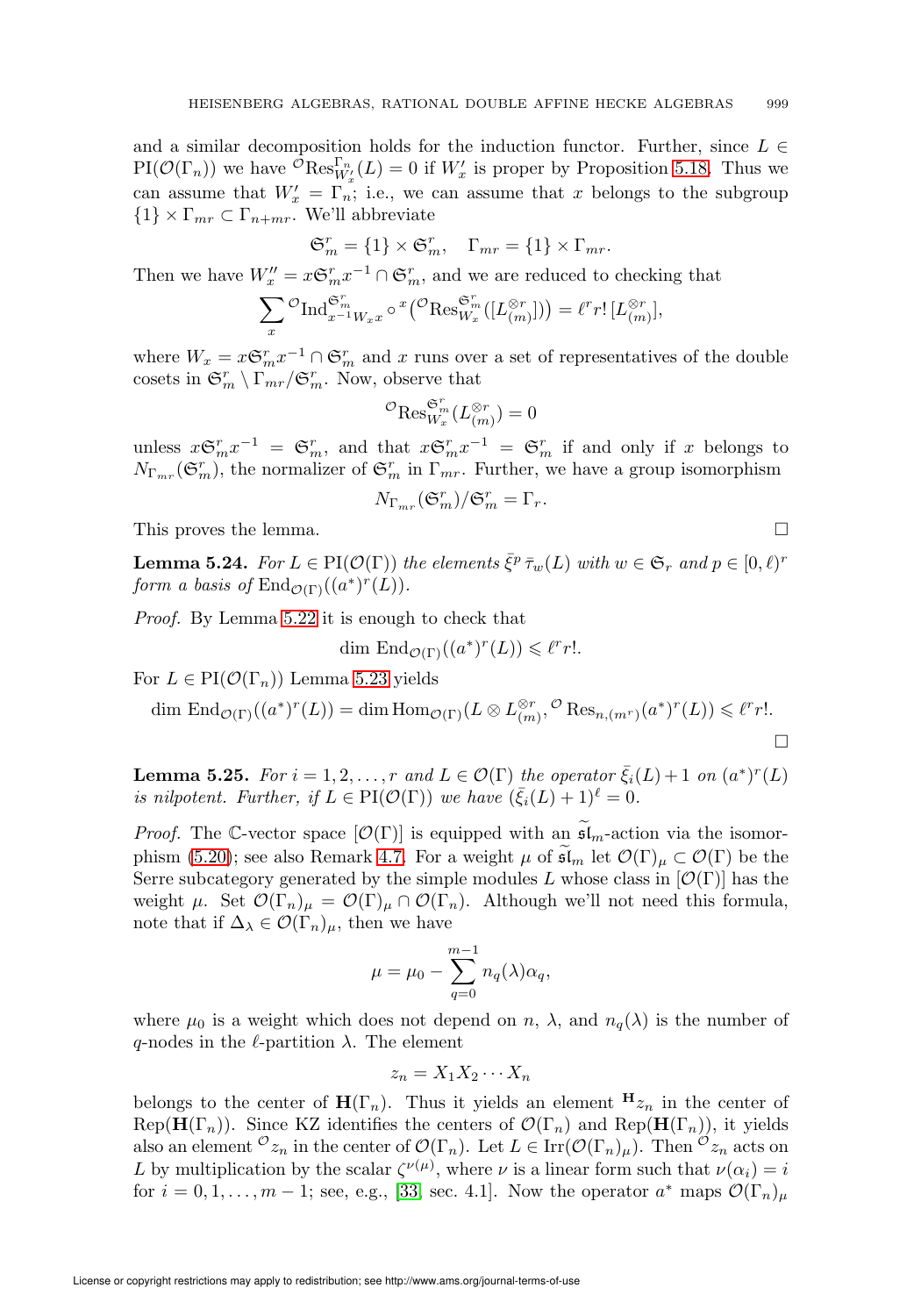and a similar decomposition holds for the induction functor. Further, since $L \in \mathrm{PI}(\mathcal{O}(\Gamma_n))$ we have ${}^{\mathcal{O}}\mathrm{Res}^{\Gamma_n}_{W'_x}(L) = 0$ if $W'_x$ is proper by Proposition 5.18. Thus we can assume that $W'_x = \Gamma_n$; i.e., we can assume that $x$ belongs to the subgroup $\{1\} \times \Gamma_{mr} \subset \Gamma_{n+mr}$. We'll abbreviate

$$\mathfrak{S}^r_m = \{1\} \times \mathfrak{S}^r_m, \quad \Gamma_{mr} = \{1\} \times \Gamma_{mr}.$$

Then we have $W''_x = x\mathfrak{S}^r_m x^{-1} \cap \mathfrak{S}^r_m$, and we are reduced to checking that

$$\sum_x {}^{\mathcal{O}}\mathrm{Ind}^{\mathfrak{S}^r_m}_{x^{-1}W_x x} \circ {}^x\big({}^{\mathcal{O}}\mathrm{Res}^{\mathfrak{S}^r_m}_{W_x}([L^{\otimes r}_{(m)}])\big) = \ell^r r!\,[L^{\otimes r}_{(m)}],$$

where $W_x = x\mathfrak{S}^r_m x^{-1} \cap \mathfrak{S}^r_m$ and $x$ runs over a set of representatives of the double cosets in $\mathfrak{S}^r_m \setminus \Gamma_{mr}/\mathfrak{S}^r_m$. Now, observe that

$${}^{\mathcal{O}}\mathrm{Res}^{\mathfrak{S}^r_m}_{W_x}(L^{\otimes r}_{(m)}) = 0$$

unless $x\mathfrak{S}^r_m x^{-1} = \mathfrak{S}^r_m$, and that $x\mathfrak{S}^r_m x^{-1} = \mathfrak{S}^r_m$ if and only if $x$ belongs to $N_{\Gamma_{mr}}(\mathfrak{S}^r_m)$, the normalizer of $\mathfrak{S}^r_m$ in $\Gamma_{mr}$. Further, we have a group isomorphism

$$N_{\Gamma_{mr}}(\mathfrak{S}^r_m)/\mathfrak{S}^r_m = \Gamma_r.$$

This proves the lemma. $\square$

**Lemma 5.24.** *For $L \in \mathrm{PI}(\mathcal{O}(\Gamma))$ the elements $\bar{\xi}^p\,\bar{\tau}_w(L)$ with $w \in \mathfrak{S}_r$ and $p \in [0,\ell)^r$ form a basis of $\mathrm{End}_{\mathcal{O}(\Gamma)}((a^*)^r(L))$.*

*Proof.* By Lemma 5.22 it is enough to check that

$$\dim\,\mathrm{End}_{\mathcal{O}(\Gamma)}((a^*)^r(L)) \leqslant \ell^r r!.$$

For $L \in \mathrm{PI}(\mathcal{O}(\Gamma_n))$ Lemma 5.23 yields

$$\dim\,\mathrm{End}_{\mathcal{O}(\Gamma)}((a^*)^r(L)) = \dim \mathrm{Hom}_{\mathcal{O}(\Gamma)}(L \otimes L^{\otimes r}_{(m)}, {}^{\mathcal{O}}\,\mathrm{Res}_{n,(m^r)}(a^*)^r(L)) \leqslant \ell^r r!.$$

$\square$

**Lemma 5.25.** *For $i = 1, 2, \ldots, r$ and $L \in \mathcal{O}(\Gamma)$ the operator $\bar{\xi}_i(L) + 1$ on $(a^*)^r(L)$ is nilpotent. Further, if $L \in \mathrm{PI}(\mathcal{O}(\Gamma))$ we have $(\bar{\xi}_i(L) + 1)^\ell = 0$.*

*Proof.* The $\mathbb{C}$-vector space $[\mathcal{O}(\Gamma)]$ is equipped with an $\widetilde{\mathfrak{sl}}_m$-action via the isomorphism (5.20); see also Remark 4.7. For a weight $\mu$ of $\widetilde{\mathfrak{sl}}_m$ let $\mathcal{O}(\Gamma)_\mu \subset \mathcal{O}(\Gamma)$ be the Serre subcategory generated by the simple modules $L$ whose class in $[\mathcal{O}(\Gamma)]$ has the weight $\mu$. Set $\mathcal{O}(\Gamma_n)_\mu = \mathcal{O}(\Gamma)_\mu \cap \mathcal{O}(\Gamma_n)$. Although we'll not need this formula, note that if $\Delta_\lambda \in \mathcal{O}(\Gamma_n)_\mu$, then we have

$$\mu = \mu_0 - \sum_{q=0}^{m-1} n_q(\lambda)\alpha_q,$$

where $\mu_0$ is a weight which does not depend on $n$, $\lambda$, and $n_q(\lambda)$ is the number of $q$-nodes in the $\ell$-partition $\lambda$. The element

$$z_n = X_1 X_2 \cdots X_n$$

belongs to the center of $\mathbf{H}(\Gamma_n)$. Thus it yields an element ${}^{\mathbf{H}}z_n$ in the center of $\mathrm{Rep}(\mathbf{H}(\Gamma_n))$. Since KZ identifies the centers of $\mathcal{O}(\Gamma_n)$ and $\mathrm{Rep}(\mathbf{H}(\Gamma_n))$, it yields also an element ${}^{\mathcal{O}}z_n$ in the center of $\mathcal{O}(\Gamma_n)$. Let $L \in \mathrm{Irr}(\mathcal{O}(\Gamma_n)_\mu)$. Then ${}^{\mathcal{O}}z_n$ acts on $L$ by multiplication by the scalar $\zeta^{\nu(\mu)}$, where $\nu$ is a linear form such that $\nu(\alpha_i) = i$ for $i = 0, 1, \ldots, m-1$; see, e.g., [33, sec. 4.1]. Now the operator $a^*$ maps $\mathcal{O}(\Gamma_n)_\mu$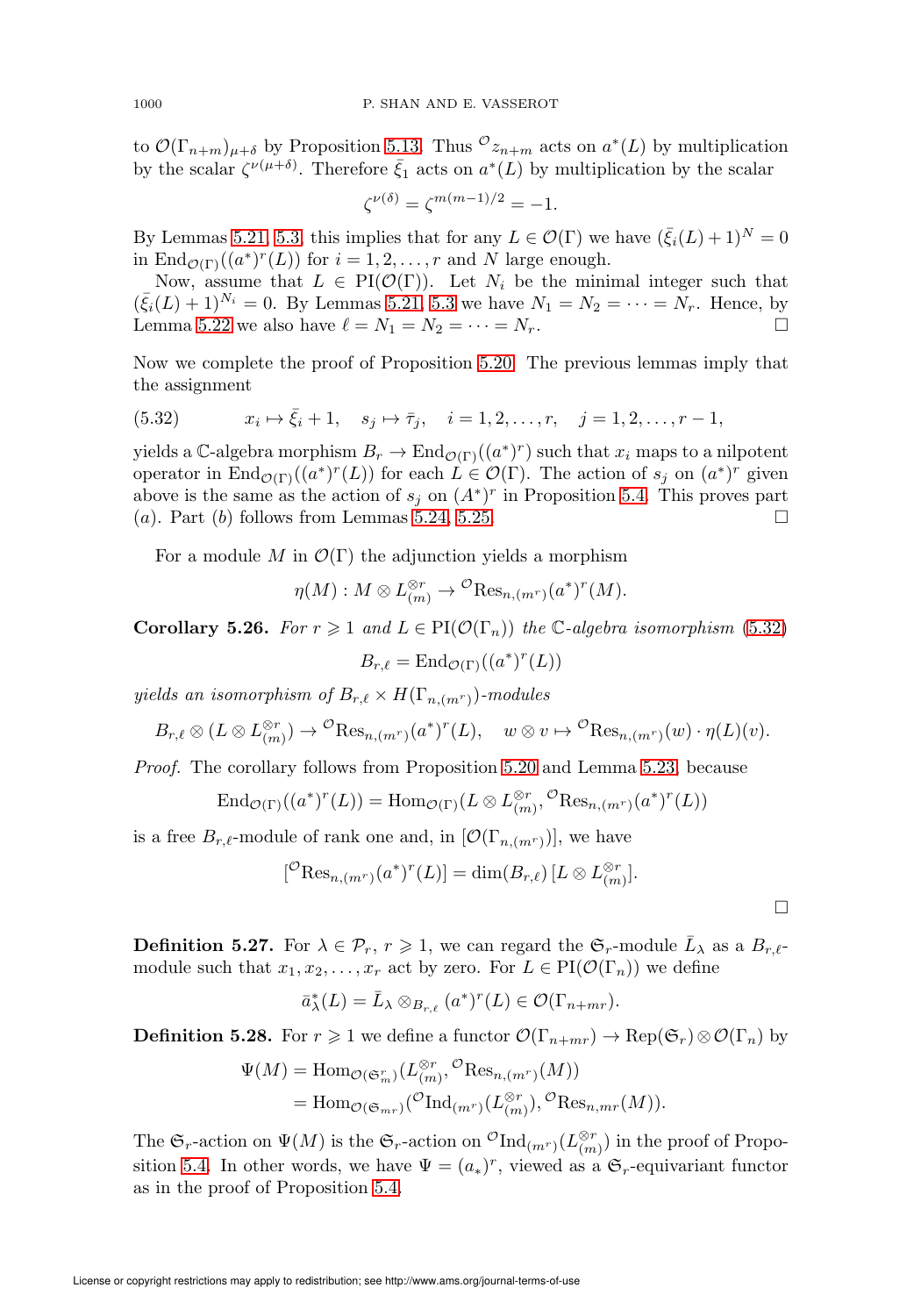to $\mathcal{O}(\Gamma_{n+m})_{\mu+\delta}$ by Proposition 5.13. Thus ${}^{\mathcal{O}}z_{n+m}$ acts on $a^*(L)$ by multiplication by the scalar $\zeta^{\nu(\mu+\delta)}$. Therefore $\bar{\xi}_1$ acts on $a^*(L)$ by multiplication by the scalar

$$\zeta^{\nu(\delta)} = \zeta^{m(m-1)/2} = -1.$$

By Lemmas 5.21, 5.3, this implies that for any $L \in \mathcal{O}(\Gamma)$ we have $(\bar{\xi}_i(L)+1)^N = 0$ in $\mathrm{End}_{\mathcal{O}(\Gamma)}((a^*)^r(L))$ for $i = 1, 2, \ldots, r$ and $N$ large enough.

Now, assume that $L \in \mathrm{PI}(\mathcal{O}(\Gamma))$. Let $N_i$ be the minimal integer such that $(\bar{\xi}_i(L)+1)^{N_i} = 0$. By Lemmas 5.21, 5.3 we have $N_1 = N_2 = \cdots = N_r$. Hence, by Lemma 5.22 we also have $\ell = N_1 = N_2 = \cdots = N_r$. $\square$

Now we complete the proof of Proposition 5.20. The previous lemmas imply that the assignment

$$x_i \mapsto \bar{\xi}_i + 1, \quad s_j \mapsto \bar{\tau}_j, \quad i = 1, 2, \ldots, r, \quad j = 1, 2, \ldots, r-1, \tag{5.32}$$

yields a $\mathbb{C}$-algebra morphism $B_r \to \mathrm{End}_{\mathcal{O}(\Gamma)}((a^*)^r)$ such that $x_i$ maps to a nilpotent operator in $\mathrm{End}_{\mathcal{O}(\Gamma)}((a^*)^r(L))$ for each $L \in \mathcal{O}(\Gamma)$. The action of $s_j$ on $(a^*)^r$ given above is the same as the action of $s_j$ on $(A^*)^r$ in Proposition 5.4. This proves part $(a)$. Part $(b)$ follows from Lemmas 5.24, 5.25. $\square$

For a module $M$ in $\mathcal{O}(\Gamma)$ the adjunction yields a morphism

$$\eta(M) : M \otimes L_{(m)}^{\otimes r} \to {}^{\mathcal{O}}\mathrm{Res}_{n,(m^r)}(a^*)^r(M).$$

**Corollary 5.26.** *For $r \geqslant 1$ and $L \in \mathrm{PI}(\mathcal{O}(\Gamma_n))$ the $\mathbb{C}$-algebra isomorphism* (5.32)

$$B_{r,\ell} = \mathrm{End}_{\mathcal{O}(\Gamma)}((a^*)^r(L))$$

*yields an isomorphism of $B_{r,\ell} \times H(\Gamma_{n,(m^r)})$-modules*

$$B_{r,\ell} \otimes (L \otimes L_{(m)}^{\otimes r}) \to {}^{\mathcal{O}}\mathrm{Res}_{n,(m^r)}(a^*)^r(L), \quad w \otimes v \mapsto {}^{\mathcal{O}}\mathrm{Res}_{n,(m^r)}(w) \cdot \eta(L)(v).$$

*Proof.* The corollary follows from Proposition 5.20 and Lemma 5.23, because

$$\mathrm{End}_{\mathcal{O}(\Gamma)}((a^*)^r(L)) = \mathrm{Hom}_{\mathcal{O}(\Gamma)}(L \otimes L_{(m)}^{\otimes r}, {}^{\mathcal{O}}\mathrm{Res}_{n,(m^r)}(a^*)^r(L))$$

is a free $B_{r,\ell}$-module of rank one and, in $[\mathcal{O}(\Gamma_{n,(m^r)})]$, we have

$$[{}^{\mathcal{O}}\mathrm{Res}_{n,(m^r)}(a^*)^r(L)] = \dim(B_{r,\ell})\,[L \otimes L_{(m)}^{\otimes r}].$$

$\square$

**Definition 5.27.** For $\lambda \in \mathcal{P}_r$, $r \geqslant 1$, we can regard the $\mathfrak{S}_r$-module $\bar{L}_\lambda$ as a $B_{r,\ell}$-module such that $x_1, x_2, \ldots, x_r$ act by zero. For $L \in \mathrm{PI}(\mathcal{O}(\Gamma_n))$ we define

$$\bar{a}_\lambda^*(L) = \bar{L}_\lambda \otimes_{B_{r,\ell}} (a^*)^r(L) \in \mathcal{O}(\Gamma_{n+mr}).$$

**Definition 5.28.** For $r \geqslant 1$ we define a functor $\mathcal{O}(\Gamma_{n+mr}) \to \mathrm{Rep}(\mathfrak{S}_r) \otimes \mathcal{O}(\Gamma_n)$ by

$$\begin{aligned}\Psi(M) &= \mathrm{Hom}_{\mathcal{O}(\mathfrak{S}_m^r)}(L_{(m)}^{\otimes r}, {}^{\mathcal{O}}\mathrm{Res}_{n,(m^r)}(M)) \\ &= \mathrm{Hom}_{\mathcal{O}(\mathfrak{S}_{mr})}({}^{\mathcal{O}}\mathrm{Ind}_{(m^r)}(L_{(m)}^{\otimes r}), {}^{\mathcal{O}}\mathrm{Res}_{n,mr}(M)).\end{aligned}$$

The $\mathfrak{S}_r$-action on $\Psi(M)$ is the $\mathfrak{S}_r$-action on ${}^{\mathcal{O}}\mathrm{Ind}_{(m^r)}(L_{(m)}^{\otimes r})$ in the proof of Proposition 5.4. In other words, we have $\Psi = (a_*)^r$, viewed as a $\mathfrak{S}_r$-equivariant functor as in the proof of Proposition 5.4.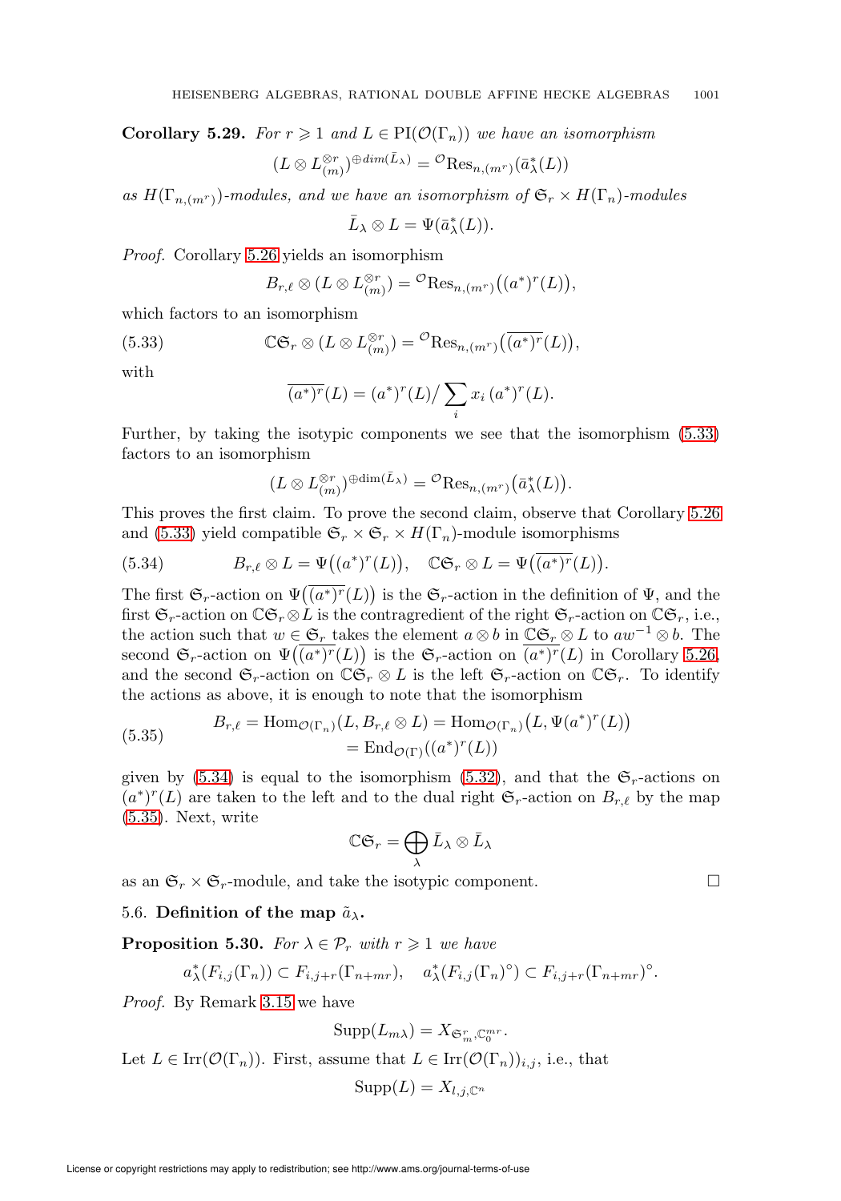**Corollary 5.29.** *For $r \geqslant 1$ and $L \in \mathrm{PI}(\mathcal{O}(\Gamma_n))$ we have an isomorphism*

$$(L \otimes L_{(m)}^{\otimes r})^{\oplus dim(\bar{L}_\lambda)} = {}^{\mathcal{O}}\mathrm{Res}_{n,(m^r)}(\bar{a}_\lambda^*(L))$$

*as $H(\Gamma_{n,(m^r)})$-modules, and we have an isomorphism of $\mathfrak{S}_r \times H(\Gamma_n)$-modules*

$$\bar{L}_\lambda \otimes L = \Psi(\bar{a}_\lambda^*(L)).$$

*Proof.* Corollary 5.26 yields an isomorphism

$$B_{r,\ell} \otimes (L \otimes L_{(m)}^{\otimes r}) = {}^{\mathcal{O}}\mathrm{Res}_{n,(m^r)}\big((a^*)^r(L)\big),$$

which factors to an isomorphism

$$\mathbb{C}\mathfrak{S}_r \otimes (L \otimes L_{(m)}^{\otimes r}) = {}^{\mathcal{O}}\mathrm{Res}_{n,(m^r)}\big(\overline{(a^*)^r}(L)\big), \tag{5.33}$$

with

$$\overline{(a^*)^r}(L) = (a^*)^r(L) \big/ \sum_i x_i\, (a^*)^r(L).$$

Further, by taking the isotypic components we see that the isomorphism (5.33) factors to an isomorphism

$$(L \otimes L_{(m)}^{\otimes r})^{\oplus \dim(\bar{L}_\lambda)} = {}^{\mathcal{O}}\mathrm{Res}_{n,(m^r)}\big(\bar{a}_\lambda^*(L)\big).$$

This proves the first claim. To prove the second claim, observe that Corollary 5.26 and (5.33) yield compatible $\mathfrak{S}_r \times \mathfrak{S}_r \times H(\Gamma_n)$-module isomorphisms

$$B_{r,\ell} \otimes L = \Psi\big((a^*)^r(L)\big), \quad \mathbb{C}\mathfrak{S}_r \otimes L = \Psi\big(\overline{(a^*)^r}(L)\big). \tag{5.34}$$

The first $\mathfrak{S}_r$-action on $\Psi\big(\overline{(a^*)^r}(L)\big)$ is the $\mathfrak{S}_r$-action in the definition of $\Psi$, and the first $\mathfrak{S}_r$-action on $\mathbb{C}\mathfrak{S}_r \otimes L$ is the contragredient of the right $\mathfrak{S}_r$-action on $\mathbb{C}\mathfrak{S}_r$, i.e., the action such that $w \in \mathfrak{S}_r$ takes the element $a \otimes b$ in $\mathbb{C}\mathfrak{S}_r \otimes L$ to $aw^{-1} \otimes b$. The second $\mathfrak{S}_r$-action on $\Psi\big(\overline{(a^*)^r}(L)\big)$ is the $\mathfrak{S}_r$-action on $\overline{(a^*)^r}(L)$ in Corollary 5.26, and the second $\mathfrak{S}_r$-action on $\mathbb{C}\mathfrak{S}_r \otimes L$ is the left $\mathfrak{S}_r$-action on $\mathbb{C}\mathfrak{S}_r$. To identify the actions as above, it is enough to note that the isomorphism

$$\begin{aligned} B_{r,\ell} &= \mathrm{Hom}_{\mathcal{O}(\Gamma_n)}(L, B_{r,\ell} \otimes L) = \mathrm{Hom}_{\mathcal{O}(\Gamma_n)}\big(L, \Psi(a^*)^r(L)\big) \\ &= \mathrm{End}_{\mathcal{O}(\Gamma)}((a^*)^r(L)) \end{aligned} \tag{5.35}$$

given by (5.34) is equal to the isomorphism (5.32), and that the $\mathfrak{S}_r$-actions on $(a^*)^r(L)$ are taken to the left and to the dual right $\mathfrak{S}_r$-action on $B_{r,\ell}$ by the map (5.35). Next, write

$$\mathbb{C}\mathfrak{S}_r = \bigoplus_\lambda \bar{L}_\lambda \otimes \bar{L}_\lambda$$

as an $\mathfrak{S}_r \times \mathfrak{S}_r$-module, and take the isotypic component. $\square$

### 5.6. Definition of the map $\tilde{a}_\lambda$.

**Proposition 5.30.** *For $\lambda \in \mathcal{P}_r$ with $r \geqslant 1$ we have*

$$a_\lambda^*(F_{i,j}(\Gamma_n)) \subset F_{i,j+r}(\Gamma_{n+mr}), \quad a_\lambda^*(F_{i,j}(\Gamma_n)^\circ) \subset F_{i,j+r}(\Gamma_{n+mr})^\circ.$$

*Proof.* By Remark 3.15 we have

$$\mathrm{Supp}(L_{m\lambda}) = X_{\mathfrak{S}_m^r, \mathbb{C}_0^{mr}}.$$

Let $L \in \mathrm{Irr}(\mathcal{O}(\Gamma_n))$. First, assume that $L \in \mathrm{Irr}(\mathcal{O}(\Gamma_n))_{i,j}$, i.e., that

$$\mathrm{Supp}(L) = X_{l,j,\mathbb{C}^n}$$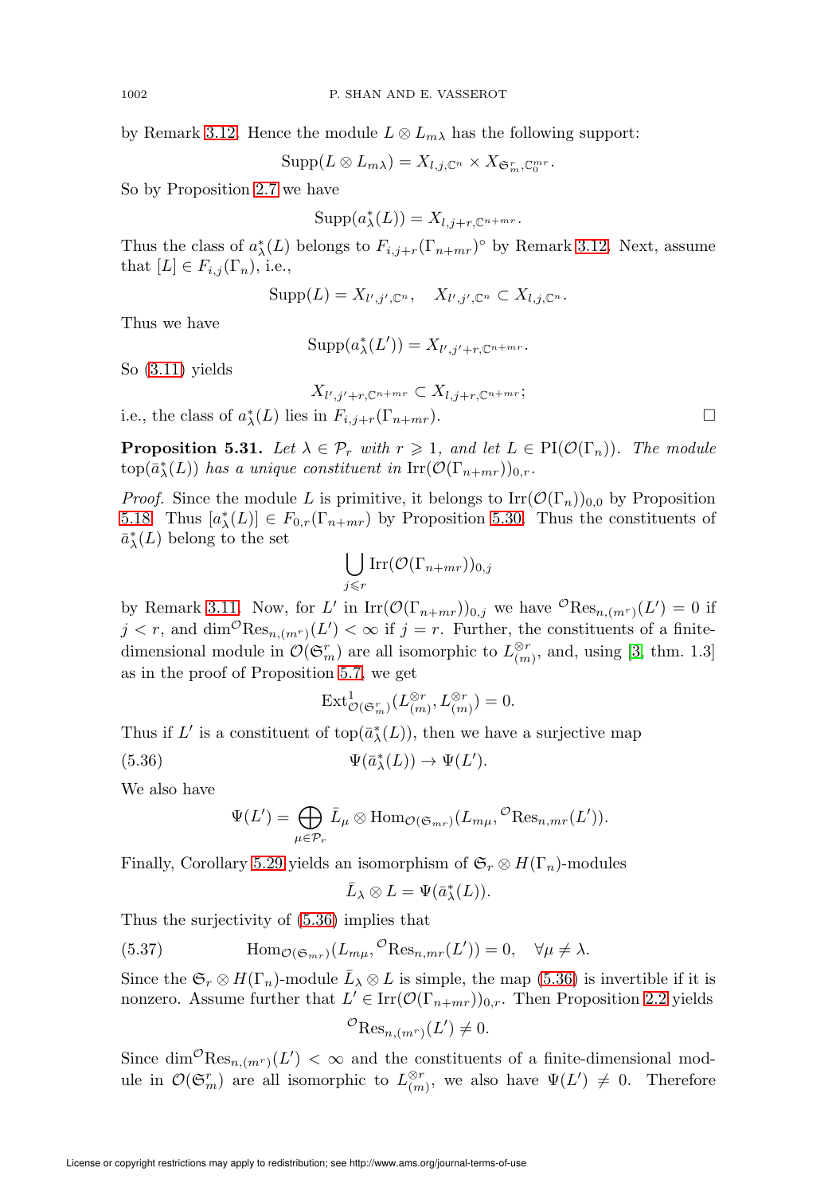by Remark 3.12. Hence the module $L \otimes L_{m\lambda}$ has the following support:

$$\mathrm{Supp}(L \otimes L_{m\lambda}) = X_{l,j,\mathbb{C}^n} \times X_{\mathfrak{S}_m^r,\mathbb{C}_0^{mr}}.$$

So by Proposition 2.7 we have

$$\mathrm{Supp}(a_\lambda^*(L)) = X_{l,j+r,\mathbb{C}^{n+mr}}.$$

Thus the class of $a_\lambda^*(L)$ belongs to $F_{i,j+r}(\Gamma_{n+mr})^\circ$ by Remark 3.12. Next, assume that $[L] \in F_{i,j}(\Gamma_n)$, i.e.,

$$\mathrm{Supp}(L) = X_{l',j',\mathbb{C}^n}, \quad X_{l',j',\mathbb{C}^n} \subset X_{l,j,\mathbb{C}^n}.$$

Thus we have

$$\mathrm{Supp}(a_\lambda^*(L')) = X_{l',j'+r,\mathbb{C}^{n+mr}}.$$

So (3.11) yields

$$X_{l',j'+r,\mathbb{C}^{n+mr}} \subset X_{l,j+r,\mathbb{C}^{n+mr}};$$

i.e., the class of $a_\lambda^*(L)$ lies in $F_{i,j+r}(\Gamma_{n+mr})$. □

**Proposition 5.31.** *Let $\lambda \in \mathcal{P}_r$ with $r \geqslant 1$, and let $L \in \mathrm{PI}(\mathcal{O}(\Gamma_n))$. The module $\mathrm{top}(\bar{a}_\lambda^*(L))$ has a unique constituent in $\mathrm{Irr}(\mathcal{O}(\Gamma_{n+mr}))_{0,r}$.*

*Proof.* Since the module $L$ is primitive, it belongs to $\mathrm{Irr}(\mathcal{O}(\Gamma_n))_{0,0}$ by Proposition 5.18. Thus $[a_\lambda^*(L)] \in F_{0,r}(\Gamma_{n+mr})$ by Proposition 5.30. Thus the constituents of $\bar{a}_\lambda^*(L)$ belong to the set

$$\bigcup_{j \leqslant r} \mathrm{Irr}(\mathcal{O}(\Gamma_{n+mr}))_{0,j}$$

by Remark 3.11. Now, for $L'$ in $\mathrm{Irr}(\mathcal{O}(\Gamma_{n+mr}))_{0,j}$ we have ${}^{\mathcal{O}}\mathrm{Res}_{n,(m^r)}(L') = 0$ if $j < r$, and $\dim {}^{\mathcal{O}}\mathrm{Res}_{n,(m^r)}(L') < \infty$ if $j = r$. Further, the constituents of a finite-dimensional module in $\mathcal{O}(\mathfrak{S}_m^r)$ are all isomorphic to $L_{(m)}^{\otimes r}$, and, using [3, thm. 1.3] as in the proof of Proposition 5.7, we get

$$\mathrm{Ext}^1_{\mathcal{O}(\mathfrak{S}_m^r)}(L_{(m)}^{\otimes r}, L_{(m)}^{\otimes r}) = 0.$$

Thus if $L'$ is a constituent of $\mathrm{top}(\bar{a}_\lambda^*(L))$, then we have a surjective map

$$\Psi(\bar{a}_\lambda^*(L)) \to \Psi(L'). \tag{5.36}$$

We also have

$$\Psi(L') = \bigoplus_{\mu \in \mathcal{P}_r} \bar{L}_\mu \otimes \mathrm{Hom}_{\mathcal{O}(\mathfrak{S}_{mr})}(L_{m\mu}, {}^{\mathcal{O}}\mathrm{Res}_{n,mr}(L')).$$

Finally, Corollary 5.29 yields an isomorphism of $\mathfrak{S}_r \otimes H(\Gamma_n)$-modules

$$\bar{L}_\lambda \otimes L = \Psi(\bar{a}_\lambda^*(L)).$$

Thus the surjectivity of (5.36) implies that

$$\mathrm{Hom}_{\mathcal{O}(\mathfrak{S}_{mr})}(L_{m\mu}, {}^{\mathcal{O}}\mathrm{Res}_{n,mr}(L')) = 0, \quad \forall \mu \neq \lambda. \tag{5.37}$$

Since the $\mathfrak{S}_r \otimes H(\Gamma_n)$-module $\bar{L}_\lambda \otimes L$ is simple, the map (5.36) is invertible if it is nonzero. Assume further that $L' \in \mathrm{Irr}(\mathcal{O}(\Gamma_{n+mr}))_{0,r}$. Then Proposition 2.2 yields

$${}^{\mathcal{O}}\mathrm{Res}_{n,(m^r)}(L') \neq 0.$$

Since $\dim {}^{\mathcal{O}}\mathrm{Res}_{n,(m^r)}(L') < \infty$ and the constituents of a finite-dimensional module in $\mathcal{O}(\mathfrak{S}_m^r)$ are all isomorphic to $L_{(m)}^{\otimes r}$, we also have $\Psi(L') \neq 0$. Therefore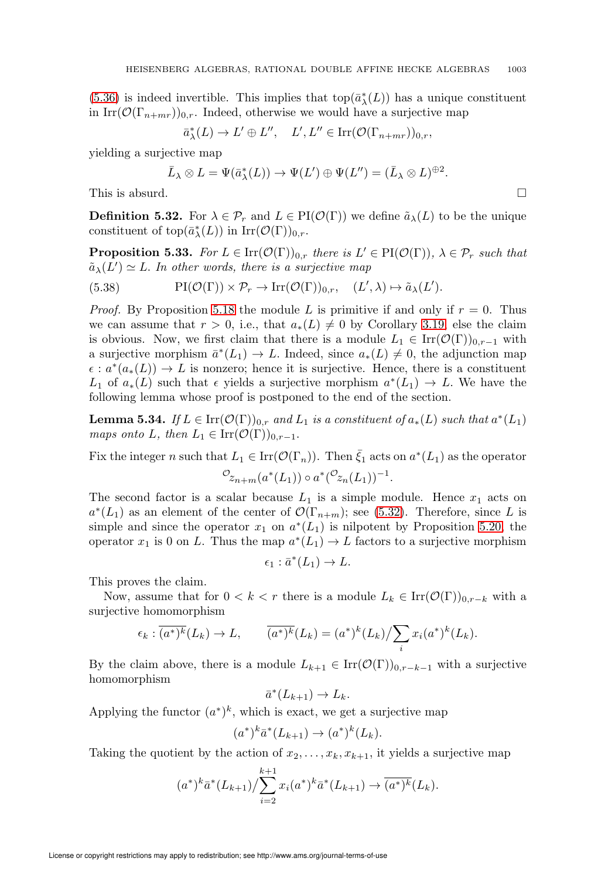(5.36) is indeed invertible. This implies that $\mathrm{top}(\bar{a}^*_\lambda(L))$ has a unique constituent in $\mathrm{Irr}(\mathcal{O}(\Gamma_{n+mr}))_{0,r}$. Indeed, otherwise we would have a surjective map

$$\bar{a}^*_\lambda(L) \to L' \oplus L'', \quad L', L'' \in \mathrm{Irr}(\mathcal{O}(\Gamma_{n+mr}))_{0,r},$$

yielding a surjective map

$$\bar{L}_\lambda \otimes L = \Psi(\bar{a}^*_\lambda(L)) \to \Psi(L') \oplus \Psi(L'') = (\bar{L}_\lambda \otimes L)^{\oplus 2}.$$

This is absurd. □

**Definition 5.32.** For $\lambda \in \mathcal{P}_r$ and $L \in \mathrm{PI}(\mathcal{O}(\Gamma))$ we define $\tilde{a}_\lambda(L)$ to be the unique constituent of $\mathrm{top}(\bar{a}^*_\lambda(L))$ in $\mathrm{Irr}(\mathcal{O}(\Gamma))_{0,r}$.

**Proposition 5.33.** *For $L \in \mathrm{Irr}(\mathcal{O}(\Gamma))_{0,r}$ there is $L' \in \mathrm{PI}(\mathcal{O}(\Gamma))$, $\lambda \in \mathcal{P}_r$ such that $\tilde{a}_\lambda(L') \simeq L$. In other words, there is a surjective map*

$$\mathrm{PI}(\mathcal{O}(\Gamma)) \times \mathcal{P}_r \to \mathrm{Irr}(\mathcal{O}(\Gamma))_{0,r}, \quad (L', \lambda) \mapsto \tilde{a}_\lambda(L'). \tag{5.38}$$

*Proof.* By Proposition 5.18 the module $L$ is primitive if and only if $r = 0$. Thus we can assume that $r > 0$, i.e., that $a_*(L) \neq 0$ by Corollary 3.19, else the claim is obvious. Now, we first claim that there is a module $L_1 \in \mathrm{Irr}(\mathcal{O}(\Gamma))_{0,r-1}$ with a surjective morphism $\bar{a}^*(L_1) \to L$. Indeed, since $a_*(L) \neq 0$, the adjunction map $\epsilon : a^*(a_*(L)) \to L$ is nonzero; hence it is surjective. Hence, there is a constituent $L_1$ of $a_*(L)$ such that $\epsilon$ yields a surjective morphism $a^*(L_1) \to L$. We have the following lemma whose proof is postponed to the end of the section.

**Lemma 5.34.** *If $L \in \mathrm{Irr}(\mathcal{O}(\Gamma))_{0,r}$ and $L_1$ is a constituent of $a_*(L)$ such that $a^*(L_1)$ maps onto $L$, then $L_1 \in \mathrm{Irr}(\mathcal{O}(\Gamma))_{0,r-1}$.*

Fix the integer $n$ such that $L_1 \in \mathrm{Irr}(\mathcal{O}(\Gamma_n))$. Then $\bar{\xi}_1$ acts on $a^*(L_1)$ as the operator

$${}^{\mathcal{O}}z_{n+m}(a^*(L_1)) \circ a^*({}^{\mathcal{O}}z_n(L_1))^{-1}.$$

The second factor is a scalar because $L_1$ is a simple module. Hence $x_1$ acts on $a^*(L_1)$ as an element of the center of $\mathcal{O}(\Gamma_{n+m})$; see (5.32). Therefore, since $L$ is simple and since the operator $x_1$ on $a^*(L_1)$ is nilpotent by Proposition 5.20, the operator $x_1$ is 0 on $L$. Thus the map $a^*(L_1) \to L$ factors to a surjective morphism

$$\epsilon_1 : \bar{a}^*(L_1) \to L.$$

This proves the claim.

Now, assume that for $0 < k < r$ there is a module $L_k \in \mathrm{Irr}(\mathcal{O}(\Gamma))_{0,r-k}$ with a surjective homomorphism

$$\epsilon_k : \overline{(a^*)^k}(L_k) \to L, \qquad \overline{(a^*)^k}(L_k) = (a^*)^k(L_k) \big/ \sum_i x_i (a^*)^k(L_k).$$

By the claim above, there is a module $L_{k+1} \in \mathrm{Irr}(\mathcal{O}(\Gamma))_{0,r-k-1}$ with a surjective homomorphism

$$\bar{a}^*(L_{k+1}) \to L_k.$$

Applying the functor $(a^*)^k$, which is exact, we get a surjective map

$$(a^*)^k \bar{a}^*(L_{k+1}) \to (a^*)^k(L_k).$$

Taking the quotient by the action of $x_2, \ldots, x_k, x_{k+1}$, it yields a surjective map

$$(a^*)^k \bar{a}^*(L_{k+1}) \Big/ \sum_{i=2}^{k+1} x_i (a^*)^k \bar{a}^*(L_{k+1}) \to \overline{(a^*)^k}(L_k).$$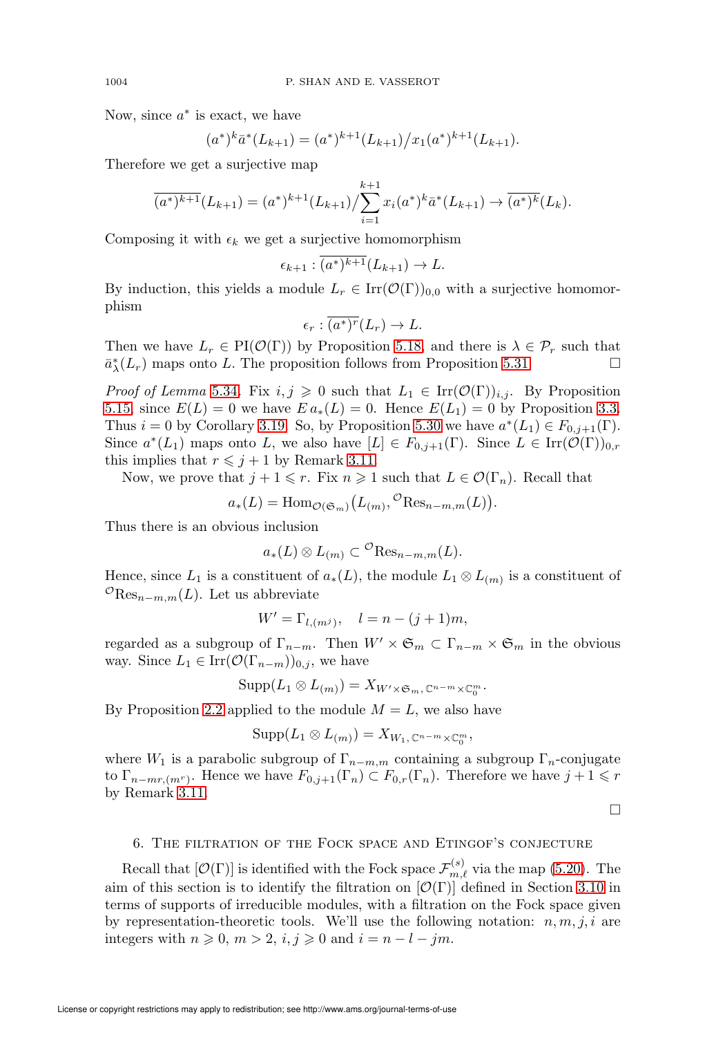Now, since $a^*$ is exact, we have

$$(a^*)^k \bar{a}^*(L_{k+1}) = (a^*)^{k+1}(L_{k+1}) \big/ x_1 (a^*)^{k+1}(L_{k+1}).$$

Therefore we get a surjective map

$$\overline{(a^*)^{k+1}}(L_{k+1}) = (a^*)^{k+1}(L_{k+1}) \Big/ \sum_{i=1}^{k+1} x_i (a^*)^k \bar{a}^*(L_{k+1}) \to \overline{(a^*)^k}(L_k).$$

Composing it with $\epsilon_k$ we get a surjective homomorphism

$$\epsilon_{k+1} : \overline{(a^*)^{k+1}}(L_{k+1}) \to L.$$

By induction, this yields a module $L_r \in \mathrm{Irr}(\mathcal{O}(\Gamma))_{0,0}$ with a surjective homomorphism

$$\epsilon_r : \overline{(a^*)^r}(L_r) \to L.$$

Then we have $L_r \in \mathrm{PI}(\mathcal{O}(\Gamma))$ by Proposition 5.18, and there is $\lambda \in \mathcal{P}_r$ such that $\bar{a}^*_\lambda(L_r)$ maps onto $L$. The proposition follows from Proposition 5.31. $\square$

*Proof of Lemma* 5.34. Fix $i, j \geqslant 0$ such that $L_1 \in \mathrm{Irr}(\mathcal{O}(\Gamma))_{i,j}$. By Proposition 5.15, since $E(L) = 0$ we have $E\, a_*(L) = 0$. Hence $E(L_1) = 0$ by Proposition 3.3. Thus $i = 0$ by Corollary 3.19. So, by Proposition 5.30 we have $a^*(L_1) \in F_{0,j+1}(\Gamma)$. Since $a^*(L_1)$ maps onto $L$, we also have $[L] \in F_{0,j+1}(\Gamma)$. Since $L \in \mathrm{Irr}(\mathcal{O}(\Gamma))_{0,r}$ this implies that $r \leqslant j+1$ by Remark 3.11.

Now, we prove that $j + 1 \leqslant r$. Fix $n \geqslant 1$ such that $L \in \mathcal{O}(\Gamma_n)$. Recall that

$$a_*(L) = \mathrm{Hom}_{\mathcal{O}(\mathfrak{S}_m)}\big(L_{(m)}, {}^{\mathcal{O}}\mathrm{Res}_{n-m,m}(L)\big).$$

Thus there is an obvious inclusion

$$a_*(L) \otimes L_{(m)} \subset {}^{\mathcal{O}}\mathrm{Res}_{n-m,m}(L).$$

Hence, since $L_1$ is a constituent of $a_*(L)$, the module $L_1 \otimes L_{(m)}$ is a constituent of ${}^{\mathcal{O}}\mathrm{Res}_{n-m,m}(L)$. Let us abbreviate

$$W' = \Gamma_{l,(m^j)}, \quad l = n - (j+1)m,$$

regarded as a subgroup of $\Gamma_{n-m}$. Then $W' \times \mathfrak{S}_m \subset \Gamma_{n-m} \times \mathfrak{S}_m$ in the obvious way. Since $L_1 \in \mathrm{Irr}(\mathcal{O}(\Gamma_{n-m}))_{0,j}$, we have

$$\mathrm{Supp}(L_1 \otimes L_{(m)}) = X_{W' \times \mathfrak{S}_m,\, \mathbb{C}^{n-m} \times \mathbb{C}^m_0}.$$

By Proposition 2.2 applied to the module $M = L$, we also have

$$\mathrm{Supp}(L_1 \otimes L_{(m)}) = X_{W_1,\, \mathbb{C}^{n-m} \times \mathbb{C}^m_0},$$

where $W_1$ is a parabolic subgroup of $\Gamma_{n-m,m}$ containing a subgroup $\Gamma_n$-conjugate to $\Gamma_{n-mr,(m^r)}$. Hence we have $F_{0,j+1}(\Gamma_n) \subset F_{0,r}(\Gamma_n)$. Therefore we have $j + 1 \leqslant r$ by Remark 3.11.

$\square$

## 6. The filtration of the Fock space and Etingof's conjecture

Recall that $[\mathcal{O}(\Gamma)]$ is identified with the Fock space $\mathcal{F}^{(s)}_{m,\ell}$ via the map (5.20). The aim of this section is to identify the filtration on $[\mathcal{O}(\Gamma)]$ defined in Section 3.10 in terms of supports of irreducible modules, with a filtration on the Fock space given by representation-theoretic tools. We'll use the following notation: $n, m, j, i$ are integers with $n \geqslant 0$, $m > 2$, $i, j \geqslant 0$ and $i = n - l - jm$.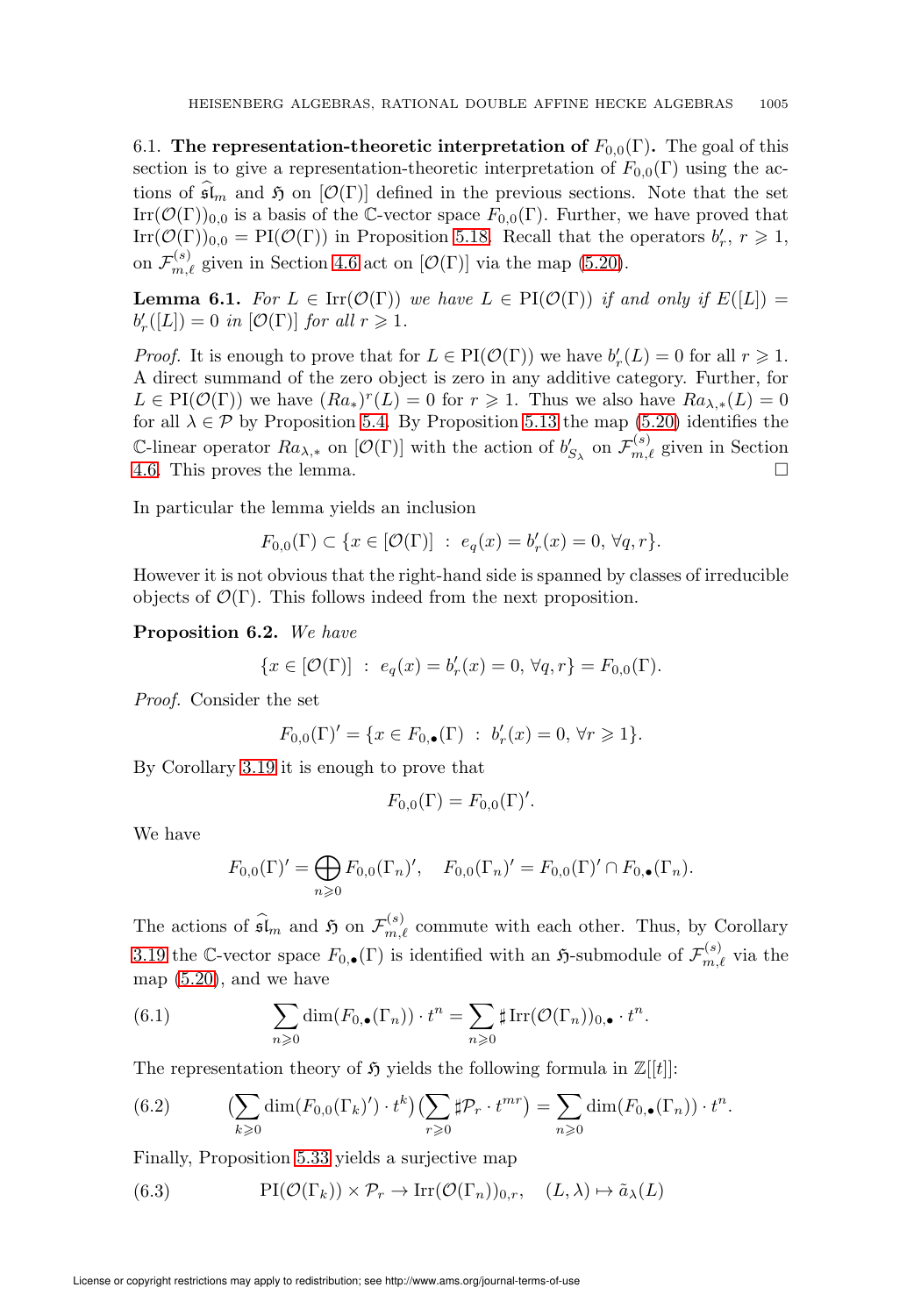6.1. **The representation-theoretic interpretation of $F_{0,0}(\Gamma)$.** The goal of this section is to give a representation-theoretic interpretation of $F_{0,0}(\Gamma)$ using the actions of $\widehat{\mathfrak{sl}}_m$ and $\mathfrak{H}$ on $[\mathcal{O}(\Gamma)]$ defined in the previous sections. Note that the set $\mathrm{Irr}(\mathcal{O}(\Gamma))_{0,0}$ is a basis of the $\mathbb{C}$-vector space $F_{0,0}(\Gamma)$. Further, we have proved that $\mathrm{Irr}(\mathcal{O}(\Gamma))_{0,0} = \mathrm{PI}(\mathcal{O}(\Gamma))$ in Proposition 5.18. Recall that the operators $b'_r$, $r \geqslant 1$, on $\mathcal{F}^{(s)}_{m,\ell}$ given in Section 4.6 act on $[\mathcal{O}(\Gamma)]$ via the map (5.20).

**Lemma 6.1.** *For $L \in \mathrm{Irr}(\mathcal{O}(\Gamma))$ we have $L \in \mathrm{PI}(\mathcal{O}(\Gamma))$ if and only if $E([L]) = b'_r([L]) = 0$ in $[\mathcal{O}(\Gamma)]$ for all $r \geqslant 1$.*

*Proof.* It is enough to prove that for $L \in \mathrm{PI}(\mathcal{O}(\Gamma))$ we have $b'_r(L) = 0$ for all $r \geqslant 1$. A direct summand of the zero object is zero in any additive category. Further, for $L \in \mathrm{PI}(\mathcal{O}(\Gamma))$ we have $(Ra_*)^r(L) = 0$ for $r \geqslant 1$. Thus we also have $Ra_{\lambda,*}(L) = 0$ for all $\lambda \in \mathcal{P}$ by Proposition 5.4. By Proposition 5.13 the map (5.20) identifies the $\mathbb{C}$-linear operator $Ra_{\lambda,*}$ on $[\mathcal{O}(\Gamma)]$ with the action of $b'_{S_\lambda}$ on $\mathcal{F}^{(s)}_{m,\ell}$ given in Section 4.6. This proves the lemma. $\square$

In particular the lemma yields an inclusion

$$F_{0,0}(\Gamma) \subset \{x \in [\mathcal{O}(\Gamma)] \;:\; e_q(x) = b'_r(x) = 0,\ \forall q, r\}.$$

However it is not obvious that the right-hand side is spanned by classes of irreducible objects of $\mathcal{O}(\Gamma)$. This follows indeed from the next proposition.

**Proposition 6.2.** *We have*

$$\{x \in [\mathcal{O}(\Gamma)] \;:\; e_q(x) = b'_r(x) = 0,\ \forall q, r\} = F_{0,0}(\Gamma).$$

*Proof.* Consider the set

$$F_{0,0}(\Gamma)' = \{x \in F_{0,\bullet}(\Gamma) \;:\; b'_r(x) = 0,\ \forall r \geqslant 1\}.$$

By Corollary 3.19 it is enough to prove that

$$F_{0,0}(\Gamma) = F_{0,0}(\Gamma)'.$$

We have

$$F_{0,0}(\Gamma)' = \bigoplus_{n \geqslant 0} F_{0,0}(\Gamma_n)', \quad F_{0,0}(\Gamma_n)' = F_{0,0}(\Gamma)' \cap F_{0,\bullet}(\Gamma_n).$$

The actions of $\widehat{\mathfrak{sl}}_m$ and $\mathfrak{H}$ on $\mathcal{F}^{(s)}_{m,\ell}$ commute with each other. Thus, by Corollary 3.19 the $\mathbb{C}$-vector space $F_{0,\bullet}(\Gamma)$ is identified with an $\mathfrak{H}$-submodule of $\mathcal{F}^{(s)}_{m,\ell}$ via the map (5.20), and we have

$$\sum_{n \geqslant 0} \dim(F_{0,\bullet}(\Gamma_n)) \cdot t^n = \sum_{n \geqslant 0} \sharp\, \mathrm{Irr}(\mathcal{O}(\Gamma_n))_{0,\bullet} \cdot t^n. \tag{6.1}$$

The representation theory of $\mathfrak{H}$ yields the following formula in $\mathbb{Z}[[t]]$:

$$\Big(\sum_{k \geqslant 0} \dim(F_{0,0}(\Gamma_k)') \cdot t^k\Big)\Big(\sum_{r \geqslant 0} \sharp\mathcal{P}_r \cdot t^{mr}\Big) = \sum_{n \geqslant 0} \dim(F_{0,\bullet}(\Gamma_n)) \cdot t^n. \tag{6.2}$$

Finally, Proposition 5.33 yields a surjective map

$$\mathrm{PI}(\mathcal{O}(\Gamma_k)) \times \mathcal{P}_r \to \mathrm{Irr}(\mathcal{O}(\Gamma_n))_{0,r}, \quad (L, \lambda) \mapsto \tilde{a}_\lambda(L) \tag{6.3}$$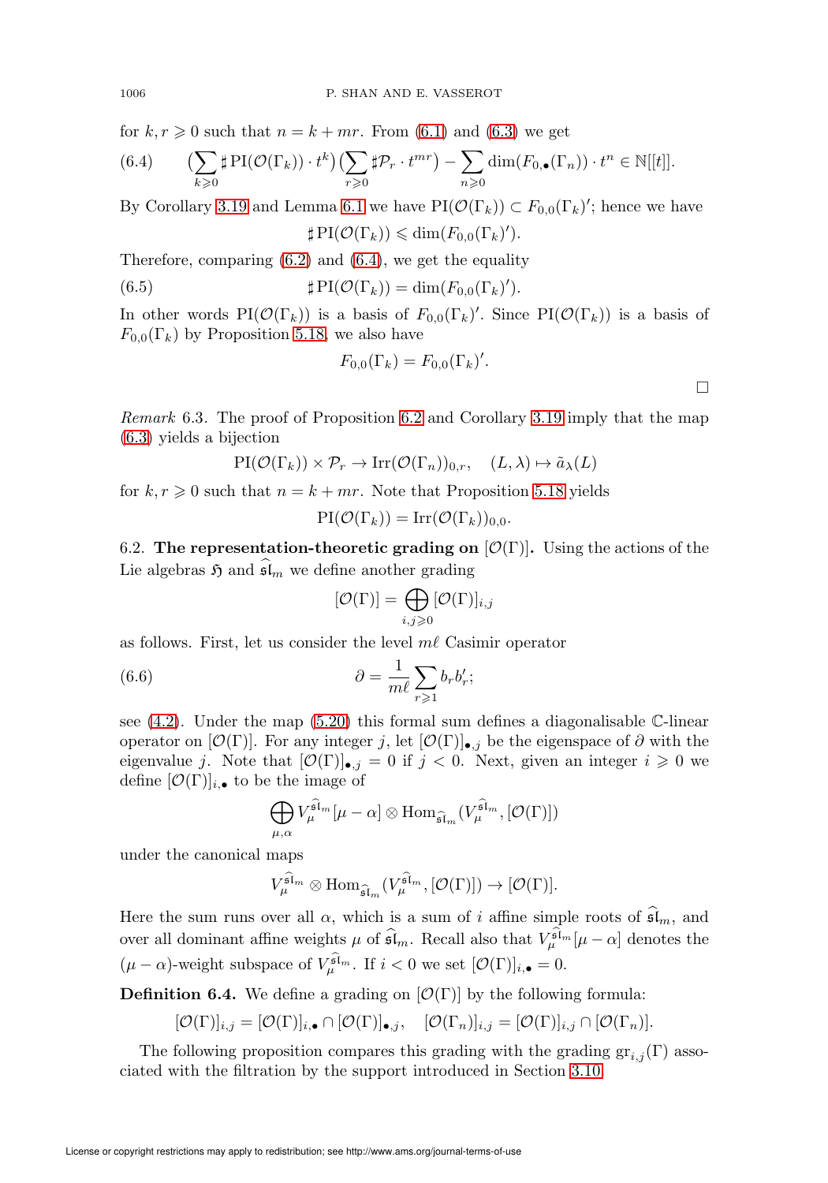for $k, r \geqslant 0$ such that $n = k + mr$. From (6.1) and (6.3) we get

$$\text{(6.4)} \qquad \Big(\sum_{k\geqslant 0} \sharp\, \mathrm{PI}(\mathcal{O}(\Gamma_k)) \cdot t^k\Big)\Big(\sum_{r\geqslant 0} \sharp \mathcal{P}_r \cdot t^{mr}\Big) - \sum_{n\geqslant 0} \dim(F_{0,\bullet}(\Gamma_n)) \cdot t^n \in \mathbb{N}[[t]].$$

By Corollary 3.19 and Lemma 6.1 we have $\mathrm{PI}(\mathcal{O}(\Gamma_k)) \subset F_{0,0}(\Gamma_k)'$; hence we have

$$\sharp\, \mathrm{PI}(\mathcal{O}(\Gamma_k)) \leqslant \dim(F_{0,0}(\Gamma_k)').$$

Therefore, comparing (6.2) and (6.4), we get the equality

$$\text{(6.5)} \qquad \sharp\, \mathrm{PI}(\mathcal{O}(\Gamma_k)) = \dim(F_{0,0}(\Gamma_k)').$$

In other words $\mathrm{PI}(\mathcal{O}(\Gamma_k))$ is a basis of $F_{0,0}(\Gamma_k)'$. Since $\mathrm{PI}(\mathcal{O}(\Gamma_k))$ is a basis of $F_{0,0}(\Gamma_k)$ by Proposition 5.18, we also have

$$F_{0,0}(\Gamma_k) = F_{0,0}(\Gamma_k)'.$$

□

*Remark* 6.3. The proof of Proposition 6.2 and Corollary 3.19 imply that the map (6.3) yields a bijection

$$\mathrm{PI}(\mathcal{O}(\Gamma_k)) \times \mathcal{P}_r \to \mathrm{Irr}(\mathcal{O}(\Gamma_n))_{0,r}, \quad (L, \lambda) \mapsto \tilde{a}_\lambda(L)$$

for $k, r \geqslant 0$ such that $n = k + mr$. Note that Proposition 5.18 yields

$$\mathrm{PI}(\mathcal{O}(\Gamma_k)) = \mathrm{Irr}(\mathcal{O}(\Gamma_k))_{0,0}.$$

6.2. **The representation-theoretic grading on** $[\mathcal{O}(\Gamma)]$**.** Using the actions of the Lie algebras $\mathfrak{H}$ and $\widehat{\mathfrak{sl}}_m$ we define another grading

$$[\mathcal{O}(\Gamma)] = \bigoplus_{i,j\geqslant 0} [\mathcal{O}(\Gamma)]_{i,j}$$

as follows. First, let us consider the level $m\ell$ Casimir operator

$$\text{(6.6)} \qquad \partial = \frac{1}{m\ell} \sum_{r\geqslant 1} b_r b'_r;$$

see (4.2). Under the map (5.20) this formal sum defines a diagonalisable $\mathbb{C}$-linear operator on $[\mathcal{O}(\Gamma)]$. For any integer $j$, let $[\mathcal{O}(\Gamma)]_{\bullet,j}$ be the eigenspace of $\partial$ with the eigenvalue $j$. Note that $[\mathcal{O}(\Gamma)]_{\bullet,j} = 0$ if $j < 0$. Next, given an integer $i \geqslant 0$ we define $[\mathcal{O}(\Gamma)]_{i,\bullet}$ to be the image of

$$\bigoplus_{\mu,\alpha} V_\mu^{\widehat{\mathfrak{sl}}_m}[\mu - \alpha] \otimes \mathrm{Hom}_{\widehat{\mathfrak{sl}}_m}(V_\mu^{\widehat{\mathfrak{sl}}_m}, [\mathcal{O}(\Gamma)])$$

under the canonical maps

$$V_\mu^{\widehat{\mathfrak{sl}}_m} \otimes \mathrm{Hom}_{\widehat{\mathfrak{sl}}_m}(V_\mu^{\widehat{\mathfrak{sl}}_m}, [\mathcal{O}(\Gamma)]) \to [\mathcal{O}(\Gamma)].$$

Here the sum runs over all $\alpha$, which is a sum of $i$ affine simple roots of $\widehat{\mathfrak{sl}}_m$, and over all dominant affine weights $\mu$ of $\widehat{\mathfrak{sl}}_m$. Recall also that $V_\mu^{\widehat{\mathfrak{sl}}_m}[\mu - \alpha]$ denotes the $(\mu - \alpha)$-weight subspace of $V_\mu^{\widehat{\mathfrak{sl}}_m}$. If $i < 0$ we set $[\mathcal{O}(\Gamma)]_{i,\bullet} = 0$.

**Definition 6.4.** We define a grading on $[\mathcal{O}(\Gamma)]$ by the following formula:

$$[\mathcal{O}(\Gamma)]_{i,j} = [\mathcal{O}(\Gamma)]_{i,\bullet} \cap [\mathcal{O}(\Gamma)]_{\bullet,j}, \quad [\mathcal{O}(\Gamma_n)]_{i,j} = [\mathcal{O}(\Gamma)]_{i,j} \cap [\mathcal{O}(\Gamma_n)].$$

The following proposition compares this grading with the grading $\mathrm{gr}_{i,j}(\Gamma)$ associated with the filtration by the support introduced in Section 3.10.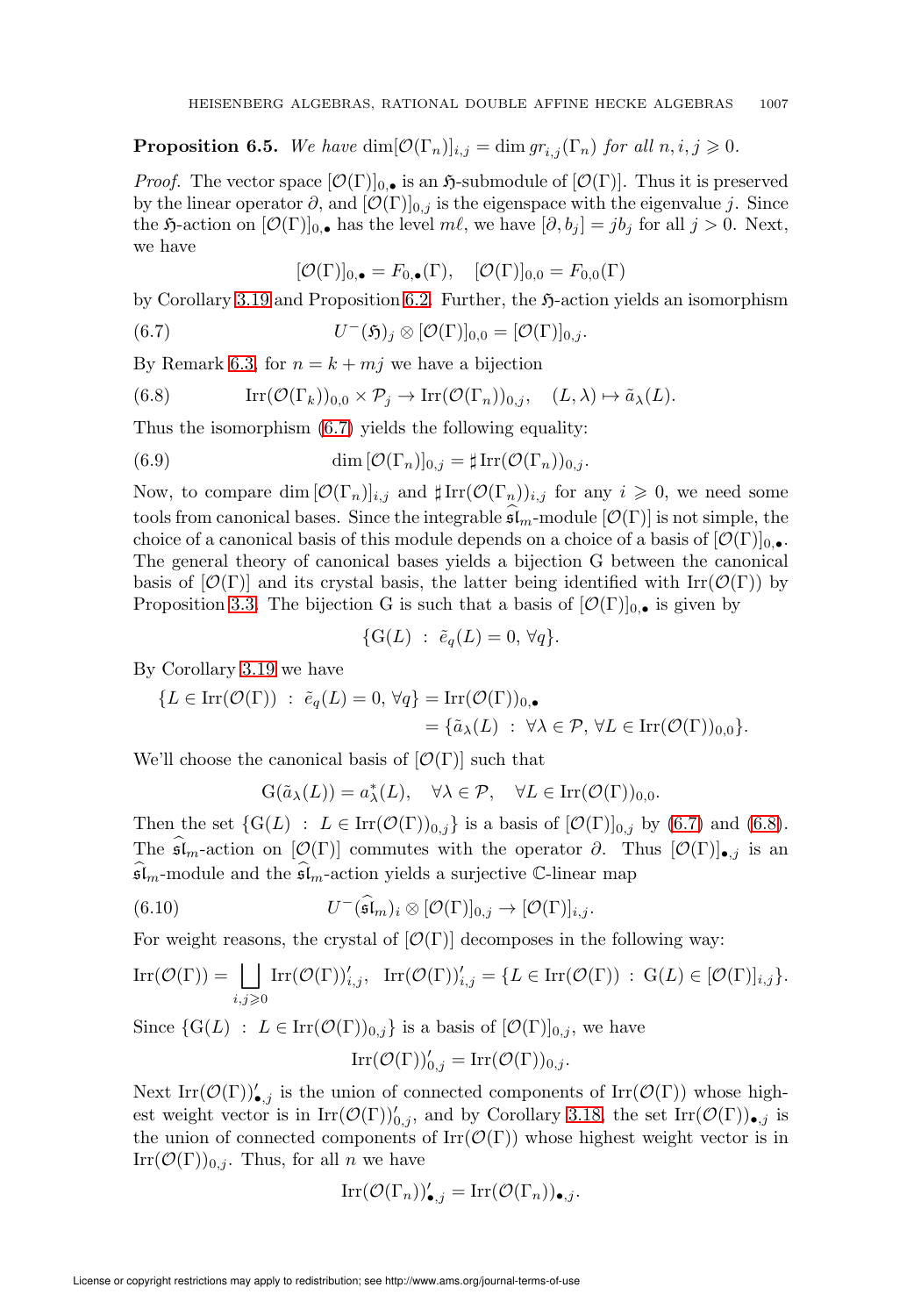**Proposition 6.5.** *We have* $\dim[\mathcal{O}(\Gamma_n)]_{i,j} = \dim gr_{i,j}(\Gamma_n)$ *for all* $n, i, j \geqslant 0$.

*Proof.* The vector space $[\mathcal{O}(\Gamma)]_{0,\bullet}$ is an $\mathfrak{H}$-submodule of $[\mathcal{O}(\Gamma)]$. Thus it is preserved by the linear operator $\partial$, and $[\mathcal{O}(\Gamma)]_{0,j}$ is the eigenspace with the eigenvalue $j$. Since the $\mathfrak{H}$-action on $[\mathcal{O}(\Gamma)]_{0,\bullet}$ has the level $m\ell$, we have $[\partial, b_j] = jb_j$ for all $j > 0$. Next, we have

$$[\mathcal{O}(\Gamma)]_{0,\bullet} = F_{0,\bullet}(\Gamma), \quad [\mathcal{O}(\Gamma)]_{0,0} = F_{0,0}(\Gamma)$$

by Corollary 3.19 and Proposition 6.2. Further, the $\mathfrak{H}$-action yields an isomorphism

$$U^-(\mathfrak{H})_j \otimes [\mathcal{O}(\Gamma)]_{0,0} = [\mathcal{O}(\Gamma)]_{0,j}. \tag{6.7}$$

By Remark 6.3, for $n = k + mj$ we have a bijection

$$\mathrm{Irr}(\mathcal{O}(\Gamma_k))_{0,0} \times \mathcal{P}_j \to \mathrm{Irr}(\mathcal{O}(\Gamma_n))_{0,j}, \quad (L, \lambda) \mapsto \tilde{a}_\lambda(L). \tag{6.8}$$

Thus the isomorphism (6.7) yields the following equality:

$$\dim\,[\mathcal{O}(\Gamma_n)]_{0,j} = \sharp\,\mathrm{Irr}(\mathcal{O}(\Gamma_n))_{0,j}. \tag{6.9}$$

Now, to compare $\dim\,[\mathcal{O}(\Gamma_n)]_{i,j}$ and $\sharp\,\mathrm{Irr}(\mathcal{O}(\Gamma_n))_{i,j}$ for any $i \geqslant 0$, we need some tools from canonical bases. Since the integrable $\widehat{\mathfrak{sl}}_m$-module $[\mathcal{O}(\Gamma)]$ is not simple, the choice of a canonical basis of this module depends on a choice of a basis of $[\mathcal{O}(\Gamma)]_{0,\bullet}$. The general theory of canonical bases yields a bijection G between the canonical basis of $[\mathcal{O}(\Gamma)]$ and its crystal basis, the latter being identified with $\mathrm{Irr}(\mathcal{O}(\Gamma))$ by Proposition 3.3. The bijection G is such that a basis of $[\mathcal{O}(\Gamma)]_{0,\bullet}$ is given by

$$\{\mathrm{G}(L) \;:\; \tilde{e}_q(L) = 0,\, \forall q\}.$$

By Corollary 3.19 we have

$$\begin{aligned}\{L \in \mathrm{Irr}(\mathcal{O}(\Gamma)) \;:\; \tilde{e}_q(L) = 0,\, \forall q\} &= \mathrm{Irr}(\mathcal{O}(\Gamma))_{0,\bullet} \\ &= \{\tilde{a}_\lambda(L) \;:\; \forall \lambda \in \mathcal{P},\, \forall L \in \mathrm{Irr}(\mathcal{O}(\Gamma))_{0,0}\}.\end{aligned}$$

We'll choose the canonical basis of $[\mathcal{O}(\Gamma)]$ such that

$$\mathrm{G}(\tilde{a}_\lambda(L)) = a^*_\lambda(L), \quad \forall \lambda \in \mathcal{P}, \quad \forall L \in \mathrm{Irr}(\mathcal{O}(\Gamma))_{0,0}.$$

Then the set $\{\mathrm{G}(L) \;:\; L \in \mathrm{Irr}(\mathcal{O}(\Gamma))_{0,j}\}$ is a basis of $[\mathcal{O}(\Gamma)]_{0,j}$ by (6.7) and (6.8). The $\widehat{\mathfrak{sl}}_m$-action on $[\mathcal{O}(\Gamma)]$ commutes with the operator $\partial$. Thus $[\mathcal{O}(\Gamma)]_{\bullet,j}$ is an $\widehat{\mathfrak{sl}}_m$-module and the $\widehat{\mathfrak{sl}}_m$-action yields a surjective $\mathbb{C}$-linear map

$$U^-(\widehat{\mathfrak{sl}}_m)_i \otimes [\mathcal{O}(\Gamma)]_{0,j} \to [\mathcal{O}(\Gamma)]_{i,j}. \tag{6.10}$$

For weight reasons, the crystal of $[\mathcal{O}(\Gamma)]$ decomposes in the following way:

$$\mathrm{Irr}(\mathcal{O}(\Gamma)) = \bigsqcup_{i,j \geqslant 0} \mathrm{Irr}(\mathcal{O}(\Gamma))'_{i,j}, \quad \mathrm{Irr}(\mathcal{O}(\Gamma))'_{i,j} = \{L \in \mathrm{Irr}(\mathcal{O}(\Gamma)) \;:\; \mathrm{G}(L) \in [\mathcal{O}(\Gamma)]_{i,j}\}.$$

Since $\{\mathrm{G}(L) \;:\; L \in \mathrm{Irr}(\mathcal{O}(\Gamma))_{0,j}\}$ is a basis of $[\mathcal{O}(\Gamma)]_{0,j}$, we have

$$\mathrm{Irr}(\mathcal{O}(\Gamma))'_{0,j} = \mathrm{Irr}(\mathcal{O}(\Gamma))_{0,j}.$$

Next $\mathrm{Irr}(\mathcal{O}(\Gamma))'_{\bullet,j}$ is the union of connected components of $\mathrm{Irr}(\mathcal{O}(\Gamma))$ whose highest weight vector is in $\mathrm{Irr}(\mathcal{O}(\Gamma))'_{0,j}$, and by Corollary 3.18, the set $\mathrm{Irr}(\mathcal{O}(\Gamma))_{\bullet,j}$ is the union of connected components of $\mathrm{Irr}(\mathcal{O}(\Gamma))$ whose highest weight vector is in $\mathrm{Irr}(\mathcal{O}(\Gamma))_{0,j}$. Thus, for all $n$ we have

$$\mathrm{Irr}(\mathcal{O}(\Gamma_n))'_{\bullet,j} = \mathrm{Irr}(\mathcal{O}(\Gamma_n))_{\bullet,j}.$$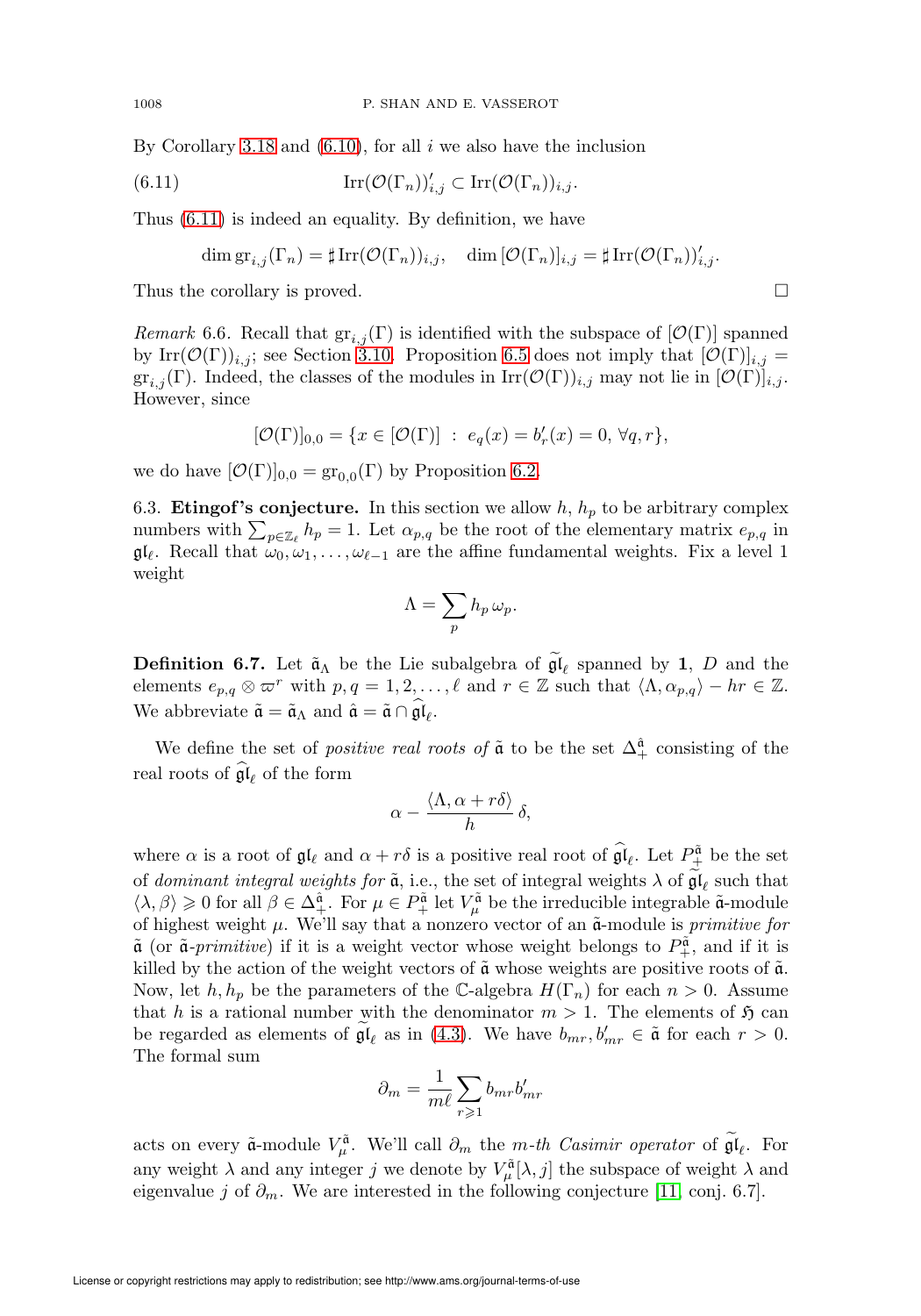By Corollary 3.18 and (6.10), for all $i$ we also have the inclusion

$$\operatorname{Irr}(\mathcal{O}(\Gamma_n))'_{i,j} \subset \operatorname{Irr}(\mathcal{O}(\Gamma_n))_{i,j}. \tag{6.11}$$

Thus (6.11) is indeed an equality. By definition, we have

$$\dim \operatorname{gr}_{i,j}(\Gamma_n) = \sharp \operatorname{Irr}(\mathcal{O}(\Gamma_n))_{i,j}, \quad \dim [\mathcal{O}(\Gamma_n)]_{i,j} = \sharp \operatorname{Irr}(\mathcal{O}(\Gamma_n))'_{i,j}.$$

Thus the corollary is proved. ◻

*Remark* 6.6. Recall that $\operatorname{gr}_{i,j}(\Gamma)$ is identified with the subspace of $[\mathcal{O}(\Gamma)]$ spanned by $\operatorname{Irr}(\mathcal{O}(\Gamma))_{i,j}$; see Section 3.10. Proposition 6.5 does not imply that $[\mathcal{O}(\Gamma)]_{i,j} = \operatorname{gr}_{i,j}(\Gamma)$. Indeed, the classes of the modules in $\operatorname{Irr}(\mathcal{O}(\Gamma))_{i,j}$ may not lie in $[\mathcal{O}(\Gamma)]_{i,j}$. However, since

$$[\mathcal{O}(\Gamma)]_{0,0} = \{x \in [\mathcal{O}(\Gamma)] \; : \; e_q(x) = b'_r(x) = 0, \, \forall q, r\},$$

we do have $[\mathcal{O}(\Gamma)]_{0,0} = \operatorname{gr}_{0,0}(\Gamma)$ by Proposition 6.2.

6.3. **Etingof's conjecture.** In this section we allow $h$, $h_p$ to be arbitrary complex numbers with $\sum_{p\in\mathbb{Z}_\ell} h_p = 1$. Let $\alpha_{p,q}$ be the root of the elementary matrix $e_{p,q}$ in $\mathfrak{gl}_\ell$. Recall that $\omega_0, \omega_1, \ldots, \omega_{\ell-1}$ are the affine fundamental weights. Fix a level 1 weight

$$\Lambda = \sum_p h_p \, \omega_p.$$

**Definition 6.7.** Let $\tilde{\mathfrak{a}}_\Lambda$ be the Lie subalgebra of $\widetilde{\mathfrak{gl}}_\ell$ spanned by $\mathbf{1}$, $D$ and the elements $e_{p,q} \otimes \varpi^r$ with $p, q = 1, 2, \ldots, \ell$ and $r \in \mathbb{Z}$ such that $\langle \Lambda, \alpha_{p,q}\rangle - hr \in \mathbb{Z}$. We abbreviate $\tilde{\mathfrak{a}} = \tilde{\mathfrak{a}}_\Lambda$ and $\hat{\mathfrak{a}} = \tilde{\mathfrak{a}} \cap \widehat{\mathfrak{gl}}_\ell$.

We define the set of *positive real roots of* $\tilde{\mathfrak{a}}$ to be the set $\Delta_+^{\hat{\mathfrak{a}}}$ consisting of the real roots of $\widehat{\mathfrak{gl}}_\ell$ of the form

$$\alpha - \frac{\langle \Lambda, \alpha + r\delta\rangle}{h}\,\delta,$$

where $\alpha$ is a root of $\mathfrak{gl}_\ell$ and $\alpha + r\delta$ is a positive real root of $\widehat{\mathfrak{gl}}_\ell$. Let $P_+^{\tilde{\mathfrak{a}}}$ be the set of *dominant integral weights for* $\tilde{\mathfrak{a}}$, i.e., the set of integral weights $\lambda$ of $\widetilde{\mathfrak{gl}}_\ell$ such that $\langle \lambda, \beta\rangle \geqslant 0$ for all $\beta \in \Delta_+^{\hat{\mathfrak{a}}}$. For $\mu \in P_+^{\tilde{\mathfrak{a}}}$ let $V_\mu^{\tilde{\mathfrak{a}}}$ be the irreducible integrable $\tilde{\mathfrak{a}}$-module of highest weight $\mu$. We'll say that a nonzero vector of an $\tilde{\mathfrak{a}}$-module is *primitive for* $\tilde{\mathfrak{a}}$ (or $\tilde{\mathfrak{a}}$-*primitive*) if it is a weight vector whose weight belongs to $P_+^{\tilde{\mathfrak{a}}}$, and if it is killed by the action of the weight vectors of $\tilde{\mathfrak{a}}$ whose weights are positive roots of $\tilde{\mathfrak{a}}$. Now, let $h, h_p$ be the parameters of the $\mathbb{C}$-algebra $H(\Gamma_n)$ for each $n > 0$. Assume that $h$ is a rational number with the denominator $m > 1$. The elements of $\mathfrak{H}$ can be regarded as elements of $\widetilde{\mathfrak{gl}}_\ell$ as in (4.3). We have $b_{mr}, b'_{mr} \in \tilde{\mathfrak{a}}$ for each $r > 0$. The formal sum

$$\partial_m = \frac{1}{m\ell}\sum_{r\geqslant 1} b_{mr} b'_{mr}$$

acts on every $\tilde{\mathfrak{a}}$-module $V_\mu^{\tilde{\mathfrak{a}}}$. We'll call $\partial_m$ the *m-th Casimir operator* of $\widetilde{\mathfrak{gl}}_\ell$. For any weight $\lambda$ and any integer $j$ we denote by $V_\mu^{\tilde{\mathfrak{a}}}[\lambda, j]$ the subspace of weight $\lambda$ and eigenvalue $j$ of $\partial_m$. We are interested in the following conjecture [11, conj. 6.7].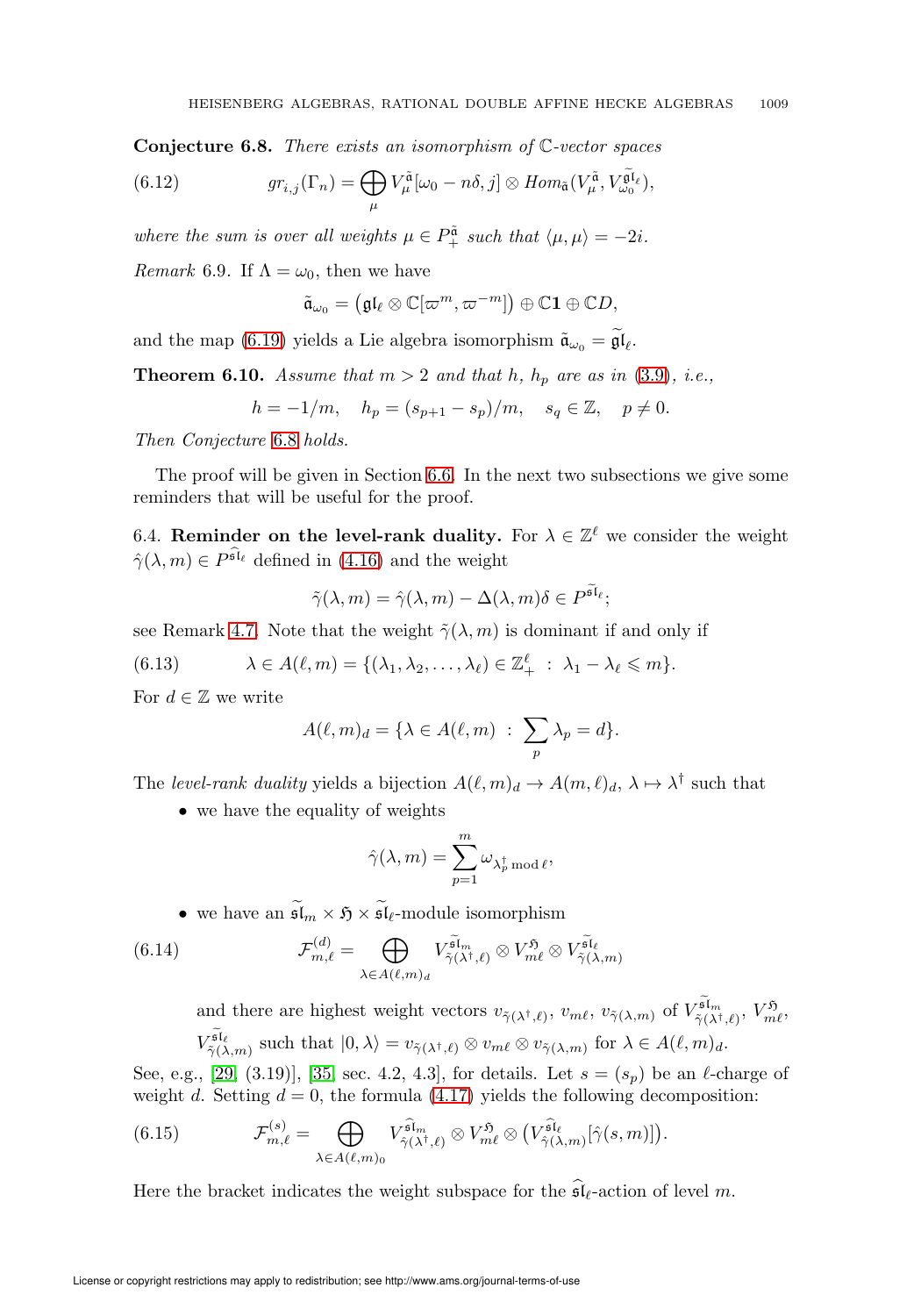**Conjecture 6.8.** *There exists an isomorphism of $\mathbb{C}$-vector spaces*

$$gr_{i,j}(\Gamma_n) = \bigoplus_{\mu} V_{\mu}^{\tilde{\mathfrak{a}}}[\omega_0 - n\delta, j] \otimes Hom_{\tilde{\mathfrak{a}}}(V_{\mu}^{\tilde{\mathfrak{a}}}, V_{\omega_0}^{\widetilde{\mathfrak{gl}}_\ell}), \tag{6.12}$$

*where the sum is over all weights $\mu \in P_+^{\tilde{\mathfrak{a}}}$ such that $\langle \mu, \mu \rangle = -2i$.*

*Remark* 6.9. If $\Lambda = \omega_0$, then we have

$$\tilde{\mathfrak{a}}_{\omega_0} = \left(\mathfrak{gl}_\ell \otimes \mathbb{C}[\varpi^m, \varpi^{-m}]\right) \oplus \mathbb{C}\mathbf{1} \oplus \mathbb{C}D,$$

and the map (6.19) yields a Lie algebra isomorphism $\tilde{\mathfrak{a}}_{\omega_0} = \widetilde{\mathfrak{gl}}_\ell$.

**Theorem 6.10.** *Assume that $m > 2$ and that $h$, $h_p$ are as in (3.9), i.e.,*

$$h = -1/m, \quad h_p = (s_{p+1} - s_p)/m, \quad s_q \in \mathbb{Z}, \quad p \neq 0.$$

*Then Conjecture 6.8 holds.*

The proof will be given in Section 6.6. In the next two subsections we give some reminders that will be useful for the proof.

6.4. **Reminder on the level-rank duality.** For $\lambda \in \mathbb{Z}^\ell$ we consider the weight $\hat{\gamma}(\lambda, m) \in P^{\widehat{\mathfrak{sl}}_\ell}$ defined in (4.16) and the weight

$$\tilde{\gamma}(\lambda, m) = \hat{\gamma}(\lambda, m) - \Delta(\lambda, m)\delta \in P^{\widetilde{\mathfrak{sl}}_\ell};$$

see Remark 4.7. Note that the weight $\tilde{\gamma}(\lambda, m)$ is dominant if and only if

$$\lambda \in A(\ell, m) = \{(\lambda_1, \lambda_2, \ldots, \lambda_\ell) \in \mathbb{Z}_+^\ell \; : \; \lambda_1 - \lambda_\ell \leqslant m\}. \tag{6.13}$$

For $d \in \mathbb{Z}$ we write

$$A(\ell, m)_d = \{\lambda \in A(\ell, m) \; : \; \sum_p \lambda_p = d\}.$$

The *level-rank duality* yields a bijection $A(\ell, m)_d \to A(m, \ell)_d$, $\lambda \mapsto \lambda^\dagger$ such that

- we have the equality of weights

$$\hat{\gamma}(\lambda, m) = \sum_{p=1}^{m} \omega_{\lambda_p^\dagger \bmod \ell},$$

- we have an $\widetilde{\mathfrak{sl}}_m \times \mathfrak{H} \times \widetilde{\mathfrak{sl}}_\ell$-module isomorphism

$$\mathcal{F}_{m,\ell}^{(d)} = \bigoplus_{\lambda \in A(\ell,m)_d} V_{\tilde{\gamma}(\lambda^\dagger, \ell)}^{\widetilde{\mathfrak{sl}}_m} \otimes V_{m\ell}^{\mathfrak{H}} \otimes V_{\tilde{\gamma}(\lambda, m)}^{\widetilde{\mathfrak{sl}}_\ell} \tag{6.14}$$

  and there are highest weight vectors $v_{\tilde{\gamma}(\lambda^\dagger,\ell)}$, $v_{m\ell}$, $v_{\tilde{\gamma}(\lambda,m)}$ of $V_{\tilde{\gamma}(\lambda^\dagger, \ell)}^{\widetilde{\mathfrak{sl}}_m}$, $V_{m\ell}^{\mathfrak{H}}$, $V_{\tilde{\gamma}(\lambda, m)}^{\widetilde{\mathfrak{sl}}_\ell}$ such that $|0, \lambda\rangle = v_{\tilde{\gamma}(\lambda^\dagger,\ell)} \otimes v_{m\ell} \otimes v_{\tilde{\gamma}(\lambda,m)}$ for $\lambda \in A(\ell, m)_d$.

See, e.g., [29, (3.19)], [35, sec. 4.2, 4.3], for details. Let $s = (s_p)$ be an $\ell$-charge of weight $d$. Setting $d = 0$, the formula (4.17) yields the following decomposition:

$$\mathcal{F}_{m,\ell}^{(s)} = \bigoplus_{\lambda \in A(\ell,m)_0} V_{\hat{\gamma}(\lambda^\dagger, \ell)}^{\widehat{\mathfrak{sl}}_m} \otimes V_{m\ell}^{\mathfrak{H}} \otimes \left(V_{\hat{\gamma}(\lambda, m)}^{\widehat{\mathfrak{sl}}_\ell}[\hat{\gamma}(s, m)]\right). \tag{6.15}$$

Here the bracket indicates the weight subspace for the $\widehat{\mathfrak{sl}}_\ell$-action of level $m$.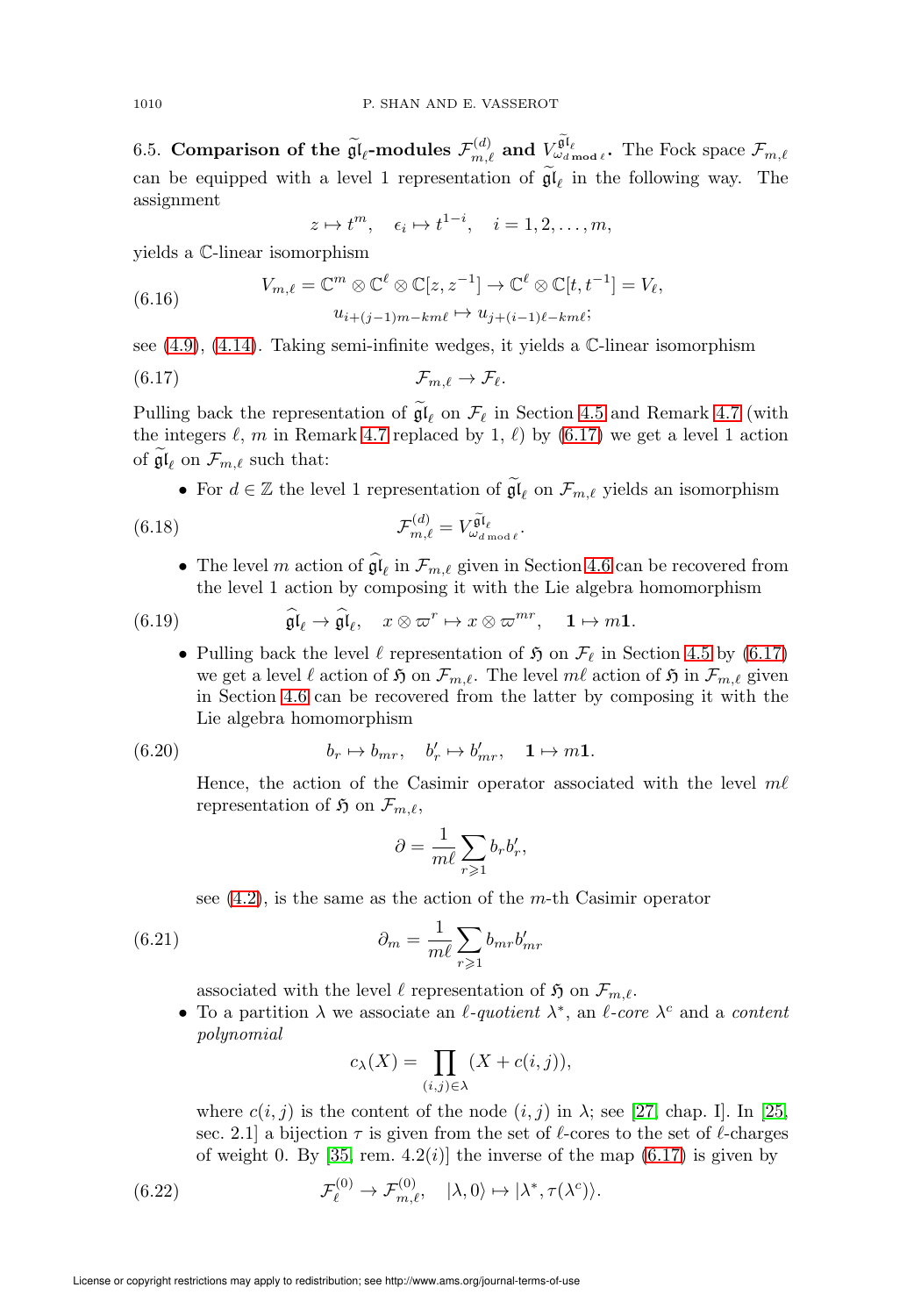6.5. **Comparison of the $\widetilde{\mathfrak{gl}}_\ell$-modules $\mathcal{F}^{(d)}_{m,\ell}$ and $V^{\widetilde{\mathfrak{gl}}_\ell}_{\omega_{d \bmod \ell}}$.** The Fock space $\mathcal{F}_{m,\ell}$ can be equipped with a level 1 representation of $\widetilde{\mathfrak{gl}}_\ell$ in the following way. The assignment

$$z \mapsto t^m, \quad \epsilon_i \mapsto t^{1-i}, \quad i = 1, 2, \dots, m,$$

yields a $\mathbb{C}$-linear isomorphism

$$V_{m,\ell} = \mathbb{C}^m \otimes \mathbb{C}^\ell \otimes \mathbb{C}[z, z^{-1}] \to \mathbb{C}^\ell \otimes \mathbb{C}[t, t^{-1}] = V_\ell, \tag{6.16}$$
$$u_{i+(j-1)m-km\ell} \mapsto u_{j+(i-1)\ell-km\ell};$$

see (4.9), (4.14). Taking semi-infinite wedges, it yields a $\mathbb{C}$-linear isomorphism

$$\mathcal{F}_{m,\ell} \to \mathcal{F}_\ell. \tag{6.17}$$

Pulling back the representation of $\widetilde{\mathfrak{gl}}_\ell$ on $\mathcal{F}_\ell$ in Section 4.5 and Remark 4.7 (with the integers $\ell$, $m$ in Remark 4.7 replaced by 1, $\ell$) by (6.17) we get a level 1 action of $\widetilde{\mathfrak{gl}}_\ell$ on $\mathcal{F}_{m,\ell}$ such that:

- For $d \in \mathbb{Z}$ the level 1 representation of $\widetilde{\mathfrak{gl}}_\ell$ on $\mathcal{F}_{m,\ell}$ yields an isomorphism

$$\mathcal{F}^{(d)}_{m,\ell} = V^{\widetilde{\mathfrak{gl}}_\ell}_{\omega_{d \bmod \ell}}. \tag{6.18}$$

- The level $m$ action of $\widehat{\mathfrak{gl}}_\ell$ in $\mathcal{F}_{m,\ell}$ given in Section 4.6 can be recovered from the level 1 action by composing it with the Lie algebra homomorphism

$$\widehat{\mathfrak{gl}}_\ell \to \widehat{\mathfrak{gl}}_\ell, \quad x \otimes \varpi^r \mapsto x \otimes \varpi^{mr}, \quad \mathbf{1} \mapsto m\mathbf{1}. \tag{6.19}$$

- Pulling back the level $\ell$ representation of $\mathfrak{H}$ on $\mathcal{F}_\ell$ in Section 4.5 by (6.17) we get a level $\ell$ action of $\mathfrak{H}$ on $\mathcal{F}_{m,\ell}$. The level $m\ell$ action of $\mathfrak{H}$ in $\mathcal{F}_{m,\ell}$ given in Section 4.6 can be recovered from the latter by composing it with the Lie algebra homomorphism

$$b_r \mapsto b_{mr}, \quad b'_r \mapsto b'_{mr}, \quad \mathbf{1} \mapsto m\mathbf{1}. \tag{6.20}$$

  Hence, the action of the Casimir operator associated with the level $m\ell$ representation of $\mathfrak{H}$ on $\mathcal{F}_{m,\ell}$,

$$\partial = \frac{1}{m\ell} \sum_{r \geqslant 1} b_r b'_r,$$

  see (4.2), is the same as the action of the $m$-th Casimir operator

$$\partial_m = \frac{1}{m\ell} \sum_{r \geqslant 1} b_{mr} b'_{mr} \tag{6.21}$$

  associated with the level $\ell$ representation of $\mathfrak{H}$ on $\mathcal{F}_{m,\ell}$.

- To a partition $\lambda$ we associate an *$\ell$-quotient* $\lambda^*$, an *$\ell$-core* $\lambda^c$ and a *content polynomial*

$$c_\lambda(X) = \prod_{(i,j) \in \lambda} (X + c(i,j)),$$

  where $c(i,j)$ is the content of the node $(i,j)$ in $\lambda$; see [27, chap. I]. In [25, sec. 2.1] a bijection $\tau$ is given from the set of $\ell$-cores to the set of $\ell$-charges of weight 0. By [35, rem. 4.2(*i*)] the inverse of the map (6.17) is given by

$$\mathcal{F}^{(0)}_\ell \to \mathcal{F}^{(0)}_{m,\ell}, \quad |\lambda, 0\rangle \mapsto |\lambda^*, \tau(\lambda^c)\rangle. \tag{6.22}$$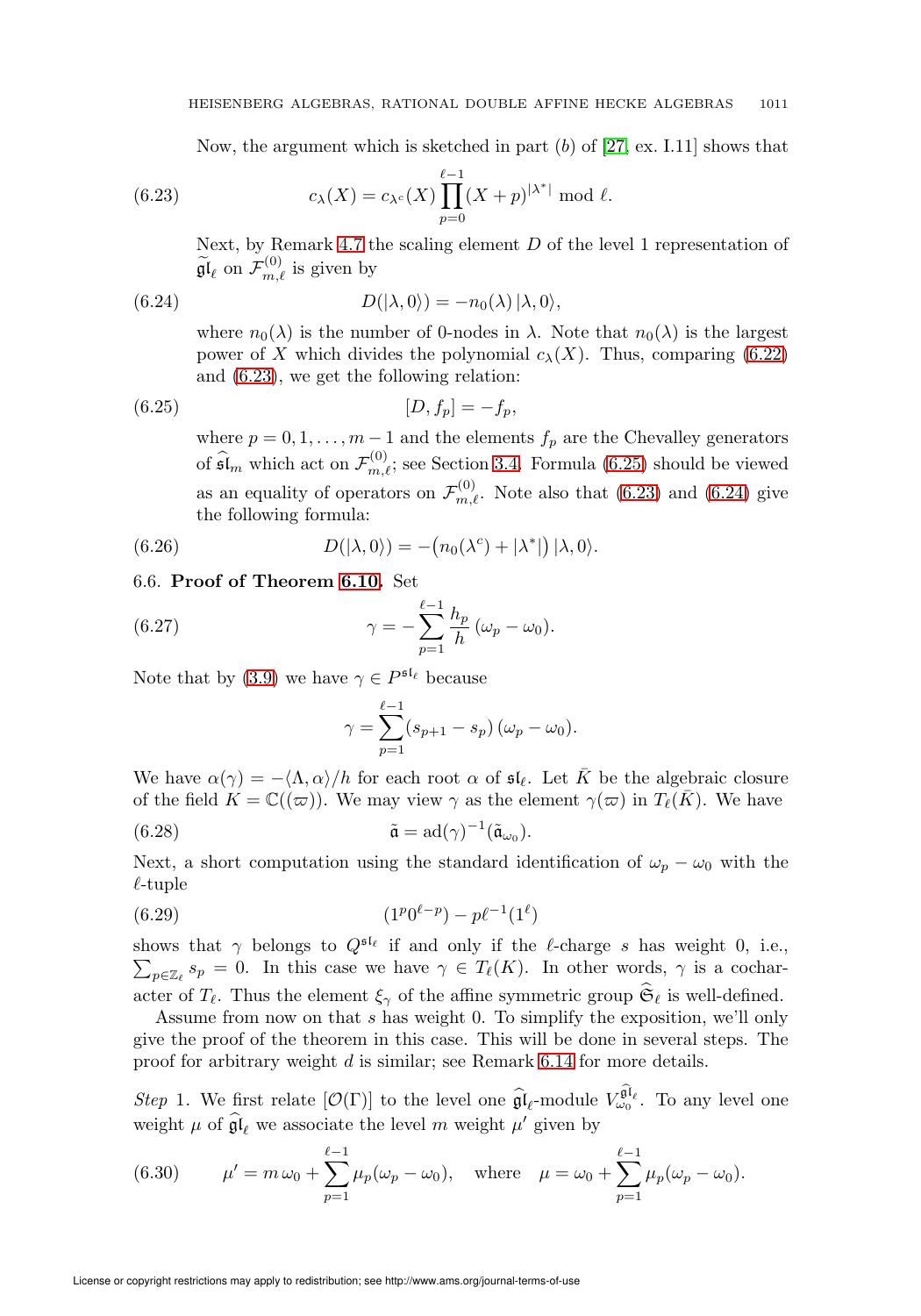Now, the argument which is sketched in part $(b)$ of [27, ex. I.11] shows that

$$c_\lambda(X) = c_{\lambda^c}(X) \prod_{p=0}^{\ell-1} (X+p)^{|\lambda^*|} \bmod \ell. \tag{6.23}$$

Next, by Remark 4.7 the scaling element $D$ of the level 1 representation of $\widetilde{\mathfrak{gl}}_\ell$ on $\mathcal{F}^{(0)}_{m,\ell}$ is given by

$$D(|\lambda, 0\rangle) = -n_0(\lambda)\,|\lambda, 0\rangle, \tag{6.24}$$

where $n_0(\lambda)$ is the number of 0-nodes in $\lambda$. Note that $n_0(\lambda)$ is the largest power of $X$ which divides the polynomial $c_\lambda(X)$. Thus, comparing (6.22) and (6.23), we get the following relation:

$$[D, f_p] = -f_p, \tag{6.25}$$

where $p = 0, 1, \ldots, m-1$ and the elements $f_p$ are the Chevalley generators of $\widehat{\mathfrak{sl}}_m$ which act on $\mathcal{F}^{(0)}_{m,\ell}$; see Section 3.4. Formula (6.25) should be viewed as an equality of operators on $\mathcal{F}^{(0)}_{m,\ell}$. Note also that (6.23) and (6.24) give the following formula:

$$D(|\lambda, 0\rangle) = -\big(n_0(\lambda^c) + |\lambda^*|\big)\,|\lambda, 0\rangle. \tag{6.26}$$

6.6. **Proof of Theorem 6.10.** Set

$$\gamma = -\sum_{p=1}^{\ell-1} \frac{h_p}{h}\,(\omega_p - \omega_0). \tag{6.27}$$

Note that by (3.9) we have $\gamma \in P^{\mathfrak{sl}_\ell}$ because

$$\gamma = \sum_{p=1}^{\ell-1} (s_{p+1} - s_p)\,(\omega_p - \omega_0).$$

We have $\alpha(\gamma) = -\langle \Lambda, \alpha\rangle / h$ for each root $\alpha$ of $\mathfrak{sl}_\ell$. Let $\bar{K}$ be the algebraic closure of the field $K = \mathbb{C}((\varpi))$. We may view $\gamma$ as the element $\gamma(\varpi)$ in $T_\ell(\bar{K})$. We have

$$\tilde{\mathfrak{a}} = \mathrm{ad}(\gamma)^{-1}(\tilde{\mathfrak{a}}_{\omega_0}). \tag{6.28}$$

Next, a short computation using the standard identification of $\omega_p - \omega_0$ with the $\ell$-tuple

$$(1^p 0^{\ell-p}) - p\ell^{-1}(1^\ell) \tag{6.29}$$

shows that $\gamma$ belongs to $Q^{\mathfrak{sl}_\ell}$ if and only if the $\ell$-charge $s$ has weight 0, i.e., $\sum_{p \in \mathbb{Z}_\ell} s_p = 0$. In this case we have $\gamma \in T_\ell(K)$. In other words, $\gamma$ is a cocharacter of $T_\ell$. Thus the element $\xi_\gamma$ of the affine symmetric group $\widehat{\mathfrak{S}}_\ell$ is well-defined.

Assume from now on that $s$ has weight 0. To simplify the exposition, we'll only give the proof of the theorem in this case. This will be done in several steps. The proof for arbitrary weight $d$ is similar; see Remark 6.14 for more details.

*Step* 1. We first relate $[\mathcal{O}(\Gamma)]$ to the level one $\widehat{\mathfrak{gl}}_\ell$-module $V^{\widehat{\mathfrak{gl}}_\ell}_{\omega_0}$. To any level one weight $\mu$ of $\widehat{\mathfrak{gl}}_\ell$ we associate the level $m$ weight $\mu'$ given by

$$\mu' = m\,\omega_0 + \sum_{p=1}^{\ell-1} \mu_p(\omega_p - \omega_0), \quad \text{where} \quad \mu = \omega_0 + \sum_{p=1}^{\ell-1} \mu_p(\omega_p - \omega_0). \tag{6.30}$$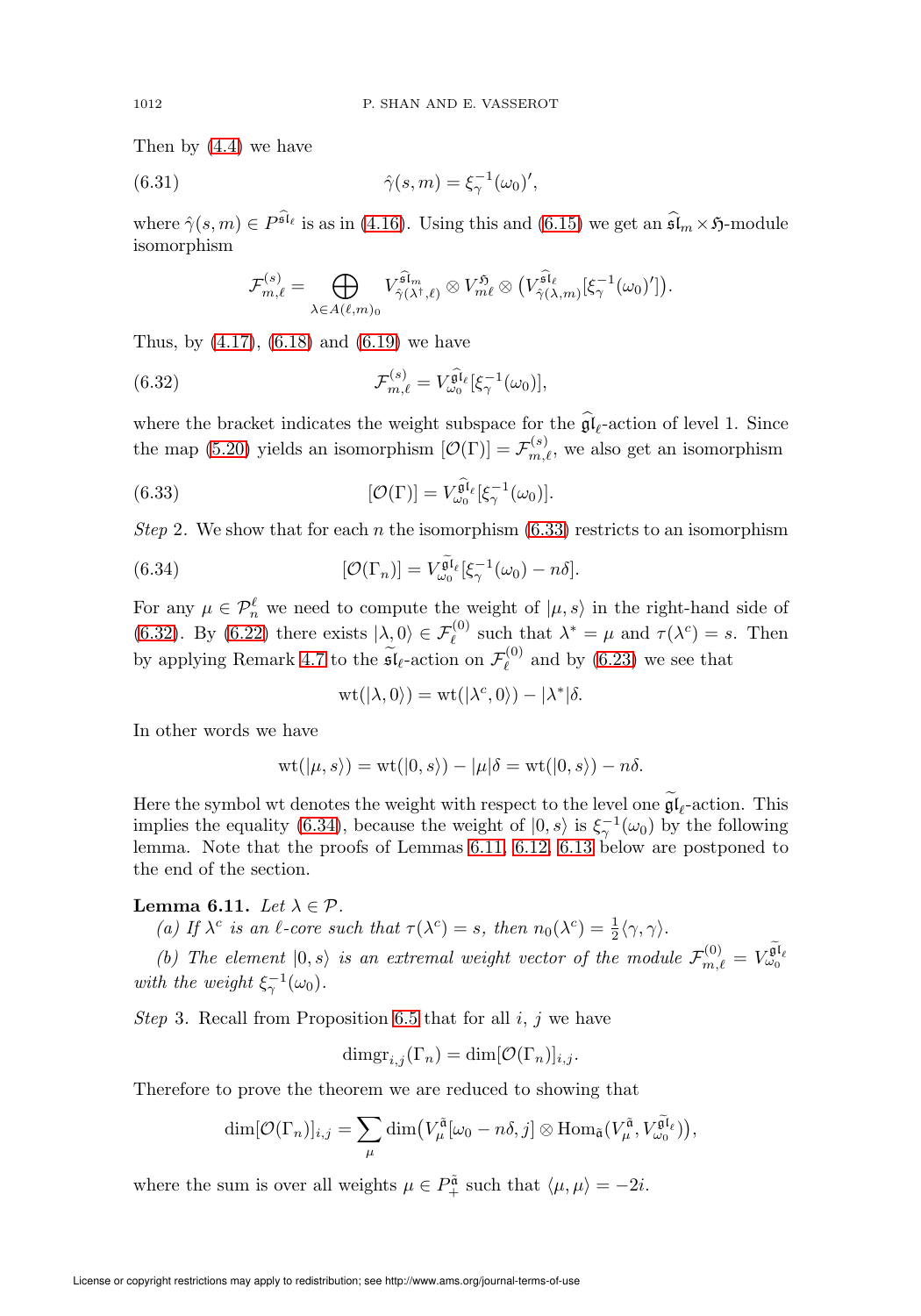Then by (4.4) we have

$$\hat{\gamma}(s,m) = \xi_\gamma^{-1}(\omega_0)', \tag{6.31}$$

where $\hat{\gamma}(s,m) \in P^{\widehat{\mathfrak{sl}}_\ell}$ is as in (4.16). Using this and (6.15) we get an $\widehat{\mathfrak{sl}}_m \times \mathfrak{H}$-module isomorphism

$$\mathcal{F}^{(s)}_{m,\ell} = \bigoplus_{\lambda \in A(\ell,m)_0} V^{\widehat{\mathfrak{sl}}_m}_{\hat{\gamma}(\lambda^\dagger,\ell)} \otimes V^{\mathfrak{H}}_{m\ell} \otimes \big(V^{\widehat{\mathfrak{sl}}_\ell}_{\hat{\gamma}(\lambda,m)}[\xi_\gamma^{-1}(\omega_0)']\big).$$

Thus, by (4.17), (6.18) and (6.19) we have

$$\mathcal{F}^{(s)}_{m,\ell} = V^{\widehat{\mathfrak{gl}}_\ell}_{\omega_0}[\xi_\gamma^{-1}(\omega_0)], \tag{6.32}$$

where the bracket indicates the weight subspace for the $\widehat{\mathfrak{gl}}_\ell$-action of level 1. Since the map (5.20) yields an isomorphism $[\mathcal{O}(\Gamma)] = \mathcal{F}^{(s)}_{m,\ell}$, we also get an isomorphism

$$[\mathcal{O}(\Gamma)] = V^{\widehat{\mathfrak{gl}}_\ell}_{\omega_0}[\xi_\gamma^{-1}(\omega_0)]. \tag{6.33}$$

*Step* 2. We show that for each $n$ the isomorphism (6.33) restricts to an isomorphism

$$[\mathcal{O}(\Gamma_n)] = V^{\widetilde{\mathfrak{gl}}_\ell}_{\omega_0}[\xi_\gamma^{-1}(\omega_0) - n\delta]. \tag{6.34}$$

For any $\mu \in \mathcal{P}^\ell_n$ we need to compute the weight of $|\mu, s\rangle$ in the right-hand side of (6.32). By (6.22) there exists $|\lambda, 0\rangle \in \mathcal{F}^{(0)}_\ell$ such that $\lambda^* = \mu$ and $\tau(\lambda^c) = s$. Then by applying Remark 4.7 to the $\widetilde{\mathfrak{sl}}_\ell$-action on $\mathcal{F}^{(0)}_\ell$ and by (6.23) we see that

$$\mathrm{wt}(|\lambda, 0\rangle) = \mathrm{wt}(|\lambda^c, 0\rangle) - |\lambda^*|\delta.$$

In other words we have

$$\mathrm{wt}(|\mu, s\rangle) = \mathrm{wt}(|0, s\rangle) - |\mu|\delta = \mathrm{wt}(|0, s\rangle) - n\delta.$$

Here the symbol wt denotes the weight with respect to the level one $\widetilde{\mathfrak{gl}}_\ell$-action. This implies the equality (6.34), because the weight of $|0, s\rangle$ is $\xi_\gamma^{-1}(\omega_0)$ by the following lemma. Note that the proofs of Lemmas 6.11, 6.12, 6.13 below are postponed to the end of the section.

**Lemma 6.11.** *Let $\lambda \in \mathcal{P}$.*

*(a) If $\lambda^c$ is an $\ell$-core such that $\tau(\lambda^c) = s$, then $n_0(\lambda^c) = \frac{1}{2}\langle \gamma, \gamma \rangle$.*

*(b) The element $|0, s\rangle$ is an extremal weight vector of the module $\mathcal{F}^{(0)}_{m,\ell} = V^{\widetilde{\mathfrak{gl}}_\ell}_{\omega_0}$ with the weight $\xi_\gamma^{-1}(\omega_0)$.*

*Step* 3. Recall from Proposition 6.5 that for all $i$, $j$ we have

$$\mathrm{dimgr}_{i,j}(\Gamma_n) = \dim[\mathcal{O}(\Gamma_n)]_{i,j}.$$

Therefore to prove the theorem we are reduced to showing that

$$\dim[\mathcal{O}(\Gamma_n)]_{i,j} = \sum_\mu \dim\big(V^{\tilde{\mathfrak{a}}}_\mu[\omega_0 - n\delta, j] \otimes \mathrm{Hom}_{\tilde{\mathfrak{a}}}(V^{\tilde{\mathfrak{a}}}_\mu, V^{\widetilde{\mathfrak{gl}}_\ell}_{\omega_0})\big),$$

where the sum is over all weights $\mu \in P^{\tilde{\mathfrak{a}}}_+$ such that $\langle \mu, \mu \rangle = -2i$.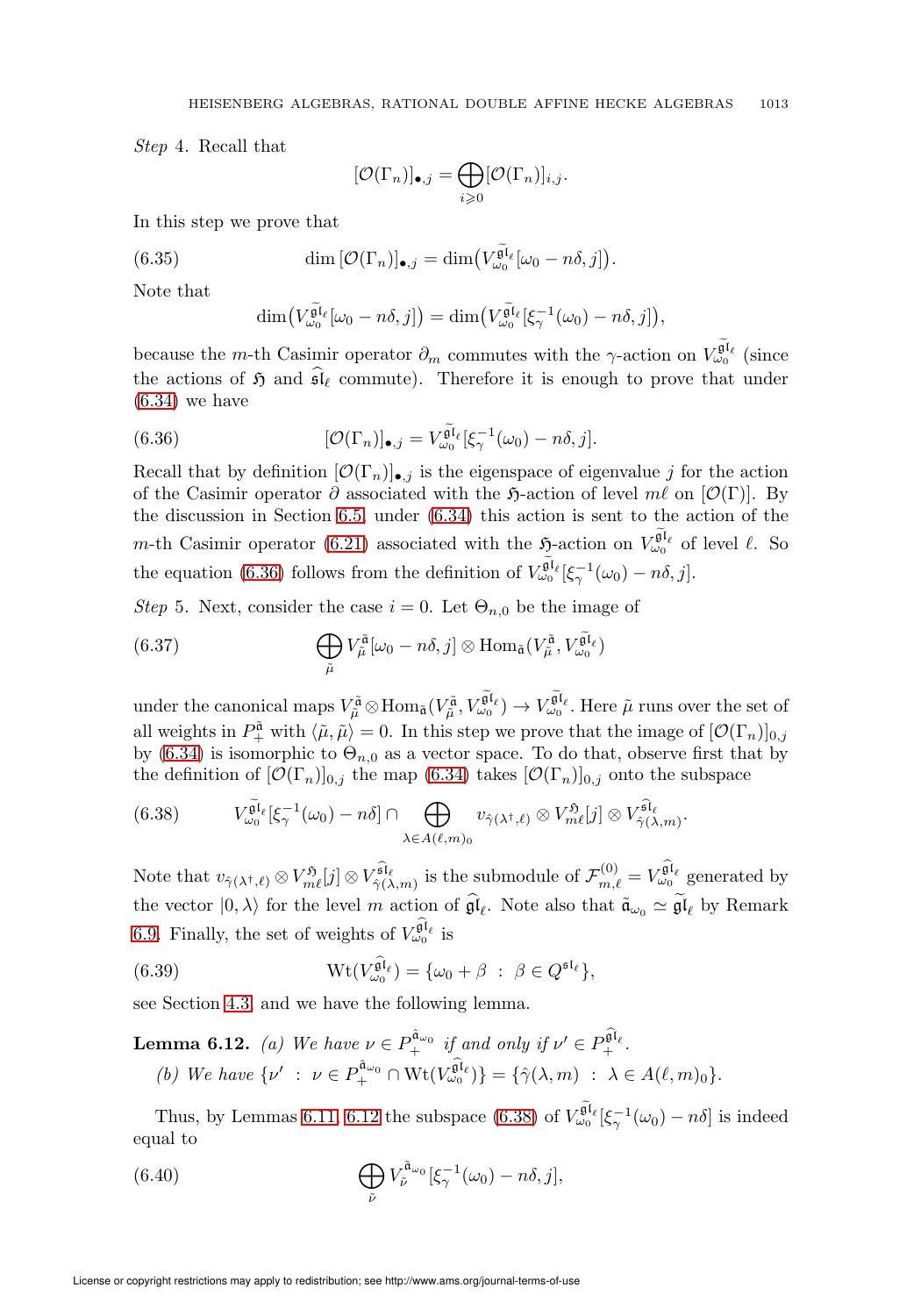*Step* 4. Recall that

$$[\mathcal{O}(\Gamma_n)]_{\bullet,j} = \bigoplus_{i\geqslant 0}[\mathcal{O}(\Gamma_n)]_{i,j}.$$

In this step we prove that

$$\dim\,[\mathcal{O}(\Gamma_n)]_{\bullet,j} = \dim\big(V^{\widetilde{\mathfrak{gl}}_\ell}_{\omega_0}[\omega_0 - n\delta, j]\big). \tag{6.35}$$

Note that

$$\dim\big(V^{\widetilde{\mathfrak{gl}}_\ell}_{\omega_0}[\omega_0 - n\delta, j]\big) = \dim\big(V^{\widetilde{\mathfrak{gl}}_\ell}_{\omega_0}[\xi_\gamma^{-1}(\omega_0) - n\delta, j]\big),$$

because the $m$-th Casimir operator $\partial_m$ commutes with the $\gamma$-action on $V^{\widetilde{\mathfrak{gl}}_\ell}_{\omega_0}$ (since the actions of $\mathfrak{H}$ and $\widehat{\mathfrak{sl}}_\ell$ commute). Therefore it is enough to prove that under (6.34) we have

$$[\mathcal{O}(\Gamma_n)]_{\bullet,j} = V^{\widetilde{\mathfrak{gl}}_\ell}_{\omega_0}[\xi_\gamma^{-1}(\omega_0) - n\delta, j]. \tag{6.36}$$

Recall that by definition $[\mathcal{O}(\Gamma_n)]_{\bullet,j}$ is the eigenspace of eigenvalue $j$ for the action of the Casimir operator $\partial$ associated with the $\mathfrak{H}$-action of level $m\ell$ on $[\mathcal{O}(\Gamma)]$. By the discussion in Section 6.5, under (6.34) this action is sent to the action of the $m$-th Casimir operator (6.21) associated with the $\mathfrak{H}$-action on $V^{\widetilde{\mathfrak{gl}}_\ell}_{\omega_0}$ of level $\ell$. So the equation (6.36) follows from the definition of $V^{\widetilde{\mathfrak{gl}}_\ell}_{\omega_0}[\xi_\gamma^{-1}(\omega_0) - n\delta, j]$.

*Step* 5. Next, consider the case $i = 0$. Let $\Theta_{n,0}$ be the image of

$$\bigoplus_{\tilde{\mu}} V^{\tilde{\mathfrak{a}}}_{\tilde{\mu}}[\omega_0 - n\delta, j] \otimes \mathrm{Hom}_{\tilde{\mathfrak{a}}}(V^{\tilde{\mathfrak{a}}}_{\tilde{\mu}}, V^{\widetilde{\mathfrak{gl}}_\ell}_{\omega_0}) \tag{6.37}$$

under the canonical maps $V^{\tilde{\mathfrak{a}}}_{\tilde{\mu}} \otimes \mathrm{Hom}_{\tilde{\mathfrak{a}}}(V^{\tilde{\mathfrak{a}}}_{\tilde{\mu}}, V^{\widetilde{\mathfrak{gl}}_\ell}_{\omega_0}) \to V^{\widetilde{\mathfrak{gl}}_\ell}_{\omega_0}$. Here $\tilde{\mu}$ runs over the set of all weights in $P^{\tilde{\mathfrak{a}}}_+$ with $\langle \tilde{\mu}, \tilde{\mu}\rangle = 0$. In this step we prove that the image of $[\mathcal{O}(\Gamma_n)]_{0,j}$ by (6.34) is isomorphic to $\Theta_{n,0}$ as a vector space. To do that, observe first that by the definition of $[\mathcal{O}(\Gamma_n)]_{0,j}$ the map (6.34) takes $[\mathcal{O}(\Gamma_n)]_{0,j}$ onto the subspace

$$V^{\widetilde{\mathfrak{gl}}_\ell}_{\omega_0}[\xi_\gamma^{-1}(\omega_0) - n\delta] \cap \bigoplus_{\lambda\in A(\ell,m)_0} v_{\hat{\gamma}(\lambda^\dagger,\ell)} \otimes V^{\mathfrak{H}}_{m\ell}[j] \otimes V^{\widehat{\mathfrak{sl}}_\ell}_{\hat{\gamma}(\lambda,m)}. \tag{6.38}$$

Note that $v_{\hat{\gamma}(\lambda^\dagger,\ell)} \otimes V^{\mathfrak{H}}_{m\ell}[j] \otimes V^{\widehat{\mathfrak{sl}}_\ell}_{\hat{\gamma}(\lambda,m)}$ is the submodule of $\mathcal{F}^{(0)}_{m,\ell} = V^{\widehat{\mathfrak{gl}}_\ell}_{\omega_0}$ generated by the vector $|0,\lambda\rangle$ for the level $m$ action of $\widehat{\mathfrak{gl}}_\ell$. Note also that $\tilde{\mathfrak{a}}_{\omega_0} \simeq \widetilde{\mathfrak{gl}}_\ell$ by Remark 6.9. Finally, the set of weights of $V^{\widehat{\mathfrak{gl}}_\ell}_{\omega_0}$ is

$$\mathrm{Wt}(V^{\widehat{\mathfrak{gl}}_\ell}_{\omega_0}) = \{\omega_0 + \beta \ : \ \beta \in Q^{\mathfrak{sl}_\ell}\}, \tag{6.39}$$

see Section 4.3, and we have the following lemma.

**Lemma 6.12.** *(a) We have $\nu \in P^{\hat{\mathfrak{a}}_{\omega_0}}_+$ if and only if $\nu' \in P^{\widehat{\mathfrak{gl}}_\ell}_+$.*

*(b) We have $\{\nu' \ : \ \nu \in P^{\hat{\mathfrak{a}}_{\omega_0}}_+ \cap \mathrm{Wt}(V^{\widehat{\mathfrak{gl}}_\ell}_{\omega_0})\} = \{\hat{\gamma}(\lambda, m) \ : \ \lambda \in A(\ell, m)_0\}$.*

Thus, by Lemmas 6.11, 6.12 the subspace (6.38) of $V^{\widetilde{\mathfrak{gl}}_\ell}_{\omega_0}[\xi_\gamma^{-1}(\omega_0) - n\delta]$ is indeed equal to

$$\bigoplus_{\tilde{\nu}} V^{\tilde{\mathfrak{a}}_{\omega_0}}_{\tilde{\nu}}[\xi_\gamma^{-1}(\omega_0) - n\delta, j], \tag{6.40}$$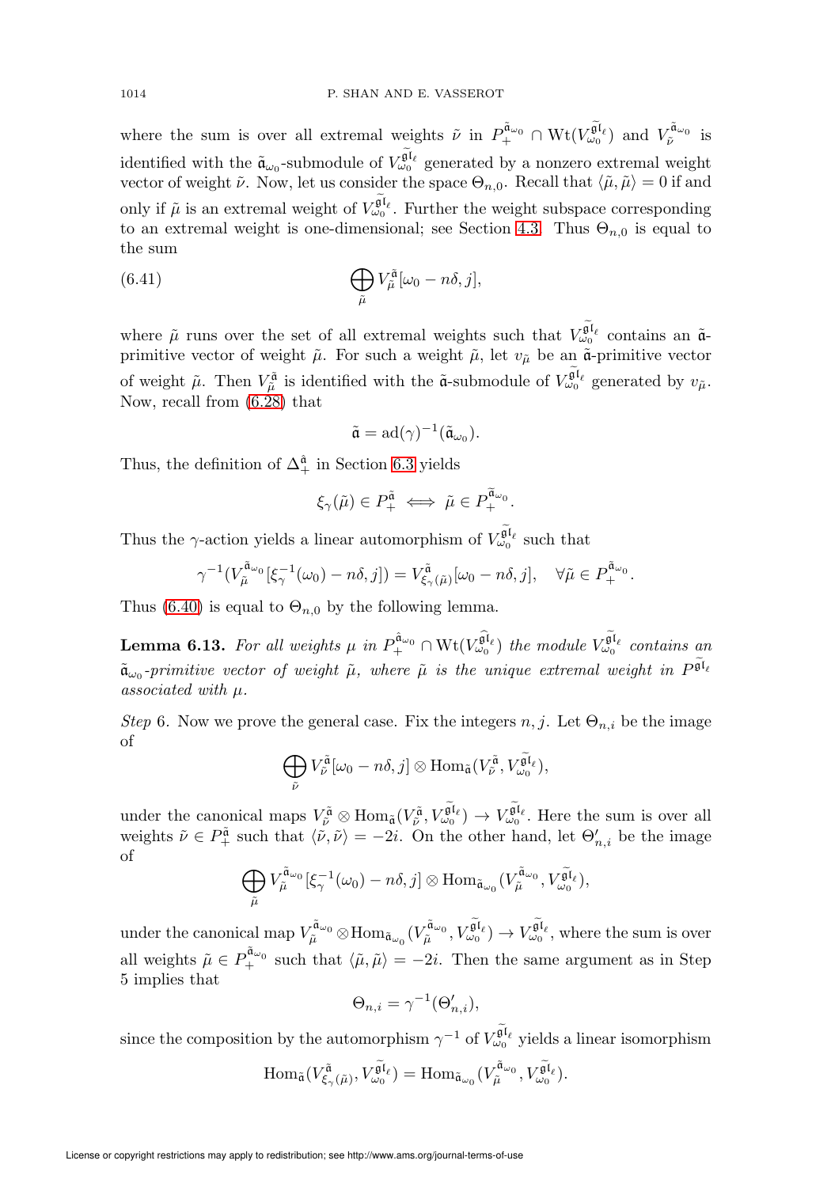where the sum is over all extremal weights $\tilde{\nu}$ in $P_+^{\tilde{\mathfrak{a}}_{\omega_0}} \cap \mathrm{Wt}(V_{\omega_0}^{\widetilde{\mathfrak{gl}}_\ell})$ and $V_{\tilde{\nu}}^{\tilde{\mathfrak{a}}_{\omega_0}}$ is identified with the $\tilde{\mathfrak{a}}_{\omega_0}$-submodule of $V_{\omega_0}^{\widetilde{\mathfrak{gl}}_\ell}$ generated by a nonzero extremal weight vector of weight $\tilde{\nu}$. Now, let us consider the space $\Theta_{n,0}$. Recall that $\langle \tilde{\mu}, \tilde{\mu} \rangle = 0$ if and only if $\tilde{\mu}$ is an extremal weight of $V_{\omega_0}^{\widetilde{\mathfrak{gl}}_\ell}$. Further the weight subspace corresponding to an extremal weight is one-dimensional; see Section 4.3. Thus $\Theta_{n,0}$ is equal to the sum

$$\bigoplus_{\tilde{\mu}} V_{\tilde{\mu}}^{\tilde{\mathfrak{a}}}[\omega_0 - n\delta, j], \tag{6.41}$$

where $\tilde{\mu}$ runs over the set of all extremal weights such that $V_{\omega_0}^{\widetilde{\mathfrak{gl}}_\ell}$ contains an $\tilde{\mathfrak{a}}$-primitive vector of weight $\tilde{\mu}$. For such a weight $\tilde{\mu}$, let $v_{\tilde{\mu}}$ be an $\tilde{\mathfrak{a}}$-primitive vector of weight $\tilde{\mu}$. Then $V_{\tilde{\mu}}^{\tilde{\mathfrak{a}}}$ is identified with the $\tilde{\mathfrak{a}}$-submodule of $V_{\omega_0}^{\widetilde{\mathfrak{gl}}_\ell}$ generated by $v_{\tilde{\mu}}$. Now, recall from (6.28) that

$$\tilde{\mathfrak{a}} = \mathrm{ad}(\gamma)^{-1}(\tilde{\mathfrak{a}}_{\omega_0}).$$

Thus, the definition of $\Delta_+^{\hat{\mathfrak{a}}}$ in Section 6.3 yields

$$\xi_\gamma(\tilde{\mu}) \in P_+^{\tilde{\mathfrak{a}}} \iff \tilde{\mu} \in P_+^{\tilde{\mathfrak{a}}_{\omega_0}}.$$

Thus the $\gamma$-action yields a linear automorphism of $V_{\omega_0}^{\widetilde{\mathfrak{gl}}_\ell}$ such that

$$\gamma^{-1}(V_{\tilde{\mu}}^{\tilde{\mathfrak{a}}_{\omega_0}}[\xi_\gamma^{-1}(\omega_0) - n\delta, j]) = V_{\xi_\gamma(\tilde{\mu})}^{\tilde{\mathfrak{a}}}[\omega_0 - n\delta, j], \quad \forall \tilde{\mu} \in P_+^{\tilde{\mathfrak{a}}_{\omega_0}}.$$

Thus (6.40) is equal to $\Theta_{n,0}$ by the following lemma.

**Lemma 6.13.** *For all weights $\mu$ in $P_+^{\hat{\mathfrak{a}}_{\omega_0}} \cap \mathrm{Wt}(V_{\omega_0}^{\widehat{\mathfrak{gl}}_\ell})$ the module $V_{\omega_0}^{\widetilde{\mathfrak{gl}}_\ell}$ contains an $\tilde{\mathfrak{a}}_{\omega_0}$-primitive vector of weight $\tilde{\mu}$, where $\tilde{\mu}$ is the unique extremal weight in $P^{\widetilde{\mathfrak{gl}}_\ell}$ associated with $\mu$.*

*Step* 6. Now we prove the general case. Fix the integers $n, j$. Let $\Theta_{n,i}$ be the image of

$$\bigoplus_{\tilde{\nu}} V_{\tilde{\nu}}^{\tilde{\mathfrak{a}}}[\omega_0 - n\delta, j] \otimes \mathrm{Hom}_{\tilde{\mathfrak{a}}}(V_{\tilde{\nu}}^{\tilde{\mathfrak{a}}}, V_{\omega_0}^{\widetilde{\mathfrak{gl}}_\ell}),$$

under the canonical maps $V_{\tilde{\nu}}^{\tilde{\mathfrak{a}}} \otimes \mathrm{Hom}_{\tilde{\mathfrak{a}}}(V_{\tilde{\nu}}^{\tilde{\mathfrak{a}}}, V_{\omega_0}^{\widetilde{\mathfrak{gl}}_\ell}) \to V_{\omega_0}^{\widetilde{\mathfrak{gl}}_\ell}$. Here the sum is over all weights $\tilde{\nu} \in P_+^{\tilde{\mathfrak{a}}}$ such that $\langle \tilde{\nu}, \tilde{\nu} \rangle = -2i$. On the other hand, let $\Theta'_{n,i}$ be the image of

$$\bigoplus_{\tilde{\mu}} V_{\tilde{\mu}}^{\tilde{\mathfrak{a}}_{\omega_0}}[\xi_\gamma^{-1}(\omega_0) - n\delta, j] \otimes \mathrm{Hom}_{\tilde{\mathfrak{a}}_{\omega_0}}(V_{\tilde{\mu}}^{\tilde{\mathfrak{a}}_{\omega_0}}, V_{\omega_0}^{\widetilde{\mathfrak{gl}}_\ell}),$$

under the canonical map $V_{\tilde{\mu}}^{\tilde{\mathfrak{a}}_{\omega_0}} \otimes \mathrm{Hom}_{\tilde{\mathfrak{a}}_{\omega_0}}(V_{\tilde{\mu}}^{\tilde{\mathfrak{a}}_{\omega_0}}, V_{\omega_0}^{\widetilde{\mathfrak{gl}}_\ell}) \to V_{\omega_0}^{\widetilde{\mathfrak{gl}}_\ell}$, where the sum is over all weights $\tilde{\mu} \in P_+^{\tilde{\mathfrak{a}}_{\omega_0}}$ such that $\langle \tilde{\mu}, \tilde{\mu} \rangle = -2i$. Then the same argument as in Step 5 implies that

$$\Theta_{n,i} = \gamma^{-1}(\Theta'_{n,i}),$$

since the composition by the automorphism $\gamma^{-1}$ of $V_{\omega_0}^{\widetilde{\mathfrak{gl}}_\ell}$ yields a linear isomorphism

$$\mathrm{Hom}_{\tilde{\mathfrak{a}}}(V_{\xi_\gamma(\tilde{\mu})}^{\tilde{\mathfrak{a}}}, V_{\omega_0}^{\widetilde{\mathfrak{gl}}_\ell}) = \mathrm{Hom}_{\tilde{\mathfrak{a}}_{\omega_0}}(V_{\tilde{\mu}}^{\tilde{\mathfrak{a}}_{\omega_0}}, V_{\omega_0}^{\widetilde{\mathfrak{gl}}_\ell}).$$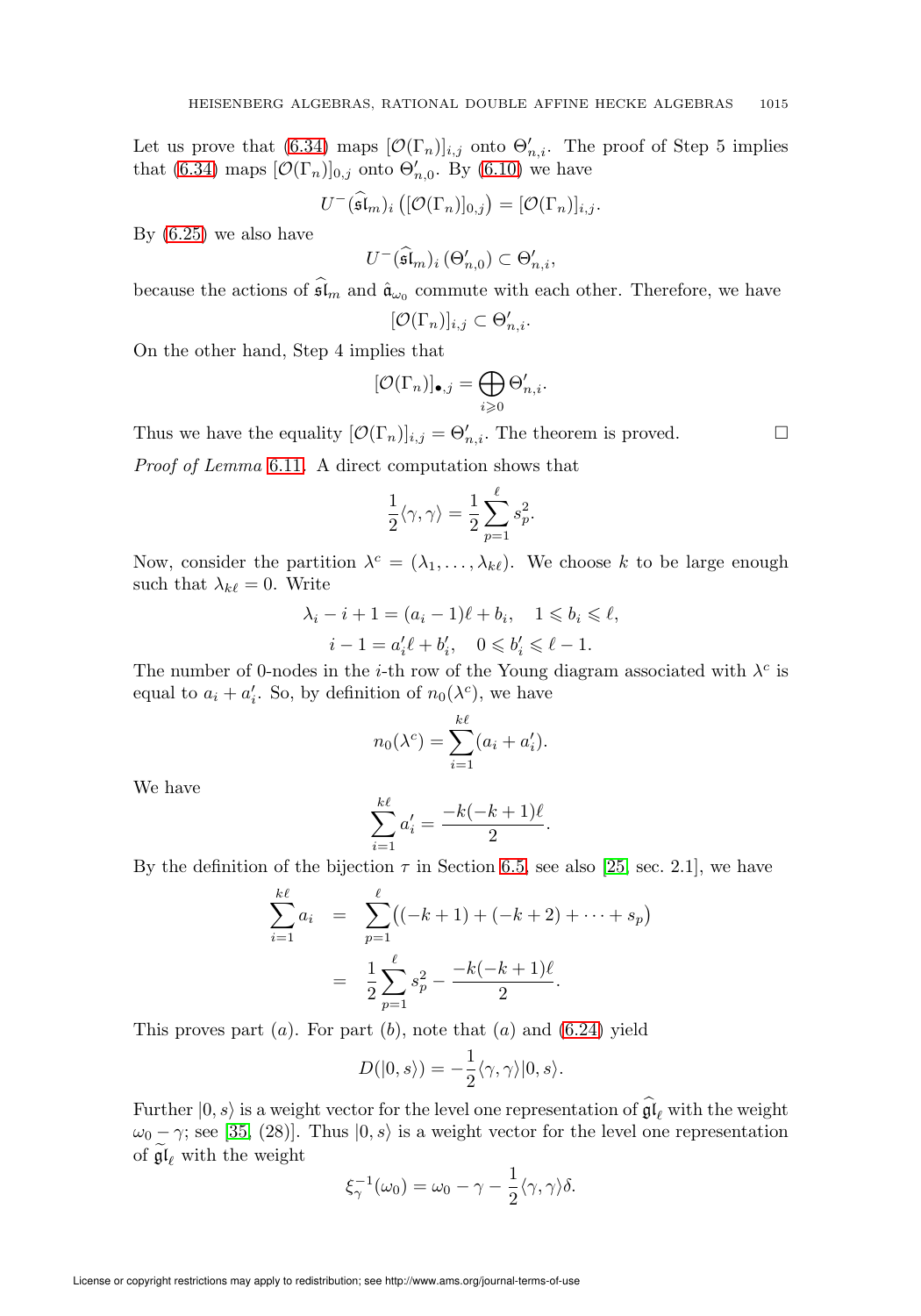Let us prove that (6.34) maps $[\mathcal{O}(\Gamma_n)]_{i,j}$ onto $\Theta'_{n,i}$. The proof of Step 5 implies that (6.34) maps $[\mathcal{O}(\Gamma_n)]_{0,j}$ onto $\Theta'_{n,0}$. By (6.10) we have

$$U^-(\widehat{\mathfrak{sl}}_m)_i\left([\mathcal{O}(\Gamma_n)]_{0,j}\right) = [\mathcal{O}(\Gamma_n)]_{i,j}.$$

By (6.25) we also have

$$U^-(\widehat{\mathfrak{sl}}_m)_i\left(\Theta'_{n,0}\right) \subset \Theta'_{n,i},$$

because the actions of $\widehat{\mathfrak{sl}}_m$ and $\hat{\mathfrak{a}}_{\omega_0}$ commute with each other. Therefore, we have

$$[\mathcal{O}(\Gamma_n)]_{i,j} \subset \Theta'_{n,i}.$$

On the other hand, Step 4 implies that

$$[\mathcal{O}(\Gamma_n)]_{\bullet,j} = \bigoplus_{i\geqslant 0}\Theta'_{n,i}.$$

Thus we have the equality $[\mathcal{O}(\Gamma_n)]_{i,j} = \Theta'_{n,i}$. The theorem is proved. $\square$

*Proof of Lemma* 6.11. A direct computation shows that

$$\frac{1}{2}\langle\gamma,\gamma\rangle = \frac{1}{2}\sum_{p=1}^{\ell} s_p^2.$$

Now, consider the partition $\lambda^c = (\lambda_1,\ldots,\lambda_{k\ell})$. We choose $k$ to be large enough such that $\lambda_{k\ell} = 0$. Write

$$\lambda_i - i + 1 = (a_i - 1)\ell + b_i, \quad 1 \leqslant b_i \leqslant \ell,$$
$$i - 1 = a'_i\ell + b'_i, \quad 0 \leqslant b'_i \leqslant \ell - 1.$$

The number of 0-nodes in the $i$-th row of the Young diagram associated with $\lambda^c$ is equal to $a_i + a'_i$. So, by definition of $n_0(\lambda^c)$, we have

$$n_0(\lambda^c) = \sum_{i=1}^{k\ell}(a_i + a'_i).$$

We have

$$\sum_{i=1}^{k\ell} a'_i = \frac{-k(-k+1)\ell}{2}.$$

By the definition of the bijection $\tau$ in Section 6.5, see also [25, sec. 2.1], we have

$$\begin{aligned}\sum_{i=1}^{k\ell} a_i &= \sum_{p=1}^{\ell}\big((-k+1) + (-k+2) + \cdots + s_p\big)\\ &= \frac{1}{2}\sum_{p=1}^{\ell} s_p^2 - \frac{-k(-k+1)\ell}{2}.\end{aligned}$$

This proves part $(a)$. For part $(b)$, note that $(a)$ and (6.24) yield

$$D(|0,s\rangle) = -\frac{1}{2}\langle\gamma,\gamma\rangle|0,s\rangle.$$

Further $|0,s\rangle$ is a weight vector for the level one representation of $\widehat{\mathfrak{gl}}_\ell$ with the weight $\omega_0 - \gamma$; see [35, (28)]. Thus $|0,s\rangle$ is a weight vector for the level one representation of $\widetilde{\mathfrak{gl}}_\ell$ with the weight

$$\xi_\gamma^{-1}(\omega_0) = \omega_0 - \gamma - \frac{1}{2}\langle\gamma,\gamma\rangle\delta.$$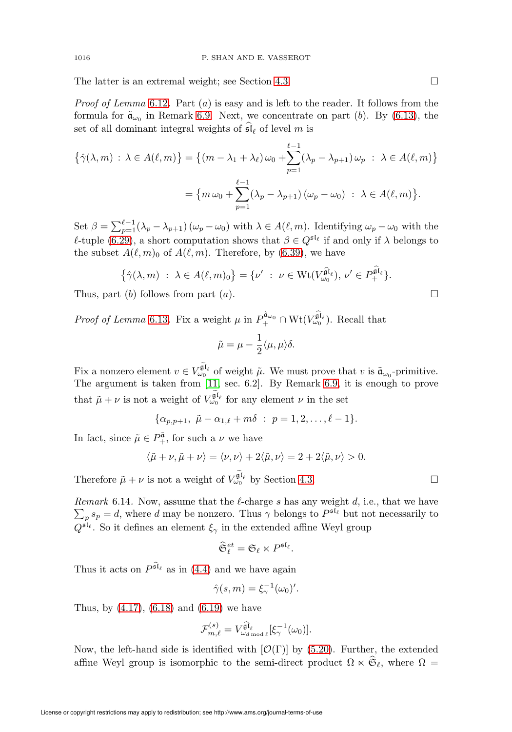The latter is an extremal weight; see Section 4.3. $\square$

*Proof of Lemma* 6.12. Part $(a)$ is easy and is left to the reader. It follows from the formula for $\tilde{\mathfrak{a}}_{\omega_0}$ in Remark 6.9. Next, we concentrate on part $(b)$. By (6.13), the set of all dominant integral weights of $\widehat{\mathfrak{sl}}_\ell$ of level $m$ is

$$\begin{aligned}\{\hat{\gamma}(\lambda, m) \,:\, \lambda \in A(\ell, m)\} &= \{(m - \lambda_1 + \lambda_\ell)\,\omega_0 + \sum_{p=1}^{\ell-1}(\lambda_p - \lambda_{p+1})\,\omega_p \,:\, \lambda \in A(\ell, m)\} \\ &= \{m\,\omega_0 + \sum_{p=1}^{\ell-1}(\lambda_p - \lambda_{p+1})\,(\omega_p - \omega_0) \,:\, \lambda \in A(\ell, m)\}.\end{aligned}$$

Set $\beta = \sum_{p=1}^{\ell-1}(\lambda_p - \lambda_{p+1})\,(\omega_p - \omega_0)$ with $\lambda \in A(\ell, m)$. Identifying $\omega_p - \omega_0$ with the $\ell$-tuple (6.29), a short computation shows that $\beta \in Q^{\mathfrak{sl}_\ell}$ if and only if $\lambda$ belongs to the subset $A(\ell, m)_0$ of $A(\ell, m)$. Therefore, by (6.39), we have

$$\{\hat{\gamma}(\lambda, m) \,:\, \lambda \in A(\ell, m)_0\} = \{\nu' \,:\, \nu \in \mathrm{Wt}(V_{\omega_0}^{\widehat{\mathfrak{gl}}_\ell}),\, \nu' \in P_+^{\widehat{\mathfrak{gl}}_\ell}\}.$$

Thus, part $(b)$ follows from part $(a)$. $\square$

*Proof of Lemma* 6.13. Fix a weight $\mu$ in $P_+^{\hat{\mathfrak{a}}_{\omega_0}} \cap \mathrm{Wt}(V_{\omega_0}^{\widehat{\mathfrak{gl}}_\ell})$. Recall that

$$\tilde{\mu} = \mu - \frac{1}{2}\langle\mu, \mu\rangle\delta.$$

Fix a nonzero element $v \in V_{\omega_0}^{\widetilde{\mathfrak{gl}}_\ell}$ of weight $\tilde{\mu}$. We must prove that $v$ is $\tilde{\mathfrak{a}}_{\omega_0}$-primitive. The argument is taken from [11, sec. 6.2]. By Remark 6.9, it is enough to prove that $\tilde{\mu} + \nu$ is not a weight of $V_{\omega_0}^{\widetilde{\mathfrak{gl}}_\ell}$ for any element $\nu$ in the set

$$\{\alpha_{p,p+1},\ \tilde{\mu} - \alpha_{1,\ell} + m\delta \,:\, p = 1, 2, \ldots, \ell - 1\}.$$

In fact, since $\tilde{\mu} \in P_+^{\tilde{\mathfrak{a}}}$, for such a $\nu$ we have

$$\langle\tilde{\mu} + \nu, \tilde{\mu} + \nu\rangle = \langle\nu, \nu\rangle + 2\langle\tilde{\mu}, \nu\rangle = 2 + 2\langle\tilde{\mu}, \nu\rangle > 0.$$

Therefore $\tilde{\mu} + \nu$ is not a weight of $V_{\omega_0}^{\widetilde{\mathfrak{gl}}_\ell}$ by Section 4.3. $\square$

*Remark* 6.14. Now, assume that the $\ell$-charge $s$ has any weight $d$, i.e., that we have $\sum_p s_p = d$, where $d$ may be nonzero. Thus $\gamma$ belongs to $P^{\mathfrak{sl}_\ell}$ but not necessarily to $Q^{\mathfrak{sl}_\ell}$. So it defines an element $\xi_\gamma$ in the extended affine Weyl group

$$\widehat{\mathfrak{S}}_\ell^{et} = \mathfrak{S}_\ell \ltimes P^{\mathfrak{sl}_\ell}.$$

Thus it acts on $P^{\widehat{\mathfrak{sl}}_\ell}$ as in (4.4) and we have again

$$\hat{\gamma}(s, m) = \xi_\gamma^{-1}(\omega_0)'.$$

Thus, by (4.17), (6.18) and (6.19) we have

$$\mathcal{F}_{m,\ell}^{(s)} = V_{\omega_{d \bmod \ell}}^{\widehat{\mathfrak{gl}}_\ell}[\xi_\gamma^{-1}(\omega_0)].$$

Now, the left-hand side is identified with $[\mathcal{O}(\Gamma)]$ by (5.20). Further, the extended affine Weyl group is isomorphic to the semi-direct product $\Omega \ltimes \widehat{\mathfrak{S}}_\ell$, where $\Omega =$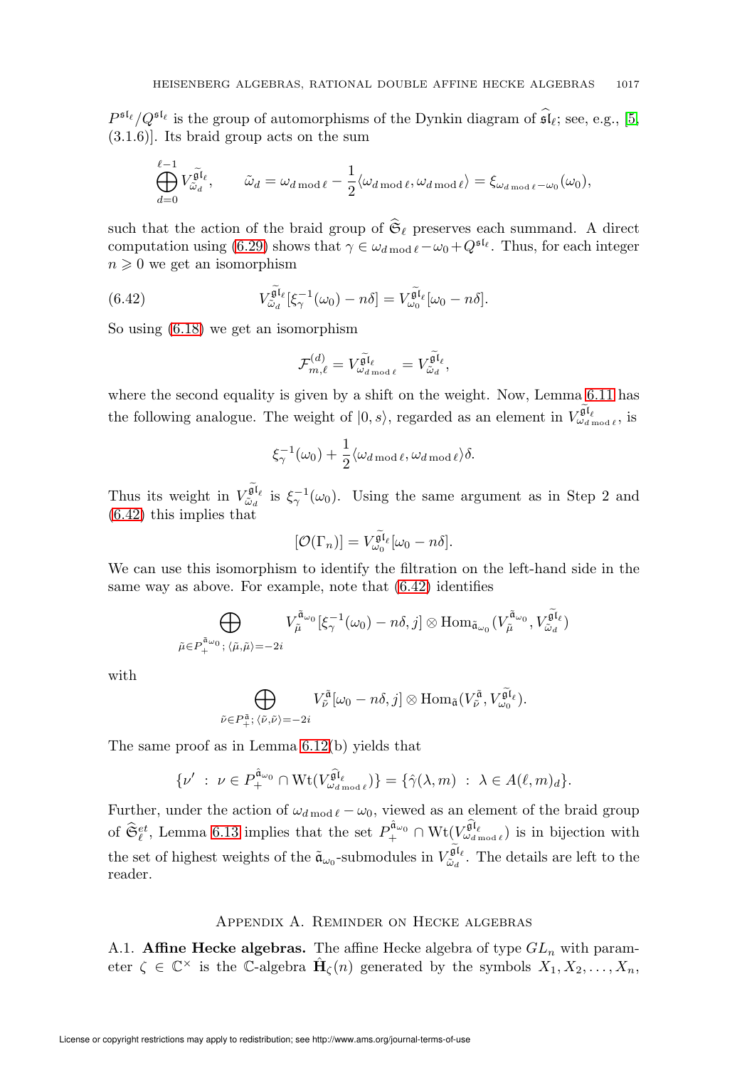$P^{\mathfrak{sl}_\ell}/Q^{\mathfrak{sl}_\ell}$ is the group of automorphisms of the Dynkin diagram of $\widehat{\mathfrak{sl}}_\ell$; see, e.g., [5, (3.1.6)]. Its braid group acts on the sum

$$\bigoplus_{d=0}^{\ell-1} V^{\widetilde{\mathfrak{gl}}_\ell}_{\tilde\omega_d}, \qquad \tilde\omega_d = \omega_{d \bmod \ell} - \frac{1}{2}\langle \omega_{d \bmod \ell}, \omega_{d \bmod \ell}\rangle = \xi_{\omega_{d \bmod \ell}-\omega_0}(\omega_0),$$

such that the action of the braid group of $\widehat{\mathfrak{S}}_\ell$ preserves each summand. A direct computation using (6.29) shows that $\gamma \in \omega_{d \bmod \ell} - \omega_0 + Q^{\mathfrak{sl}_\ell}$. Thus, for each integer $n \geqslant 0$ we get an isomorphism

$$V^{\widetilde{\mathfrak{gl}}_\ell}_{\tilde\omega_d}[\xi_\gamma^{-1}(\omega_0) - n\delta] = V^{\widetilde{\mathfrak{gl}}_\ell}_{\omega_0}[\omega_0 - n\delta]. \tag{6.42}$$

So using (6.18) we get an isomorphism

$$\mathcal{F}^{(d)}_{m,\ell} = V^{\widetilde{\mathfrak{gl}}_\ell}_{\omega_{d \bmod \ell}} = V^{\widetilde{\mathfrak{gl}}_\ell}_{\tilde\omega_d},$$

where the second equality is given by a shift on the weight. Now, Lemma 6.11 has the following analogue. The weight of $|0, s\rangle$, regarded as an element in $V^{\widetilde{\mathfrak{gl}}_\ell}_{\omega_{d \bmod \ell}}$, is

$$\xi_\gamma^{-1}(\omega_0) + \frac{1}{2}\langle \omega_{d \bmod \ell}, \omega_{d \bmod \ell}\rangle\delta.$$

Thus its weight in $V^{\widetilde{\mathfrak{gl}}_\ell}_{\tilde\omega_d}$ is $\xi_\gamma^{-1}(\omega_0)$. Using the same argument as in Step 2 and (6.42) this implies that

$$[\mathcal{O}(\Gamma_n)] = V^{\widetilde{\mathfrak{gl}}_\ell}_{\omega_0}[\omega_0 - n\delta].$$

We can use this isomorphism to identify the filtration on the left-hand side in the same way as above. For example, note that (6.42) identifies

$$\bigoplus_{\tilde\mu \in P_+^{\tilde{\mathfrak{a}}_{\omega_0}};\, \langle\tilde\mu,\tilde\mu\rangle = -2i} V^{\tilde{\mathfrak{a}}_{\omega_0}}_{\tilde\mu}[\xi_\gamma^{-1}(\omega_0) - n\delta, j] \otimes \mathrm{Hom}_{\tilde{\mathfrak{a}}_{\omega_0}}(V^{\tilde{\mathfrak{a}}_{\omega_0}}_{\tilde\mu}, V^{\widetilde{\mathfrak{gl}}_\ell}_{\tilde\omega_d})$$

with

$$\bigoplus_{\tilde\nu \in P_+^{\tilde{\mathfrak{a}}};\, \langle\tilde\nu,\tilde\nu\rangle = -2i} V^{\tilde{\mathfrak{a}}}_{\tilde\nu}[\omega_0 - n\delta, j] \otimes \mathrm{Hom}_{\tilde{\mathfrak{a}}}(V^{\tilde{\mathfrak{a}}}_{\tilde\nu}, V^{\widetilde{\mathfrak{gl}}_\ell}_{\omega_0}).$$

The same proof as in Lemma 6.12(b) yields that

$$\{\nu' \;:\; \nu \in P_+^{\hat{\mathfrak{a}}_{\omega_0}} \cap \mathrm{Wt}(V^{\widehat{\mathfrak{gl}}_\ell}_{\omega_{d \bmod \ell}})\} = \{\hat\gamma(\lambda, m) \;:\; \lambda \in A(\ell, m)_d\}.$$

Further, under the action of $\omega_{d \bmod \ell} - \omega_0$, viewed as an element of the braid group of $\widehat{\mathfrak{S}}^{et}_\ell$, Lemma 6.13 implies that the set $P_+^{\hat{\mathfrak{a}}_{\omega_0}} \cap \mathrm{Wt}(V^{\widehat{\mathfrak{gl}}_\ell}_{\omega_{d \bmod \ell}})$ is in bijection with the set of highest weights of the $\tilde{\mathfrak{a}}_{\omega_0}$-submodules in $V^{\widetilde{\mathfrak{gl}}_\ell}_{\tilde\omega_d}$. The details are left to the reader.

## Appendix A. Reminder on Hecke algebras

A.1. **Affine Hecke algebras.** The affine Hecke algebra of type $GL_n$ with parameter $\zeta \in \mathbb{C}^\times$ is the $\mathbb{C}$-algebra $\dot{\mathbf{H}}_\zeta(n)$ generated by the symbols $X_1, X_2, \ldots, X_n$,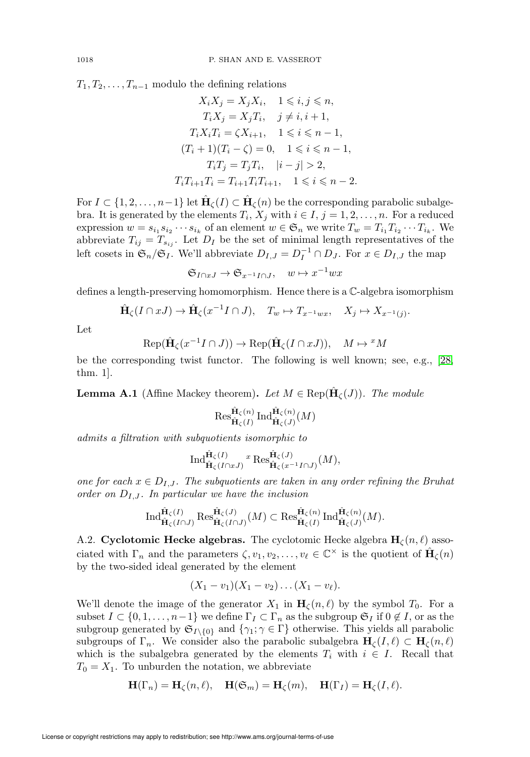$T_1, T_2, \ldots, T_{n-1}$ modulo the defining relations

$$
\begin{gathered}
X_i X_j = X_j X_i, \quad 1 \leqslant i, j \leqslant n, \\
T_i X_j = X_j T_i, \quad j \neq i, i+1, \\
T_i X_i T_i = \zeta X_{i+1}, \quad 1 \leqslant i \leqslant n-1, \\
(T_i + 1)(T_i - \zeta) = 0, \quad 1 \leqslant i \leqslant n-1, \\
T_i T_j = T_j T_i, \quad |i-j| > 2, \\
T_i T_{i+1} T_i = T_{i+1} T_i T_{i+1}, \quad 1 \leqslant i \leqslant n-2.
\end{gathered}
$$

For $I \subset \{1, 2, \ldots, n-1\}$ let $\hat{\mathbf{H}}_\zeta(I) \subset \hat{\mathbf{H}}_\zeta(n)$ be the corresponding parabolic subalgebra. It is generated by the elements $T_i$, $X_j$ with $i \in I$, $j = 1, 2, \ldots, n$. For a reduced expression $w = s_{i_1} s_{i_2} \cdots s_{i_k}$ of an element $w \in \mathfrak{S}_n$ we write $T_w = T_{i_1} T_{i_2} \cdots T_{i_k}$. We abbreviate $T_{ij} = T_{s_{ij}}$. Let $D_I$ be the set of minimal length representatives of the left cosets in $\mathfrak{S}_n / \mathfrak{S}_I$. We'll abbreviate $D_{I,J} = D_I^{-1} \cap D_J$. For $x \in D_{I,J}$ the map

$$
\mathfrak{S}_{I \cap xJ} \to \mathfrak{S}_{x^{-1} I \cap J}, \quad w \mapsto x^{-1} w x
$$

defines a length-preserving homomorphism. Hence there is a $\mathbb{C}$-algebra isomorphism

$$
\hat{\mathbf{H}}_\zeta(I \cap xJ) \to \hat{\mathbf{H}}_\zeta(x^{-1} I \cap J), \quad T_w \mapsto T_{x^{-1} w x}, \quad X_j \mapsto X_{x^{-1}(j)}.
$$

Let

$$
\mathrm{Rep}(\hat{\mathbf{H}}_\zeta(x^{-1} I \cap J)) \to \mathrm{Rep}(\hat{\mathbf{H}}_\zeta(I \cap xJ)), \quad M \mapsto {}^x M
$$

be the corresponding twist functor. The following is well known; see, e.g., [28, thm. 1].

**Lemma A.1** (Affine Mackey theorem)**.** *Let $M \in \mathrm{Rep}(\hat{\mathbf{H}}_\zeta(J))$. The module*

$$
\mathrm{Res}^{\hat{\mathbf{H}}_\zeta(n)}_{\hat{\mathbf{H}}_\zeta(I)} \mathrm{Ind}^{\hat{\mathbf{H}}_\zeta(n)}_{\hat{\mathbf{H}}_\zeta(J)}(M)
$$

*admits a filtration with subquotients isomorphic to*

$$
\mathrm{Ind}^{\hat{\mathbf{H}}_\zeta(I)}_{\hat{\mathbf{H}}_\zeta(I \cap xJ)} {}^x \mathrm{Res}^{\hat{\mathbf{H}}_\zeta(J)}_{\hat{\mathbf{H}}_\zeta(x^{-1} I \cap J)}(M),
$$

*one for each $x \in D_{I,J}$. The subquotients are taken in any order refining the Bruhat order on $D_{I,J}$. In particular we have the inclusion*

$$
\mathrm{Ind}^{\hat{\mathbf{H}}_\zeta(I)}_{\hat{\mathbf{H}}_\zeta(I \cap J)} \mathrm{Res}^{\hat{\mathbf{H}}_\zeta(J)}_{\hat{\mathbf{H}}_\zeta(I \cap J)}(M) \subset \mathrm{Res}^{\hat{\mathbf{H}}_\zeta(n)}_{\hat{\mathbf{H}}_\zeta(I)} \mathrm{Ind}^{\hat{\mathbf{H}}_\zeta(n)}_{\hat{\mathbf{H}}_\zeta(J)}(M).
$$

A.2. **Cyclotomic Hecke algebras.** The cyclotomic Hecke algebra $\mathbf{H}_\zeta(n, \ell)$ associated with $\Gamma_n$ and the parameters $\zeta, v_1, v_2, \ldots, v_\ell \in \mathbb{C}^\times$ is the quotient of $\hat{\mathbf{H}}_\zeta(n)$ by the two-sided ideal generated by the element

$$
(X_1 - v_1)(X_1 - v_2) \ldots (X_1 - v_\ell).
$$

We'll denote the image of the generator $X_1$ in $\mathbf{H}_\zeta(n, \ell)$ by the symbol $T_0$. For a subset $I \subset \{0, 1, \ldots, n-1\}$ we define $\Gamma_I \subset \Gamma_n$ as the subgroup $\mathfrak{S}_I$ if $0 \notin I$, or as the subgroup generated by $\mathfrak{S}_{I \setminus \{0\}}$ and $\{\gamma_1; \gamma \in \Gamma\}$ otherwise. This yields all parabolic subgroups of $\Gamma_n$. We consider also the parabolic subalgebra $\mathbf{H}_\zeta(I, \ell) \subset \mathbf{H}_\zeta(n, \ell)$ which is the subalgebra generated by the elements $T_i$ with $i \in I$. Recall that $T_0 = X_1$. To unburden the notation, we abbreviate

$$
\mathbf{H}(\Gamma_n) = \mathbf{H}_\zeta(n, \ell), \quad \mathbf{H}(\mathfrak{S}_m) = \mathbf{H}_\zeta(m), \quad \mathbf{H}(\Gamma_I) = \mathbf{H}_\zeta(I, \ell).
$$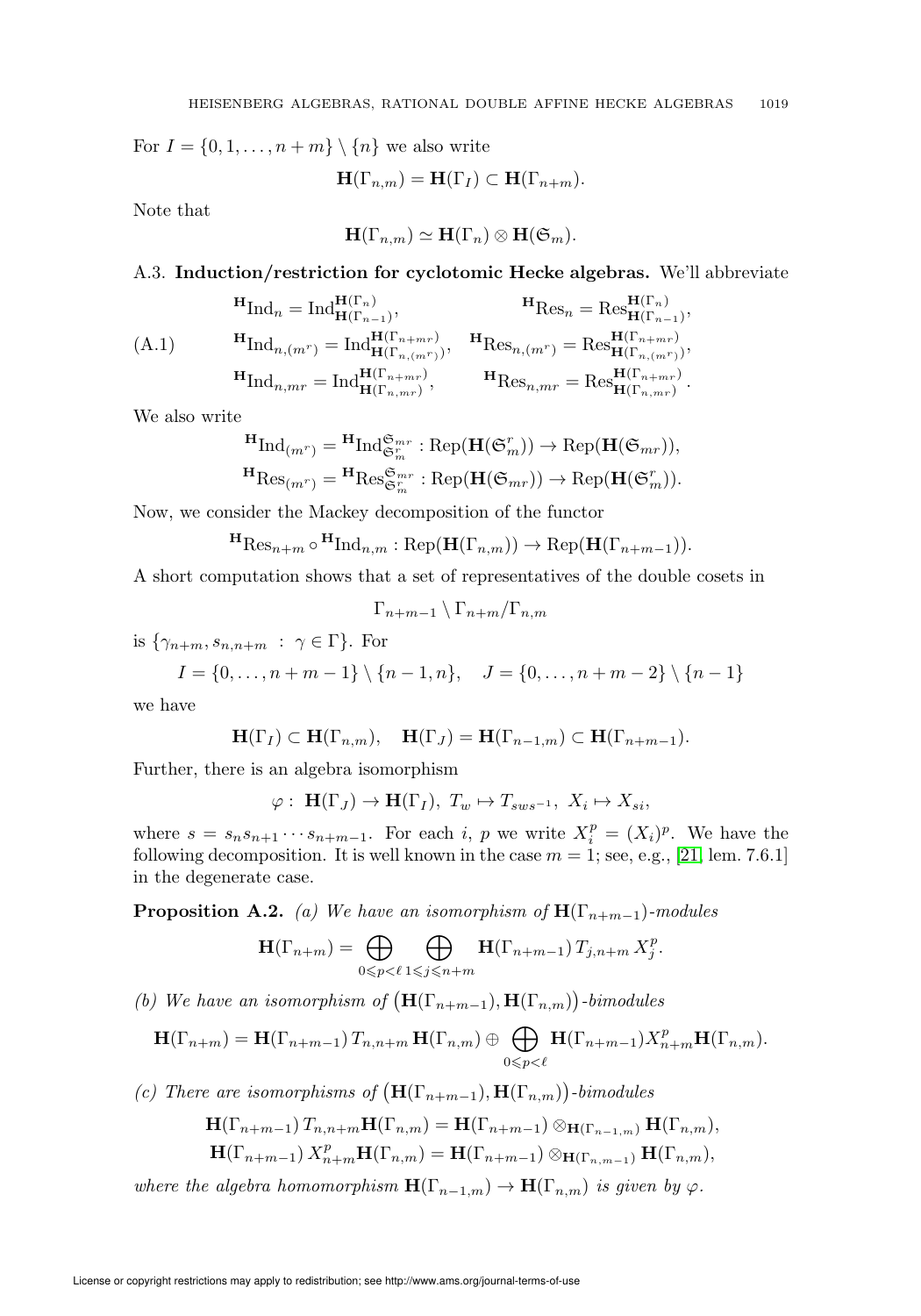For $I = \{0, 1, \ldots, n+m\} \setminus \{n\}$ we also write

$$\mathbf{H}(\Gamma_{n,m}) = \mathbf{H}(\Gamma_I) \subset \mathbf{H}(\Gamma_{n+m}).$$

Note that

$$\mathbf{H}(\Gamma_{n,m}) \simeq \mathbf{H}(\Gamma_n) \otimes \mathbf{H}(\mathfrak{S}_m).$$

### A.3. Induction/restriction for cyclotomic Hecke algebras.

We'll abbreviate

$$\begin{aligned}
&{}^{\mathbf{H}}\mathrm{Ind}_n = \mathrm{Ind}_{\mathbf{H}(\Gamma_{n-1})}^{\mathbf{H}(\Gamma_n)}, && {}^{\mathbf{H}}\mathrm{Res}_n = \mathrm{Res}_{\mathbf{H}(\Gamma_{n-1})}^{\mathbf{H}(\Gamma_n)},\\
&{}^{\mathbf{H}}\mathrm{Ind}_{n,(m^r)} = \mathrm{Ind}_{\mathbf{H}(\Gamma_{n,(m^r)})}^{\mathbf{H}(\Gamma_{n+mr})}, && {}^{\mathbf{H}}\mathrm{Res}_{n,(m^r)} = \mathrm{Res}_{\mathbf{H}(\Gamma_{n,(m^r)})}^{\mathbf{H}(\Gamma_{n+mr})},\\
&{}^{\mathbf{H}}\mathrm{Ind}_{n,mr} = \mathrm{Ind}_{\mathbf{H}(\Gamma_{n,mr})}^{\mathbf{H}(\Gamma_{n+mr})}, && {}^{\mathbf{H}}\mathrm{Res}_{n,mr} = \mathrm{Res}_{\mathbf{H}(\Gamma_{n,mr})}^{\mathbf{H}(\Gamma_{n+mr})}.
\end{aligned} \tag{A.1}$$

We also write

$$\begin{aligned}
{}^{\mathbf{H}}\mathrm{Ind}_{(m^r)} &= {}^{\mathbf{H}}\mathrm{Ind}_{\mathfrak{S}_m^r}^{\mathfrak{S}_{mr}} : \mathrm{Rep}(\mathbf{H}(\mathfrak{S}_m^r)) \to \mathrm{Rep}(\mathbf{H}(\mathfrak{S}_{mr})),\\
{}^{\mathbf{H}}\mathrm{Res}_{(m^r)} &= {}^{\mathbf{H}}\mathrm{Res}_{\mathfrak{S}_m^r}^{\mathfrak{S}_{mr}} : \mathrm{Rep}(\mathbf{H}(\mathfrak{S}_{mr})) \to \mathrm{Rep}(\mathbf{H}(\mathfrak{S}_m^r)).
\end{aligned}$$

Now, we consider the Mackey decomposition of the functor

$${}^{\mathbf{H}}\mathrm{Res}_{n+m} \circ {}^{\mathbf{H}}\mathrm{Ind}_{n,m} : \mathrm{Rep}(\mathbf{H}(\Gamma_{n,m})) \to \mathrm{Rep}(\mathbf{H}(\Gamma_{n+m-1})).$$

A short computation shows that a set of representatives of the double cosets in

$$\Gamma_{n+m-1} \setminus \Gamma_{n+m} / \Gamma_{n,m}$$

is $\{\gamma_{n+m}, s_{n,n+m} \ : \ \gamma \in \Gamma\}$. For

$$I = \{0, \ldots, n+m-1\} \setminus \{n-1, n\}, \quad J = \{0, \ldots, n+m-2\} \setminus \{n-1\}$$

we have

$$\mathbf{H}(\Gamma_I) \subset \mathbf{H}(\Gamma_{n,m}), \quad \mathbf{H}(\Gamma_J) = \mathbf{H}(\Gamma_{n-1,m}) \subset \mathbf{H}(\Gamma_{n+m-1}).$$

Further, there is an algebra isomorphism

$$\varphi : \ \mathbf{H}(\Gamma_J) \to \mathbf{H}(\Gamma_I), \ T_w \mapsto T_{sws^{-1}}, \ X_i \mapsto X_{si},$$

where $s = s_n s_{n+1} \cdots s_{n+m-1}$. For each $i$, $p$ we write $X_i^p = (X_i)^p$. We have the following decomposition. It is well known in the case $m = 1$; see, e.g., [21, lem. 7.6.1] in the degenerate case.

**Proposition A.2.** *(a) We have an isomorphism of $\mathbf{H}(\Gamma_{n+m-1})$-modules*

$$\mathbf{H}(\Gamma_{n+m}) = \bigoplus_{0 \leqslant p < \ell} \bigoplus_{1 \leqslant j \leqslant n+m} \mathbf{H}(\Gamma_{n+m-1})\, T_{j,n+m}\, X_j^p.$$

*(b) We have an isomorphism of $\big(\mathbf{H}(\Gamma_{n+m-1}), \mathbf{H}(\Gamma_{n,m})\big)$-bimodules*

$$\mathbf{H}(\Gamma_{n+m}) = \mathbf{H}(\Gamma_{n+m-1})\, T_{n,n+m}\, \mathbf{H}(\Gamma_{n,m}) \oplus \bigoplus_{0 \leqslant p < \ell} \mathbf{H}(\Gamma_{n+m-1}) X_{n+m}^p \mathbf{H}(\Gamma_{n,m}).$$

*(c) There are isomorphisms of $\big(\mathbf{H}(\Gamma_{n+m-1}), \mathbf{H}(\Gamma_{n,m})\big)$-bimodules*

$$\begin{aligned}
\mathbf{H}(\Gamma_{n+m-1})\, T_{n,n+m} \mathbf{H}(\Gamma_{n,m}) &= \mathbf{H}(\Gamma_{n+m-1}) \otimes_{\mathbf{H}(\Gamma_{n-1,m})} \mathbf{H}(\Gamma_{n,m}),\\
\mathbf{H}(\Gamma_{n+m-1})\, X_{n+m}^p \mathbf{H}(\Gamma_{n,m}) &= \mathbf{H}(\Gamma_{n+m-1}) \otimes_{\mathbf{H}(\Gamma_{n,m-1})} \mathbf{H}(\Gamma_{n,m}),
\end{aligned}$$

*where the algebra homomorphism $\mathbf{H}(\Gamma_{n-1,m}) \to \mathbf{H}(\Gamma_{n,m})$ is given by $\varphi$.*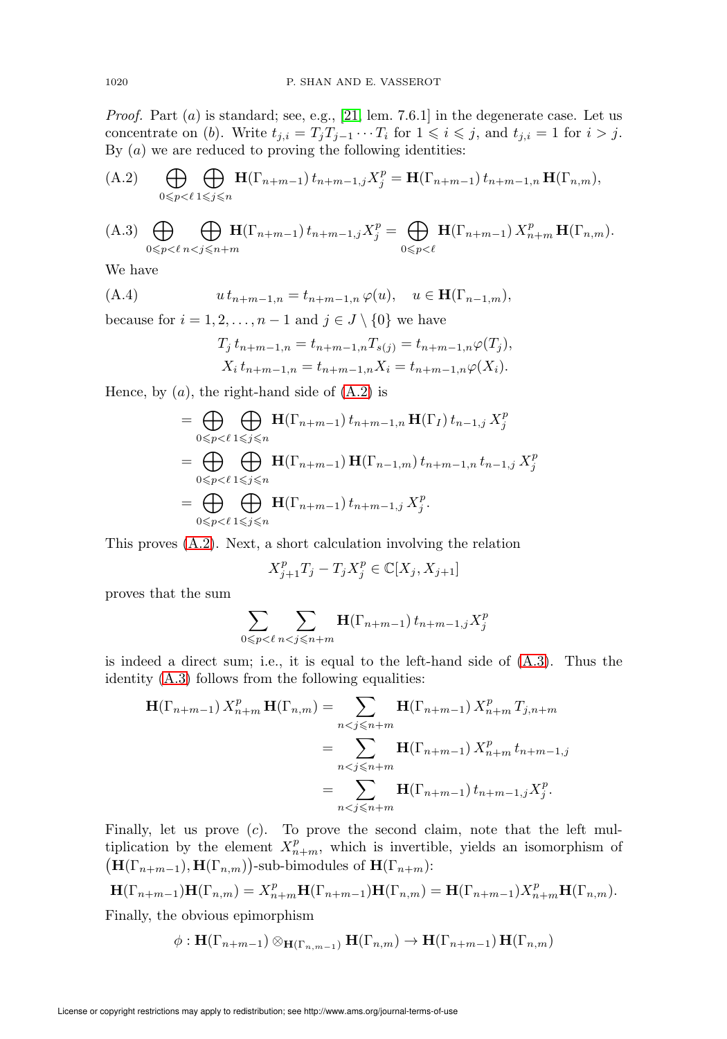*Proof.* Part $(a)$ is standard; see, e.g., [21, lem. 7.6.1] in the degenerate case. Let us concentrate on $(b)$. Write $t_{j,i} = T_j T_{j-1} \cdots T_i$ for $1 \leqslant i \leqslant j$, and $t_{j,i} = 1$ for $i > j$. By $(a)$ we are reduced to proving the following identities:

$$\text{(A.2)} \qquad \bigoplus_{0 \leqslant p < \ell} \bigoplus_{1 \leqslant j \leqslant n} \mathbf{H}(\Gamma_{n+m-1})\, t_{n+m-1,j} X_j^p = \mathbf{H}(\Gamma_{n+m-1})\, t_{n+m-1,n}\, \mathbf{H}(\Gamma_{n,m}),$$

$$\text{(A.3)} \quad \bigoplus_{0 \leqslant p < \ell} \bigoplus_{n < j \leqslant n+m} \mathbf{H}(\Gamma_{n+m-1})\, t_{n+m-1,j} X_j^p = \bigoplus_{0 \leqslant p < \ell} \mathbf{H}(\Gamma_{n+m-1})\, X_{n+m}^p\, \mathbf{H}(\Gamma_{n,m}).$$

We have

$$\text{(A.4)} \qquad u\, t_{n+m-1,n} = t_{n+m-1,n}\, \varphi(u), \quad u \in \mathbf{H}(\Gamma_{n-1,m}),$$

because for $i = 1, 2, \ldots, n-1$ and $j \in J \setminus \{0\}$ we have

$$T_j\, t_{n+m-1,n} = t_{n+m-1,n} T_{s(j)} = t_{n+m-1,n} \varphi(T_j),$$
$$X_i\, t_{n+m-1,n} = t_{n+m-1,n} X_i = t_{n+m-1,n} \varphi(X_i).$$

Hence, by $(a)$, the right-hand side of (A.2) is

$$\begin{aligned}
&= \bigoplus_{0 \leqslant p < \ell} \bigoplus_{1 \leqslant j \leqslant n} \mathbf{H}(\Gamma_{n+m-1})\, t_{n+m-1,n}\, \mathbf{H}(\Gamma_I)\, t_{n-1,j}\, X_j^p \\
&= \bigoplus_{0 \leqslant p < \ell} \bigoplus_{1 \leqslant j \leqslant n} \mathbf{H}(\Gamma_{n+m-1})\, \mathbf{H}(\Gamma_{n-1,m})\, t_{n+m-1,n}\, t_{n-1,j}\, X_j^p \\
&= \bigoplus_{0 \leqslant p < \ell} \bigoplus_{1 \leqslant j \leqslant n} \mathbf{H}(\Gamma_{n+m-1})\, t_{n+m-1,j}\, X_j^p.
\end{aligned}$$

This proves (A.2). Next, a short calculation involving the relation

$$X_{j+1}^p T_j - T_j X_j^p \in \mathbb{C}[X_j, X_{j+1}]$$

proves that the sum

$$\sum_{0 \leqslant p < \ell} \sum_{n < j \leqslant n+m} \mathbf{H}(\Gamma_{n+m-1})\, t_{n+m-1,j} X_j^p$$

is indeed a direct sum; i.e., it is equal to the left-hand side of (A.3). Thus the identity (A.3) follows from the following equalities:

$$\begin{aligned}
\mathbf{H}(\Gamma_{n+m-1})\, X_{n+m}^p\, \mathbf{H}(\Gamma_{n,m}) &= \sum_{n < j \leqslant n+m} \mathbf{H}(\Gamma_{n+m-1})\, X_{n+m}^p\, T_{j,n+m} \\
&= \sum_{n < j \leqslant n+m} \mathbf{H}(\Gamma_{n+m-1})\, X_{n+m}^p\, t_{n+m-1,j} \\
&= \sum_{n < j \leqslant n+m} \mathbf{H}(\Gamma_{n+m-1})\, t_{n+m-1,j} X_j^p.
\end{aligned}$$

Finally, let us prove $(c)$. To prove the second claim, note that the left multiplication by the element $X_{n+m}^p$, which is invertible, yields an isomorphism of $\big(\mathbf{H}(\Gamma_{n+m-1}), \mathbf{H}(\Gamma_{n,m})\big)$-sub-bimodules of $\mathbf{H}(\Gamma_{n+m})$:

$$\mathbf{H}(\Gamma_{n+m-1})\mathbf{H}(\Gamma_{n,m}) = X_{n+m}^p \mathbf{H}(\Gamma_{n+m-1})\mathbf{H}(\Gamma_{n,m}) = \mathbf{H}(\Gamma_{n+m-1}) X_{n+m}^p \mathbf{H}(\Gamma_{n,m}).$$

Finally, the obvious epimorphism

$$\phi : \mathbf{H}(\Gamma_{n+m-1}) \otimes_{\mathbf{H}(\Gamma_{n,m-1})} \mathbf{H}(\Gamma_{n,m}) \to \mathbf{H}(\Gamma_{n+m-1})\, \mathbf{H}(\Gamma_{n,m})$$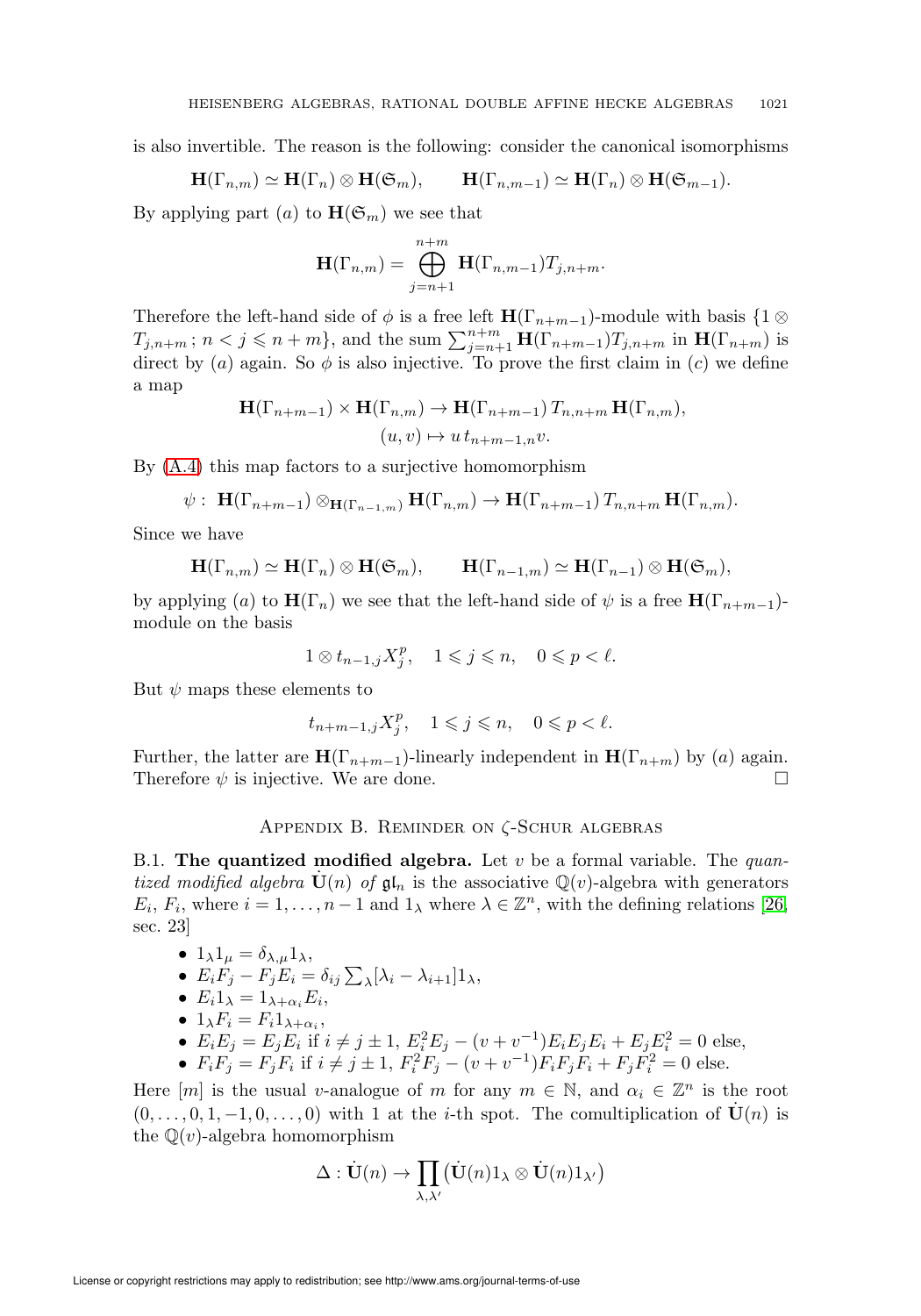is also invertible. The reason is the following: consider the canonical isomorphisms

$$\mathbf{H}(\Gamma_{n,m}) \simeq \mathbf{H}(\Gamma_n) \otimes \mathbf{H}(\mathfrak{S}_m), \qquad \mathbf{H}(\Gamma_{n,m-1}) \simeq \mathbf{H}(\Gamma_n) \otimes \mathbf{H}(\mathfrak{S}_{m-1}).$$

By applying part $(a)$ to $\mathbf{H}(\mathfrak{S}_m)$ we see that

$$\mathbf{H}(\Gamma_{n,m}) = \bigoplus_{j=n+1}^{n+m} \mathbf{H}(\Gamma_{n,m-1}) T_{j,n+m}.$$

Therefore the left-hand side of $\phi$ is a free left $\mathbf{H}(\Gamma_{n+m-1})$-module with basis $\{1 \otimes T_{j,n+m}\,;\, n < j \leqslant n+m\}$, and the sum $\sum_{j=n+1}^{n+m} \mathbf{H}(\Gamma_{n+m-1}) T_{j,n+m}$ in $\mathbf{H}(\Gamma_{n+m})$ is direct by $(a)$ again. So $\phi$ is also injective. To prove the first claim in $(c)$ we define a map

$$\mathbf{H}(\Gamma_{n+m-1}) \times \mathbf{H}(\Gamma_{n,m}) \to \mathbf{H}(\Gamma_{n+m-1})\, T_{n,n+m}\, \mathbf{H}(\Gamma_{n,m}),$$
$$(u,v) \mapsto u\, t_{n+m-1,n} v.$$

By (A.4) this map factors to a surjective homomorphism

$$\psi : \ \mathbf{H}(\Gamma_{n+m-1}) \otimes_{\mathbf{H}(\Gamma_{n-1,m})} \mathbf{H}(\Gamma_{n,m}) \to \mathbf{H}(\Gamma_{n+m-1})\, T_{n,n+m}\, \mathbf{H}(\Gamma_{n,m}).$$

Since we have

$$\mathbf{H}(\Gamma_{n,m}) \simeq \mathbf{H}(\Gamma_n) \otimes \mathbf{H}(\mathfrak{S}_m), \qquad \mathbf{H}(\Gamma_{n-1,m}) \simeq \mathbf{H}(\Gamma_{n-1}) \otimes \mathbf{H}(\mathfrak{S}_m),$$

by applying $(a)$ to $\mathbf{H}(\Gamma_n)$ we see that the left-hand side of $\psi$ is a free $\mathbf{H}(\Gamma_{n+m-1})$-module on the basis

$$1 \otimes t_{n-1,j} X_j^p, \quad 1 \leqslant j \leqslant n, \quad 0 \leqslant p < \ell.$$

But $\psi$ maps these elements to

$$t_{n+m-1,j} X_j^p, \quad 1 \leqslant j \leqslant n, \quad 0 \leqslant p < \ell.$$

Further, the latter are $\mathbf{H}(\Gamma_{n+m-1})$-linearly independent in $\mathbf{H}(\Gamma_{n+m})$ by $(a)$ again. Therefore $\psi$ is injective. We are done. $\square$

## Appendix B. Reminder on $\zeta$-Schur algebras

B.1. **The quantized modified algebra.** Let $v$ be a formal variable. The *quantized modified algebra* $\dot{\mathbf{U}}(n)$ *of* $\mathfrak{gl}_n$ is the associative $\mathbb{Q}(v)$-algebra with generators $E_i$, $F_i$, where $i = 1, \ldots, n-1$ and $1_\lambda$ where $\lambda \in \mathbb{Z}^n$, with the defining relations [26, sec. 23]

- $1_\lambda 1_\mu = \delta_{\lambda,\mu} 1_\lambda$,
- $E_i F_j - F_j E_i = \delta_{ij} \sum_\lambda [\lambda_i - \lambda_{i+1}] 1_\lambda$,
- $E_i 1_\lambda = 1_{\lambda+\alpha_i} E_i$,
- $1_\lambda F_i = F_i 1_{\lambda+\alpha_i}$,
- $E_i E_j = E_j E_i$ if $i \neq j \pm 1$, $E_i^2 E_j - (v + v^{-1}) E_i E_j E_i + E_j E_i^2 = 0$ else,
- $F_i F_j = F_j F_i$ if $i \neq j \pm 1$, $F_i^2 F_j - (v + v^{-1}) F_i F_j F_i + F_j F_i^2 = 0$ else.

Here $[m]$ is the usual $v$-analogue of $m$ for any $m \in \mathbb{N}$, and $\alpha_i \in \mathbb{Z}^n$ is the root $(0, \ldots, 0, 1, -1, 0, \ldots, 0)$ with 1 at the $i$-th spot. The comultiplication of $\dot{\mathbf{U}}(n)$ is the $\mathbb{Q}(v)$-algebra homomorphism

$$\Delta : \dot{\mathbf{U}}(n) \to \prod_{\lambda,\lambda'} \big( \dot{\mathbf{U}}(n) 1_\lambda \otimes \dot{\mathbf{U}}(n) 1_{\lambda'} \big)$$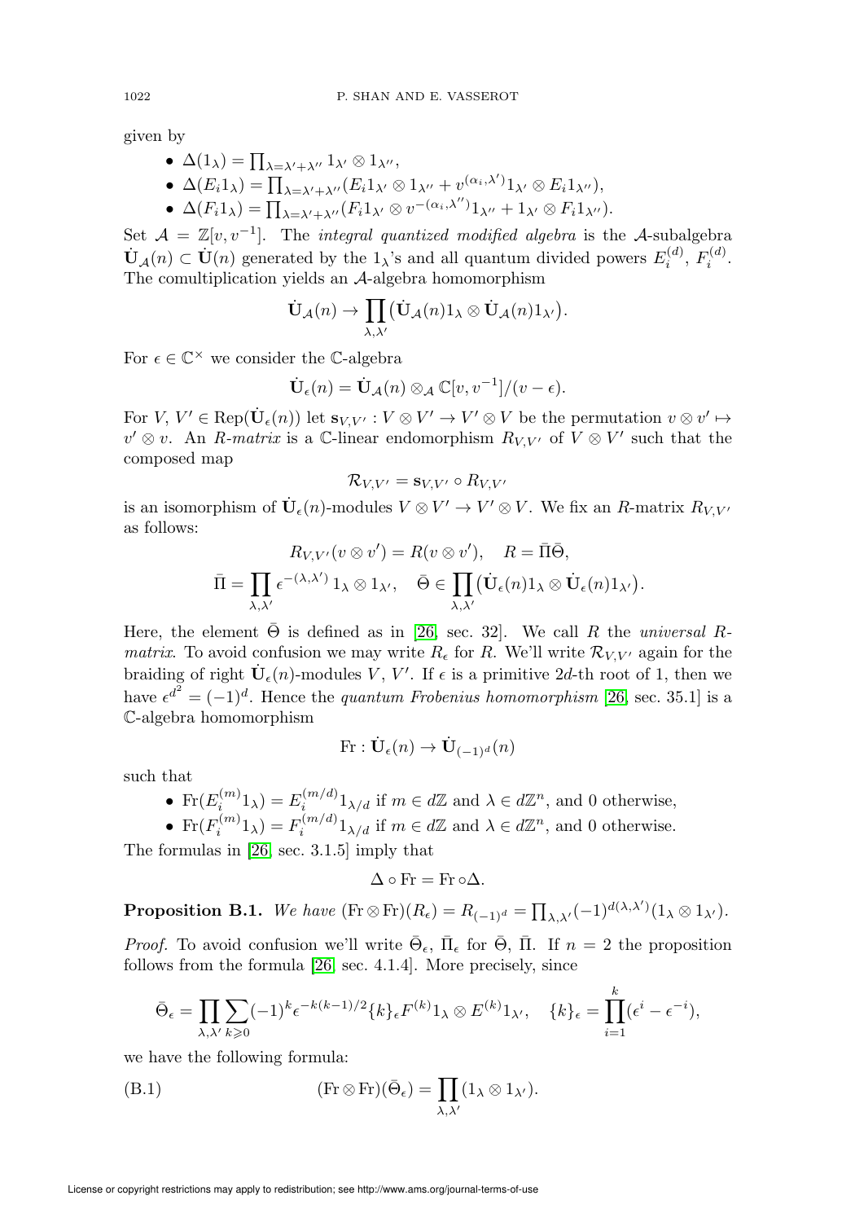given by

- $\Delta(1_\lambda) = \prod_{\lambda=\lambda'+\lambda''} 1_{\lambda'} \otimes 1_{\lambda''}$,
- $\Delta(E_i 1_\lambda) = \prod_{\lambda=\lambda'+\lambda''} (E_i 1_{\lambda'} \otimes 1_{\lambda''} + v^{(\alpha_i,\lambda')} 1_{\lambda'} \otimes E_i 1_{\lambda''})$,
- $\Delta(F_i 1_\lambda) = \prod_{\lambda=\lambda'+\lambda''} (F_i 1_{\lambda'} \otimes v^{-(\alpha_i,\lambda'')} 1_{\lambda''} + 1_{\lambda'} \otimes F_i 1_{\lambda''})$.

Set $\mathcal{A} = \mathbb{Z}[v, v^{-1}]$. The *integral quantized modified algebra* is the $\mathcal{A}$-subalgebra $\dot{\mathbf{U}}_{\mathcal{A}}(n) \subset \dot{\mathbf{U}}(n)$ generated by the $1_\lambda$'s and all quantum divided powers $E_i^{(d)}$, $F_i^{(d)}$. The comultiplication yields an $\mathcal{A}$-algebra homomorphism

$$\dot{\mathbf{U}}_{\mathcal{A}}(n) \to \prod_{\lambda,\lambda'} \big(\dot{\mathbf{U}}_{\mathcal{A}}(n) 1_\lambda \otimes \dot{\mathbf{U}}_{\mathcal{A}}(n) 1_{\lambda'}\big).$$

For $\epsilon \in \mathbb{C}^\times$ we consider the $\mathbb{C}$-algebra

$$\dot{\mathbf{U}}_\epsilon(n) = \dot{\mathbf{U}}_{\mathcal{A}}(n) \otimes_{\mathcal{A}} \mathbb{C}[v, v^{-1}]/(v - \epsilon).$$

For $V, V' \in \mathrm{Rep}(\dot{\mathbf{U}}_\epsilon(n))$ let $\mathbf{s}_{V,V'} : V \otimes V' \to V' \otimes V$ be the permutation $v \otimes v' \mapsto v' \otimes v$. An *R-matrix* is a $\mathbb{C}$-linear endomorphism $R_{V,V'}$ of $V \otimes V'$ such that the composed map

$$\mathcal{R}_{V,V'} = \mathbf{s}_{V,V'} \circ R_{V,V'}$$

is an isomorphism of $\dot{\mathbf{U}}_\epsilon(n)$-modules $V \otimes V' \to V' \otimes V$. We fix an $R$-matrix $R_{V,V'}$ as follows:

$$R_{V,V'}(v \otimes v') = R(v \otimes v'), \quad R = \bar{\Pi}\bar{\Theta},$$

$$\bar{\Pi} = \prod_{\lambda,\lambda'} \epsilon^{-(\lambda,\lambda')}\, 1_\lambda \otimes 1_{\lambda'}, \quad \bar{\Theta} \in \prod_{\lambda,\lambda'} \big(\dot{\mathbf{U}}_\epsilon(n) 1_\lambda \otimes \dot{\mathbf{U}}_\epsilon(n) 1_{\lambda'}\big).$$

Here, the element $\bar{\Theta}$ is defined as in [26, sec. 32]. We call $R$ the *universal R-matrix*. To avoid confusion we may write $R_\epsilon$ for $R$. We'll write $\mathcal{R}_{V,V'}$ again for the braiding of right $\dot{\mathbf{U}}_\epsilon(n)$-modules $V$, $V'$. If $\epsilon$ is a primitive $2d$-th root of 1, then we have $\epsilon^{d^2} = (-1)^d$. Hence the *quantum Frobenius homomorphism* [26, sec. 35.1] is a $\mathbb{C}$-algebra homomorphism

$$\mathrm{Fr} : \dot{\mathbf{U}}_\epsilon(n) \to \dot{\mathbf{U}}_{(-1)^d}(n)$$

such that

- $\mathrm{Fr}(E_i^{(m)} 1_\lambda) = E_i^{(m/d)} 1_{\lambda/d}$ if $m \in d\mathbb{Z}$ and $\lambda \in d\mathbb{Z}^n$, and 0 otherwise,
- $\mathrm{Fr}(F_i^{(m)} 1_\lambda) = F_i^{(m/d)} 1_{\lambda/d}$ if $m \in d\mathbb{Z}$ and $\lambda \in d\mathbb{Z}^n$, and 0 otherwise.

The formulas in [26, sec. 3.1.5] imply that

$$\Delta \circ \mathrm{Fr} = \mathrm{Fr} \circ \Delta.$$

**Proposition B.1.** *We have* $(\mathrm{Fr} \otimes \mathrm{Fr})(R_\epsilon) = R_{(-1)^d} = \prod_{\lambda,\lambda'} (-1)^{d(\lambda,\lambda')} (1_\lambda \otimes 1_{\lambda'})$.

*Proof.* To avoid confusion we'll write $\bar{\Theta}_\epsilon$, $\bar{\Pi}_\epsilon$ for $\bar{\Theta}$, $\bar{\Pi}$. If $n = 2$ the proposition follows from the formula [26, sec. 4.1.4]. More precisely, since

$$\bar{\Theta}_\epsilon = \prod_{\lambda,\lambda'} \sum_{k \geqslant 0} (-1)^k \epsilon^{-k(k-1)/2} \{k\}_\epsilon F^{(k)} 1_\lambda \otimes E^{(k)} 1_{\lambda'}, \quad \{k\}_\epsilon = \prod_{i=1}^{k} (\epsilon^i - \epsilon^{-i}),$$

we have the following formula:

$$(\mathrm{Fr} \otimes \mathrm{Fr})(\bar{\Theta}_\epsilon) = \prod_{\lambda,\lambda'} (1_\lambda \otimes 1_{\lambda'}). \tag{B.1}$$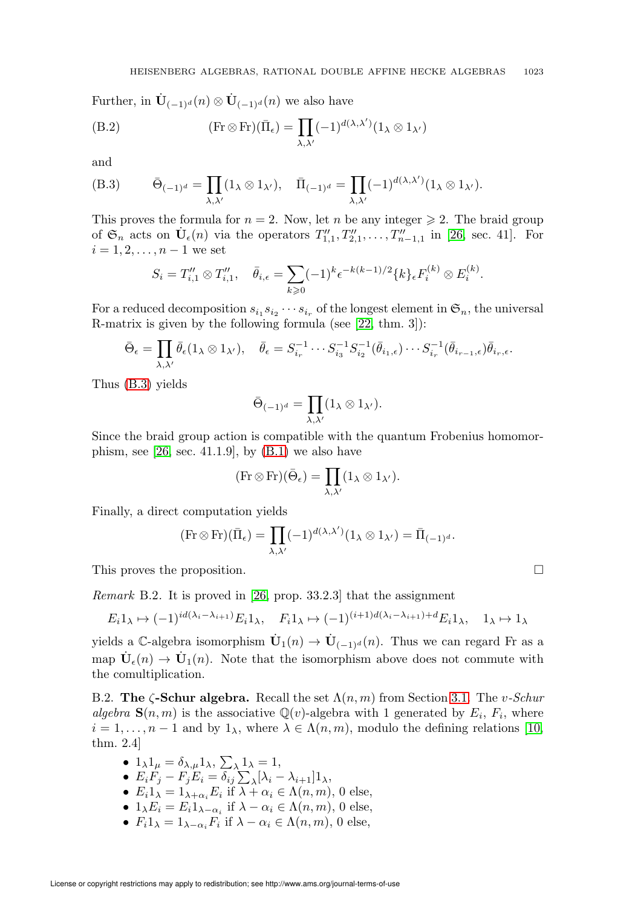Further, in $\dot{\mathbf{U}}_{(-1)^d}(n) \otimes \dot{\mathbf{U}}_{(-1)^d}(n)$ we also have

$$(\mathrm{Fr} \otimes \mathrm{Fr})(\bar{\Pi}_\epsilon) = \prod_{\lambda,\lambda'} (-1)^{d(\lambda,\lambda')}(1_\lambda \otimes 1_{\lambda'}) \tag{B.2}$$

and

$$\bar{\Theta}_{(-1)^d} = \prod_{\lambda,\lambda'} (1_\lambda \otimes 1_{\lambda'}), \quad \bar{\Pi}_{(-1)^d} = \prod_{\lambda,\lambda'} (-1)^{d(\lambda,\lambda')}(1_\lambda \otimes 1_{\lambda'}). \tag{B.3}$$

This proves the formula for $n = 2$. Now, let $n$ be any integer $\geqslant 2$. The braid group of $\mathfrak{S}_n$ acts on $\dot{\mathbf{U}}_\epsilon(n)$ via the operators $T''_{1,1}, T''_{2,1}, \ldots, T''_{n-1,1}$ in [26, sec. 41]. For $i = 1, 2, \ldots, n-1$ we set

$$S_i = T''_{i,1} \otimes T''_{i,1}, \quad \bar{\theta}_{i,\epsilon} = \sum_{k \geqslant 0} (-1)^k \epsilon^{-k(k-1)/2} \{k\}_\epsilon F_i^{(k)} \otimes E_i^{(k)}.$$

For a reduced decomposition $s_{i_1} s_{i_2} \cdots s_{i_r}$ of the longest element in $\mathfrak{S}_n$, the universal R-matrix is given by the following formula (see [22, thm. 3]):

$$\bar{\Theta}_\epsilon = \prod_{\lambda,\lambda'} \bar{\theta}_\epsilon (1_\lambda \otimes 1_{\lambda'}), \quad \bar{\theta}_\epsilon = S_{i_r}^{-1} \cdots S_{i_3}^{-1} S_{i_2}^{-1}(\bar{\theta}_{i_1,\epsilon}) \cdots S_{i_r}^{-1}(\bar{\theta}_{i_{r-1},\epsilon}) \bar{\theta}_{i_r,\epsilon}.$$

Thus (B.3) yields

$$\bar{\Theta}_{(-1)^d} = \prod_{\lambda,\lambda'} (1_\lambda \otimes 1_{\lambda'}).$$

Since the braid group action is compatible with the quantum Frobenius homomorphism, see [26, sec. 41.1.9], by (B.1) we also have

$$(\mathrm{Fr} \otimes \mathrm{Fr})(\bar{\Theta}_\epsilon) = \prod_{\lambda,\lambda'} (1_\lambda \otimes 1_{\lambda'}).$$

Finally, a direct computation yields

$$(\mathrm{Fr} \otimes \mathrm{Fr})(\bar{\Pi}_\epsilon) = \prod_{\lambda,\lambda'} (-1)^{d(\lambda,\lambda')}(1_\lambda \otimes 1_{\lambda'}) = \bar{\Pi}_{(-1)^d}.$$

This proves the proposition. $\square$

*Remark* B.2. It is proved in [26, prop. 33.2.3] that the assignment

$$E_i 1_\lambda \mapsto (-1)^{id(\lambda_i - \lambda_{i+1})} E_i 1_\lambda, \quad F_i 1_\lambda \mapsto (-1)^{(i+1)d(\lambda_i - \lambda_{i+1})+d} E_i 1_\lambda, \quad 1_\lambda \mapsto 1_\lambda$$

yields a $\mathbb{C}$-algebra isomorphism $\dot{\mathbf{U}}_1(n) \to \dot{\mathbf{U}}_{(-1)^d}(n)$. Thus we can regard Fr as a map $\dot{\mathbf{U}}_\epsilon(n) \to \dot{\mathbf{U}}_1(n)$. Note that the isomorphism above does not commute with the comultiplication.

B.2. **The $\zeta$-Schur algebra.** Recall the set $\Lambda(n,m)$ from Section 3.1. The *$v$-Schur algebra* $\mathbf{S}(n,m)$ is the associative $\mathbb{Q}(v)$-algebra with 1 generated by $E_i$, $F_i$, where $i = 1, \ldots, n-1$ and by $1_\lambda$, where $\lambda \in \Lambda(n,m)$, modulo the defining relations [10, thm. 2.4]

- $1_\lambda 1_\mu = \delta_{\lambda,\mu} 1_\lambda$, $\sum_\lambda 1_\lambda = 1$,
- $E_i F_j - F_j E_i = \delta_{ij} \sum_\lambda [\lambda_i - \lambda_{i+1}] 1_\lambda$,
- $E_i 1_\lambda = 1_{\lambda+\alpha_i} E_i$ if $\lambda + \alpha_i \in \Lambda(n,m)$, 0 else,
- $1_\lambda E_i = E_i 1_{\lambda-\alpha_i}$ if $\lambda - \alpha_i \in \Lambda(n,m)$, 0 else,
- $F_i 1_\lambda = 1_{\lambda-\alpha_i} F_i$ if $\lambda - \alpha_i \in \Lambda(n,m)$, 0 else,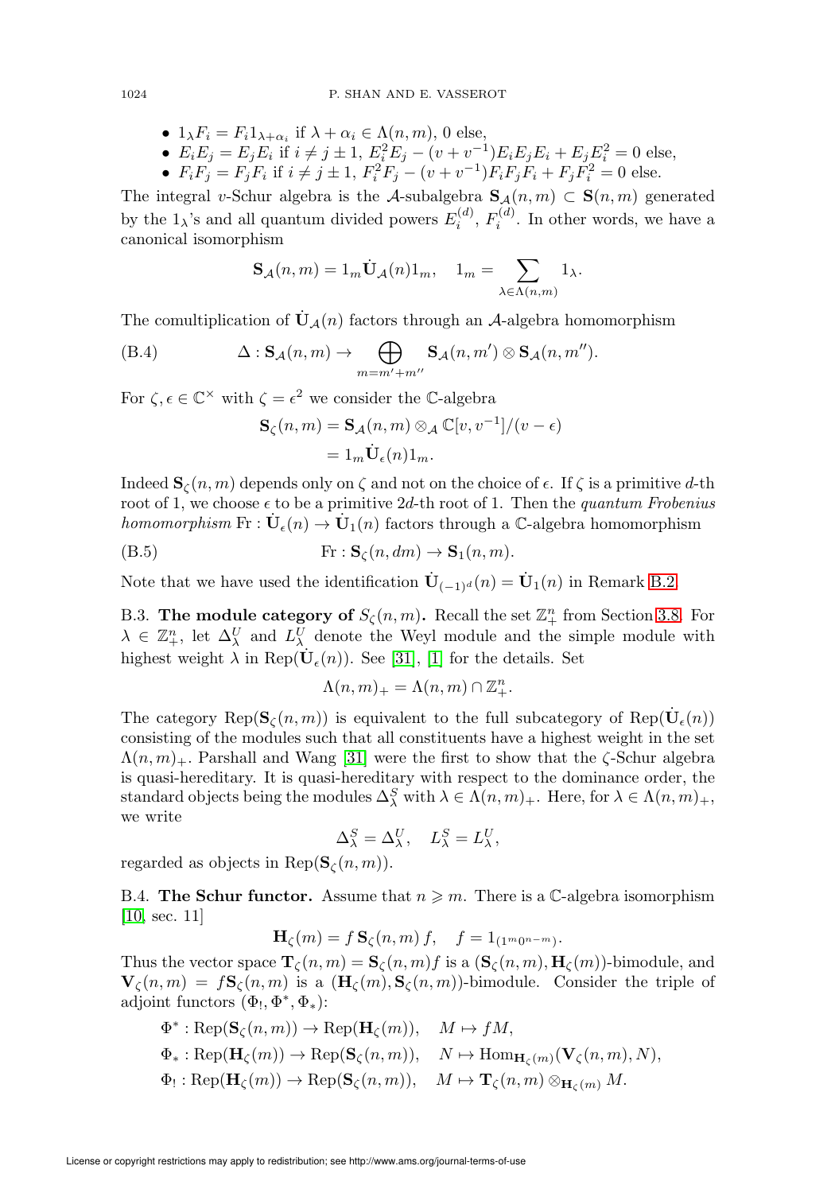- $1_\lambda F_i = F_i 1_{\lambda+\alpha_i}$ if $\lambda + \alpha_i \in \Lambda(n,m)$, 0 else,
- $E_iE_j = E_jE_i$ if $i \neq j \pm 1$, $E_i^2E_j - (v+v^{-1})E_iE_jE_i + E_jE_i^2 = 0$ else,
- $F_iF_j = F_jF_i$ if $i \neq j \pm 1$, $F_i^2F_j - (v+v^{-1})F_iF_jF_i + F_jF_i^2 = 0$ else.

The integral $v$-Schur algebra is the $\mathcal{A}$-subalgebra $\mathbf{S}_\mathcal{A}(n,m) \subset \mathbf{S}(n,m)$ generated by the $1_\lambda$'s and all quantum divided powers $E_i^{(d)}$, $F_i^{(d)}$. In other words, we have a canonical isomorphism

$$\mathbf{S}_\mathcal{A}(n,m) = 1_m \dot{\mathbf{U}}_\mathcal{A}(n) 1_m, \quad 1_m = \sum_{\lambda \in \Lambda(n,m)} 1_\lambda.$$

The comultiplication of $\dot{\mathbf{U}}_\mathcal{A}(n)$ factors through an $\mathcal{A}$-algebra homomorphism

$$\Delta : \mathbf{S}_\mathcal{A}(n,m) \to \bigoplus_{m=m'+m''} \mathbf{S}_\mathcal{A}(n,m') \otimes \mathbf{S}_\mathcal{A}(n,m''). \tag{B.4}$$

For $\zeta, \epsilon \in \mathbb{C}^\times$ with $\zeta = \epsilon^2$ we consider the $\mathbb{C}$-algebra

$$\begin{aligned}\mathbf{S}_\zeta(n,m) &= \mathbf{S}_\mathcal{A}(n,m) \otimes_\mathcal{A} \mathbb{C}[v,v^{-1}]/(v-\epsilon) \\ &= 1_m \dot{\mathbf{U}}_\epsilon(n) 1_m.\end{aligned}$$

Indeed $\mathbf{S}_\zeta(n,m)$ depends only on $\zeta$ and not on the choice of $\epsilon$. If $\zeta$ is a primitive $d$-th root of 1, we choose $\epsilon$ to be a primitive $2d$-th root of 1. Then the *quantum Frobenius homomorphism* $\mathrm{Fr} : \dot{\mathbf{U}}_\epsilon(n) \to \dot{\mathbf{U}}_1(n)$ factors through a $\mathbb{C}$-algebra homomorphism

$$\mathrm{Fr} : \mathbf{S}_\zeta(n, dm) \to \mathbf{S}_1(n,m). \tag{B.5}$$

Note that we have used the identification $\dot{\mathbf{U}}_{(-1)^d}(n) = \dot{\mathbf{U}}_1(n)$ in Remark B.2.

B.3. **The module category of $S_\zeta(n,m)$.** Recall the set $\mathbb{Z}^n_+$ from Section 3.8. For $\lambda \in \mathbb{Z}^n_+$, let $\Delta^U_\lambda$ and $L^U_\lambda$ denote the Weyl module and the simple module with highest weight $\lambda$ in $\mathrm{Rep}(\dot{\mathbf{U}}_\epsilon(n))$. See [31], [1] for the details. Set

$$\Lambda(n,m)_+ = \Lambda(n,m) \cap \mathbb{Z}^n_+.$$

The category $\mathrm{Rep}(\mathbf{S}_\zeta(n,m))$ is equivalent to the full subcategory of $\mathrm{Rep}(\dot{\mathbf{U}}_\epsilon(n))$ consisting of the modules such that all constituents have a highest weight in the set $\Lambda(n,m)_+$. Parshall and Wang [31] were the first to show that the $\zeta$-Schur algebra is quasi-hereditary. It is quasi-hereditary with respect to the dominance order, the standard objects being the modules $\Delta^S_\lambda$ with $\lambda \in \Lambda(n,m)_+$. Here, for $\lambda \in \Lambda(n,m)_+$, we write

$$\Delta^S_\lambda = \Delta^U_\lambda, \quad L^S_\lambda = L^U_\lambda,$$

regarded as objects in $\mathrm{Rep}(\mathbf{S}_\zeta(n,m))$.

B.4. **The Schur functor.** Assume that $n \geqslant m$. There is a $\mathbb{C}$-algebra isomorphism [10, sec. 11]

$$\mathbf{H}_\zeta(m) = f\,\mathbf{S}_\zeta(n,m)\,f, \quad f = 1_{(1^m 0^{n-m})}.$$

Thus the vector space $\mathbf{T}_\zeta(n,m) = \mathbf{S}_\zeta(n,m)f$ is a $(\mathbf{S}_\zeta(n,m), \mathbf{H}_\zeta(m))$-bimodule, and $\mathbf{V}_\zeta(n,m) = f\mathbf{S}_\zeta(n,m)$ is a $(\mathbf{H}_\zeta(m), \mathbf{S}_\zeta(n,m))$-bimodule. Consider the triple of adjoint functors $(\Phi_!, \Phi^*, \Phi_*)$:

$$\begin{aligned}
&\Phi^* : \mathrm{Rep}(\mathbf{S}_\zeta(n,m)) \to \mathrm{Rep}(\mathbf{H}_\zeta(m)), \quad M \mapsto fM, \\
&\Phi_* : \mathrm{Rep}(\mathbf{H}_\zeta(m)) \to \mathrm{Rep}(\mathbf{S}_\zeta(n,m)), \quad N \mapsto \mathrm{Hom}_{\mathbf{H}_\zeta(m)}(\mathbf{V}_\zeta(n,m), N), \\
&\Phi_! : \mathrm{Rep}(\mathbf{H}_\zeta(m)) \to \mathrm{Rep}(\mathbf{S}_\zeta(n,m)), \quad M \mapsto \mathbf{T}_\zeta(n,m) \otimes_{\mathbf{H}_\zeta(m)} M.
\end{aligned}$$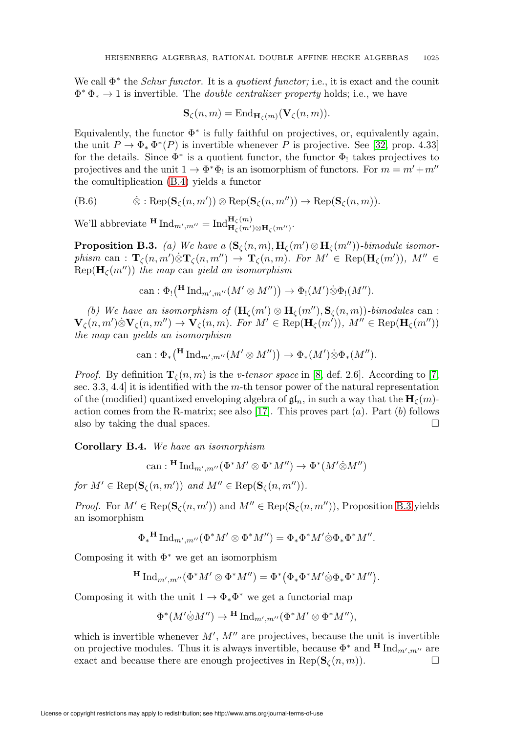We call $\Phi^*$ the *Schur functor*. It is a *quotient functor;* i.e., it is exact and the counit $\Phi^*\Phi_* \to 1$ is invertible. The *double centralizer property* holds; i.e., we have

$$\mathbf{S}_\zeta(n,m) = \mathrm{End}_{\mathbf{H}_\zeta(m)}(\mathbf{V}_\zeta(n,m)).$$

Equivalently, the functor $\Phi^*$ is fully faithful on projectives, or, equivalently again, the unit $P \to \Phi_*\Phi^*(P)$ is invertible whenever $P$ is projective. See [32, prop. 4.33] for the details. Since $\Phi^*$ is a quotient functor, the functor $\Phi_!$ takes projectives to projectives and the unit $1 \to \Phi^*\Phi_!$ is an isomorphism of functors. For $m = m' + m''$ the comultiplication (B.4) yields a functor

$$\dot{\otimes} : \mathrm{Rep}(\mathbf{S}_\zeta(n,m')) \otimes \mathrm{Rep}(\mathbf{S}_\zeta(n,m'')) \to \mathrm{Rep}(\mathbf{S}_\zeta(n,m)). \tag{B.6}$$

We'll abbreviate ${}^{\mathbf{H}}\mathrm{Ind}_{m',m''} = \mathrm{Ind}_{\mathbf{H}_\zeta(m')\otimes\mathbf{H}_\zeta(m'')}^{\mathbf{H}_\zeta(m)}$.

**Proposition B.3.** *(a) We have a $(\mathbf{S}_\zeta(n,m), \mathbf{H}_\zeta(m')\otimes\mathbf{H}_\zeta(m''))$-bimodule isomorphism* can : $\mathbf{T}_\zeta(n,m')\dot{\otimes}\mathbf{T}_\zeta(n,m'') \to \mathbf{T}_\zeta(n,m)$. *For $M' \in \mathrm{Rep}(\mathbf{H}_\zeta(m'))$, $M'' \in \mathrm{Rep}(\mathbf{H}_\zeta(m''))$ the map* can *yield an isomorphism*

$$\mathrm{can} : \Phi_!\big({}^{\mathbf{H}}\mathrm{Ind}_{m',m''}(M'\otimes M'')\big) \to \Phi_!(M')\dot{\otimes}\Phi_!(M'').$$

*(b) We have an isomorphism of $(\mathbf{H}_\zeta(m')\otimes\mathbf{H}_\zeta(m''), \mathbf{S}_\zeta(n,m))$-bimodules* can : $\mathbf{V}_\zeta(n,m')\dot{\otimes}\mathbf{V}_\zeta(n,m'') \to \mathbf{V}_\zeta(n,m)$. *For $M' \in \mathrm{Rep}(\mathbf{H}_\zeta(m'))$, $M'' \in \mathrm{Rep}(\mathbf{H}_\zeta(m''))$ the map* can *yields an isomorphism*

$$\mathrm{can} : \Phi_*\big({}^{\mathbf{H}}\mathrm{Ind}_{m',m''}(M'\otimes M'')\big) \to \Phi_*(M')\dot{\otimes}\Phi_*(M'').$$

*Proof.* By definition $\mathbf{T}_\zeta(n,m)$ is the *v-tensor space* in [8, def. 2.6]. According to [7, sec. 3.3, 4.4] it is identified with the $m$-th tensor power of the natural representation of the (modified) quantized enveloping algebra of $\mathfrak{gl}_n$, in such a way that the $\mathbf{H}_\zeta(m)$-action comes from the R-matrix; see also [17]. This proves part $(a)$. Part $(b)$ follows also by taking the dual spaces. $\square$

**Corollary B.4.** *We have an isomorphism*

$$\mathrm{can} : {}^{\mathbf{H}}\mathrm{Ind}_{m',m''}(\Phi^*M'\otimes\Phi^*M'') \to \Phi^*(M'\dot{\otimes}M'')$$

*for $M' \in \mathrm{Rep}(\mathbf{S}_\zeta(n,m'))$ and $M'' \in \mathrm{Rep}(\mathbf{S}_\zeta(n,m''))$.*

*Proof.* For $M' \in \mathrm{Rep}(\mathbf{S}_\zeta(n,m'))$ and $M'' \in \mathrm{Rep}(\mathbf{S}_\zeta(n,m''))$, Proposition B.3 yields an isomorphism

$$\Phi_*{}^{\mathbf{H}}\mathrm{Ind}_{m',m''}(\Phi^*M'\otimes\Phi^*M'') = \Phi_*\Phi^*M'\dot{\otimes}\Phi_*\Phi^*M''.$$

Composing it with $\Phi^*$ we get an isomorphism

$${}^{\mathbf{H}}\mathrm{Ind}_{m',m''}(\Phi^*M'\otimes\Phi^*M'') = \Phi^*\big(\Phi_*\Phi^*M'\dot{\otimes}\Phi_*\Phi^*M''\big).$$

Composing it with the unit $1 \to \Phi_*\Phi^*$ we get a functorial map

$$\Phi^*(M'\dot{\otimes}M'') \to {}^{\mathbf{H}}\mathrm{Ind}_{m',m''}(\Phi^*M'\otimes\Phi^*M''),$$

which is invertible whenever $M'$, $M''$ are projectives, because the unit is invertible on projective modules. Thus it is always invertible, because $\Phi^*$ and ${}^{\mathbf{H}}\mathrm{Ind}_{m',m''}$ are exact and because there are enough projectives in $\mathrm{Rep}(\mathbf{S}_\zeta(n,m))$. $\square$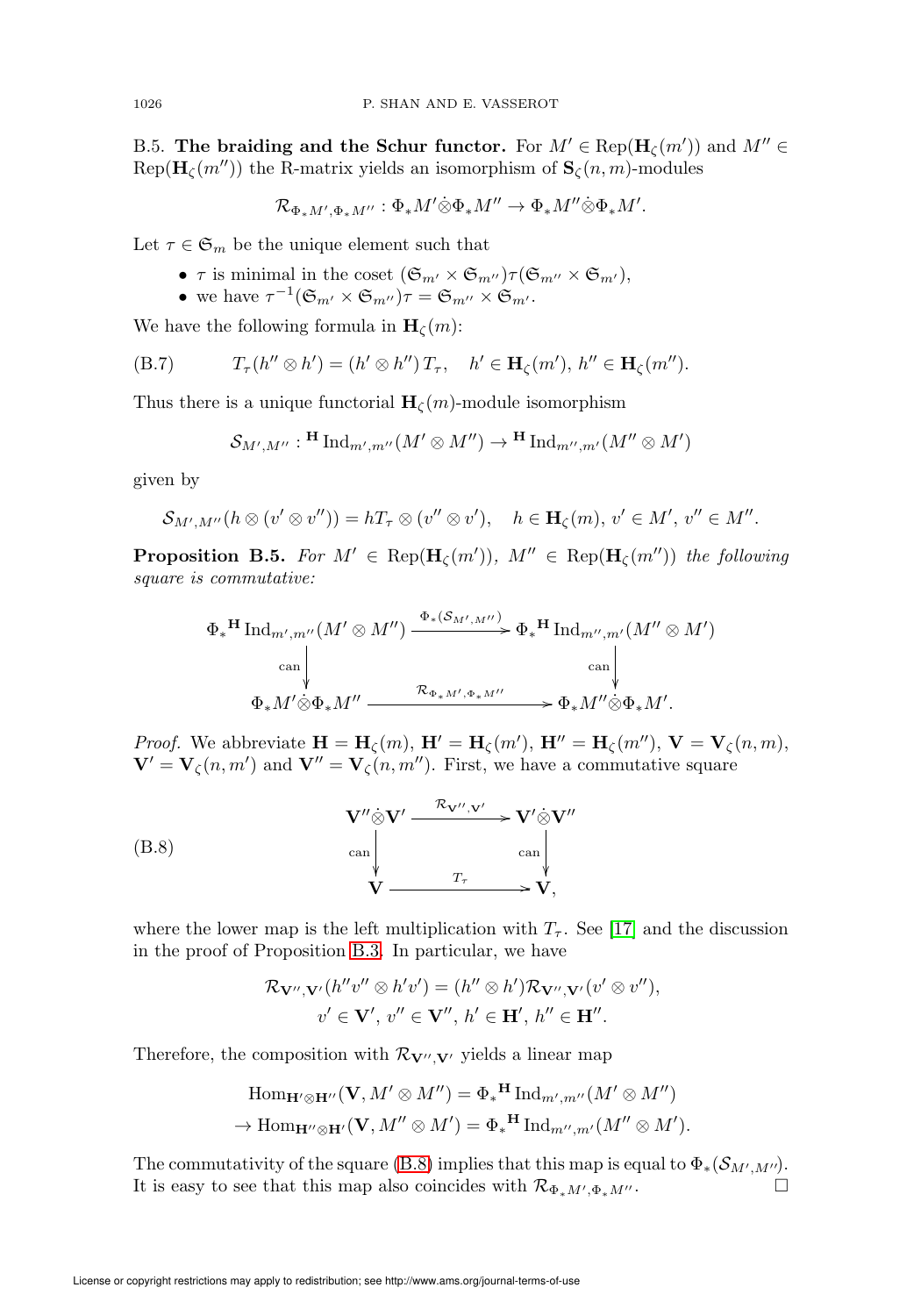B.5. **The braiding and the Schur functor.** For $M' \in \mathrm{Rep}(\mathbf{H}_\zeta(m'))$ and $M'' \in \mathrm{Rep}(\mathbf{H}_\zeta(m''))$ the R-matrix yields an isomorphism of $\mathbf{S}_\zeta(n,m)$-modules

$$\mathcal{R}_{\Phi_* M', \Phi_* M''} : \Phi_* M' \dot{\otimes} \Phi_* M'' \to \Phi_* M'' \dot{\otimes} \Phi_* M'.$$

Let $\tau \in \mathfrak{S}_m$ be the unique element such that

- $\tau$ is minimal in the coset $(\mathfrak{S}_{m'} \times \mathfrak{S}_{m''})\tau(\mathfrak{S}_{m''} \times \mathfrak{S}_{m'})$,
- we have $\tau^{-1}(\mathfrak{S}_{m'} \times \mathfrak{S}_{m''})\tau = \mathfrak{S}_{m''} \times \mathfrak{S}_{m'}$.

We have the following formula in $\mathbf{H}_\zeta(m)$:

$$T_\tau(h'' \otimes h') = (h' \otimes h'')\, T_\tau, \quad h' \in \mathbf{H}_\zeta(m'),\ h'' \in \mathbf{H}_\zeta(m''). \tag{B.7}$$

Thus there is a unique functorial $\mathbf{H}_\zeta(m)$-module isomorphism

$$\mathcal{S}_{M',M''} : {}^{\mathbf{H}}\mathrm{Ind}_{m',m''}(M' \otimes M'') \to {}^{\mathbf{H}}\mathrm{Ind}_{m'',m'}(M'' \otimes M')$$

given by

$$\mathcal{S}_{M',M''}(h \otimes (v' \otimes v'')) = hT_\tau \otimes (v'' \otimes v'), \quad h \in \mathbf{H}_\zeta(m),\ v' \in M',\ v'' \in M''.$$

**Proposition B.5.** *For $M' \in \mathrm{Rep}(\mathbf{H}_\zeta(m'))$, $M'' \in \mathrm{Rep}(\mathbf{H}_\zeta(m''))$ the following square is commutative:*

$$\begin{array}{ccc}
\Phi_* {}^{\mathbf{H}}\mathrm{Ind}_{m',m''}(M' \otimes M'') & \xrightarrow{\Phi_*(\mathcal{S}_{M',M''})} & \Phi_* {}^{\mathbf{H}}\mathrm{Ind}_{m'',m'}(M'' \otimes M') \\
\Big\downarrow \mathrm{can} & & \Big\downarrow \mathrm{can} \\
\Phi_* M' \dot{\otimes} \Phi_* M'' & \xrightarrow{\mathcal{R}_{\Phi_* M', \Phi_* M''}} & \Phi_* M'' \dot{\otimes} \Phi_* M'.
\end{array}$$

*Proof.* We abbreviate $\mathbf{H} = \mathbf{H}_\zeta(m)$, $\mathbf{H}' = \mathbf{H}_\zeta(m')$, $\mathbf{H}'' = \mathbf{H}_\zeta(m'')$, $\mathbf{V} = \mathbf{V}_\zeta(n,m)$, $\mathbf{V}' = \mathbf{V}_\zeta(n,m')$ and $\mathbf{V}'' = \mathbf{V}_\zeta(n,m'')$. First, we have a commutative square

$$\begin{array}{ccc}
\mathbf{V}'' \dot{\otimes} \mathbf{V}' & \xrightarrow{\mathcal{R}_{\mathbf{V}'',\mathbf{V}'}} & \mathbf{V}' \dot{\otimes} \mathbf{V}'' \\
\Big\downarrow \mathrm{can} & & \Big\downarrow \mathrm{can} \\
\mathbf{V} & \xrightarrow{T_\tau} & \mathbf{V},
\end{array} \tag{B.8}$$

where the lower map is the left multiplication with $T_\tau$. See [17] and the discussion in the proof of Proposition B.3. In particular, we have

$$\mathcal{R}_{\mathbf{V}'',\mathbf{V}'}(h''v'' \otimes h'v') = (h'' \otimes h')\mathcal{R}_{\mathbf{V}'',\mathbf{V}'}(v' \otimes v''),$$
$$v' \in \mathbf{V}',\ v'' \in \mathbf{V}'',\ h' \in \mathbf{H}',\ h'' \in \mathbf{H}''.$$

Therefore, the composition with $\mathcal{R}_{\mathbf{V}'',\mathbf{V}'}$ yields a linear map

$$\mathrm{Hom}_{\mathbf{H}' \otimes \mathbf{H}''}(\mathbf{V}, M' \otimes M'') = \Phi_* {}^{\mathbf{H}}\mathrm{Ind}_{m',m''}(M' \otimes M'')$$
$$\to \mathrm{Hom}_{\mathbf{H}'' \otimes \mathbf{H}'}(\mathbf{V}, M'' \otimes M') = \Phi_* {}^{\mathbf{H}}\mathrm{Ind}_{m'',m'}(M'' \otimes M').$$

The commutativity of the square (B.8) implies that this map is equal to $\Phi_*(\mathcal{S}_{M',M''})$. It is easy to see that this map also coincides with $\mathcal{R}_{\Phi_* M', \Phi_* M''}$. $\square$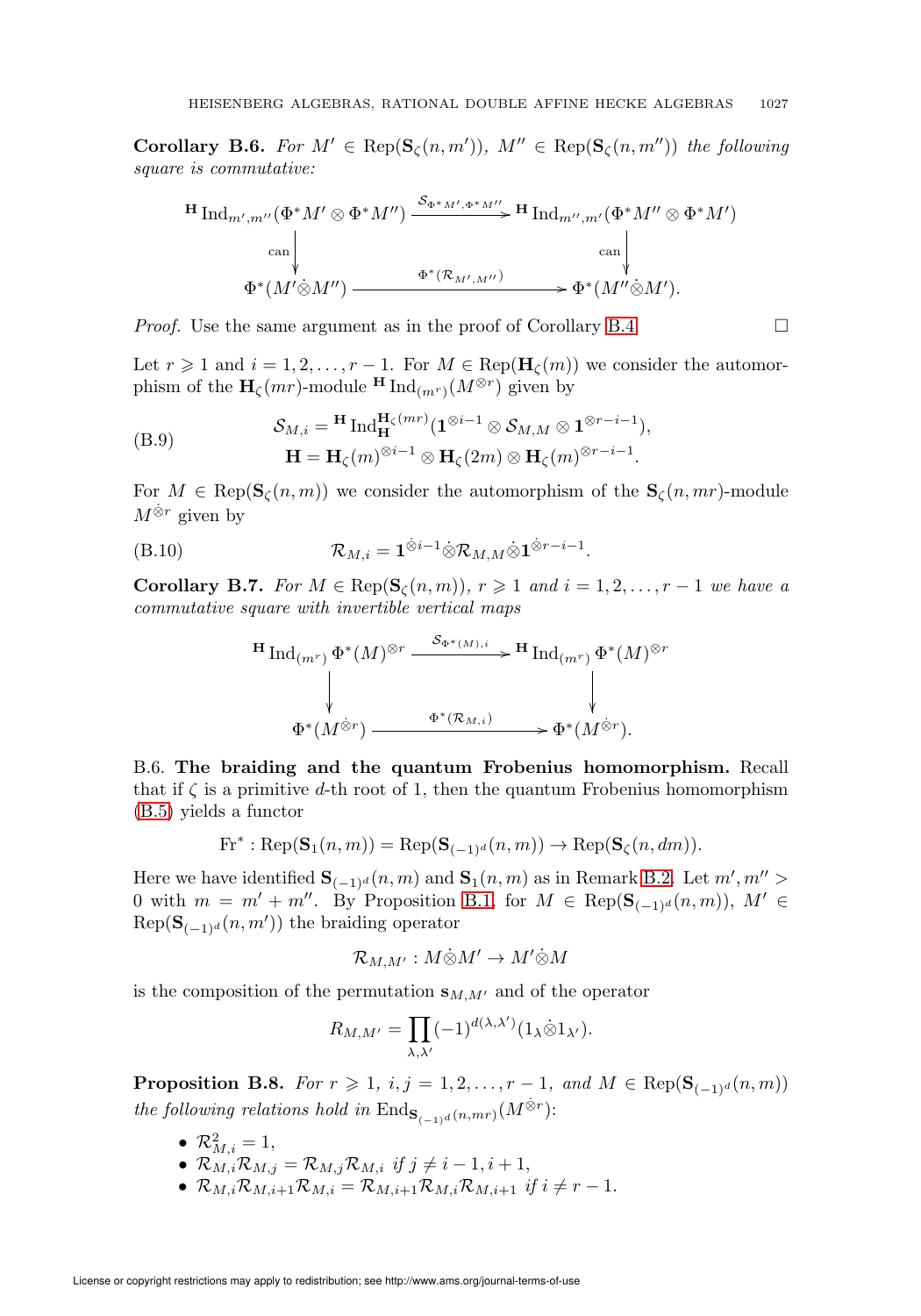**Corollary B.6.** *For $M' \in \mathrm{Rep}(\mathbf{S}_\zeta(n,m'))$, $M'' \in \mathrm{Rep}(\mathbf{S}_\zeta(n,m''))$ the following square is commutative:*

$$\begin{array}{ccc}
{}^{\mathbf{H}}\mathrm{Ind}_{m',m''}(\Phi^*M' \otimes \Phi^*M'') & \xrightarrow{\mathcal{S}_{\Phi^*M',\Phi^*M''}} & {}^{\mathbf{H}}\mathrm{Ind}_{m'',m'}(\Phi^*M'' \otimes \Phi^*M') \\
\Big\downarrow \text{can} & & \Big\downarrow \text{can} \\
\Phi^*(M'\dot{\otimes}M'') & \xrightarrow{\Phi^*(\mathcal{R}_{M',M''})} & \Phi^*(M''\dot{\otimes}M').
\end{array}$$

*Proof.* Use the same argument as in the proof of Corollary B.4. □

Let $r \geqslant 1$ and $i = 1, 2, \ldots, r-1$. For $M \in \mathrm{Rep}(\mathbf{H}_\zeta(m))$ we consider the automorphism of the $\mathbf{H}_\zeta(mr)$-module ${}^{\mathbf{H}}\mathrm{Ind}_{(m^r)}(M^{\otimes r})$ given by

$$\begin{aligned}
\mathcal{S}_{M,i} &= {}^{\mathbf{H}}\mathrm{Ind}_{\mathbf{H}}^{\mathbf{H}_\zeta(mr)}(\mathbf{1}^{\otimes i-1} \otimes \mathcal{S}_{M,M} \otimes \mathbf{1}^{\otimes r-i-1}), \\
\mathbf{H} &= \mathbf{H}_\zeta(m)^{\otimes i-1} \otimes \mathbf{H}_\zeta(2m) \otimes \mathbf{H}_\zeta(m)^{\otimes r-i-1}.
\end{aligned} \tag{B.9}$$

For $M \in \mathrm{Rep}(\mathbf{S}_\zeta(n,m))$ we consider the automorphism of the $\mathbf{S}_\zeta(n,mr)$-module $M^{\dot{\otimes}r}$ given by

$$\mathcal{R}_{M,i} = \mathbf{1}^{\dot{\otimes}i-1}\dot{\otimes}\mathcal{R}_{M,M}\dot{\otimes}\mathbf{1}^{\dot{\otimes}r-i-1}. \tag{B.10}$$

**Corollary B.7.** *For $M \in \mathrm{Rep}(\mathbf{S}_\zeta(n,m))$, $r \geqslant 1$ and $i = 1, 2, \ldots, r-1$ we have a commutative square with invertible vertical maps*

$$\begin{array}{ccc}
{}^{\mathbf{H}}\mathrm{Ind}_{(m^r)}\,\Phi^*(M)^{\otimes r} & \xrightarrow{\mathcal{S}_{\Phi^*(M),i}} & {}^{\mathbf{H}}\mathrm{Ind}_{(m^r)}\,\Phi^*(M)^{\otimes r} \\
\Big\downarrow & & \Big\downarrow \\
\Phi^*(M^{\dot{\otimes}r}) & \xrightarrow{\Phi^*(\mathcal{R}_{M,i})} & \Phi^*(M^{\dot{\otimes}r}).
\end{array}$$

B.6. **The braiding and the quantum Frobenius homomorphism.** Recall that if $\zeta$ is a primitive $d$-th root of 1, then the quantum Frobenius homomorphism (B.5) yields a functor

$$\mathrm{Fr}^* : \mathrm{Rep}(\mathbf{S}_1(n,m)) = \mathrm{Rep}(\mathbf{S}_{(-1)^d}(n,m)) \to \mathrm{Rep}(\mathbf{S}_\zeta(n,dm)).$$

Here we have identified $\mathbf{S}_{(-1)^d}(n,m)$ and $\mathbf{S}_1(n,m)$ as in Remark B.2. Let $m', m'' > 0$ with $m = m' + m''$. By Proposition B.1, for $M \in \mathrm{Rep}(\mathbf{S}_{(-1)^d}(n,m))$, $M' \in \mathrm{Rep}(\mathbf{S}_{(-1)^d}(n,m'))$ the braiding operator

$$\mathcal{R}_{M,M'} : M\dot{\otimes}M' \to M'\dot{\otimes}M$$

is the composition of the permutation $\mathbf{s}_{M,M'}$ and of the operator

$$R_{M,M'} = \prod_{\lambda,\lambda'} (-1)^{d(\lambda,\lambda')}(1_\lambda\dot{\otimes}1_{\lambda'}).$$

**Proposition B.8.** *For $r \geqslant 1$, $i, j = 1, 2, \ldots, r-1$, and $M \in \mathrm{Rep}(\mathbf{S}_{(-1)^d}(n,m))$ the following relations hold in $\mathrm{End}_{\mathbf{S}_{(-1)^d}(n,mr)}(M^{\dot{\otimes}r})$:*

- $\mathcal{R}_{M,i}^2 = 1$,
- $\mathcal{R}_{M,i}\mathcal{R}_{M,j} = \mathcal{R}_{M,j}\mathcal{R}_{M,i}$ *if $j \neq i-1, i+1$,*
- $\mathcal{R}_{M,i}\mathcal{R}_{M,i+1}\mathcal{R}_{M,i} = \mathcal{R}_{M,i+1}\mathcal{R}_{M,i}\mathcal{R}_{M,i+1}$ *if $i \neq r-1$.*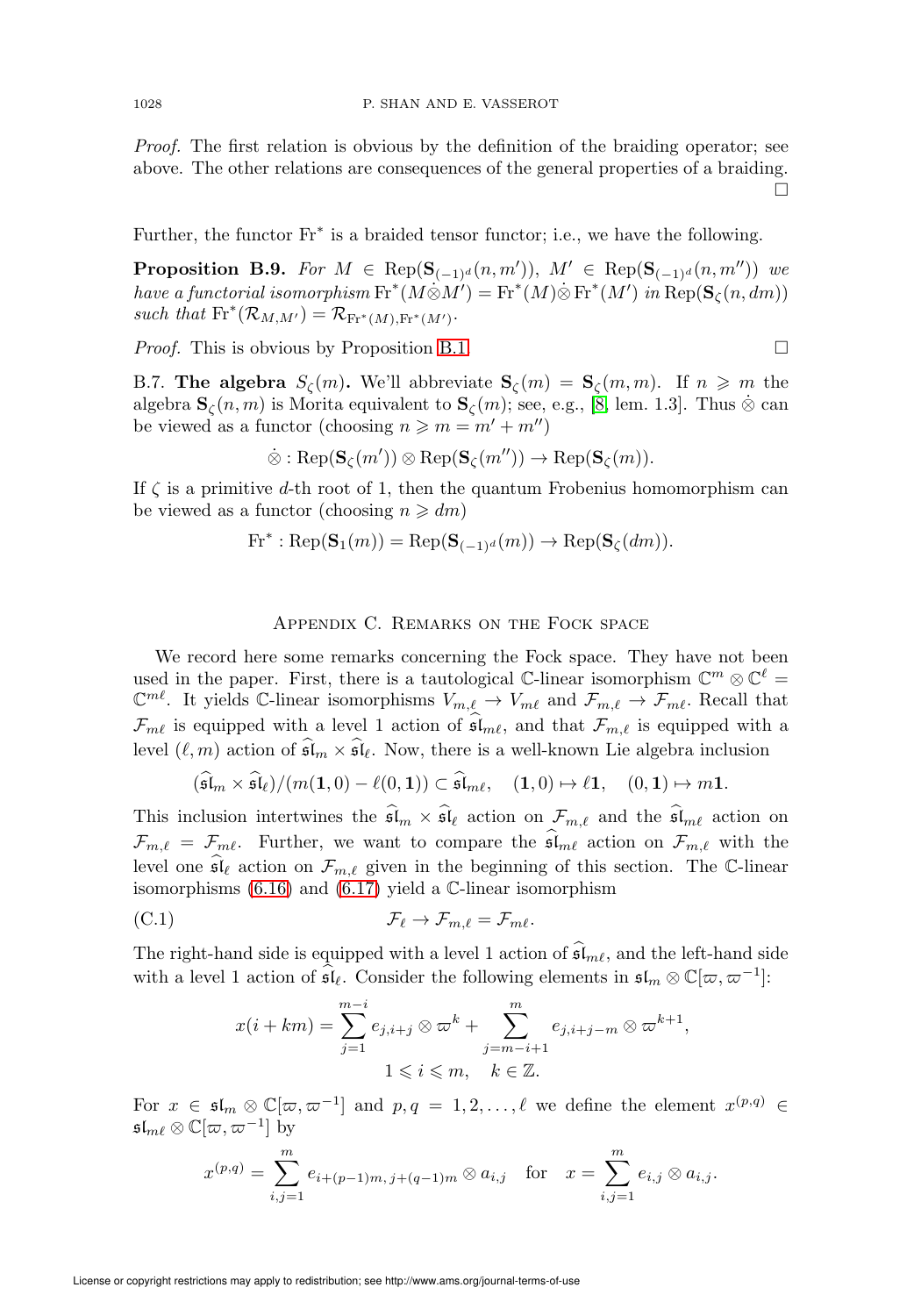*Proof.* The first relation is obvious by the definition of the braiding operator; see above. The other relations are consequences of the general properties of a braiding. $\square$

Further, the functor $\mathrm{Fr}^*$ is a braided tensor functor; i.e., we have the following.

**Proposition B.9.** *For $M \in \mathrm{Rep}(\mathbf{S}_{(-1)^d}(n, m'))$, $M' \in \mathrm{Rep}(\mathbf{S}_{(-1)^d}(n, m''))$ we have a functorial isomorphism $\mathrm{Fr}^*(M \dot{\otimes} M') = \mathrm{Fr}^*(M) \dot{\otimes} \mathrm{Fr}^*(M')$ in $\mathrm{Rep}(\mathbf{S}_\zeta(n, dm))$ such that $\mathrm{Fr}^*(\mathcal{R}_{M,M'}) = \mathcal{R}_{\mathrm{Fr}^*(M), \mathrm{Fr}^*(M')}$.*

*Proof.* This is obvious by Proposition B.1. $\square$

B.7. **The algebra $S_\zeta(m)$.** We'll abbreviate $\mathbf{S}_\zeta(m) = \mathbf{S}_\zeta(m, m)$. If $n \geqslant m$ the algebra $\mathbf{S}_\zeta(n, m)$ is Morita equivalent to $\mathbf{S}_\zeta(m)$; see, e.g., [8, lem. 1.3]. Thus $\dot{\otimes}$ can be viewed as a functor (choosing $n \geqslant m = m' + m''$)

$$\dot{\otimes} : \mathrm{Rep}(\mathbf{S}_\zeta(m')) \otimes \mathrm{Rep}(\mathbf{S}_\zeta(m'')) \to \mathrm{Rep}(\mathbf{S}_\zeta(m)).$$

If $\zeta$ is a primitive $d$-th root of 1, then the quantum Frobenius homomorphism can be viewed as a functor (choosing $n \geqslant dm$)

$$\mathrm{Fr}^* : \mathrm{Rep}(\mathbf{S}_1(m)) = \mathrm{Rep}(\mathbf{S}_{(-1)^d}(m)) \to \mathrm{Rep}(\mathbf{S}_\zeta(dm)).$$

## Appendix C. Remarks on the Fock space

We record here some remarks concerning the Fock space. They have not been used in the paper. First, there is a tautological $\mathbb{C}$-linear isomorphism $\mathbb{C}^m \otimes \mathbb{C}^\ell = \mathbb{C}^{m\ell}$. It yields $\mathbb{C}$-linear isomorphisms $V_{m,\ell} \to V_{m\ell}$ and $\mathcal{F}_{m,\ell} \to \mathcal{F}_{m\ell}$. Recall that $\mathcal{F}_{m\ell}$ is equipped with a level 1 action of $\widehat{\mathfrak{sl}}_{m\ell}$, and that $\mathcal{F}_{m,\ell}$ is equipped with a level $(\ell, m)$ action of $\widehat{\mathfrak{sl}}_m \times \widehat{\mathfrak{sl}}_\ell$. Now, there is a well-known Lie algebra inclusion

$$(\widehat{\mathfrak{sl}}_m \times \widehat{\mathfrak{sl}}_\ell)/(m(\mathbf{1}, 0) - \ell(0, \mathbf{1})) \subset \widehat{\mathfrak{sl}}_{m\ell}, \quad (\mathbf{1}, 0) \mapsto \ell\mathbf{1}, \quad (0, \mathbf{1}) \mapsto m\mathbf{1}.$$

This inclusion intertwines the $\widehat{\mathfrak{sl}}_m \times \widehat{\mathfrak{sl}}_\ell$ action on $\mathcal{F}_{m,\ell}$ and the $\widehat{\mathfrak{sl}}_{m\ell}$ action on $\mathcal{F}_{m,\ell} = \mathcal{F}_{m\ell}$. Further, we want to compare the $\widehat{\mathfrak{sl}}_{m\ell}$ action on $\mathcal{F}_{m,\ell}$ with the level one $\widehat{\mathfrak{sl}}_\ell$ action on $\mathcal{F}_{m,\ell}$ given in the beginning of this section. The $\mathbb{C}$-linear isomorphisms (6.16) and (6.17) yield a $\mathbb{C}$-linear isomorphism

$$\mathcal{F}_\ell \to \mathcal{F}_{m,\ell} = \mathcal{F}_{m\ell}. \tag{C.1}$$

The right-hand side is equipped with a level 1 action of $\widehat{\mathfrak{sl}}_{m\ell}$, and the left-hand side with a level 1 action of $\widehat{\mathfrak{sl}}_\ell$. Consider the following elements in $\mathfrak{sl}_m \otimes \mathbb{C}[\varpi, \varpi^{-1}]$:

$$x(i + km) = \sum_{j=1}^{m-i} e_{j,i+j} \otimes \varpi^k + \sum_{j=m-i+1}^{m} e_{j,i+j-m} \otimes \varpi^{k+1},$$
$$1 \leqslant i \leqslant m, \quad k \in \mathbb{Z}.$$

For $x \in \mathfrak{sl}_m \otimes \mathbb{C}[\varpi, \varpi^{-1}]$ and $p, q = 1, 2, \ldots, \ell$ we define the element $x^{(p,q)} \in \mathfrak{sl}_{m\ell} \otimes \mathbb{C}[\varpi, \varpi^{-1}]$ by

$$x^{(p,q)} = \sum_{i,j=1}^{m} e_{i+(p-1)m,\, j+(q-1)m} \otimes a_{i,j} \quad \text{for} \quad x = \sum_{i,j=1}^{m} e_{i,j} \otimes a_{i,j}.$$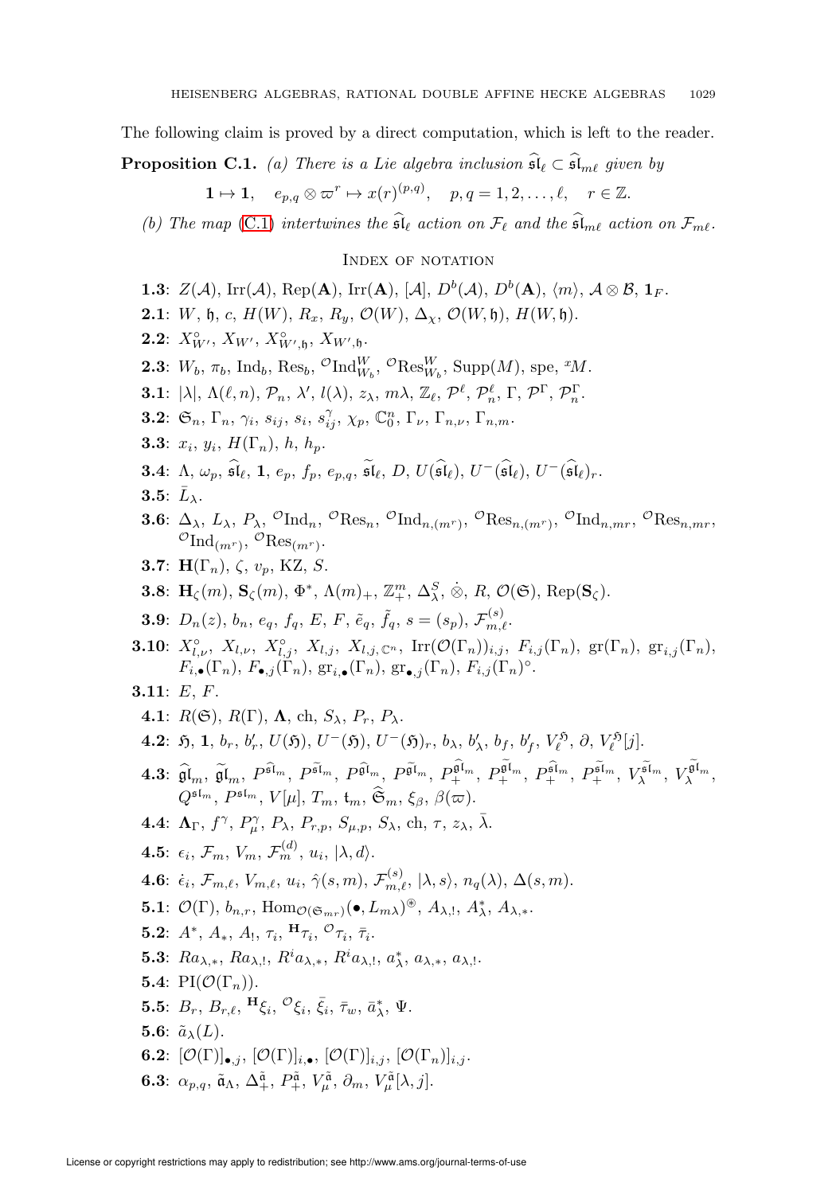The following claim is proved by a direct computation, which is left to the reader.

**Proposition C.1.** *(a) There is a Lie algebra inclusion $\widehat{\mathfrak{sl}}_\ell \subset \widehat{\mathfrak{sl}}_{m\ell}$ given by*

$$\mathbf{1} \mapsto \mathbf{1}, \quad e_{p,q} \otimes \varpi^r \mapsto x(r)^{(p,q)}, \quad p,q = 1,2,\ldots,\ell, \quad r \in \mathbb{Z}.$$

*(b) The map (C.1) intertwines the $\widehat{\mathfrak{sl}}_\ell$ action on $\mathcal{F}_\ell$ and the $\widehat{\mathfrak{sl}}_{m\ell}$ action on $\mathcal{F}_{m\ell}$.*

## Index of notation

- **1.3**: $Z(\mathcal{A})$, $\mathrm{Irr}(\mathcal{A})$, $\mathrm{Rep}(\mathbf{A})$, $\mathrm{Irr}(\mathbf{A})$, $[\mathcal{A}]$, $D^b(\mathcal{A})$, $D^b(\mathbf{A})$, $\langle m\rangle$, $\mathcal{A}\otimes\mathcal{B}$, $\mathbf{1}_F$.
- **2.1**: $W$, $\mathfrak{h}$, $c$, $H(W)$, $R_x$, $R_y$, $\mathcal{O}(W)$, $\Delta_\chi$, $\mathcal{O}(W,\mathfrak{h})$, $H(W,\mathfrak{h})$.
- **2.2**: $X^\circ_{W'}$, $X_{W'}$, $X^\circ_{W',\mathfrak{h}}$, $X_{W',\mathfrak{h}}$.
- **2.3**: $W_b$, $\pi_b$, $\mathrm{Ind}_b$, $\mathrm{Res}_b$, ${}^{\mathcal{O}}\mathrm{Ind}^W_{W_b}$, ${}^{\mathcal{O}}\mathrm{Res}^W_{W_b}$, $\mathrm{Supp}(M)$, spe, ${}^xM$.
- **3.1**: $|\lambda|$, $\Lambda(\ell,n)$, $\mathcal{P}_n$, $\lambda'$, $l(\lambda)$, $z_\lambda$, $m\lambda$, $\mathbb{Z}_\ell$, $\mathcal{P}^\ell$, $\mathcal{P}^\ell_n$, $\Gamma$, $\mathcal{P}^\Gamma$, $\mathcal{P}^\Gamma_n$.
- **3.2**: $\mathfrak{S}_n$, $\Gamma_n$, $\gamma_i$, $s_{ij}$, $s_i$, $s^\gamma_{ij}$, $\chi_p$, $\mathbb{C}^n_0$, $\Gamma_\nu$, $\Gamma_{n,\nu}$, $\Gamma_{n,m}$.
- **3.3**: $x_i$, $y_i$, $H(\Gamma_n)$, $h$, $h_p$.
- **3.4**: $\Lambda$, $\omega_p$, $\widehat{\mathfrak{sl}}_\ell$, $\mathbf{1}$, $e_p$, $f_p$, $e_{p,q}$, $\widetilde{\mathfrak{sl}}_\ell$, $D$, $U(\widehat{\mathfrak{sl}}_\ell)$, $U^-(\widehat{\mathfrak{sl}}_\ell)$, $U^-(\widehat{\mathfrak{sl}}_\ell)_r$.
- **3.5**: $\bar{L}_\lambda$.
- **3.6**: $\Delta_\lambda$, $L_\lambda$, $P_\lambda$, ${}^{\mathcal{O}}\mathrm{Ind}_n$, ${}^{\mathcal{O}}\mathrm{Res}_n$, ${}^{\mathcal{O}}\mathrm{Ind}_{n,(m^r)}$, ${}^{\mathcal{O}}\mathrm{Res}_{n,(m^r)}$, ${}^{\mathcal{O}}\mathrm{Ind}_{n,mr}$, ${}^{\mathcal{O}}\mathrm{Res}_{n,mr}$, ${}^{\mathcal{O}}\mathrm{Ind}_{(m^r)}$, ${}^{\mathcal{O}}\mathrm{Res}_{(m^r)}$.
- **3.7**: $\mathbf{H}(\Gamma_n)$, $\zeta$, $v_p$, KZ, $S$.
- **3.8**: $\mathbf{H}_\zeta(m)$, $\mathbf{S}_\zeta(m)$, $\Phi^*$, $\Lambda(m)_+$, $\mathbb{Z}^m_+$, $\Delta^S_\lambda$, $\dot\otimes$, $R$, $\mathcal{O}(\mathfrak{S})$, $\mathrm{Rep}(\mathbf{S}_\zeta)$.
- **3.9**: $D_n(z)$, $b_n$, $e_q$, $f_q$, $E$, $F$, $\tilde{e}_q$, $\tilde{f}_q$, $s=(s_p)$, $\mathcal{F}^{(s)}_{m,\ell}$.
- **3.10**: $X^\circ_{l,\nu}$, $X_{l,\nu}$, $X^\circ_{l,j}$, $X_{l,j}$, $X_{l,j,\mathbb{C}^n}$, $\mathrm{Irr}(\mathcal{O}(\Gamma_n))_{i,j}$, $F_{i,j}(\Gamma_n)$, $\mathrm{gr}(\Gamma_n)$, $\mathrm{gr}_{i,j}(\Gamma_n)$, $F_{i,\bullet}(\Gamma_n)$, $F_{\bullet,j}(\Gamma_n)$, $\mathrm{gr}_{i,\bullet}(\Gamma_n)$, $\mathrm{gr}_{\bullet,j}(\Gamma_n)$, $F_{i,j}(\Gamma_n)^\circ$.
- **3.11**: $E$, $F$.
- **4.1**: $R(\mathfrak{S})$, $R(\Gamma)$, $\mathbf{\Lambda}$, ch, $S_\lambda$, $P_r$, $P_\lambda$.
- **4.2**: $\mathfrak{H}$, $\mathbf{1}$, $b_r$, $b'_r$, $U(\mathfrak{H})$, $U^-(\mathfrak{H})$, $U^-(\mathfrak{H})_r$, $b_\lambda$, $b'_\lambda$, $b_f$, $b'_f$, $V^{\mathfrak{H}}_\ell$, $\partial$, $V^{\mathfrak{H}}_\ell[j]$.
- **4.3**: $\widehat{\mathfrak{gl}}_m$, $\widetilde{\mathfrak{gl}}_m$, $P^{\widehat{\mathfrak{sl}}_m}$, $P^{\widetilde{\mathfrak{sl}}_m}$, $P^{\widehat{\mathfrak{gl}}_m}$, $P^{\widetilde{\mathfrak{gl}}_m}$, $P^{\widehat{\mathfrak{gl}}_m}_+$, $P^{\widetilde{\mathfrak{gl}}_m}_+$, $P^{\widehat{\mathfrak{sl}}_m}_+$, $P^{\widetilde{\mathfrak{sl}}_m}_+$, $V^{\widetilde{\mathfrak{sl}}_m}_\lambda$, $V^{\widetilde{\mathfrak{gl}}_m}_\lambda$, $Q^{\mathfrak{sl}_m}$, $P^{\mathfrak{sl}_m}$, $V[\mu]$, $T_m$, $\mathfrak{t}_m$, $\widehat{\mathfrak{S}}_m$, $\xi_\beta$, $\beta(\varpi)$.
- **4.4**: $\mathbf{\Lambda}_\Gamma$, $f^\gamma$, $P^\gamma_\mu$, $P_\lambda$, $P_{r,p}$, $S_{\mu,p}$, $S_\lambda$, ch, $\tau$, $z_\lambda$, $\bar\lambda$.
- **4.5**: $\epsilon_i$, $\mathcal{F}_m$, $V_m$, $\mathcal{F}^{(d)}_m$, $u_i$, $|\lambda,d\rangle$.
- **4.6**: $\dot\epsilon_i$, $\mathcal{F}_{m,\ell}$, $V_{m,\ell}$, $u_i$, $\hat\gamma(s,m)$, $\mathcal{F}^{(s)}_{m,\ell}$, $|\lambda,s\rangle$, $n_q(\lambda)$, $\Delta(s,m)$.
- **5.1**: $\mathcal{O}(\Gamma)$, $b_{n,r}$, $\mathrm{Hom}_{\mathcal{O}(\mathfrak{S}_{mr})}(\bullet,L_{m\lambda})^{\circledast}$, $A_{\lambda,!}$, $A^*_\lambda$, $A_{\lambda,*}$.
- **5.2**: $A^*$, $A_*$, $A_!$, $\tau_i$, ${}^{\mathbf{H}}\tau_i$, ${}^{\mathcal{O}}\tau_i$, $\bar\tau_i$.
- **5.3**: $Ra_{\lambda,*}$, $Ra_{\lambda,!}$, $R^ia_{\lambda,*}$, $R^ia_{\lambda,!}$, $a^*_\lambda$, $a_{\lambda,*}$, $a_{\lambda,!}$.
- **5.4**: $\mathrm{PI}(\mathcal{O}(\Gamma_n))$.
- **5.5**: $B_r$, $B_{r,\ell}$, ${}^{\mathbf{H}}\xi_i$, ${}^{\mathcal{O}}\xi_i$, $\bar\xi_i$, $\bar\tau_w$, $\bar{a}^*_\lambda$, $\Psi$.
- **5.6**: $\tilde{a}_\lambda(L)$.
- **6.2**: $[\mathcal{O}(\Gamma)]_{\bullet,j}$, $[\mathcal{O}(\Gamma)]_{i,\bullet}$, $[\mathcal{O}(\Gamma)]_{i,j}$, $[\mathcal{O}(\Gamma_n)]_{i,j}$.
- **6.3**: $\alpha_{p,q}$, $\tilde{\mathfrak{a}}_\Lambda$, $\Delta^{\tilde{\mathfrak{a}}}_+$, $P^{\tilde{\mathfrak{a}}}_+$, $V^{\tilde{\mathfrak{a}}}_\mu$, $\partial_m$, $V^{\tilde{\mathfrak{a}}}_\mu[\lambda,j]$.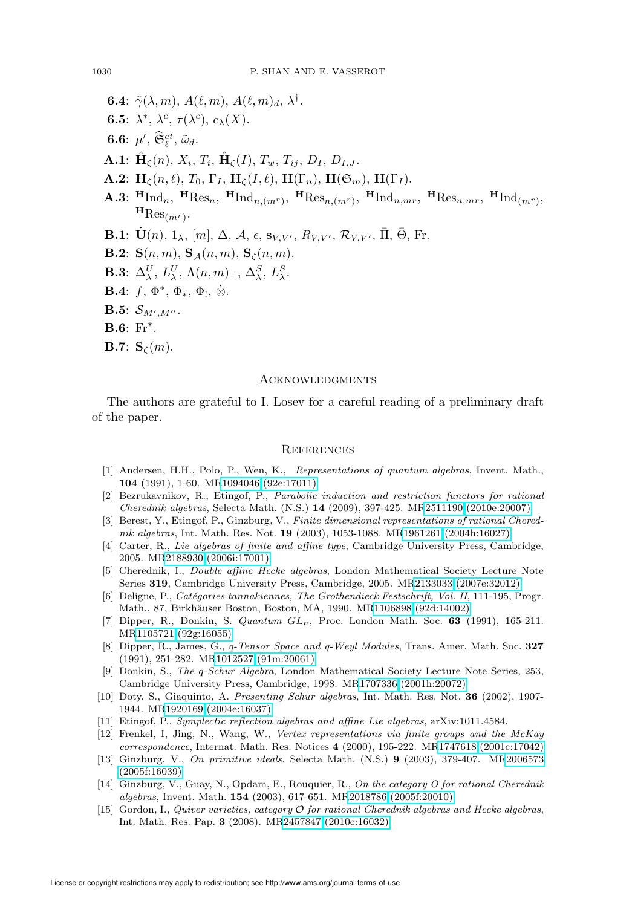**6.4**: $\tilde{\gamma}(\lambda, m)$, $A(\ell, m)$, $A(\ell, m)_d$, $\lambda^\dagger$.

**6.5**: $\lambda^*$, $\lambda^c$, $\tau(\lambda^c)$, $c_\lambda(X)$.

**6.6**: $\mu'$, $\widehat{\mathfrak{S}}_\ell^{et}$, $\tilde{\omega}_d$.

**A.1**: $\hat{\mathbf{H}}_\zeta(n)$, $X_i$, $T_i$, $\hat{\mathbf{H}}_\zeta(I)$, $T_w$, $T_{ij}$, $D_I$, $D_{I,J}$.

**A.2**: $\mathbf{H}_\zeta(n, \ell)$, $T_0$, $\Gamma_I$, $\mathbf{H}_\zeta(I, \ell)$, $\mathbf{H}(\Gamma_n)$, $\mathbf{H}(\mathfrak{S}_m)$, $\mathbf{H}(\Gamma_I)$.

**A.3**: ${}^{\mathbf{H}}\mathrm{Ind}_n$, ${}^{\mathbf{H}}\mathrm{Res}_n$, ${}^{\mathbf{H}}\mathrm{Ind}_{n,(m^r)}$, ${}^{\mathbf{H}}\mathrm{Res}_{n,(m^r)}$, ${}^{\mathbf{H}}\mathrm{Ind}_{n,mr}$, ${}^{\mathbf{H}}\mathrm{Res}_{n,mr}$, ${}^{\mathbf{H}}\mathrm{Ind}_{(m^r)}$, ${}^{\mathbf{H}}\mathrm{Res}_{(m^r)}$.

**B.1**: $\dot{\mathbf{U}}(n)$, $1_\lambda$, $[m]$, $\Delta$, $\mathcal{A}$, $\epsilon$, $\mathbf{s}_{V,V'}$, $R_{V,V'}$, $\mathcal{R}_{V,V'}$, $\bar{\Pi}$, $\bar{\Theta}$, Fr.

**B.2**: $\mathbf{S}(n, m)$, $\mathbf{S}_{\mathcal{A}}(n, m)$, $\mathbf{S}_\zeta(n, m)$.

**B.3**: $\Delta_\lambda^U$, $L_\lambda^U$, $\Lambda(n, m)_+$, $\Delta_\lambda^S$, $L_\lambda^S$.

**B.4**: $f$, $\Phi^*$, $\Phi_*$, $\Phi_!$, $\dot{\otimes}$.

**B.5**: $\mathcal{S}_{M',M''}$.

**B.6**: $\mathrm{Fr}^*$.

**B.7**: $\mathbf{S}_\zeta(m)$.

## Acknowledgments

The authors are grateful to I. Losev for a careful reading of a preliminary draft of the paper.

## References

[1] Andersen, H.H., Polo, P., Wen, K., *Representations of quantum algebras*, Invent. Math., **104** (1991), 1-60. MR1094046 (92e:17011)

[2] Bezrukavnikov, R., Etingof, P., *Parabolic induction and restriction functors for rational Cherednik algebras*, Selecta Math. (N.S.) **14** (2009), 397-425. MR2511190 (2010e:20007)

[3] Berest, Y., Etingof, P., Ginzburg, V., *Finite dimensional representations of rational Cherednik algebras*, Int. Math. Res. Not. **19** (2003), 1053-1088. MR1961261 (2004h:16027)

[4] Carter, R., *Lie algebras of finite and affine type*, Cambridge University Press, Cambridge, 2005. MR2188930 (2006i:17001)

[5] Cherednik, I., *Double affine Hecke algebras*, London Mathematical Society Lecture Note Series **319**, Cambridge University Press, Cambridge, 2005. MR2133033 (2007e:32012)

[6] Deligne, P., *Catégories tannakiennes, The Grothendieck Festschrift, Vol. II*, 111-195, Progr. Math., 87, Birkhäuser Boston, Boston, MA, 1990. MR1106898 (92d:14002)

[7] Dipper, R., Donkin, S. *Quantum $GL_n$*, Proc. London Math. Soc. **63** (1991), 165-211. MR1105721 (92g:16055)

[8] Dipper, R., James, G., *q-Tensor Space and q-Weyl Modules*, Trans. Amer. Math. Soc. **327** (1991), 251-282. MR1012527 (91m:20061)

[9] Donkin, S., *The q-Schur Algebra*, London Mathematical Society Lecture Note Series, 253, Cambridge University Press, Cambridge, 1998. MR1707336 (2001h:20072)

[10] Doty, S., Giaquinto, A. *Presenting Schur algebras*, Int. Math. Res. Not. **36** (2002), 1907-1944. MR1920169 (2004e:16037)

[11] Etingof, P., *Symplectic reflection algebras and affine Lie algebras*, arXiv:1011.4584.

[12] Frenkel, I, Jing, N., Wang, W., *Vertex representations via finite groups and the McKay correspondence*, Internat. Math. Res. Notices **4** (2000), 195-222. MR1747618 (2001c:17042)

[13] Ginzburg, V., *On primitive ideals*, Selecta Math. (N.S.) **9** (2003), 379-407. MR2006573 (2005f:16039)

[14] Ginzburg, V., Guay, N., Opdam, E., Rouquier, R., *On the category O for rational Cherednik algebras*, Invent. Math. **154** (2003), 617-651. MR2018786 (2005f:20010)

[15] Gordon, I., *Quiver varieties, category $\mathcal{O}$ for rational Cherednik algebras and Hecke algebras*, Int. Math. Res. Pap. **3** (2008). MR2457847 (2010c:16032)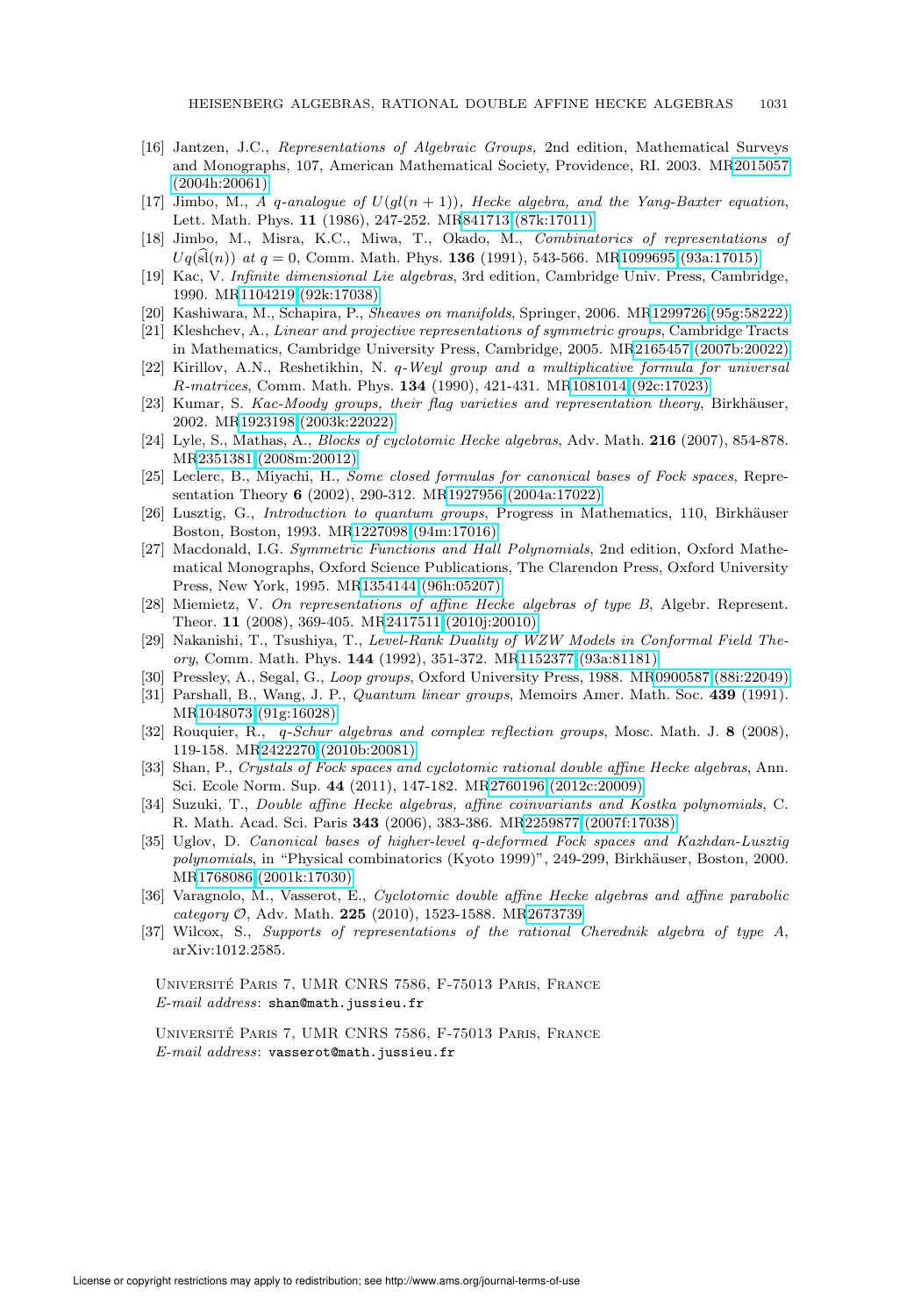[16] Jantzen, J.C., *Representations of Algebraic Groups,* 2nd edition, Mathematical Surveys and Monographs, 107, American Mathematical Society, Providence, RI. 2003. MR2015057 (2004h:20061)

[17] Jimbo, M., *A q-analogue of $U(gl(n+1))$, Hecke algebra, and the Yang-Baxter equation*, Lett. Math. Phys. **11** (1986), 247-252. MR841713 (87k:17011)

[18] Jimbo, M., Misra, K.C., Miwa, T., Okado, M., *Combinatorics of representations of $Uq(\widehat{\mathrm{sl}}(n))$ at $q=0$*, Comm. Math. Phys. **136** (1991), 543-566. MR1099695 (93a:17015)

[19] Kac, V. *Infinite dimensional Lie algebras*, 3rd edition, Cambridge Univ. Press, Cambridge, 1990. MR1104219 (92k:17038)

[20] Kashiwara, M., Schapira, P., *Sheaves on manifolds*, Springer, 2006. MR1299726 (95g:58222)

[21] Kleshchev, A., *Linear and projective representations of symmetric groups*, Cambridge Tracts in Mathematics, Cambridge University Press, Cambridge, 2005. MR2165457 (2007b:20022)

[22] Kirillov, A.N., Reshetikhin, N. *q-Weyl group and a multiplicative formula for universal R-matrices*, Comm. Math. Phys. **134** (1990), 421-431. MR1081014 (92c:17023)

[23] Kumar, S. *Kac-Moody groups, their flag varieties and representation theory*, Birkhäuser, 2002. MR1923198 (2003k:22022)

[24] Lyle, S., Mathas, A., *Blocks of cyclotomic Hecke algebras*, Adv. Math. **216** (2007), 854-878. MR2351381 (2008m:20012)

[25] Leclerc, B., Miyachi, H., *Some closed formulas for canonical bases of Fock spaces*, Representation Theory **6** (2002), 290-312. MR1927956 (2004a:17022)

[26] Lusztig, G., *Introduction to quantum groups*, Progress in Mathematics, 110, Birkhäuser Boston, Boston, 1993. MR1227098 (94m:17016)

[27] Macdonald, I.G. *Symmetric Functions and Hall Polynomials*, 2nd edition, Oxford Mathematical Monographs, Oxford Science Publications, The Clarendon Press, Oxford University Press, New York, 1995. MR1354144 (96h:05207)

[28] Miemietz, V. *On representations of affine Hecke algebras of type B*, Algebr. Represent. Theor. **11** (2008), 369-405. MR2417511 (2010j:20010)

[29] Nakanishi, T., Tsushiya, T., *Level-Rank Duality of WZW Models in Conformal Field Theory*, Comm. Math. Phys. **144** (1992), 351-372. MR1152377 (93a:81181)

[30] Pressley, A., Segal, G., *Loop groups*, Oxford University Press, 1988. MR0900587 (88i:22049)

[31] Parshall, B., Wang, J. P., *Quantum linear groups*, Memoirs Amer. Math. Soc. **439** (1991). MR1048073 (91g:16028)

[32] Rouquier, R., *q-Schur algebras and complex reflection groups*, Mosc. Math. J. **8** (2008), 119-158. MR2422270 (2010b:20081)

[33] Shan, P., *Crystals of Fock spaces and cyclotomic rational double affine Hecke algebras*, Ann. Sci. Ecole Norm. Sup. **44** (2011), 147-182. MR2760196 (2012c:20009)

[34] Suzuki, T., *Double affine Hecke algebras, affine coinvariants and Kostka polynomials*, C. R. Math. Acad. Sci. Paris **343** (2006), 383-386. MR2259877 (2007f:17038)

[35] Uglov, D. *Canonical bases of higher-level q-deformed Fock spaces and Kazhdan-Lusztig polynomials*, in "Physical combinatorics (Kyoto 1999)", 249-299, Birkhäuser, Boston, 2000. MR1768086 (2001k:17030)

[36] Varagnolo, M., Vasserot, E., *Cyclotomic double affine Hecke algebras and affine parabolic category $\mathcal{O}$*, Adv. Math. **225** (2010), 1523-1588. MR2673739

[37] Wilcox, S., *Supports of representations of the rational Cherednik algebra of type A*, arXiv:1012.2585.

Université Paris 7, UMR CNRS 7586, F-75013 Paris, France
*E-mail address*: shan@math.jussieu.fr

Université Paris 7, UMR CNRS 7586, F-75013 Paris, France
*E-mail address*: vasserot@math.jussieu.fr